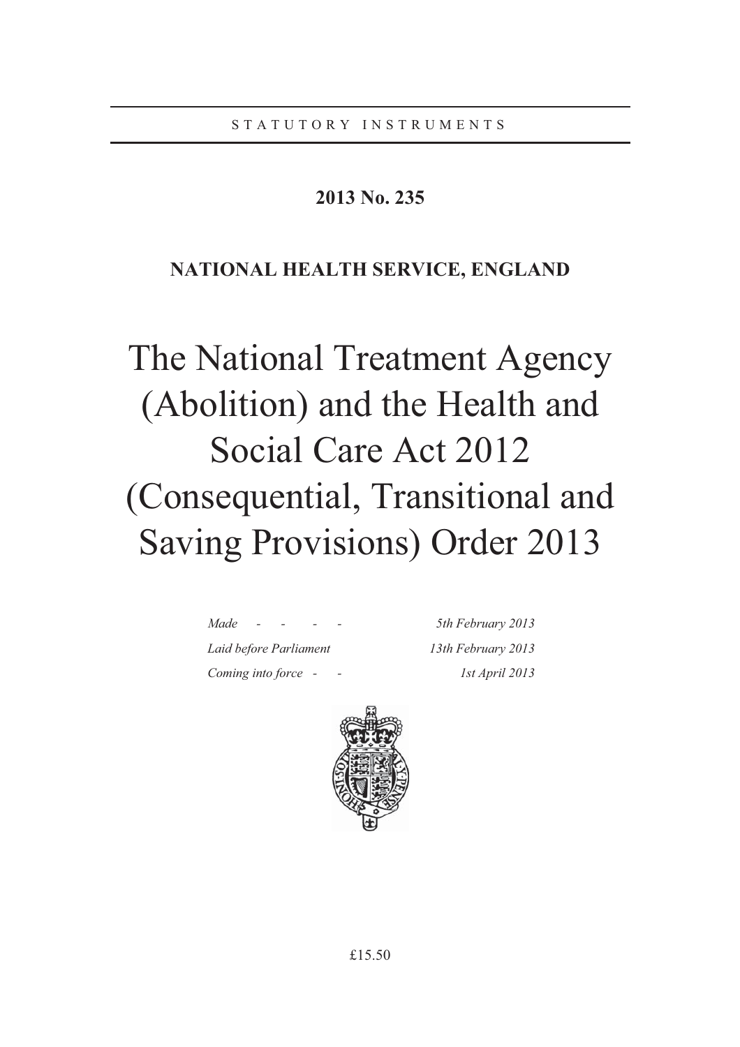STATUTORY INSTRUMENTS

**2013 No. 235**

**NATIONAL HEALTH SERVICE, ENGLAND**

# The National Treatment Agency (Abolition) and the Health and Social Care Act 2012 (Consequential, Transitional and Saving Provisions) Order 2013

| | |
|---|---|
| *Made - - - -* | *5th February 2013* |
| *Laid before Parliament* | *13th February 2013* |
| *Coming into force - -* | *1st April 2013* |

£15.50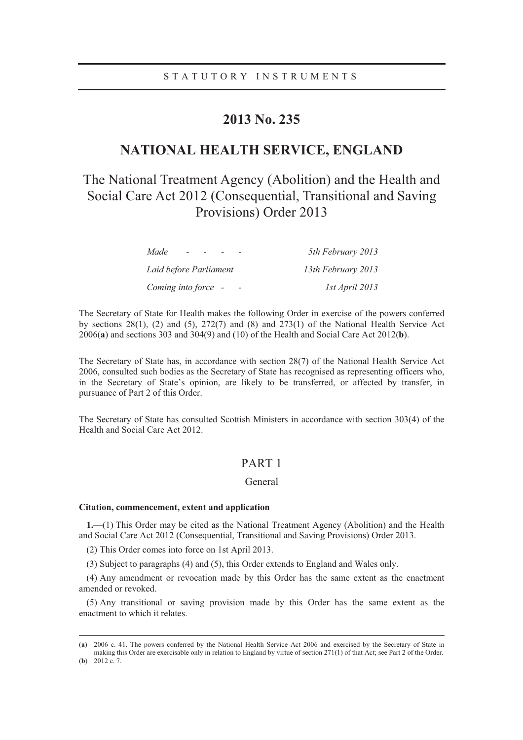STATUTORY INSTRUMENTS

# 2013 No. 235

# NATIONAL HEALTH SERVICE, ENGLAND

## The National Treatment Agency (Abolition) and the Health and Social Care Act 2012 (Consequential, Transitional and Saving Provisions) Order 2013

| | |
|---|---|
| *Made - - - -* | *5th February 2013* |
| *Laid before Parliament* | *13th February 2013* |
| *Coming into force - -* | *1st April 2013* |

The Secretary of State for Health makes the following Order in exercise of the powers conferred by sections 28(1), (2) and (5), 272(7) and (8) and 273(1) of the National Health Service Act 2006(**a**) and sections 303 and 304(9) and (10) of the Health and Social Care Act 2012(**b**).

The Secretary of State has, in accordance with section 28(7) of the National Health Service Act 2006, consulted such bodies as the Secretary of State has recognised as representing officers who, in the Secretary of State's opinion, are likely to be transferred, or affected by transfer, in pursuance of Part 2 of this Order.

The Secretary of State has consulted Scottish Ministers in accordance with section 303(4) of the Health and Social Care Act 2012.

## PART 1

### General

**Citation, commencement, extent and application**

**1.**—(1) This Order may be cited as the National Treatment Agency (Abolition) and the Health and Social Care Act 2012 (Consequential, Transitional and Saving Provisions) Order 2013.

(2) This Order comes into force on 1st April 2013.

(3) Subject to paragraphs (4) and (5), this Order extends to England and Wales only.

(4) Any amendment or revocation made by this Order has the same extent as the enactment amended or revoked.

(5) Any transitional or saving provision made by this Order has the same extent as the enactment to which it relates.

---

(**a**) 2006 c. 41. The powers conferred by the National Health Service Act 2006 and exercised by the Secretary of State in making this Order are exercisable only in relation to England by virtue of section 271(1) of that Act; see Part 2 of the Order.

(**b**) 2012 c. 7.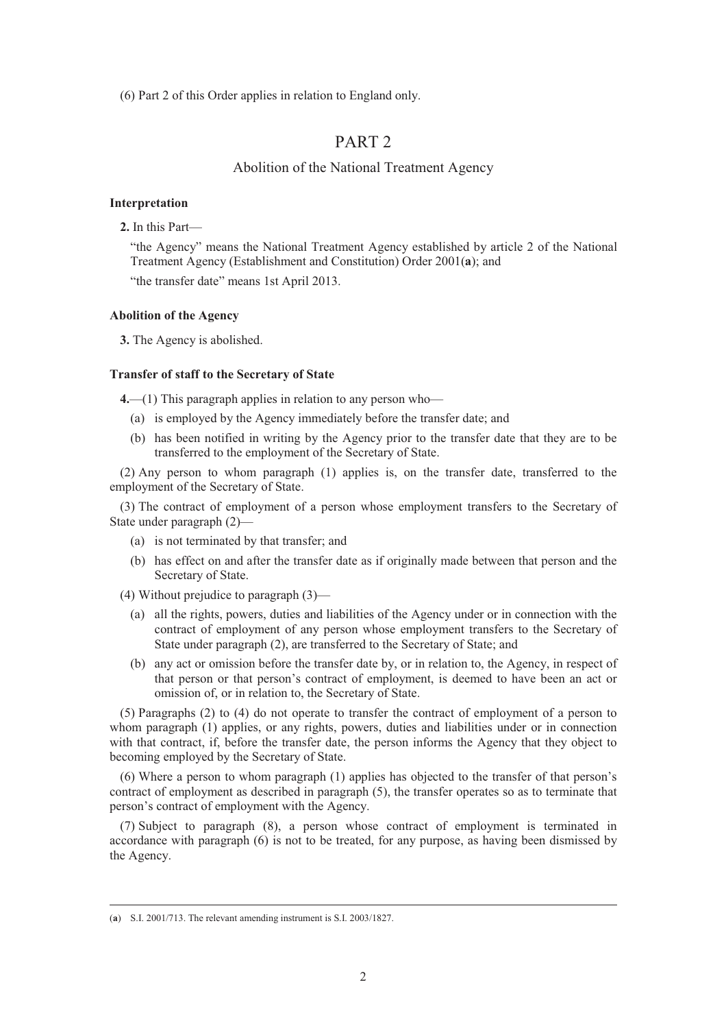(6) Part 2 of this Order applies in relation to England only.

## PART 2

### Abolition of the National Treatment Agency

**Interpretation**

**2.** In this Part—

"the Agency" means the National Treatment Agency established by article 2 of the National Treatment Agency (Establishment and Constitution) Order 2001(**a**); and

"the transfer date" means 1st April 2013.

**Abolition of the Agency**

**3.** The Agency is abolished.

**Transfer of staff to the Secretary of State**

**4.**—(1) This paragraph applies in relation to any person who—

(a) is employed by the Agency immediately before the transfer date; and

(b) has been notified in writing by the Agency prior to the transfer date that they are to be transferred to the employment of the Secretary of State.

(2) Any person to whom paragraph (1) applies is, on the transfer date, transferred to the employment of the Secretary of State.

(3) The contract of employment of a person whose employment transfers to the Secretary of State under paragraph (2)—

(a) is not terminated by that transfer; and

(b) has effect on and after the transfer date as if originally made between that person and the Secretary of State.

(4) Without prejudice to paragraph (3)—

(a) all the rights, powers, duties and liabilities of the Agency under or in connection with the contract of employment of any person whose employment transfers to the Secretary of State under paragraph (2), are transferred to the Secretary of State; and

(b) any act or omission before the transfer date by, or in relation to, the Agency, in respect of that person or that person's contract of employment, is deemed to have been an act or omission of, or in relation to, the Secretary of State.

(5) Paragraphs (2) to (4) do not operate to transfer the contract of employment of a person to whom paragraph (1) applies, or any rights, powers, duties and liabilities under or in connection with that contract, if, before the transfer date, the person informs the Agency that they object to becoming employed by the Secretary of State.

(6) Where a person to whom paragraph (1) applies has objected to the transfer of that person's contract of employment as described in paragraph (5), the transfer operates so as to terminate that person's contract of employment with the Agency.

(7) Subject to paragraph (8), a person whose contract of employment is terminated in accordance with paragraph (6) is not to be treated, for any purpose, as having been dismissed by the Agency.

---

(**a**) S.I. 2001/713. The relevant amending instrument is S.I. 2003/1827.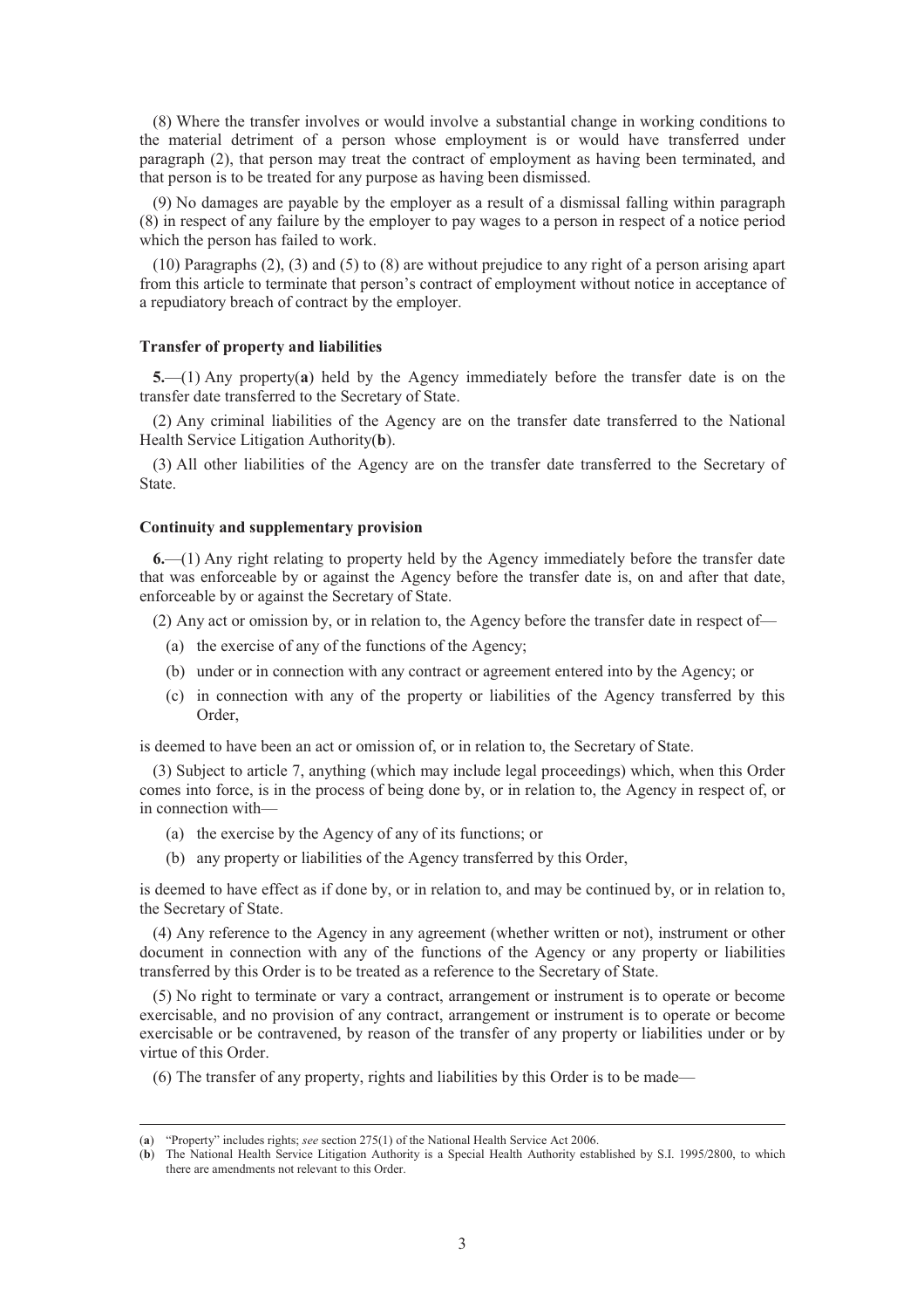(8) Where the transfer involves or would involve a substantial change in working conditions to the material detriment of a person whose employment is or would have transferred under paragraph (2), that person may treat the contract of employment as having been terminated, and that person is to be treated for any purpose as having been dismissed.

(9) No damages are payable by the employer as a result of a dismissal falling within paragraph (8) in respect of any failure by the employer to pay wages to a person in respect of a notice period which the person has failed to work.

(10) Paragraphs (2), (3) and (5) to (8) are without prejudice to any right of a person arising apart from this article to terminate that person's contract of employment without notice in acceptance of a repudiatory breach of contract by the employer.

**Transfer of property and liabilities**

**5.**—(1) Any property(**a**) held by the Agency immediately before the transfer date is on the transfer date transferred to the Secretary of State.

(2) Any criminal liabilities of the Agency are on the transfer date transferred to the National Health Service Litigation Authority(**b**).

(3) All other liabilities of the Agency are on the transfer date transferred to the Secretary of State.

**Continuity and supplementary provision**

**6.**—(1) Any right relating to property held by the Agency immediately before the transfer date that was enforceable by or against the Agency before the transfer date is, on and after that date, enforceable by or against the Secretary of State.

(2) Any act or omission by, or in relation to, the Agency before the transfer date in respect of—

(a) the exercise of any of the functions of the Agency;

(b) under or in connection with any contract or agreement entered into by the Agency; or

(c) in connection with any of the property or liabilities of the Agency transferred by this Order,

is deemed to have been an act or omission of, or in relation to, the Secretary of State.

(3) Subject to article 7, anything (which may include legal proceedings) which, when this Order comes into force, is in the process of being done by, or in relation to, the Agency in respect of, or in connection with—

(a) the exercise by the Agency of any of its functions; or

(b) any property or liabilities of the Agency transferred by this Order,

is deemed to have effect as if done by, or in relation to, and may be continued by, or in relation to, the Secretary of State.

(4) Any reference to the Agency in any agreement (whether written or not), instrument or other document in connection with any of the functions of the Agency or any property or liabilities transferred by this Order is to be treated as a reference to the Secretary of State.

(5) No right to terminate or vary a contract, arrangement or instrument is to operate or become exercisable, and no provision of any contract, arrangement or instrument is to operate or become exercisable or be contravened, by reason of the transfer of any property or liabilities under or by virtue of this Order.

(6) The transfer of any property, rights and liabilities by this Order is to be made—

---

(**a**) "Property" includes rights; *see* section 275(1) of the National Health Service Act 2006.

(**b**) The National Health Service Litigation Authority is a Special Health Authority established by S.I. 1995/2800, to which there are amendments not relevant to this Order.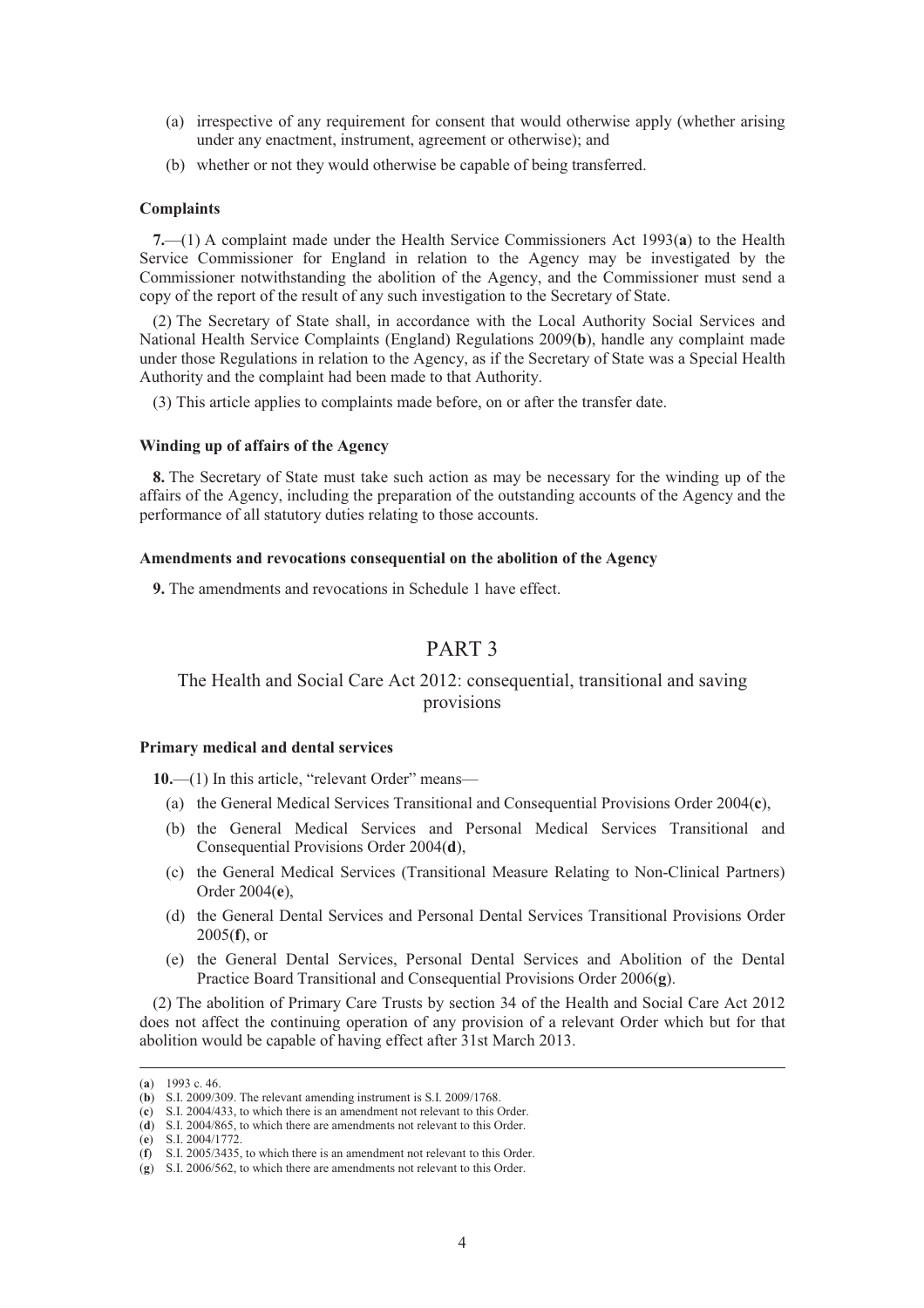(a) irrespective of any requirement for consent that would otherwise apply (whether arising under any enactment, instrument, agreement or otherwise); and

(b) whether or not they would otherwise be capable of being transferred.

**Complaints**

**7.**—(1) A complaint made under the Health Service Commissioners Act 1993(**a**) to the Health Service Commissioner for England in relation to the Agency may be investigated by the Commissioner notwithstanding the abolition of the Agency, and the Commissioner must send a copy of the report of the result of any such investigation to the Secretary of State.

(2) The Secretary of State shall, in accordance with the Local Authority Social Services and National Health Service Complaints (England) Regulations 2009(**b**), handle any complaint made under those Regulations in relation to the Agency, as if the Secretary of State was a Special Health Authority and the complaint had been made to that Authority.

(3) This article applies to complaints made before, on or after the transfer date.

**Winding up of affairs of the Agency**

**8.** The Secretary of State must take such action as may be necessary for the winding up of the affairs of the Agency, including the preparation of the outstanding accounts of the Agency and the performance of all statutory duties relating to those accounts.

**Amendments and revocations consequential on the abolition of the Agency**

**9.** The amendments and revocations in Schedule 1 have effect.

# PART 3

## The Health and Social Care Act 2012: consequential, transitional and saving provisions

**Primary medical and dental services**

**10.**—(1) In this article, "relevant Order" means—

(a) the General Medical Services Transitional and Consequential Provisions Order 2004(**c**),

(b) the General Medical Services and Personal Medical Services Transitional and Consequential Provisions Order 2004(**d**),

(c) the General Medical Services (Transitional Measure Relating to Non-Clinical Partners) Order 2004(**e**),

(d) the General Dental Services and Personal Dental Services Transitional Provisions Order 2005(**f**), or

(e) the General Dental Services, Personal Dental Services and Abolition of the Dental Practice Board Transitional and Consequential Provisions Order 2006(**g**).

(2) The abolition of Primary Care Trusts by section 34 of the Health and Social Care Act 2012 does not affect the continuing operation of any provision of a relevant Order which but for that abolition would be capable of having effect after 31st March 2013.

---

(**a**) 1993 c. 46.
(**b**) S.I. 2009/309. The relevant amending instrument is S.I. 2009/1768.
(**c**) S.I. 2004/433, to which there is an amendment not relevant to this Order.
(**d**) S.I. 2004/865, to which there are amendments not relevant to this Order.
(**e**) S.I. 2004/1772.
(**f**) S.I. 2005/3435, to which there is an amendment not relevant to this Order.
(**g**) S.I. 2006/562, to which there are amendments not relevant to this Order.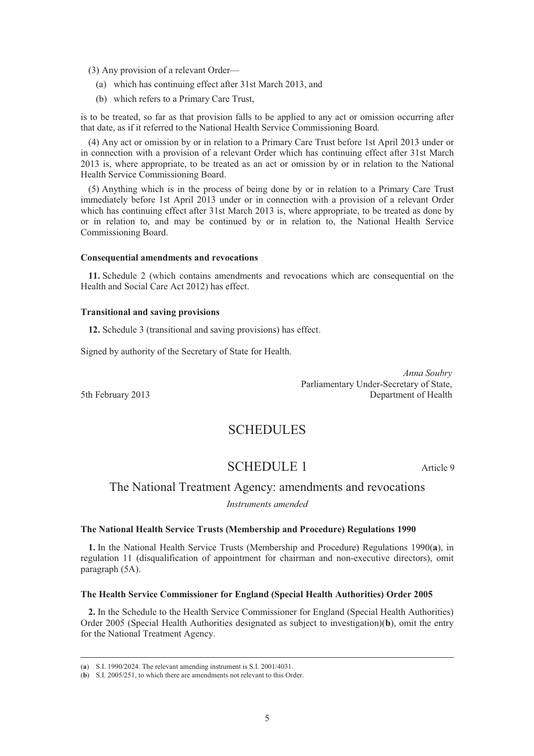(3) Any provision of a relevant Order—

(a) which has continuing effect after 31st March 2013, and

(b) which refers to a Primary Care Trust,

is to be treated, so far as that provision falls to be applied to any act or omission occurring after that date, as if it referred to the National Health Service Commissioning Board.

(4) Any act or omission by or in relation to a Primary Care Trust before 1st April 2013 under or in connection with a provision of a relevant Order which has continuing effect after 31st March 2013 is, where appropriate, to be treated as an act or omission by or in relation to the National Health Service Commissioning Board.

(5) Anything which is in the process of being done by or in relation to a Primary Care Trust immediately before 1st April 2013 under or in connection with a provision of a relevant Order which has continuing effect after 31st March 2013 is, where appropriate, to be treated as done by or in relation to, and may be continued by or in relation to, the National Health Service Commissioning Board.

**Consequential amendments and revocations**

**11.** Schedule 2 (which contains amendments and revocations which are consequential on the Health and Social Care Act 2012) has effect.

**Transitional and saving provisions**

**12.** Schedule 3 (transitional and saving provisions) has effect.

Signed by authority of the Secretary of State for Health.

*Anna Soubry*
Parliamentary Under-Secretary of State,
Department of Health

5th February 2013

# SCHEDULES

## SCHEDULE 1

Article 9

### The National Treatment Agency: amendments and revocations

*Instruments amended*

**The National Health Service Trusts (Membership and Procedure) Regulations 1990**

**1.** In the National Health Service Trusts (Membership and Procedure) Regulations 1990(**a**), in regulation 11 (disqualification of appointment for chairman and non-executive directors), omit paragraph (5A).

**The Health Service Commissioner for England (Special Health Authorities) Order 2005**

**2.** In the Schedule to the Health Service Commissioner for England (Special Health Authorities) Order 2005 (Special Health Authorities designated as subject to investigation)(**b**), omit the entry for the National Treatment Agency.

---

(**a**) S.I. 1990/2024. The relevant amending instrument is S.I. 2001/4031.

(**b**) S.I. 2005/251, to which there are amendments not relevant to this Order.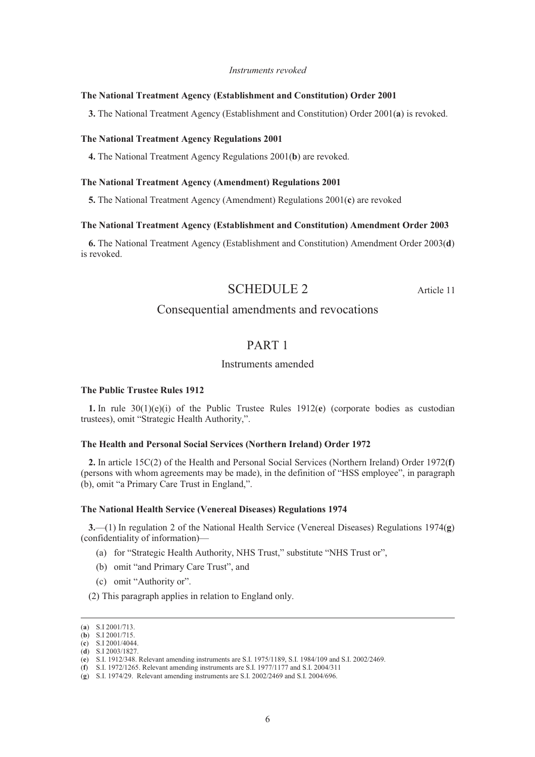*Instruments revoked*

**The National Treatment Agency (Establishment and Constitution) Order 2001**

**3.** The National Treatment Agency (Establishment and Constitution) Order 2001(**a**) is revoked.

**The National Treatment Agency Regulations 2001**

**4.** The National Treatment Agency Regulations 2001(**b**) are revoked.

**The National Treatment Agency (Amendment) Regulations 2001**

**5.** The National Treatment Agency (Amendment) Regulations 2001(**c**) are revoked

**The National Treatment Agency (Establishment and Constitution) Amendment Order 2003**

**6.** The National Treatment Agency (Establishment and Constitution) Amendment Order 2003(**d**) is revoked.

# SCHEDULE 2

Article 11

## Consequential amendments and revocations

## PART 1

### Instruments amended

**The Public Trustee Rules 1912**

**1.** In rule 30(1)(e)(i) of the Public Trustee Rules 1912(**e**) (corporate bodies as custodian trustees), omit "Strategic Health Authority,".

**The Health and Personal Social Services (Northern Ireland) Order 1972**

**2.** In article 15C(2) of the Health and Personal Social Services (Northern Ireland) Order 1972(**f**) (persons with whom agreements may be made), in the definition of "HSS employee", in paragraph (b), omit "a Primary Care Trust in England,".

**The National Health Service (Venereal Diseases) Regulations 1974**

**3.**—(1) In regulation 2 of the National Health Service (Venereal Diseases) Regulations 1974(**g**) (confidentiality of information)—

(a) for "Strategic Health Authority, NHS Trust," substitute "NHS Trust or",

(b) omit "and Primary Care Trust", and

(c) omit "Authority or".

(2) This paragraph applies in relation to England only.

---

(**a**) S.I 2001/713.
(**b**) S.I 2001/715.
(**c**) S.I 2001/4044.
(**d**) S.I 2003/1827.
(**e**) S.I. 1912/348. Relevant amending instruments are S.I. 1975/1189, S.I. 1984/109 and S.I. 2002/2469.
(**f**) S.I. 1972/1265. Relevant amending instruments are S.I. 1977/1177 and S.I. 2004/311
(**g**) S.I. 1974/29. Relevant amending instruments are S.I. 2002/2469 and S.I. 2004/696.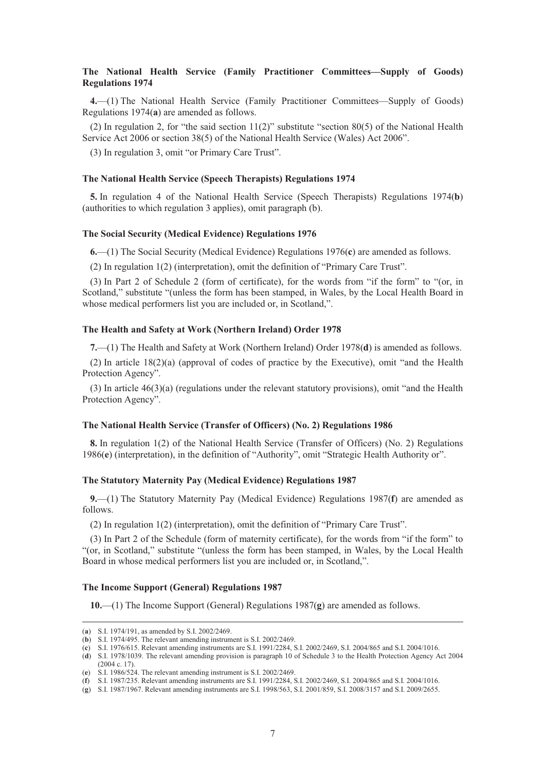**The National Health Service (Family Practitioner Committees—Supply of Goods) Regulations 1974**

**4.**—(1) The National Health Service (Family Practitioner Committees—Supply of Goods) Regulations 1974(**a**) are amended as follows.

(2) In regulation 2, for "the said section 11(2)" substitute "section 80(5) of the National Health Service Act 2006 or section 38(5) of the National Health Service (Wales) Act 2006".

(3) In regulation 3, omit "or Primary Care Trust".

**The National Health Service (Speech Therapists) Regulations 1974**

**5.** In regulation 4 of the National Health Service (Speech Therapists) Regulations 1974(**b**) (authorities to which regulation 3 applies), omit paragraph (b).

**The Social Security (Medical Evidence) Regulations 1976**

**6.**—(1) The Social Security (Medical Evidence) Regulations 1976(**c**) are amended as follows.

(2) In regulation 1(2) (interpretation), omit the definition of "Primary Care Trust".

(3) In Part 2 of Schedule 2 (form of certificate), for the words from "if the form" to "(or, in Scotland," substitute "(unless the form has been stamped, in Wales, by the Local Health Board in whose medical performers list you are included or, in Scotland,".

**The Health and Safety at Work (Northern Ireland) Order 1978**

**7.**—(1) The Health and Safety at Work (Northern Ireland) Order 1978(**d**) is amended as follows.

(2) In article 18(2)(a) (approval of codes of practice by the Executive), omit "and the Health Protection Agency".

(3) In article 46(3)(a) (regulations under the relevant statutory provisions), omit "and the Health Protection Agency".

**The National Health Service (Transfer of Officers) (No. 2) Regulations 1986**

**8.** In regulation 1(2) of the National Health Service (Transfer of Officers) (No. 2) Regulations 1986(**e**) (interpretation), in the definition of "Authority", omit "Strategic Health Authority or".

**The Statutory Maternity Pay (Medical Evidence) Regulations 1987**

**9.**—(1) The Statutory Maternity Pay (Medical Evidence) Regulations 1987(**f**) are amended as follows.

(2) In regulation 1(2) (interpretation), omit the definition of "Primary Care Trust".

(3) In Part 2 of the Schedule (form of maternity certificate), for the words from "if the form" to "(or, in Scotland," substitute "(unless the form has been stamped, in Wales, by the Local Health Board in whose medical performers list you are included or, in Scotland,".

**The Income Support (General) Regulations 1987**

**10.**—(1) The Income Support (General) Regulations 1987(**g**) are amended as follows.

---

(**a**) S.I. 1974/191, as amended by S.I. 2002/2469.
(**b**) S.I. 1974/495. The relevant amending instrument is S.I. 2002/2469.
(**c**) S.I. 1976/615. Relevant amending instruments are S.I. 1991/2284, S.I. 2002/2469, S.I. 2004/865 and S.I. 2004/1016.
(**d**) S.I. 1978/1039. The relevant amending provision is paragraph 10 of Schedule 3 to the Health Protection Agency Act 2004 (2004 c. 17).
(**e**) S.I. 1986/524. The relevant amending instrument is S.I. 2002/2469.
(**f**) S.I. 1987/235. Relevant amending instruments are S.I. 1991/2284, S.I. 2002/2469, S.I. 2004/865 and S.I. 2004/1016.
(**g**) S.I. 1987/1967. Relevant amending instruments are S.I. 1998/563, S.I. 2001/859, S.I. 2008/3157 and S.I. 2009/2655.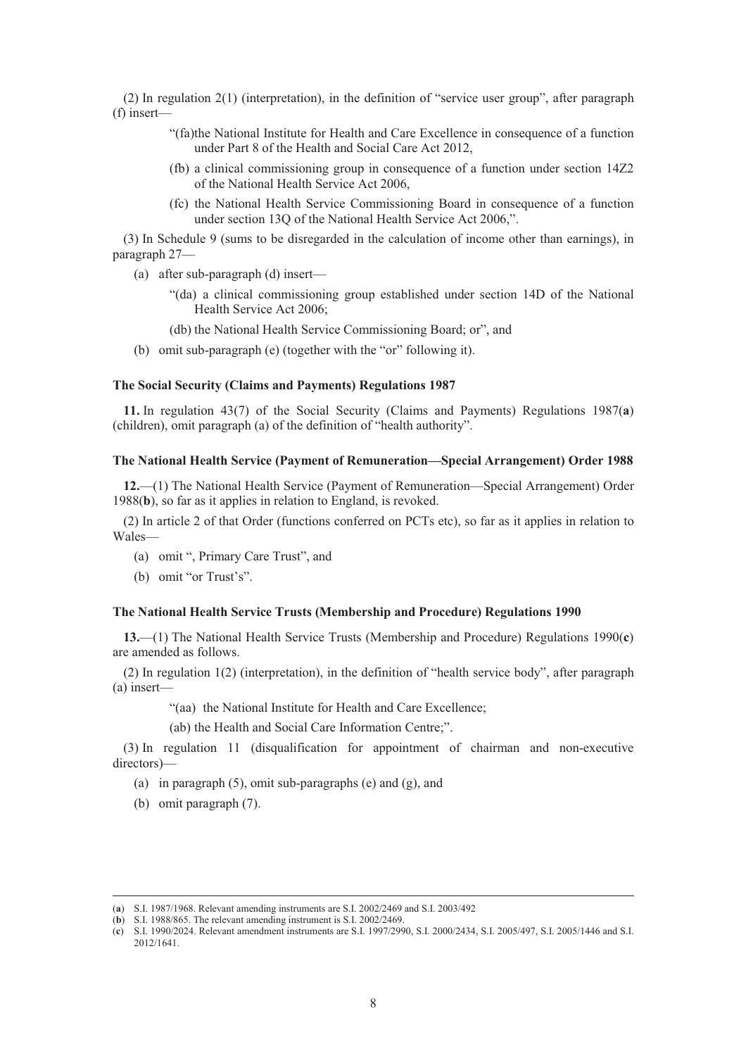(2) In regulation 2(1) (interpretation), in the definition of "service user group", after paragraph (f) insert—

> "(fa)the National Institute for Health and Care Excellence in consequence of a function under Part 8 of the Health and Social Care Act 2012,
>
> (fb) a clinical commissioning group in consequence of a function under section 14Z2 of the National Health Service Act 2006,
>
> (fc) the National Health Service Commissioning Board in consequence of a function under section 13Q of the National Health Service Act 2006,".

(3) In Schedule 9 (sums to be disregarded in the calculation of income other than earnings), in paragraph 27—

(a) after sub-paragraph (d) insert—

> "(da) a clinical commissioning group established under section 14D of the National Health Service Act 2006;
>
> (db) the National Health Service Commissioning Board; or", and

(b) omit sub-paragraph (e) (together with the "or" following it).

**The Social Security (Claims and Payments) Regulations 1987**

**11.** In regulation 43(7) of the Social Security (Claims and Payments) Regulations 1987(**a**) (children), omit paragraph (a) of the definition of "health authority".

**The National Health Service (Payment of Remuneration—Special Arrangement) Order 1988**

**12.**—(1) The National Health Service (Payment of Remuneration—Special Arrangement) Order 1988(**b**), so far as it applies in relation to England, is revoked.

(2) In article 2 of that Order (functions conferred on PCTs etc), so far as it applies in relation to Wales—

(a) omit ", Primary Care Trust", and

(b) omit "or Trust's".

**The National Health Service Trusts (Membership and Procedure) Regulations 1990**

**13.**—(1) The National Health Service Trusts (Membership and Procedure) Regulations 1990(**c**) are amended as follows.

(2) In regulation 1(2) (interpretation), in the definition of "health service body", after paragraph (a) insert—

> "(aa) the National Institute for Health and Care Excellence;
>
> (ab) the Health and Social Care Information Centre;".

(3) In regulation 11 (disqualification for appointment of chairman and non-executive directors)—

(a) in paragraph (5), omit sub-paragraphs (e) and (g), and

(b) omit paragraph (7).

---

(**a**) S.I. 1987/1968. Relevant amending instruments are S.I. 2002/2469 and S.I. 2003/492

(**b**) S.I. 1988/865. The relevant amending instrument is S.I. 2002/2469.

(**c**) S.I. 1990/2024. Relevant amendment instruments are S.I. 1997/2990, S.I. 2000/2434, S.I. 2005/497, S.I. 2005/1446 and S.I. 2012/1641.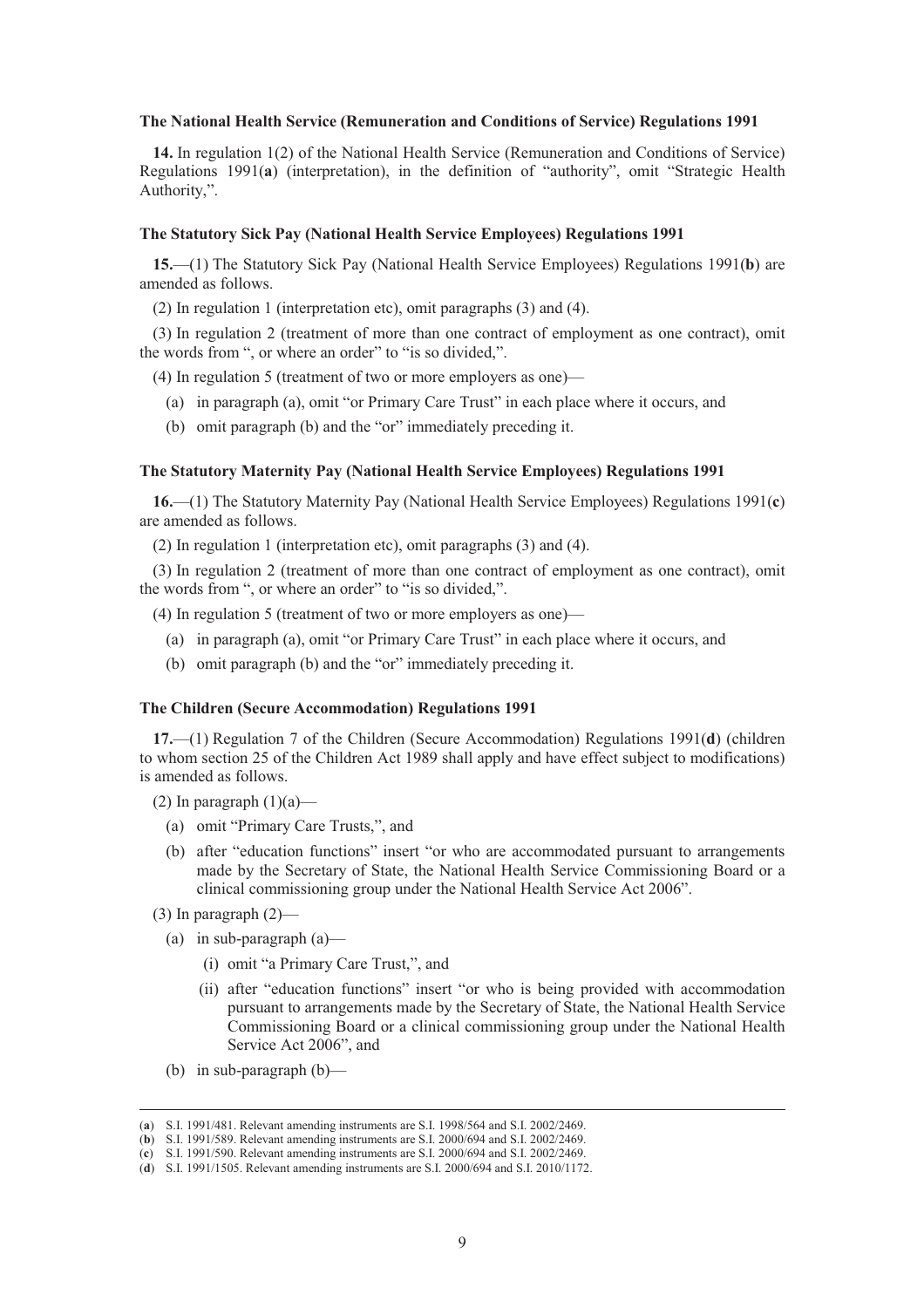**The National Health Service (Remuneration and Conditions of Service) Regulations 1991**

**14.** In regulation 1(2) of the National Health Service (Remuneration and Conditions of Service) Regulations 1991(**a**) (interpretation), in the definition of "authority", omit "Strategic Health Authority,".

**The Statutory Sick Pay (National Health Service Employees) Regulations 1991**

**15.**—(1) The Statutory Sick Pay (National Health Service Employees) Regulations 1991(**b**) are amended as follows.

(2) In regulation 1 (interpretation etc), omit paragraphs (3) and (4).

(3) In regulation 2 (treatment of more than one contract of employment as one contract), omit the words from ", or where an order" to "is so divided,".

(4) In regulation 5 (treatment of two or more employers as one)—

- (a) in paragraph (a), omit "or Primary Care Trust" in each place where it occurs, and
- (b) omit paragraph (b) and the "or" immediately preceding it.

**The Statutory Maternity Pay (National Health Service Employees) Regulations 1991**

**16.**—(1) The Statutory Maternity Pay (National Health Service Employees) Regulations 1991(**c**) are amended as follows.

(2) In regulation 1 (interpretation etc), omit paragraphs (3) and (4).

(3) In regulation 2 (treatment of more than one contract of employment as one contract), omit the words from ", or where an order" to "is so divided,".

(4) In regulation 5 (treatment of two or more employers as one)—

- (a) in paragraph (a), omit "or Primary Care Trust" in each place where it occurs, and
- (b) omit paragraph (b) and the "or" immediately preceding it.

**The Children (Secure Accommodation) Regulations 1991**

**17.**—(1) Regulation 7 of the Children (Secure Accommodation) Regulations 1991(**d**) (children to whom section 25 of the Children Act 1989 shall apply and have effect subject to modifications) is amended as follows.

(2) In paragraph (1)(a)—

- (a) omit "Primary Care Trusts,", and
- (b) after "education functions" insert "or who are accommodated pursuant to arrangements made by the Secretary of State, the National Health Service Commissioning Board or a clinical commissioning group under the National Health Service Act 2006".

(3) In paragraph (2)—

- (a) in sub-paragraph (a)—
  - (i) omit "a Primary Care Trust,", and
  - (ii) after "education functions" insert "or who is being provided with accommodation pursuant to arrangements made by the Secretary of State, the National Health Service Commissioning Board or a clinical commissioning group under the National Health Service Act 2006", and
- (b) in sub-paragraph (b)—

(**a**) S.I. 1991/481. Relevant amending instruments are S.I. 1998/564 and S.I. 2002/2469.
(**b**) S.I. 1991/589. Relevant amending instruments are S.I. 2000/694 and S.I. 2002/2469.
(**c**) S.I. 1991/590. Relevant amending instruments are S.I. 2000/694 and S.I. 2002/2469.
(**d**) S.I. 1991/1505. Relevant amending instruments are S.I. 2000/694 and S.I. 2010/1172.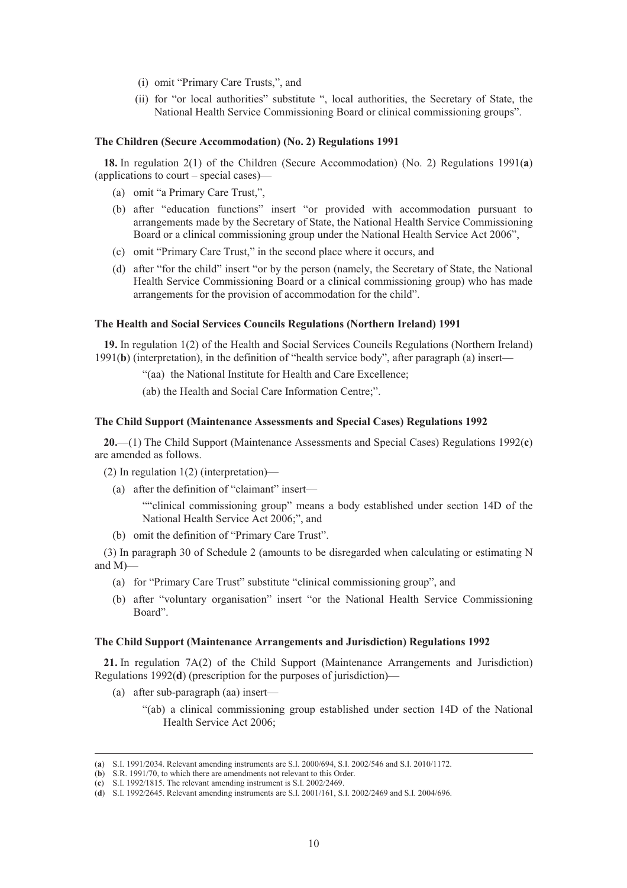(i) omit "Primary Care Trusts,", and

(ii) for "or local authorities" substitute ", local authorities, the Secretary of State, the National Health Service Commissioning Board or clinical commissioning groups".

**The Children (Secure Accommodation) (No. 2) Regulations 1991**

**18.** In regulation 2(1) of the Children (Secure Accommodation) (No. 2) Regulations 1991(**a**) (applications to court – special cases)—

(a) omit "a Primary Care Trust,",

(b) after "education functions" insert "or provided with accommodation pursuant to arrangements made by the Secretary of State, the National Health Service Commissioning Board or a clinical commissioning group under the National Health Service Act 2006",

(c) omit "Primary Care Trust," in the second place where it occurs, and

(d) after "for the child" insert "or by the person (namely, the Secretary of State, the National Health Service Commissioning Board or a clinical commissioning group) who has made arrangements for the provision of accommodation for the child".

**The Health and Social Services Councils Regulations (Northern Ireland) 1991**

**19.** In regulation 1(2) of the Health and Social Services Councils Regulations (Northern Ireland) 1991(**b**) (interpretation), in the definition of "health service body", after paragraph (a) insert—

"(aa) the National Institute for Health and Care Excellence;

(ab) the Health and Social Care Information Centre;".

**The Child Support (Maintenance Assessments and Special Cases) Regulations 1992**

**20.**—(1) The Child Support (Maintenance Assessments and Special Cases) Regulations 1992(**c**) are amended as follows.

(2) In regulation 1(2) (interpretation)—

(a) after the definition of "claimant" insert—

""clinical commissioning group" means a body established under section 14D of the National Health Service Act 2006;", and

(b) omit the definition of "Primary Care Trust".

(3) In paragraph 30 of Schedule 2 (amounts to be disregarded when calculating or estimating N and M)—

(a) for "Primary Care Trust" substitute "clinical commissioning group", and

(b) after "voluntary organisation" insert "or the National Health Service Commissioning Board".

**The Child Support (Maintenance Arrangements and Jurisdiction) Regulations 1992**

**21.** In regulation 7A(2) of the Child Support (Maintenance Arrangements and Jurisdiction) Regulations 1992(**d**) (prescription for the purposes of jurisdiction)—

(a) after sub-paragraph (aa) insert—

"(ab) a clinical commissioning group established under section 14D of the National Health Service Act 2006;

---

(**a**) S.I. 1991/2034. Relevant amending instruments are S.I. 2000/694, S.I. 2002/546 and S.I. 2010/1172.
(**b**) S.R. 1991/70, to which there are amendments not relevant to this Order.
(**c**) S.I. 1992/1815. The relevant amending instrument is S.I. 2002/2469.
(**d**) S.I. 1992/2645. Relevant amending instruments are S.I. 2001/161, S.I. 2002/2469 and S.I. 2004/696.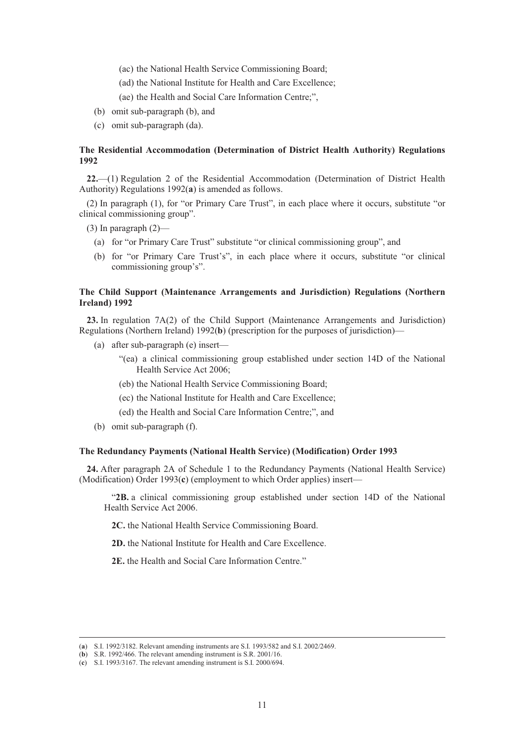(ac) the National Health Service Commissioning Board;

(ad) the National Institute for Health and Care Excellence;

(ae) the Health and Social Care Information Centre;",

(b) omit sub-paragraph (b), and

(c) omit sub-paragraph (da).

**The Residential Accommodation (Determination of District Health Authority) Regulations 1992**

**22.**—(1) Regulation 2 of the Residential Accommodation (Determination of District Health Authority) Regulations 1992(**a**) is amended as follows.

(2) In paragraph (1), for "or Primary Care Trust", in each place where it occurs, substitute "or clinical commissioning group".

(3) In paragraph (2)—

(a) for "or Primary Care Trust" substitute "or clinical commissioning group", and

(b) for "or Primary Care Trust's", in each place where it occurs, substitute "or clinical commissioning group's".

**The Child Support (Maintenance Arrangements and Jurisdiction) Regulations (Northern Ireland) 1992**

**23.** In regulation 7A(2) of the Child Support (Maintenance Arrangements and Jurisdiction) Regulations (Northern Ireland) 1992(**b**) (prescription for the purposes of jurisdiction)—

(a) after sub-paragraph (e) insert—

"(ea) a clinical commissioning group established under section 14D of the National Health Service Act 2006;

(eb) the National Health Service Commissioning Board;

(ec) the National Institute for Health and Care Excellence;

(ed) the Health and Social Care Information Centre;", and

(b) omit sub-paragraph (f).

**The Redundancy Payments (National Health Service) (Modification) Order 1993**

**24.** After paragraph 2A of Schedule 1 to the Redundancy Payments (National Health Service) (Modification) Order 1993(**c**) (employment to which Order applies) insert—

"**2B.** a clinical commissioning group established under section 14D of the National Health Service Act 2006.

**2C.** the National Health Service Commissioning Board.

**2D.** the National Institute for Health and Care Excellence.

**2E.** the Health and Social Care Information Centre."

---

(**a**) S.I. 1992/3182. Relevant amending instruments are S.I. 1993/582 and S.I. 2002/2469.

(**b**) S.R. 1992/466. The relevant amending instrument is S.R. 2001/16.

(**c**) S.I. 1993/3167. The relevant amending instrument is S.I. 2000/694.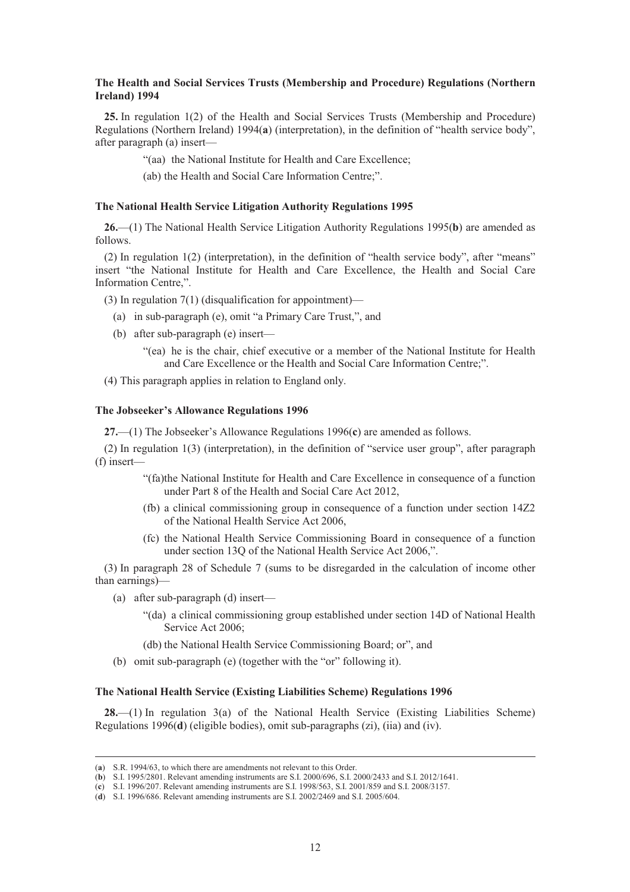**The Health and Social Services Trusts (Membership and Procedure) Regulations (Northern Ireland) 1994**

**25.** In regulation 1(2) of the Health and Social Services Trusts (Membership and Procedure) Regulations (Northern Ireland) 1994(**a**) (interpretation), in the definition of "health service body", after paragraph (a) insert—

"(aa) the National Institute for Health and Care Excellence;

(ab) the Health and Social Care Information Centre;".

**The National Health Service Litigation Authority Regulations 1995**

**26.**—(1) The National Health Service Litigation Authority Regulations 1995(**b**) are amended as follows.

(2) In regulation 1(2) (interpretation), in the definition of "health service body", after "means" insert "the National Institute for Health and Care Excellence, the Health and Social Care Information Centre,".

(3) In regulation 7(1) (disqualification for appointment)—

(a) in sub-paragraph (e), omit "a Primary Care Trust,", and

(b) after sub-paragraph (e) insert—

"(ea) he is the chair, chief executive or a member of the National Institute for Health and Care Excellence or the Health and Social Care Information Centre;".

(4) This paragraph applies in relation to England only.

**The Jobseeker's Allowance Regulations 1996**

**27.**—(1) The Jobseeker's Allowance Regulations 1996(**c**) are amended as follows.

(2) In regulation 1(3) (interpretation), in the definition of "service user group", after paragraph (f) insert—

"(fa)the National Institute for Health and Care Excellence in consequence of a function under Part 8 of the Health and Social Care Act 2012,

(fb) a clinical commissioning group in consequence of a function under section 14Z2 of the National Health Service Act 2006,

(fc) the National Health Service Commissioning Board in consequence of a function under section 13Q of the National Health Service Act 2006,".

(3) In paragraph 28 of Schedule 7 (sums to be disregarded in the calculation of income other than earnings)—

(a) after sub-paragraph (d) insert—

"(da) a clinical commissioning group established under section 14D of National Health Service Act 2006;

(db) the National Health Service Commissioning Board; or", and

(b) omit sub-paragraph (e) (together with the "or" following it).

**The National Health Service (Existing Liabilities Scheme) Regulations 1996**

**28.**—(1) In regulation 3(a) of the National Health Service (Existing Liabilities Scheme) Regulations 1996(**d**) (eligible bodies), omit sub-paragraphs (zi), (iia) and (iv).

---

(**a**) S.R. 1994/63, to which there are amendments not relevant to this Order.

(**b**) S.I. 1995/2801. Relevant amending instruments are S.I. 2000/696, S.I. 2000/2433 and S.I. 2012/1641.

(**c**) S.I. 1996/207. Relevant amending instruments are S.I. 1998/563, S.I. 2001/859 and S.I. 2008/3157.

(**d**) S.I. 1996/686. Relevant amending instruments are S.I. 2002/2469 and S.I. 2005/604.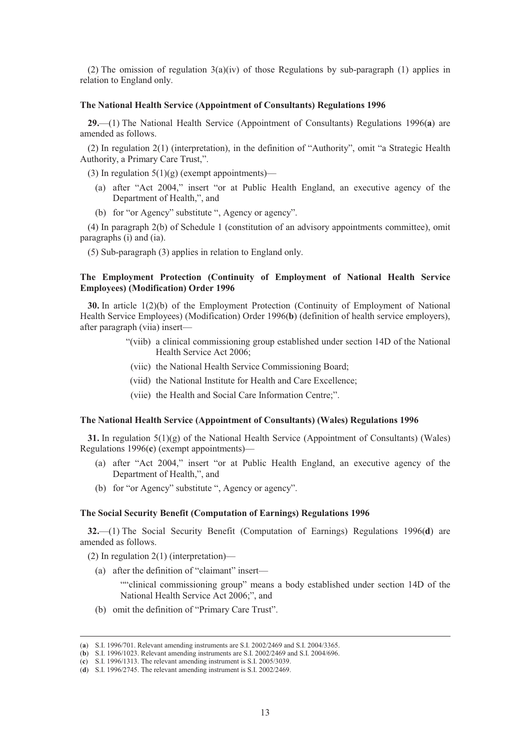(2) The omission of regulation 3(a)(iv) of those Regulations by sub-paragraph (1) applies in relation to England only.

### The National Health Service (Appointment of Consultants) Regulations 1996

**29.**—(1) The National Health Service (Appointment of Consultants) Regulations 1996(**a**) are amended as follows.

(2) In regulation 2(1) (interpretation), in the definition of "Authority", omit "a Strategic Health Authority, a Primary Care Trust,".

(3) In regulation 5(1)(g) (exempt appointments)—

(a) after "Act 2004," insert "or at Public Health England, an executive agency of the Department of Health,", and

(b) for "or Agency" substitute ", Agency or agency".

(4) In paragraph 2(b) of Schedule 1 (constitution of an advisory appointments committee), omit paragraphs (i) and (ia).

(5) Sub-paragraph (3) applies in relation to England only.

### The Employment Protection (Continuity of Employment of National Health Service Employees) (Modification) Order 1996

**30.** In article 1(2)(b) of the Employment Protection (Continuity of Employment of National Health Service Employees) (Modification) Order 1996(**b**) (definition of health service employers), after paragraph (viia) insert—

"(viib) a clinical commissioning group established under section 14D of the National Health Service Act 2006;

(viic) the National Health Service Commissioning Board;

(viid) the National Institute for Health and Care Excellence;

(viie) the Health and Social Care Information Centre;".

### The National Health Service (Appointment of Consultants) (Wales) Regulations 1996

**31.** In regulation 5(1)(g) of the National Health Service (Appointment of Consultants) (Wales) Regulations 1996(**c**) (exempt appointments)—

(a) after "Act 2004," insert "or at Public Health England, an executive agency of the Department of Health,", and

(b) for "or Agency" substitute ", Agency or agency".

### The Social Security Benefit (Computation of Earnings) Regulations 1996

**32.**—(1) The Social Security Benefit (Computation of Earnings) Regulations 1996(**d**) are amended as follows.

(2) In regulation 2(1) (interpretation)—

(a) after the definition of "claimant" insert—

""clinical commissioning group" means a body established under section 14D of the National Health Service Act 2006;", and

(b) omit the definition of "Primary Care Trust".

---

(**a**) S.I. 1996/701. Relevant amending instruments are S.I. 2002/2469 and S.I. 2004/3365.
(**b**) S.I. 1996/1023. Relevant amending instruments are S.I. 2002/2469 and S.I. 2004/696.
(**c**) S.I. 1996/1313. The relevant amending instrument is S.I. 2005/3039.
(**d**) S.I. 1996/2745. The relevant amending instrument is S.I. 2002/2469.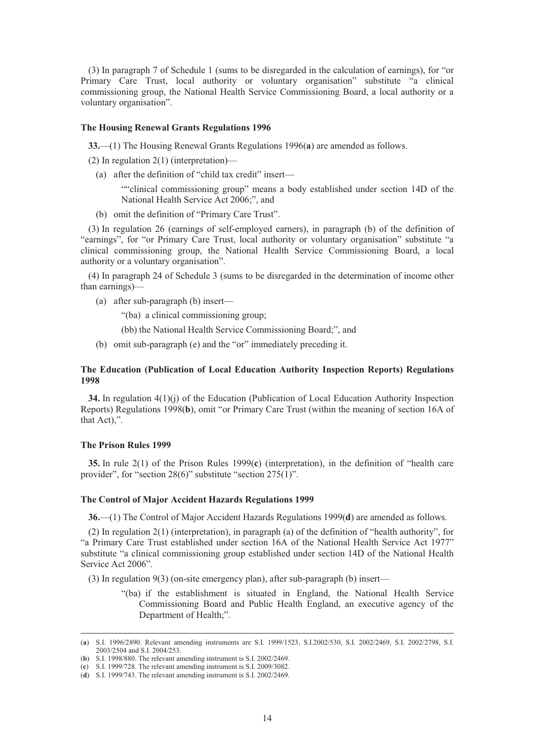(3) In paragraph 7 of Schedule 1 (sums to be disregarded in the calculation of earnings), for "or Primary Care Trust, local authority or voluntary organisation" substitute "a clinical commissioning group, the National Health Service Commissioning Board, a local authority or a voluntary organisation".

**The Housing Renewal Grants Regulations 1996**

**33.**—(1) The Housing Renewal Grants Regulations 1996(**a**) are amended as follows.

(2) In regulation 2(1) (interpretation)—

(a) after the definition of "child tax credit" insert—

""clinical commissioning group" means a body established under section 14D of the National Health Service Act 2006;", and

(b) omit the definition of "Primary Care Trust".

(3) In regulation 26 (earnings of self-employed earners), in paragraph (b) of the definition of "earnings", for "or Primary Care Trust, local authority or voluntary organisation" substitute "a clinical commissioning group, the National Health Service Commissioning Board, a local authority or a voluntary organisation".

(4) In paragraph 24 of Schedule 3 (sums to be disregarded in the determination of income other than earnings)—

(a) after sub-paragraph (b) insert—

"(ba) a clinical commissioning group;

(bb) the National Health Service Commissioning Board;", and

(b) omit sub-paragraph (e) and the "or" immediately preceding it.

**The Education (Publication of Local Education Authority Inspection Reports) Regulations 1998**

**34.** In regulation 4(1)(j) of the Education (Publication of Local Education Authority Inspection Reports) Regulations 1998(**b**), omit "or Primary Care Trust (within the meaning of section 16A of that Act),".

**The Prison Rules 1999**

**35.** In rule 2(1) of the Prison Rules 1999(**c**) (interpretation), in the definition of "health care provider", for "section 28(6)" substitute "section 275(1)".

**The Control of Major Accident Hazards Regulations 1999**

**36.**—(1) The Control of Major Accident Hazards Regulations 1999(**d**) are amended as follows.

(2) In regulation 2(1) (interpretation), in paragraph (a) of the definition of "health authority", for "a Primary Care Trust established under section 16A of the National Health Service Act 1977" substitute "a clinical commissioning group established under section 14D of the National Health Service Act 2006".

(3) In regulation 9(3) (on-site emergency plan), after sub-paragraph (b) insert—

"(ba) if the establishment is situated in England, the National Health Service Commissioning Board and Public Health England, an executive agency of the Department of Health;".

---

(**a**) S.I. 1996/2890. Relevant amending instruments are S.I. 1999/1523, S.I.2002/530, S.I. 2002/2469, S.I. 2002/2798, S.I. 2003/2504 and S.I. 2004/253.

(**b**) S.I. 1998/880. The relevant amending instrument is S.I. 2002/2469.

(**c**) S.I. 1999/728. The relevant amending instrument is S.I. 2009/3082.

(**d**) S.I. 1999/743. The relevant amending instrument is S.I. 2002/2469.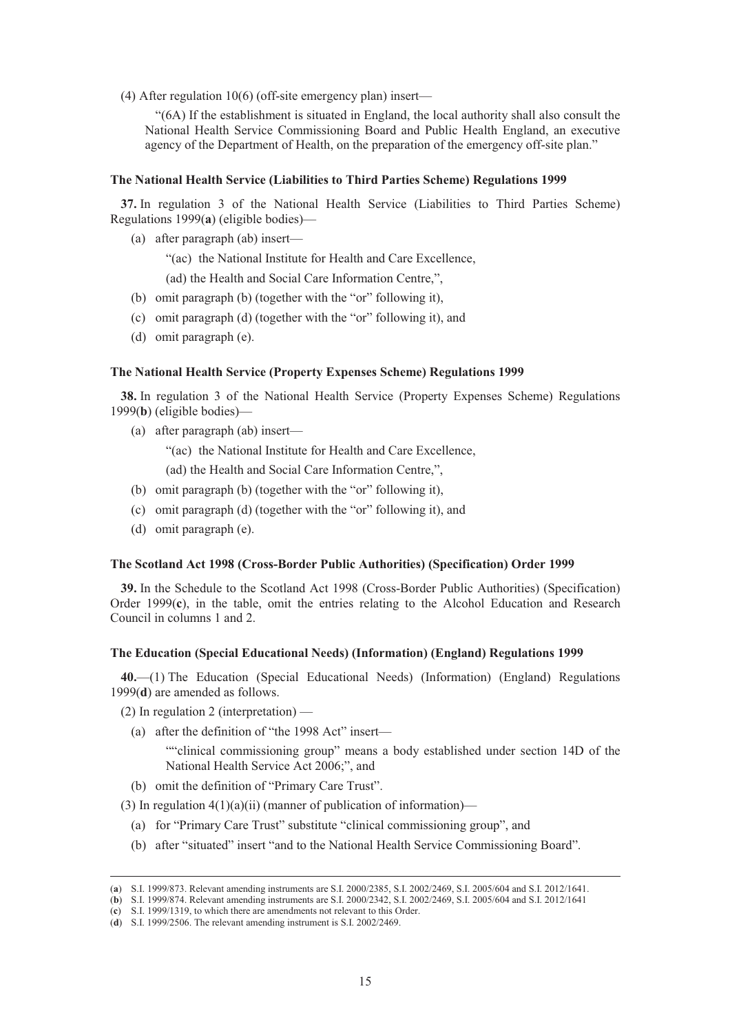(4) After regulation 10(6) (off-site emergency plan) insert—

"(6A) If the establishment is situated in England, the local authority shall also consult the National Health Service Commissioning Board and Public Health England, an executive agency of the Department of Health, on the preparation of the emergency off-site plan."

**The National Health Service (Liabilities to Third Parties Scheme) Regulations 1999**

**37.** In regulation 3 of the National Health Service (Liabilities to Third Parties Scheme) Regulations 1999(**a**) (eligible bodies)—

(a) after paragraph (ab) insert—

"(ac) the National Institute for Health and Care Excellence,

(ad) the Health and Social Care Information Centre,",

(b) omit paragraph (b) (together with the "or" following it),

(c) omit paragraph (d) (together with the "or" following it), and

(d) omit paragraph (e).

**The National Health Service (Property Expenses Scheme) Regulations 1999**

**38.** In regulation 3 of the National Health Service (Property Expenses Scheme) Regulations 1999(**b**) (eligible bodies)—

(a) after paragraph (ab) insert—

"(ac) the National Institute for Health and Care Excellence,

(ad) the Health and Social Care Information Centre,",

(b) omit paragraph (b) (together with the "or" following it),

(c) omit paragraph (d) (together with the "or" following it), and

(d) omit paragraph (e).

**The Scotland Act 1998 (Cross-Border Public Authorities) (Specification) Order 1999**

**39.** In the Schedule to the Scotland Act 1998 (Cross-Border Public Authorities) (Specification) Order 1999(**c**), in the table, omit the entries relating to the Alcohol Education and Research Council in columns 1 and 2.

**The Education (Special Educational Needs) (Information) (England) Regulations 1999**

**40.**—(1) The Education (Special Educational Needs) (Information) (England) Regulations 1999(**d**) are amended as follows.

(2) In regulation 2 (interpretation) —

(a) after the definition of "the 1998 Act" insert—

""clinical commissioning group" means a body established under section 14D of the National Health Service Act 2006;", and

(b) omit the definition of "Primary Care Trust".

(3) In regulation 4(1)(a)(ii) (manner of publication of information)—

(a) for "Primary Care Trust" substitute "clinical commissioning group", and

(b) after "situated" insert "and to the National Health Service Commissioning Board".

---

(**a**) S.I. 1999/873. Relevant amending instruments are S.I. 2000/2385, S.I. 2002/2469, S.I. 2005/604 and S.I. 2012/1641.

(**b**) S.I. 1999/874. Relevant amending instruments are S.I. 2000/2342, S.I. 2002/2469, S.I. 2005/604 and S.I. 2012/1641

(**c**) S.I. 1999/1319, to which there are amendments not relevant to this Order.

(**d**) S.I. 1999/2506. The relevant amending instrument is S.I. 2002/2469.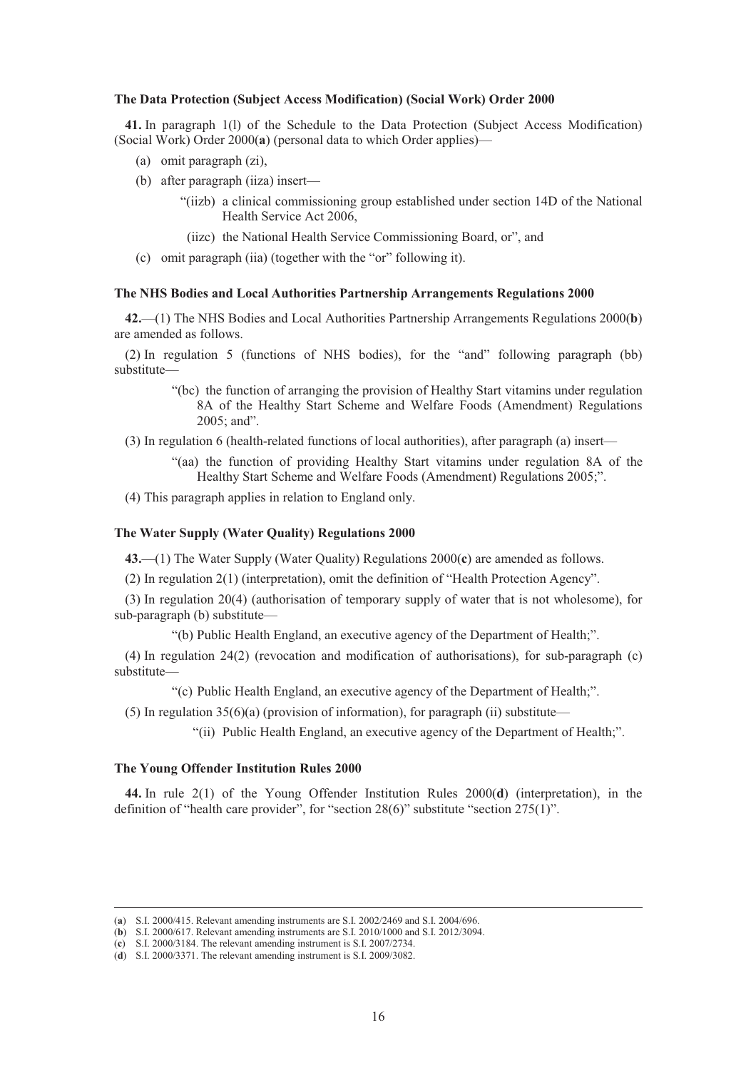**The Data Protection (Subject Access Modification) (Social Work) Order 2000**

**41.** In paragraph 1(l) of the Schedule to the Data Protection (Subject Access Modification) (Social Work) Order 2000(**a**) (personal data to which Order applies)—

- (a) omit paragraph (zi),
- (b) after paragraph (iiza) insert—
  - "(iizb) a clinical commissioning group established under section 14D of the National Health Service Act 2006,
  - (iizc) the National Health Service Commissioning Board, or", and
- (c) omit paragraph (iia) (together with the "or" following it).

**The NHS Bodies and Local Authorities Partnership Arrangements Regulations 2000**

**42.**—(1) The NHS Bodies and Local Authorities Partnership Arrangements Regulations 2000(**b**) are amended as follows.

(2) In regulation 5 (functions of NHS bodies), for the "and" following paragraph (bb) substitute—

> "(bc) the function of arranging the provision of Healthy Start vitamins under regulation 8A of the Healthy Start Scheme and Welfare Foods (Amendment) Regulations 2005; and".

(3) In regulation 6 (health-related functions of local authorities), after paragraph (a) insert—

> "(aa) the function of providing Healthy Start vitamins under regulation 8A of the Healthy Start Scheme and Welfare Foods (Amendment) Regulations 2005;".

(4) This paragraph applies in relation to England only.

**The Water Supply (Water Quality) Regulations 2000**

**43.**—(1) The Water Supply (Water Quality) Regulations 2000(**c**) are amended as follows.

(2) In regulation 2(1) (interpretation), omit the definition of "Health Protection Agency".

(3) In regulation 20(4) (authorisation of temporary supply of water that is not wholesome), for sub-paragraph (b) substitute—

> "(b) Public Health England, an executive agency of the Department of Health;".

(4) In regulation 24(2) (revocation and modification of authorisations), for sub-paragraph (c) substitute—

> "(c) Public Health England, an executive agency of the Department of Health;".

(5) In regulation 35(6)(a) (provision of information), for paragraph (ii) substitute—

> "(ii) Public Health England, an executive agency of the Department of Health;".

**The Young Offender Institution Rules 2000**

**44.** In rule 2(1) of the Young Offender Institution Rules 2000(**d**) (interpretation), in the definition of "health care provider", for "section 28(6)" substitute "section 275(1)".

---

(**a**) S.I. 2000/415. Relevant amending instruments are S.I. 2002/2469 and S.I. 2004/696.

(**b**) S.I. 2000/617. Relevant amending instruments are S.I. 2010/1000 and S.I. 2012/3094.

(**c**) S.I. 2000/3184. The relevant amending instrument is S.I. 2007/2734.

(**d**) S.I. 2000/3371. The relevant amending instrument is S.I. 2009/3082.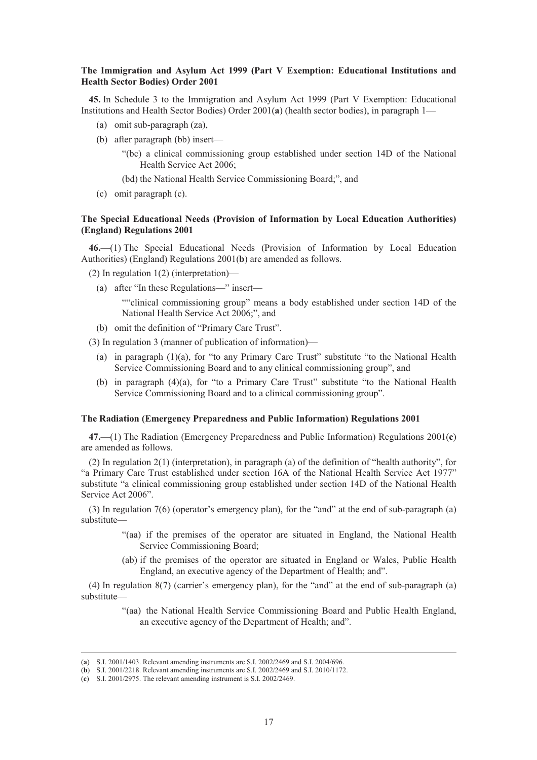**The Immigration and Asylum Act 1999 (Part V Exemption: Educational Institutions and Health Sector Bodies) Order 2001**

**45.** In Schedule 3 to the Immigration and Asylum Act 1999 (Part V Exemption: Educational Institutions and Health Sector Bodies) Order 2001(**a**) (health sector bodies), in paragraph 1—

(a) omit sub-paragraph (za),

(b) after paragraph (bb) insert—

"(bc) a clinical commissioning group established under section 14D of the National Health Service Act 2006;

(bd) the National Health Service Commissioning Board;", and

(c) omit paragraph (c).

**The Special Educational Needs (Provision of Information by Local Education Authorities) (England) Regulations 2001**

**46.**—(1) The Special Educational Needs (Provision of Information by Local Education Authorities) (England) Regulations 2001(**b**) are amended as follows.

(2) In regulation 1(2) (interpretation)—

(a) after "In these Regulations—" insert—

""clinical commissioning group" means a body established under section 14D of the National Health Service Act 2006;", and

(b) omit the definition of "Primary Care Trust".

(3) In regulation 3 (manner of publication of information)—

(a) in paragraph (1)(a), for "to any Primary Care Trust" substitute "to the National Health Service Commissioning Board and to any clinical commissioning group", and

(b) in paragraph (4)(a), for "to a Primary Care Trust" substitute "to the National Health Service Commissioning Board and to a clinical commissioning group".

**The Radiation (Emergency Preparedness and Public Information) Regulations 2001**

**47.**—(1) The Radiation (Emergency Preparedness and Public Information) Regulations 2001(**c**) are amended as follows.

(2) In regulation 2(1) (interpretation), in paragraph (a) of the definition of "health authority", for "a Primary Care Trust established under section 16A of the National Health Service Act 1977" substitute "a clinical commissioning group established under section 14D of the National Health Service Act 2006".

(3) In regulation 7(6) (operator's emergency plan), for the "and" at the end of sub-paragraph (a) substitute—

"(aa) if the premises of the operator are situated in England, the National Health Service Commissioning Board;

(ab) if the premises of the operator are situated in England or Wales, Public Health England, an executive agency of the Department of Health; and".

(4) In regulation 8(7) (carrier's emergency plan), for the "and" at the end of sub-paragraph (a) substitute—

"(aa) the National Health Service Commissioning Board and Public Health England, an executive agency of the Department of Health; and".

---

(**a**) S.I. 2001/1403. Relevant amending instruments are S.I. 2002/2469 and S.I. 2004/696.

(**b**) S.I. 2001/2218. Relevant amending instruments are S.I. 2002/2469 and S.I. 2010/1172.

(**c**) S.I. 2001/2975. The relevant amending instrument is S.I. 2002/2469.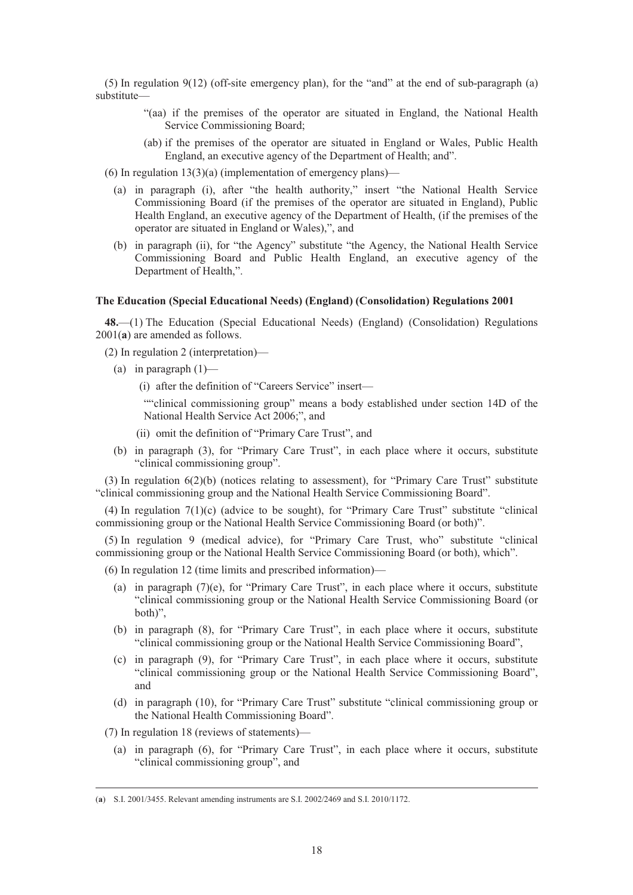(5) In regulation 9(12) (off-site emergency plan), for the "and" at the end of sub-paragraph (a) substitute—

> "(aa) if the premises of the operator are situated in England, the National Health Service Commissioning Board;
>
> (ab) if the premises of the operator are situated in England or Wales, Public Health England, an executive agency of the Department of Health; and".

(6) In regulation 13(3)(a) (implementation of emergency plans)—

- (a) in paragraph (i), after "the health authority," insert "the National Health Service Commissioning Board (if the premises of the operator are situated in England), Public Health England, an executive agency of the Department of Health, (if the premises of the operator are situated in England or Wales),", and
- (b) in paragraph (ii), for "the Agency" substitute "the Agency, the National Health Service Commissioning Board and Public Health England, an executive agency of the Department of Health,".

**The Education (Special Educational Needs) (England) (Consolidation) Regulations 2001**

**48.**—(1) The Education (Special Educational Needs) (England) (Consolidation) Regulations 2001(**a**) are amended as follows.

(2) In regulation 2 (interpretation)—

- (a) in paragraph (1)—
  - (i) after the definition of "Careers Service" insert—

    ""clinical commissioning group" means a body established under section 14D of the National Health Service Act 2006;", and

  - (ii) omit the definition of "Primary Care Trust", and
- (b) in paragraph (3), for "Primary Care Trust", in each place where it occurs, substitute "clinical commissioning group".

(3) In regulation 6(2)(b) (notices relating to assessment), for "Primary Care Trust" substitute "clinical commissioning group and the National Health Service Commissioning Board".

(4) In regulation 7(1)(c) (advice to be sought), for "Primary Care Trust" substitute "clinical commissioning group or the National Health Service Commissioning Board (or both)".

(5) In regulation 9 (medical advice), for "Primary Care Trust, who" substitute "clinical commissioning group or the National Health Service Commissioning Board (or both), which".

(6) In regulation 12 (time limits and prescribed information)—

- (a) in paragraph (7)(e), for "Primary Care Trust", in each place where it occurs, substitute "clinical commissioning group or the National Health Service Commissioning Board (or both)",
- (b) in paragraph (8), for "Primary Care Trust", in each place where it occurs, substitute "clinical commissioning group or the National Health Service Commissioning Board",
- (c) in paragraph (9), for "Primary Care Trust", in each place where it occurs, substitute "clinical commissioning group or the National Health Service Commissioning Board", and
- (d) in paragraph (10), for "Primary Care Trust" substitute "clinical commissioning group or the National Health Commissioning Board".

(7) In regulation 18 (reviews of statements)—

- (a) in paragraph (6), for "Primary Care Trust", in each place where it occurs, substitute "clinical commissioning group", and

---

(**a**) S.I. 2001/3455. Relevant amending instruments are S.I. 2002/2469 and S.I. 2010/1172.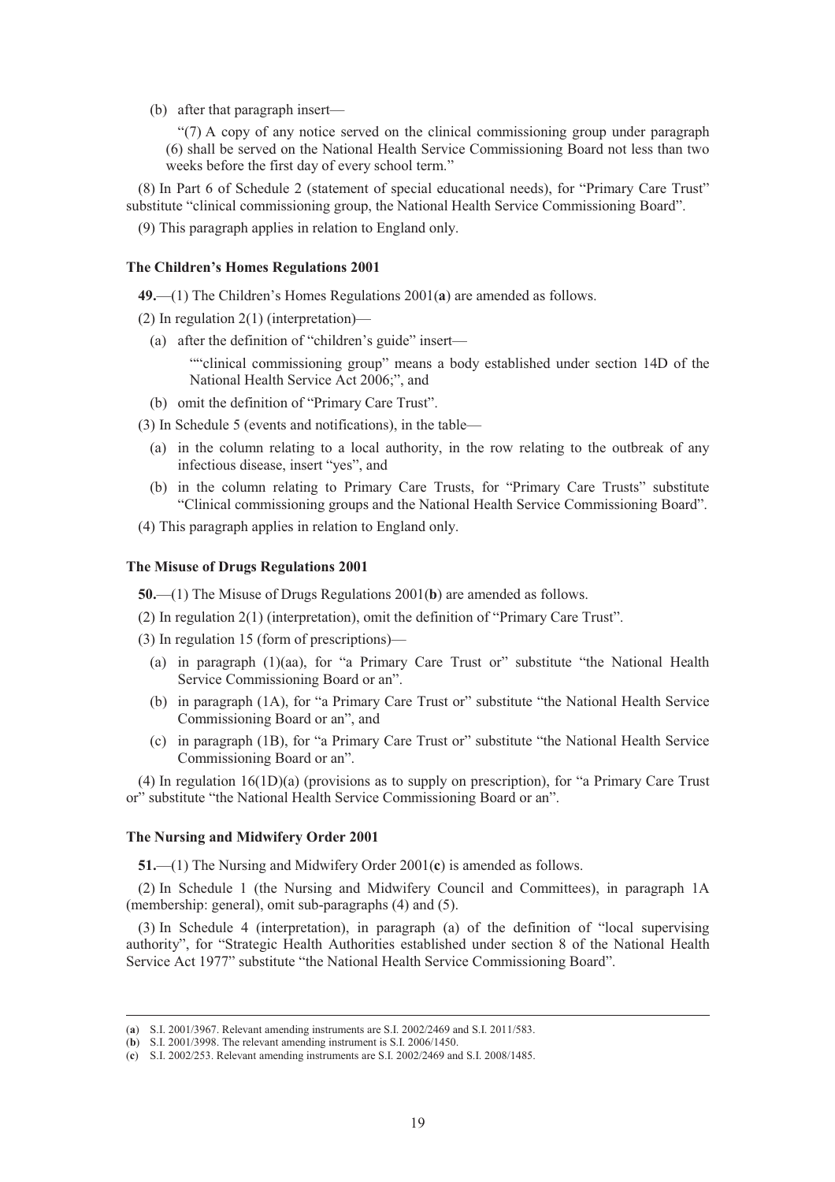(b) after that paragraph insert—

"(7) A copy of any notice served on the clinical commissioning group under paragraph (6) shall be served on the National Health Service Commissioning Board not less than two weeks before the first day of every school term."

(8) In Part 6 of Schedule 2 (statement of special educational needs), for "Primary Care Trust" substitute "clinical commissioning group, the National Health Service Commissioning Board".

(9) This paragraph applies in relation to England only.

**The Children's Homes Regulations 2001**

**49.**—(1) The Children's Homes Regulations 2001(**a**) are amended as follows.

(2) In regulation 2(1) (interpretation)—

(a) after the definition of "children's guide" insert—

""clinical commissioning group" means a body established under section 14D of the National Health Service Act 2006;", and

(b) omit the definition of "Primary Care Trust".

(3) In Schedule 5 (events and notifications), in the table—

(a) in the column relating to a local authority, in the row relating to the outbreak of any infectious disease, insert "yes", and

(b) in the column relating to Primary Care Trusts, for "Primary Care Trusts" substitute "Clinical commissioning groups and the National Health Service Commissioning Board".

(4) This paragraph applies in relation to England only.

**The Misuse of Drugs Regulations 2001**

**50.**—(1) The Misuse of Drugs Regulations 2001(**b**) are amended as follows.

(2) In regulation 2(1) (interpretation), omit the definition of "Primary Care Trust".

(3) In regulation 15 (form of prescriptions)—

(a) in paragraph (1)(aa), for "a Primary Care Trust or" substitute "the National Health Service Commissioning Board or an".

(b) in paragraph (1A), for "a Primary Care Trust or" substitute "the National Health Service Commissioning Board or an", and

(c) in paragraph (1B), for "a Primary Care Trust or" substitute "the National Health Service Commissioning Board or an".

(4) In regulation 16(1D)(a) (provisions as to supply on prescription), for "a Primary Care Trust or" substitute "the National Health Service Commissioning Board or an".

**The Nursing and Midwifery Order 2001**

**51.**—(1) The Nursing and Midwifery Order 2001(**c**) is amended as follows.

(2) In Schedule 1 (the Nursing and Midwifery Council and Committees), in paragraph 1A (membership: general), omit sub-paragraphs (4) and (5).

(3) In Schedule 4 (interpretation), in paragraph (a) of the definition of "local supervising authority", for "Strategic Health Authorities established under section 8 of the National Health Service Act 1977" substitute "the National Health Service Commissioning Board".

---

(**a**) S.I. 2001/3967. Relevant amending instruments are S.I. 2002/2469 and S.I. 2011/583.

(**b**) S.I. 2001/3998. The relevant amending instrument is S.I. 2006/1450.

(**c**) S.I. 2002/253. Relevant amending instruments are S.I. 2002/2469 and S.I. 2008/1485.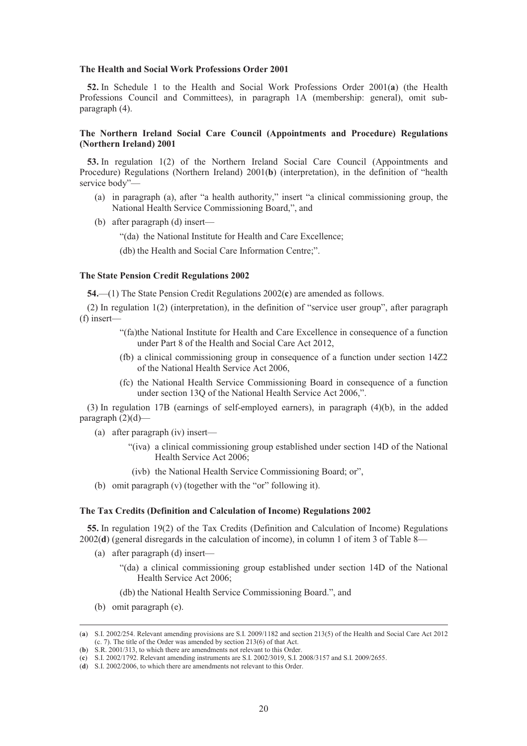**The Health and Social Work Professions Order 2001**

**52.** In Schedule 1 to the Health and Social Work Professions Order 2001(**a**) (the Health Professions Council and Committees), in paragraph 1A (membership: general), omit sub-paragraph (4).

**The Northern Ireland Social Care Council (Appointments and Procedure) Regulations (Northern Ireland) 2001**

**53.** In regulation 1(2) of the Northern Ireland Social Care Council (Appointments and Procedure) Regulations (Northern Ireland) 2001(**b**) (interpretation), in the definition of "health service body"—

(a) in paragraph (a), after "a health authority," insert "a clinical commissioning group, the National Health Service Commissioning Board,", and

(b) after paragraph (d) insert—

"(da) the National Institute for Health and Care Excellence;

(db) the Health and Social Care Information Centre;".

**The State Pension Credit Regulations 2002**

**54.**—(1) The State Pension Credit Regulations 2002(**c**) are amended as follows.

(2) In regulation 1(2) (interpretation), in the definition of "service user group", after paragraph (f) insert—

"(fa)the National Institute for Health and Care Excellence in consequence of a function under Part 8 of the Health and Social Care Act 2012,

(fb) a clinical commissioning group in consequence of a function under section 14Z2 of the National Health Service Act 2006,

(fc) the National Health Service Commissioning Board in consequence of a function under section 13Q of the National Health Service Act 2006,".

(3) In regulation 17B (earnings of self-employed earners), in paragraph (4)(b), in the added paragraph (2)(d)—

(a) after paragraph (iv) insert—

"(iva) a clinical commissioning group established under section 14D of the National Health Service Act 2006;

(ivb) the National Health Service Commissioning Board; or",

(b) omit paragraph (v) (together with the "or" following it).

**The Tax Credits (Definition and Calculation of Income) Regulations 2002**

**55.** In regulation 19(2) of the Tax Credits (Definition and Calculation of Income) Regulations 2002(**d**) (general disregards in the calculation of income), in column 1 of item 3 of Table 8—

(a) after paragraph (d) insert—

"(da) a clinical commissioning group established under section 14D of the National Health Service Act 2006;

(db) the National Health Service Commissioning Board.", and

(b) omit paragraph (e).

---

(**a**) S.I. 2002/254. Relevant amending provisions are S.I. 2009/1182 and section 213(5) of the Health and Social Care Act 2012 (c. 7). The title of the Order was amended by section 213(6) of that Act.

(**b**) S.R. 2001/313, to which there are amendments not relevant to this Order.

(**c**) S.I. 2002/1792. Relevant amending instruments are S.I. 2002/3019, S.I. 2008/3157 and S.I. 2009/2655.

(**d**) S.I. 2002/2006, to which there are amendments not relevant to this Order.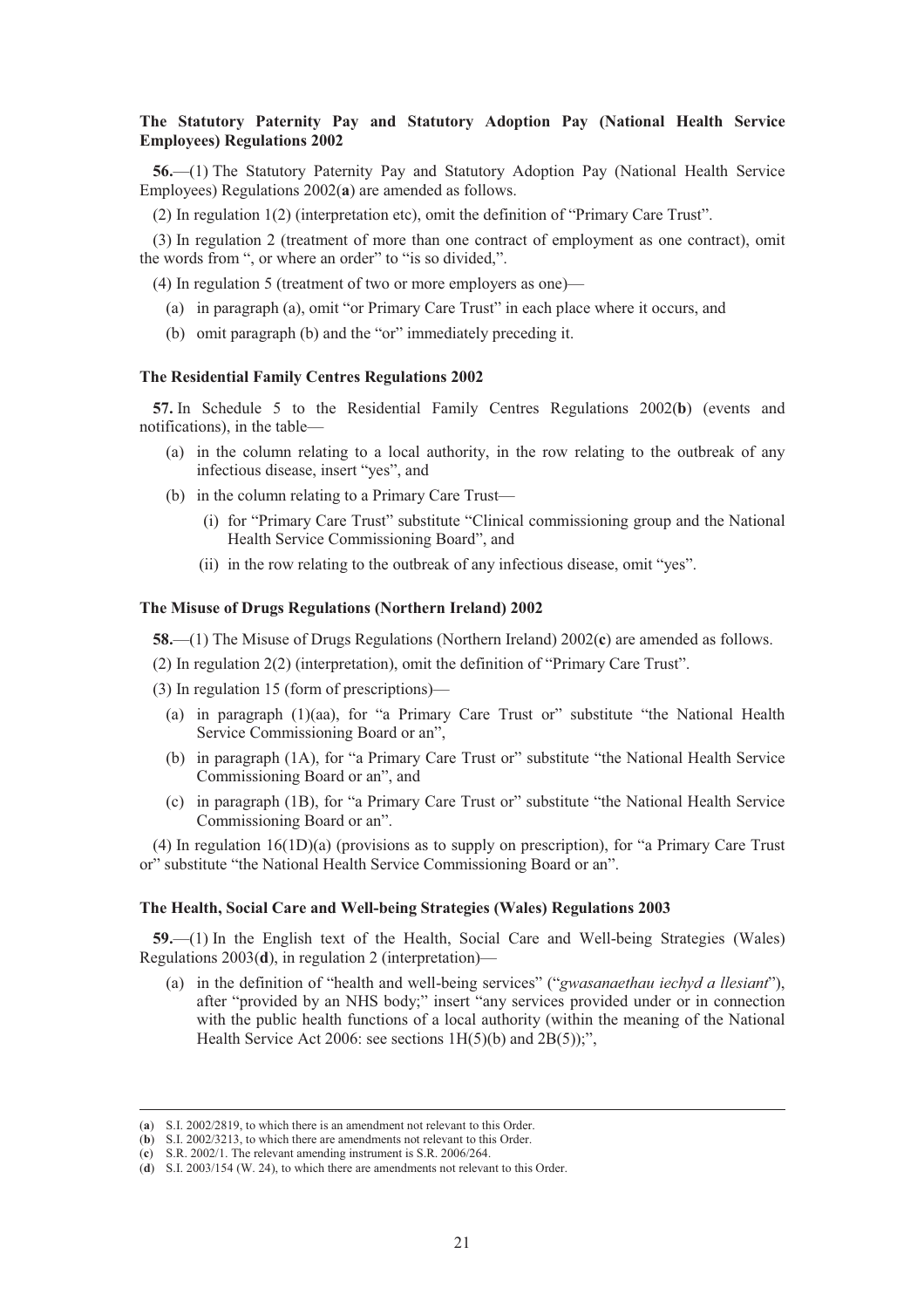### The Statutory Paternity Pay and Statutory Adoption Pay (National Health Service Employees) Regulations 2002

**56.**—(1) The Statutory Paternity Pay and Statutory Adoption Pay (National Health Service Employees) Regulations 2002(**a**) are amended as follows.

(2) In regulation 1(2) (interpretation etc), omit the definition of "Primary Care Trust".

(3) In regulation 2 (treatment of more than one contract of employment as one contract), omit the words from ", or where an order" to "is so divided,".

(4) In regulation 5 (treatment of two or more employers as one)—

(a) in paragraph (a), omit "or Primary Care Trust" in each place where it occurs, and

(b) omit paragraph (b) and the "or" immediately preceding it.

### The Residential Family Centres Regulations 2002

**57.** In Schedule 5 to the Residential Family Centres Regulations 2002(**b**) (events and notifications), in the table—

(a) in the column relating to a local authority, in the row relating to the outbreak of any infectious disease, insert "yes", and

(b) in the column relating to a Primary Care Trust—

(i) for "Primary Care Trust" substitute "Clinical commissioning group and the National Health Service Commissioning Board", and

(ii) in the row relating to the outbreak of any infectious disease, omit "yes".

### The Misuse of Drugs Regulations (Northern Ireland) 2002

**58.**—(1) The Misuse of Drugs Regulations (Northern Ireland) 2002(**c**) are amended as follows.

(2) In regulation 2(2) (interpretation), omit the definition of "Primary Care Trust".

(3) In regulation 15 (form of prescriptions)—

(a) in paragraph (1)(aa), for "a Primary Care Trust or" substitute "the National Health Service Commissioning Board or an",

(b) in paragraph (1A), for "a Primary Care Trust or" substitute "the National Health Service Commissioning Board or an", and

(c) in paragraph (1B), for "a Primary Care Trust or" substitute "the National Health Service Commissioning Board or an".

(4) In regulation 16(1D)(a) (provisions as to supply on prescription), for "a Primary Care Trust or" substitute "the National Health Service Commissioning Board or an".

### The Health, Social Care and Well-being Strategies (Wales) Regulations 2003

**59.**—(1) In the English text of the Health, Social Care and Well-being Strategies (Wales) Regulations 2003(**d**), in regulation 2 (interpretation)—

(a) in the definition of "health and well-being services" ("*gwasanaethau iechyd a llesiant*"), after "provided by an NHS body;" insert "any services provided under or in connection with the public health functions of a local authority (within the meaning of the National Health Service Act 2006: see sections 1H(5)(b) and 2B(5));",

---

(**a**) S.I. 2002/2819, to which there is an amendment not relevant to this Order.

(**b**) S.I. 2002/3213, to which there are amendments not relevant to this Order.

(**c**) S.R. 2002/1. The relevant amending instrument is S.R. 2006/264.

(**d**) S.I. 2003/154 (W. 24), to which there are amendments not relevant to this Order.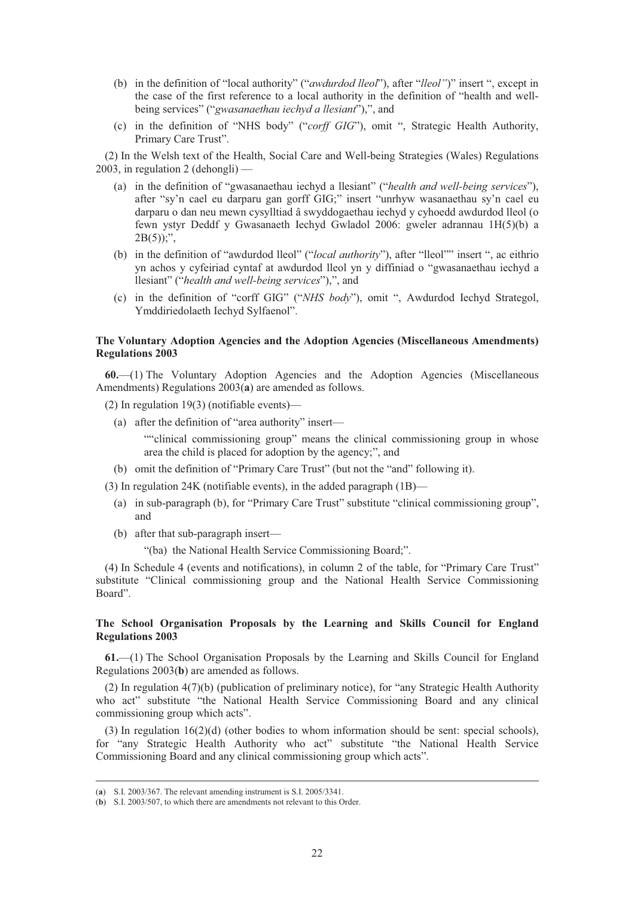(b) in the definition of "local authority" ("*awdurdod lleol*"), after "*lleol"*)" insert ", except in the case of the first reference to a local authority in the definition of "health and well-being services" ("*gwasanaethau iechyd a llesiant*"),", and

(c) in the definition of "NHS body" ("*corff GIG*"), omit ", Strategic Health Authority, Primary Care Trust".

(2) In the Welsh text of the Health, Social Care and Well-being Strategies (Wales) Regulations 2003, in regulation 2 (dehongli) —

(a) in the definition of "gwasanaethau iechyd a llesiant" ("*health and well-being services*"), after "sy'n cael eu darparu gan gorff GIG;" insert "unrhyw wasanaethau sy'n cael eu darparu o dan neu mewn cysylltiad â swyddogaethau iechyd y cyhoedd awdurdod lleol (o fewn ystyr Deddf y Gwasanaeth Iechyd Gwladol 2006: gweler adrannau 1H(5)(b) a 2B(5));",

(b) in the definition of "awdurdod lleol" ("*local authority*"), after "lleol"" insert ", ac eithrio yn achos y cyfeiriad cyntaf at awdurdod lleol yn y diffiniad o "gwasanaethau iechyd a llesiant" ("*health and well-being services*"),", and

(c) in the definition of "corff GIG" ("*NHS body*"), omit ", Awdurdod Iechyd Strategol, Ymddiriedolaeth Iechyd Sylfaenol".

**The Voluntary Adoption Agencies and the Adoption Agencies (Miscellaneous Amendments) Regulations 2003**

**60.**—(1) The Voluntary Adoption Agencies and the Adoption Agencies (Miscellaneous Amendments) Regulations 2003(**a**) are amended as follows.

(2) In regulation 19(3) (notifiable events)—

(a) after the definition of "area authority" insert—

""clinical commissioning group" means the clinical commissioning group in whose area the child is placed for adoption by the agency;", and

(b) omit the definition of "Primary Care Trust" (but not the "and" following it).

(3) In regulation 24K (notifiable events), in the added paragraph (1B)—

(a) in sub-paragraph (b), for "Primary Care Trust" substitute "clinical commissioning group", and

(b) after that sub-paragraph insert—

"(ba) the National Health Service Commissioning Board;".

(4) In Schedule 4 (events and notifications), in column 2 of the table, for "Primary Care Trust" substitute "Clinical commissioning group and the National Health Service Commissioning Board".

**The School Organisation Proposals by the Learning and Skills Council for England Regulations 2003**

**61.**—(1) The School Organisation Proposals by the Learning and Skills Council for England Regulations 2003(**b**) are amended as follows.

(2) In regulation 4(7)(b) (publication of preliminary notice), for "any Strategic Health Authority who act" substitute "the National Health Service Commissioning Board and any clinical commissioning group which acts".

(3) In regulation 16(2)(d) (other bodies to whom information should be sent: special schools), for "any Strategic Health Authority who act" substitute "the National Health Service Commissioning Board and any clinical commissioning group which acts".

---

(**a**) S.I. 2003/367. The relevant amending instrument is S.I. 2005/3341.

(**b**) S.I. 2003/507, to which there are amendments not relevant to this Order.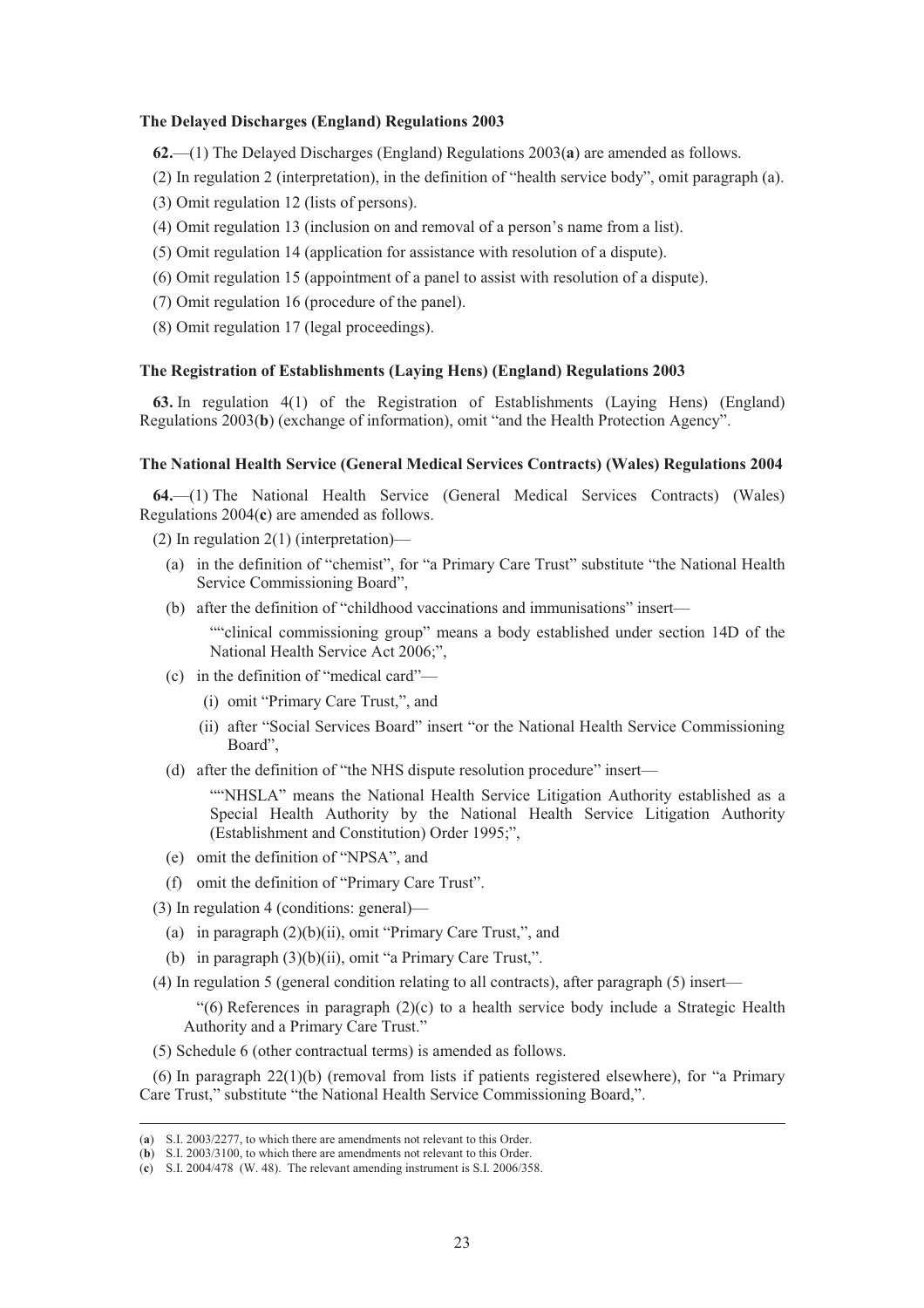**The Delayed Discharges (England) Regulations 2003**

**62.**—(1) The Delayed Discharges (England) Regulations 2003(**a**) are amended as follows.

(2) In regulation 2 (interpretation), in the definition of "health service body", omit paragraph (a).

(3) Omit regulation 12 (lists of persons).

(4) Omit regulation 13 (inclusion on and removal of a person's name from a list).

(5) Omit regulation 14 (application for assistance with resolution of a dispute).

(6) Omit regulation 15 (appointment of a panel to assist with resolution of a dispute).

(7) Omit regulation 16 (procedure of the panel).

(8) Omit regulation 17 (legal proceedings).

**The Registration of Establishments (Laying Hens) (England) Regulations 2003**

**63.** In regulation 4(1) of the Registration of Establishments (Laying Hens) (England) Regulations 2003(**b**) (exchange of information), omit "and the Health Protection Agency".

**The National Health Service (General Medical Services Contracts) (Wales) Regulations 2004**

**64.**—(1) The National Health Service (General Medical Services Contracts) (Wales) Regulations 2004(**c**) are amended as follows.

(2) In regulation 2(1) (interpretation)—

(a) in the definition of "chemist", for "a Primary Care Trust" substitute "the National Health Service Commissioning Board",

(b) after the definition of "childhood vaccinations and immunisations" insert—

""clinical commissioning group" means a body established under section 14D of the National Health Service Act 2006;",

(c) in the definition of "medical card"—

(i) omit "Primary Care Trust,", and

(ii) after "Social Services Board" insert "or the National Health Service Commissioning Board",

(d) after the definition of "the NHS dispute resolution procedure" insert—

""NHSLA" means the National Health Service Litigation Authority established as a Special Health Authority by the National Health Service Litigation Authority (Establishment and Constitution) Order 1995;",

(e) omit the definition of "NPSA", and

(f) omit the definition of "Primary Care Trust".

(3) In regulation 4 (conditions: general)—

(a) in paragraph (2)(b)(ii), omit "Primary Care Trust,", and

(b) in paragraph (3)(b)(ii), omit "a Primary Care Trust,".

(4) In regulation 5 (general condition relating to all contracts), after paragraph (5) insert—

"(6) References in paragraph (2)(c) to a health service body include a Strategic Health Authority and a Primary Care Trust."

(5) Schedule 6 (other contractual terms) is amended as follows.

(6) In paragraph 22(1)(b) (removal from lists if patients registered elsewhere), for "a Primary Care Trust," substitute "the National Health Service Commissioning Board,".

---

(**a**) S.I. 2003/2277, to which there are amendments not relevant to this Order.
(**b**) S.I. 2003/3100, to which there are amendments not relevant to this Order.
(**c**) S.I. 2004/478 (W. 48). The relevant amending instrument is S.I. 2006/358.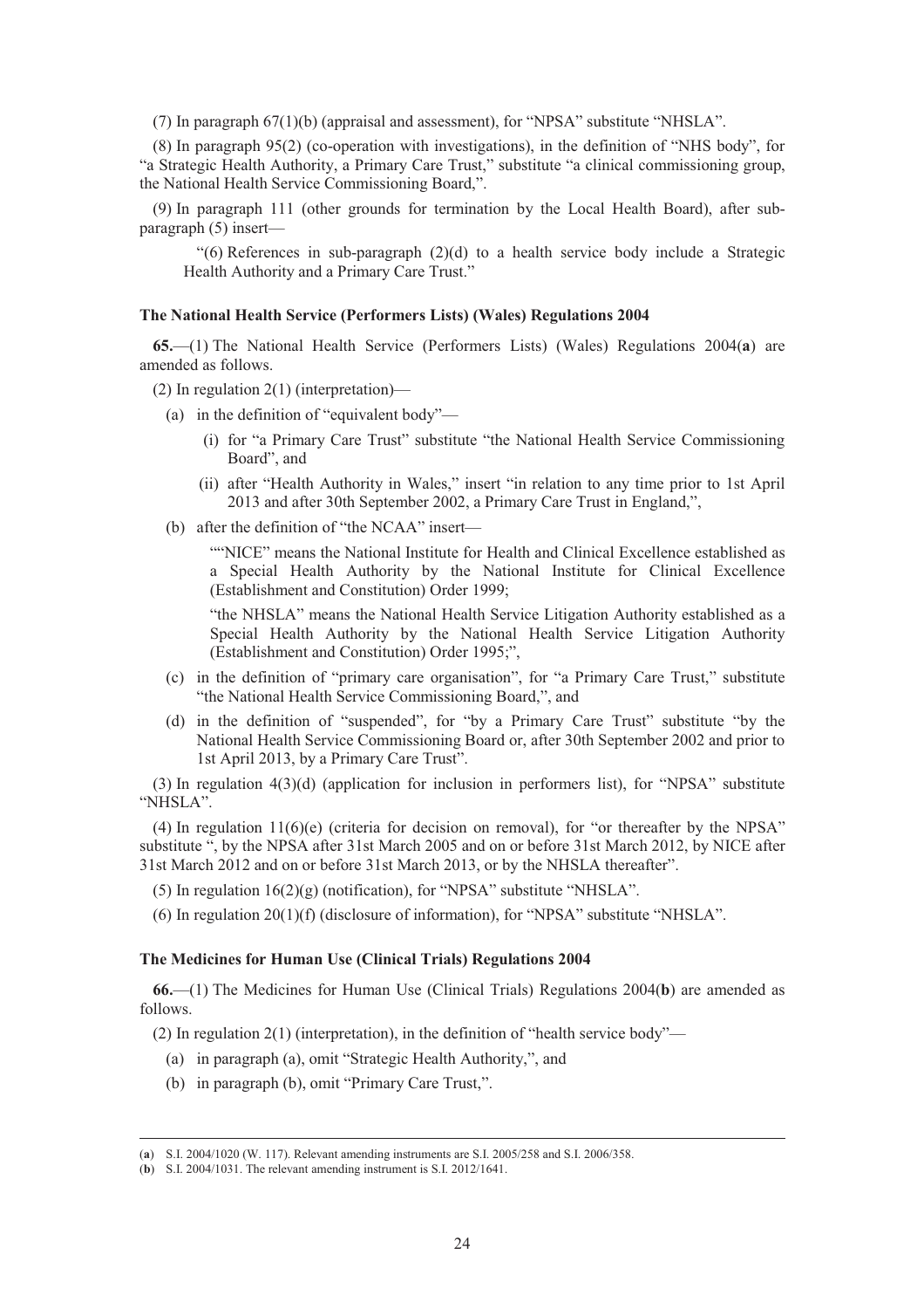(7) In paragraph 67(1)(b) (appraisal and assessment), for "NPSA" substitute "NHSLA".

(8) In paragraph 95(2) (co-operation with investigations), in the definition of "NHS body", for "a Strategic Health Authority, a Primary Care Trust," substitute "a clinical commissioning group, the National Health Service Commissioning Board,".

(9) In paragraph 111 (other grounds for termination by the Local Health Board), after sub-paragraph (5) insert—

> "(6) References in sub-paragraph (2)(d) to a health service body include a Strategic Health Authority and a Primary Care Trust."

### The National Health Service (Performers Lists) (Wales) Regulations 2004

**65.**—(1) The National Health Service (Performers Lists) (Wales) Regulations 2004(**a**) are amended as follows.

(2) In regulation 2(1) (interpretation)—

- (a) in the definition of "equivalent body"—
  - (i) for "a Primary Care Trust" substitute "the National Health Service Commissioning Board", and
  - (ii) after "Health Authority in Wales," insert "in relation to any time prior to 1st April 2013 and after 30th September 2002, a Primary Care Trust in England,",
- (b) after the definition of "the NCAA" insert—

  > ""NICE" means the National Institute for Health and Clinical Excellence established as a Special Health Authority by the National Institute for Clinical Excellence (Establishment and Constitution) Order 1999;
  >
  > "the NHSLA" means the National Health Service Litigation Authority established as a Special Health Authority by the National Health Service Litigation Authority (Establishment and Constitution) Order 1995;",

- (c) in the definition of "primary care organisation", for "a Primary Care Trust," substitute "the National Health Service Commissioning Board,", and
- (d) in the definition of "suspended", for "by a Primary Care Trust" substitute "by the National Health Service Commissioning Board or, after 30th September 2002 and prior to 1st April 2013, by a Primary Care Trust".

(3) In regulation 4(3)(d) (application for inclusion in performers list), for "NPSA" substitute "NHSLA".

(4) In regulation 11(6)(e) (criteria for decision on removal), for "or thereafter by the NPSA" substitute ", by the NPSA after 31st March 2005 and on or before 31st March 2012, by NICE after 31st March 2012 and on or before 31st March 2013, or by the NHSLA thereafter".

(5) In regulation 16(2)(g) (notification), for "NPSA" substitute "NHSLA".

(6) In regulation 20(1)(f) (disclosure of information), for "NPSA" substitute "NHSLA".

### The Medicines for Human Use (Clinical Trials) Regulations 2004

**66.**—(1) The Medicines for Human Use (Clinical Trials) Regulations 2004(**b**) are amended as follows.

(2) In regulation 2(1) (interpretation), in the definition of "health service body"—

- (a) in paragraph (a), omit "Strategic Health Authority,", and
- (b) in paragraph (b), omit "Primary Care Trust,".

---

(**a**) S.I. 2004/1020 (W. 117). Relevant amending instruments are S.I. 2005/258 and S.I. 2006/358.

(**b**) S.I. 2004/1031. The relevant amending instrument is S.I. 2012/1641.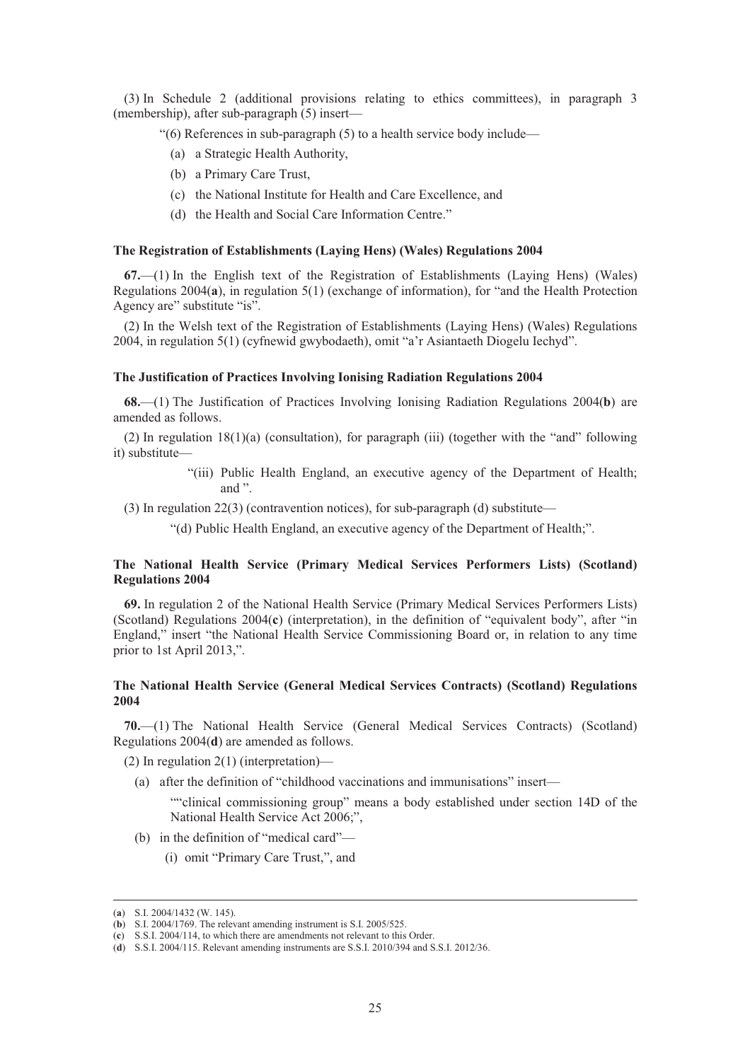(3) In Schedule 2 (additional provisions relating to ethics committees), in paragraph 3 (membership), after sub-paragraph (5) insert—

"(6) References in sub-paragraph (5) to a health service body include—

(a) a Strategic Health Authority,

(b) a Primary Care Trust,

(c) the National Institute for Health and Care Excellence, and

(d) the Health and Social Care Information Centre."

**The Registration of Establishments (Laying Hens) (Wales) Regulations 2004**

**67.**—(1) In the English text of the Registration of Establishments (Laying Hens) (Wales) Regulations 2004(**a**), in regulation 5(1) (exchange of information), for "and the Health Protection Agency are" substitute "is".

(2) In the Welsh text of the Registration of Establishments (Laying Hens) (Wales) Regulations 2004, in regulation 5(1) (cyfnewid gwybodaeth), omit "a'r Asiantaeth Diogelu Iechyd".

**The Justification of Practices Involving Ionising Radiation Regulations 2004**

**68.**—(1) The Justification of Practices Involving Ionising Radiation Regulations 2004(**b**) are amended as follows.

(2) In regulation 18(1)(a) (consultation), for paragraph (iii) (together with the "and" following it) substitute—

"(iii) Public Health England, an executive agency of the Department of Health; and ".

(3) In regulation 22(3) (contravention notices), for sub-paragraph (d) substitute—

"(d) Public Health England, an executive agency of the Department of Health;".

**The National Health Service (Primary Medical Services Performers Lists) (Scotland) Regulations 2004**

**69.** In regulation 2 of the National Health Service (Primary Medical Services Performers Lists) (Scotland) Regulations 2004(**c**) (interpretation), in the definition of "equivalent body", after "in England," insert "the National Health Service Commissioning Board or, in relation to any time prior to 1st April 2013,".

**The National Health Service (General Medical Services Contracts) (Scotland) Regulations 2004**

**70.**—(1) The National Health Service (General Medical Services Contracts) (Scotland) Regulations 2004(**d**) are amended as follows.

(2) In regulation 2(1) (interpretation)—

(a) after the definition of "childhood vaccinations and immunisations" insert—

""clinical commissioning group" means a body established under section 14D of the National Health Service Act 2006;",

(b) in the definition of "medical card"—

(i) omit "Primary Care Trust,", and

---

(**a**) S.I. 2004/1432 (W. 145).

(**b**) S.I. 2004/1769. The relevant amending instrument is S.I. 2005/525.

(**c**) S.S.I. 2004/114, to which there are amendments not relevant to this Order.

(**d**) S.S.I. 2004/115. Relevant amending instruments are S.S.I. 2010/394 and S.S.I. 2012/36.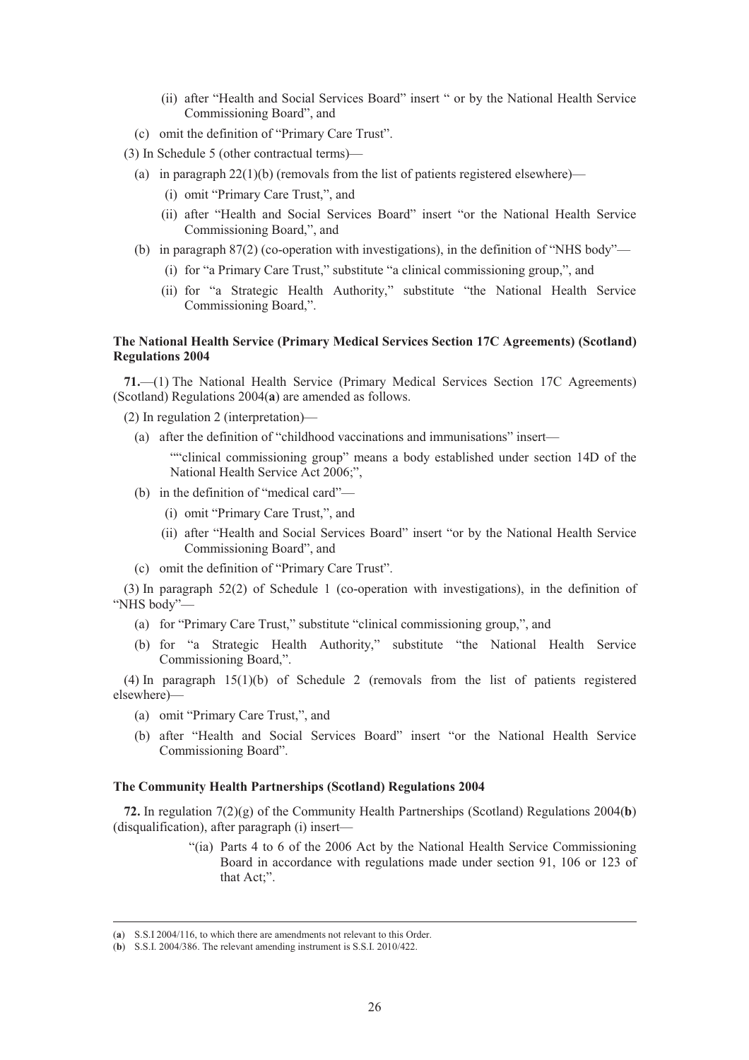(ii) after "Health and Social Services Board" insert " or by the National Health Service Commissioning Board", and

(c) omit the definition of "Primary Care Trust".

(3) In Schedule 5 (other contractual terms)—

(a) in paragraph 22(1)(b) (removals from the list of patients registered elsewhere)—

(i) omit "Primary Care Trust,", and

(ii) after "Health and Social Services Board" insert "or the National Health Service Commissioning Board,", and

(b) in paragraph 87(2) (co-operation with investigations), in the definition of "NHS body"—

(i) for "a Primary Care Trust," substitute "a clinical commissioning group,", and

(ii) for "a Strategic Health Authority," substitute "the National Health Service Commissioning Board,".

**The National Health Service (Primary Medical Services Section 17C Agreements) (Scotland) Regulations 2004**

**71.**—(1) The National Health Service (Primary Medical Services Section 17C Agreements) (Scotland) Regulations 2004(**a**) are amended as follows.

(2) In regulation 2 (interpretation)—

(a) after the definition of "childhood vaccinations and immunisations" insert—

""clinical commissioning group" means a body established under section 14D of the National Health Service Act 2006;",

(b) in the definition of "medical card"—

(i) omit "Primary Care Trust,", and

(ii) after "Health and Social Services Board" insert "or by the National Health Service Commissioning Board", and

(c) omit the definition of "Primary Care Trust".

(3) In paragraph 52(2) of Schedule 1 (co-operation with investigations), in the definition of "NHS body"—

(a) for "Primary Care Trust," substitute "clinical commissioning group,", and

(b) for "a Strategic Health Authority," substitute "the National Health Service Commissioning Board,".

(4) In paragraph 15(1)(b) of Schedule 2 (removals from the list of patients registered elsewhere)—

(a) omit "Primary Care Trust,", and

(b) after "Health and Social Services Board" insert "or the National Health Service Commissioning Board".

**The Community Health Partnerships (Scotland) Regulations 2004**

**72.** In regulation 7(2)(g) of the Community Health Partnerships (Scotland) Regulations 2004(**b**) (disqualification), after paragraph (i) insert—

"(ia) Parts 4 to 6 of the 2006 Act by the National Health Service Commissioning Board in accordance with regulations made under section 91, 106 or 123 of that Act;".

---

(**a**) S.S.I 2004/116, to which there are amendments not relevant to this Order.

(**b**) S.S.I. 2004/386. The relevant amending instrument is S.S.I. 2010/422.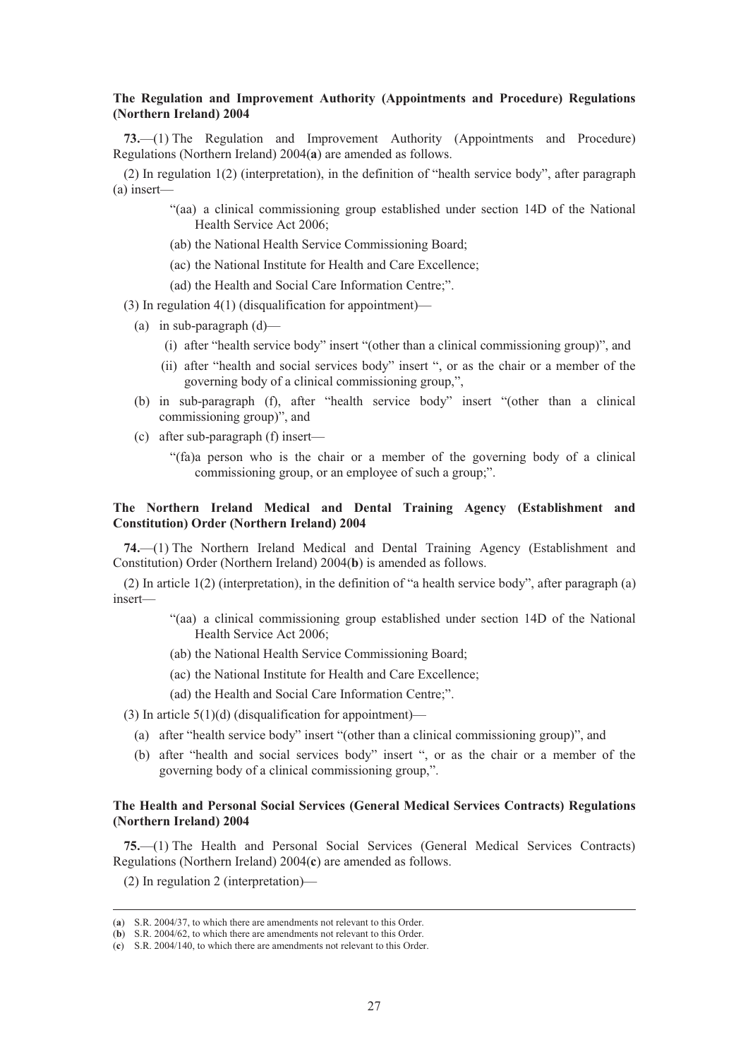**The Regulation and Improvement Authority (Appointments and Procedure) Regulations (Northern Ireland) 2004**

**73.**—(1) The Regulation and Improvement Authority (Appointments and Procedure) Regulations (Northern Ireland) 2004(**a**) are amended as follows.

(2) In regulation 1(2) (interpretation), in the definition of "health service body", after paragraph (a) insert—

> "(aa) a clinical commissioning group established under section 14D of the National Health Service Act 2006;
>
> (ab) the National Health Service Commissioning Board;
>
> (ac) the National Institute for Health and Care Excellence;
>
> (ad) the Health and Social Care Information Centre;".

(3) In regulation 4(1) (disqualification for appointment)—

(a) in sub-paragraph (d)—

(i) after "health service body" insert "(other than a clinical commissioning group)", and

(ii) after "health and social services body" insert ", or as the chair or a member of the governing body of a clinical commissioning group,",

(b) in sub-paragraph (f), after "health service body" insert "(other than a clinical commissioning group)", and

(c) after sub-paragraph (f) insert—

> "(fa)a person who is the chair or a member of the governing body of a clinical commissioning group, or an employee of such a group;".

**The Northern Ireland Medical and Dental Training Agency (Establishment and Constitution) Order (Northern Ireland) 2004**

**74.**—(1) The Northern Ireland Medical and Dental Training Agency (Establishment and Constitution) Order (Northern Ireland) 2004(**b**) is amended as follows.

(2) In article 1(2) (interpretation), in the definition of "a health service body", after paragraph (a) insert—

> "(aa) a clinical commissioning group established under section 14D of the National Health Service Act 2006;
>
> (ab) the National Health Service Commissioning Board;
>
> (ac) the National Institute for Health and Care Excellence;
>
> (ad) the Health and Social Care Information Centre;".

(3) In article 5(1)(d) (disqualification for appointment)—

(a) after "health service body" insert "(other than a clinical commissioning group)", and

(b) after "health and social services body" insert ", or as the chair or a member of the governing body of a clinical commissioning group,".

**The Health and Personal Social Services (General Medical Services Contracts) Regulations (Northern Ireland) 2004**

**75.**—(1) The Health and Personal Social Services (General Medical Services Contracts) Regulations (Northern Ireland) 2004(**c**) are amended as follows.

(2) In regulation 2 (interpretation)—

---

(**a**) S.R. 2004/37, to which there are amendments not relevant to this Order.

(**b**) S.R. 2004/62, to which there are amendments not relevant to this Order.

(**c**) S.R. 2004/140, to which there are amendments not relevant to this Order.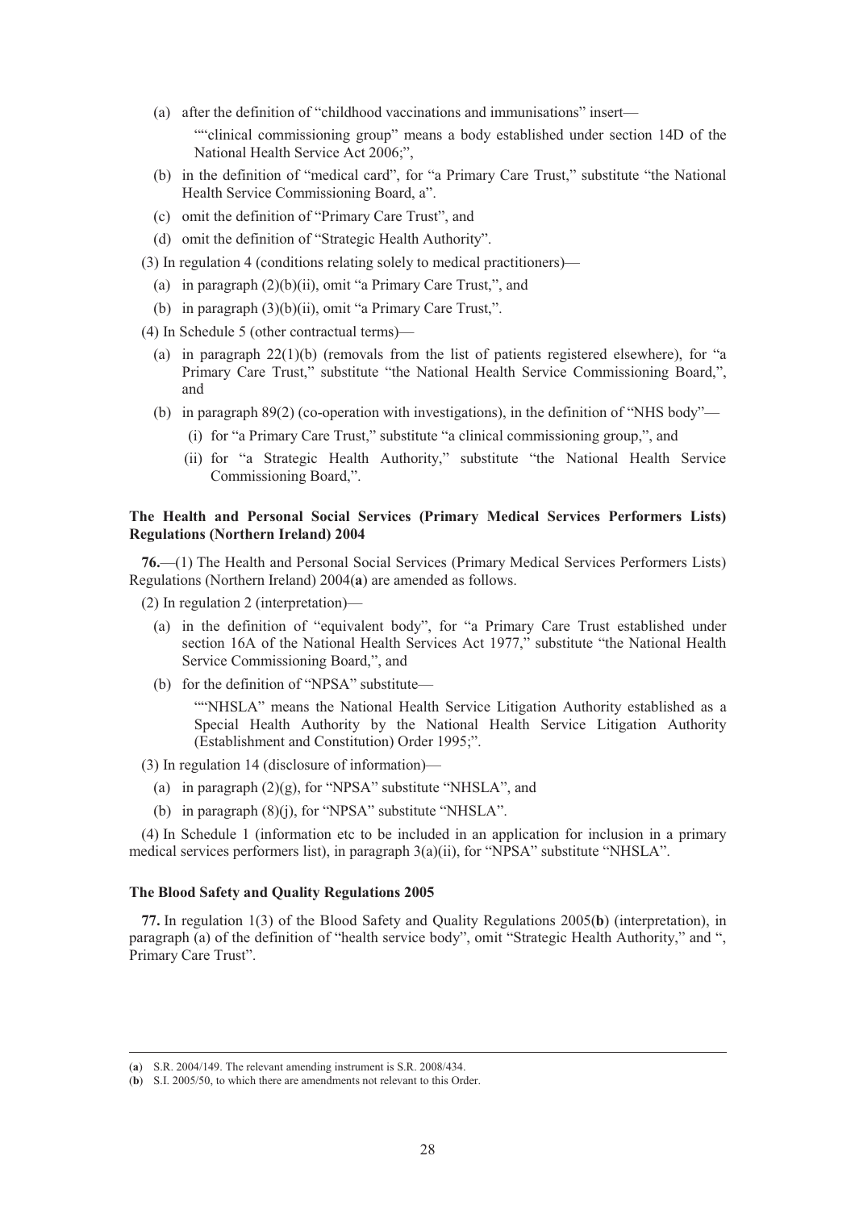(a) after the definition of "childhood vaccinations and immunisations" insert—

""clinical commissioning group" means a body established under section 14D of the National Health Service Act 2006;",

(b) in the definition of "medical card", for "a Primary Care Trust," substitute "the National Health Service Commissioning Board, a".

(c) omit the definition of "Primary Care Trust", and

(d) omit the definition of "Strategic Health Authority".

(3) In regulation 4 (conditions relating solely to medical practitioners)—

(a) in paragraph (2)(b)(ii), omit "a Primary Care Trust,", and

(b) in paragraph (3)(b)(ii), omit "a Primary Care Trust,".

(4) In Schedule 5 (other contractual terms)—

(a) in paragraph 22(1)(b) (removals from the list of patients registered elsewhere), for "a Primary Care Trust," substitute "the National Health Service Commissioning Board,", and

(b) in paragraph 89(2) (co-operation with investigations), in the definition of "NHS body"—

(i) for "a Primary Care Trust," substitute "a clinical commissioning group,", and

(ii) for "a Strategic Health Authority," substitute "the National Health Service Commissioning Board,".

**The Health and Personal Social Services (Primary Medical Services Performers Lists) Regulations (Northern Ireland) 2004**

**76.**—(1) The Health and Personal Social Services (Primary Medical Services Performers Lists) Regulations (Northern Ireland) 2004(**a**) are amended as follows.

(2) In regulation 2 (interpretation)—

(a) in the definition of "equivalent body", for "a Primary Care Trust established under section 16A of the National Health Services Act 1977," substitute "the National Health Service Commissioning Board,", and

(b) for the definition of "NPSA" substitute—

""NHSLA" means the National Health Service Litigation Authority established as a Special Health Authority by the National Health Service Litigation Authority (Establishment and Constitution) Order 1995;".

(3) In regulation 14 (disclosure of information)—

(a) in paragraph (2)(g), for "NPSA" substitute "NHSLA", and

(b) in paragraph (8)(j), for "NPSA" substitute "NHSLA".

(4) In Schedule 1 (information etc to be included in an application for inclusion in a primary medical services performers list), in paragraph 3(a)(ii), for "NPSA" substitute "NHSLA".

**The Blood Safety and Quality Regulations 2005**

**77.** In regulation 1(3) of the Blood Safety and Quality Regulations 2005(**b**) (interpretation), in paragraph (a) of the definition of "health service body", omit "Strategic Health Authority," and ", Primary Care Trust".

---

(**a**) S.R. 2004/149. The relevant amending instrument is S.R. 2008/434.

(**b**) S.I. 2005/50, to which there are amendments not relevant to this Order.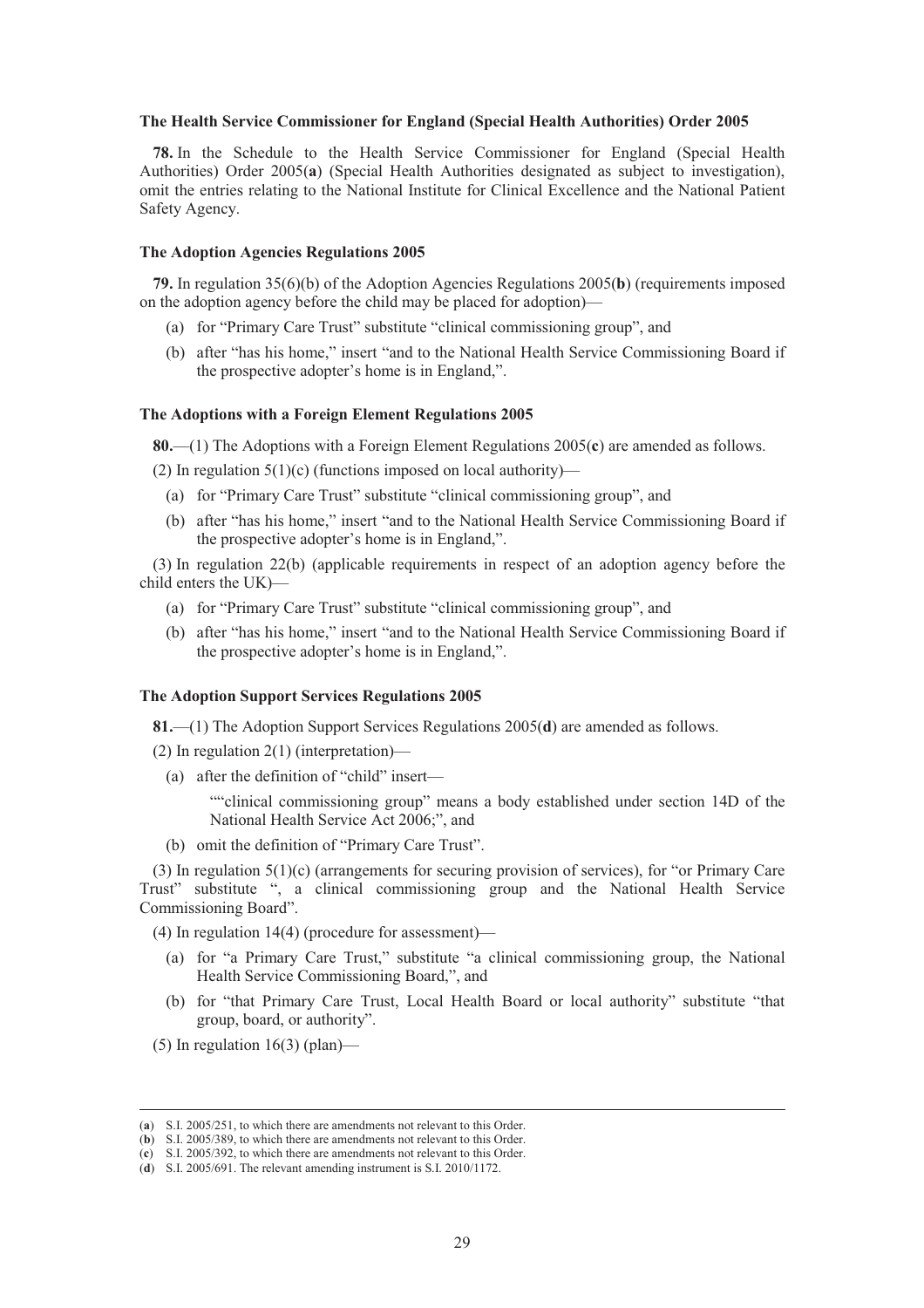### The Health Service Commissioner for England (Special Health Authorities) Order 2005

**78.** In the Schedule to the Health Service Commissioner for England (Special Health Authorities) Order 2005(**a**) (Special Health Authorities designated as subject to investigation), omit the entries relating to the National Institute for Clinical Excellence and the National Patient Safety Agency.

### The Adoption Agencies Regulations 2005

**79.** In regulation 35(6)(b) of the Adoption Agencies Regulations 2005(**b**) (requirements imposed on the adoption agency before the child may be placed for adoption)—

(a) for "Primary Care Trust" substitute "clinical commissioning group", and

(b) after "has his home," insert "and to the National Health Service Commissioning Board if the prospective adopter's home is in England,".

### The Adoptions with a Foreign Element Regulations 2005

**80.**—(1) The Adoptions with a Foreign Element Regulations 2005(**c**) are amended as follows.

(2) In regulation 5(1)(c) (functions imposed on local authority)—

(a) for "Primary Care Trust" substitute "clinical commissioning group", and

(b) after "has his home," insert "and to the National Health Service Commissioning Board if the prospective adopter's home is in England,".

(3) In regulation 22(b) (applicable requirements in respect of an adoption agency before the child enters the UK)—

(a) for "Primary Care Trust" substitute "clinical commissioning group", and

(b) after "has his home," insert "and to the National Health Service Commissioning Board if the prospective adopter's home is in England,".

### The Adoption Support Services Regulations 2005

**81.**—(1) The Adoption Support Services Regulations 2005(**d**) are amended as follows.

(2) In regulation 2(1) (interpretation)—

(a) after the definition of "child" insert—

""clinical commissioning group" means a body established under section 14D of the National Health Service Act 2006;", and

(b) omit the definition of "Primary Care Trust".

(3) In regulation 5(1)(c) (arrangements for securing provision of services), for "or Primary Care Trust" substitute ", a clinical commissioning group and the National Health Service Commissioning Board".

(4) In regulation 14(4) (procedure for assessment)—

(a) for "a Primary Care Trust," substitute "a clinical commissioning group, the National Health Service Commissioning Board,", and

(b) for "that Primary Care Trust, Local Health Board or local authority" substitute "that group, board, or authority".

(5) In regulation 16(3) (plan)—

---

(**a**) S.I. 2005/251, to which there are amendments not relevant to this Order.
(**b**) S.I. 2005/389, to which there are amendments not relevant to this Order.
(**c**) S.I. 2005/392, to which there are amendments not relevant to this Order.
(**d**) S.I. 2005/691. The relevant amending instrument is S.I. 2010/1172.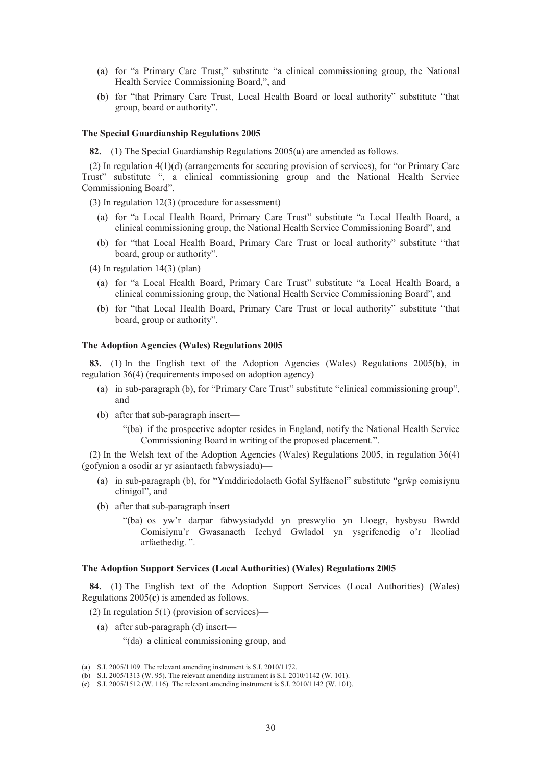(a) for "a Primary Care Trust," substitute "a clinical commissioning group, the National Health Service Commissioning Board,", and

(b) for "that Primary Care Trust, Local Health Board or local authority" substitute "that group, board or authority".

**The Special Guardianship Regulations 2005**

**82.**—(1) The Special Guardianship Regulations 2005(**a**) are amended as follows.

(2) In regulation 4(1)(d) (arrangements for securing provision of services), for "or Primary Care Trust" substitute ", a clinical commissioning group and the National Health Service Commissioning Board".

(3) In regulation 12(3) (procedure for assessment)—

(a) for "a Local Health Board, Primary Care Trust" substitute "a Local Health Board, a clinical commissioning group, the National Health Service Commissioning Board", and

(b) for "that Local Health Board, Primary Care Trust or local authority" substitute "that board, group or authority".

(4) In regulation 14(3) (plan)—

(a) for "a Local Health Board, Primary Care Trust" substitute "a Local Health Board, a clinical commissioning group, the National Health Service Commissioning Board", and

(b) for "that Local Health Board, Primary Care Trust or local authority" substitute "that board, group or authority".

**The Adoption Agencies (Wales) Regulations 2005**

**83.**—(1) In the English text of the Adoption Agencies (Wales) Regulations 2005(**b**), in regulation 36(4) (requirements imposed on adoption agency)—

(a) in sub-paragraph (b), for "Primary Care Trust" substitute "clinical commissioning group", and

(b) after that sub-paragraph insert—

"(ba) if the prospective adopter resides in England, notify the National Health Service Commissioning Board in writing of the proposed placement.".

(2) In the Welsh text of the Adoption Agencies (Wales) Regulations 2005, in regulation 36(4) (gofynion a osodir ar yr asiantaeth fabwysiadu)—

(a) in sub-paragraph (b), for "Ymddiriedolaeth Gofal Sylfaenol" substitute "grŵp comisiynu clinigol", and

(b) after that sub-paragraph insert—

"(ba) os yw'r darpar fabwysiadydd yn preswylio yn Lloegr, hysbysu Bwrdd Comisiynu'r Gwasanaeth Iechyd Gwladol yn ysgrifenedig o'r lleoliad arfaethedig. ".

**The Adoption Support Services (Local Authorities) (Wales) Regulations 2005**

**84.**—(1) The English text of the Adoption Support Services (Local Authorities) (Wales) Regulations 2005(**c**) is amended as follows.

(2) In regulation 5(1) (provision of services)—

(a) after sub-paragraph (d) insert—

"(da) a clinical commissioning group, and

---

(**a**) S.I. 2005/1109. The relevant amending instrument is S.I. 2010/1172.

(**b**) S.I. 2005/1313 (W. 95). The relevant amending instrument is S.I. 2010/1142 (W. 101).

(**c**) S.I. 2005/1512 (W. 116). The relevant amending instrument is S.I. 2010/1142 (W. 101).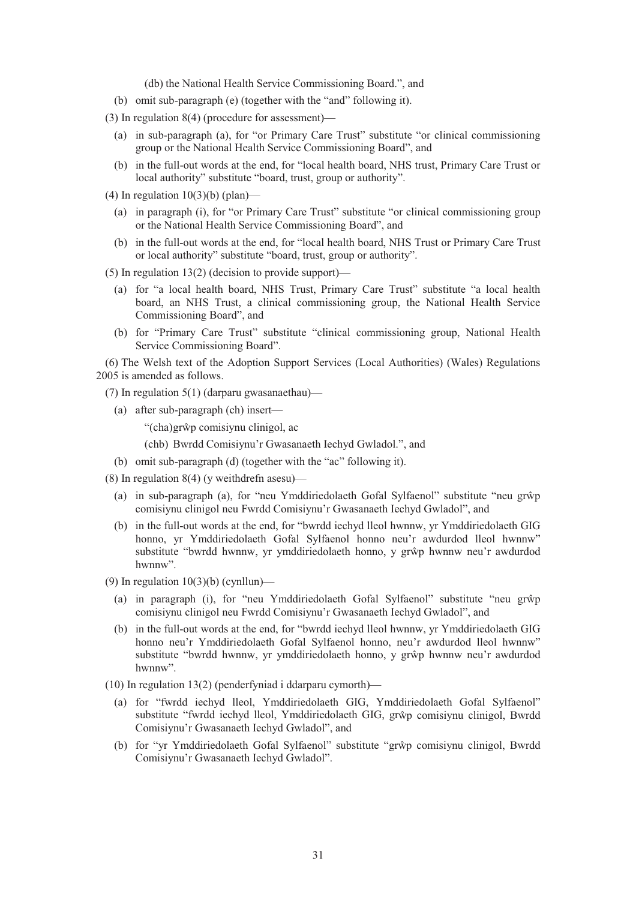(db) the National Health Service Commissioning Board.", and

(b) omit sub-paragraph (e) (together with the "and" following it).

(3) In regulation 8(4) (procedure for assessment)—

(a) in sub-paragraph (a), for "or Primary Care Trust" substitute "or clinical commissioning group or the National Health Service Commissioning Board", and

(b) in the full-out words at the end, for "local health board, NHS trust, Primary Care Trust or local authority" substitute "board, trust, group or authority".

(4) In regulation 10(3)(b) (plan)—

(a) in paragraph (i), for "or Primary Care Trust" substitute "or clinical commissioning group or the National Health Service Commissioning Board", and

(b) in the full-out words at the end, for "local health board, NHS Trust or Primary Care Trust or local authority" substitute "board, trust, group or authority".

(5) In regulation 13(2) (decision to provide support)—

(a) for "a local health board, NHS Trust, Primary Care Trust" substitute "a local health board, an NHS Trust, a clinical commissioning group, the National Health Service Commissioning Board", and

(b) for "Primary Care Trust" substitute "clinical commissioning group, National Health Service Commissioning Board".

(6) The Welsh text of the Adoption Support Services (Local Authorities) (Wales) Regulations 2005 is amended as follows.

(7) In regulation 5(1) (darparu gwasanaethau)—

(a) after sub-paragraph (ch) insert—

"(cha)grŵp comisiynu clinigol, ac

(chb) Bwrdd Comisiynu'r Gwasanaeth Iechyd Gwladol.", and

(b) omit sub-paragraph (d) (together with the "ac" following it).

(8) In regulation 8(4) (y weithdrefn asesu)—

(a) in sub-paragraph (a), for "neu Ymddiriedolaeth Gofal Sylfaenol" substitute "neu grŵp comisiynu clinigol neu Fwrdd Comisiynu'r Gwasanaeth Iechyd Gwladol", and

(b) in the full-out words at the end, for "bwrdd iechyd lleol hwnnw, yr Ymddiriedolaeth GIG honno, yr Ymddiriedolaeth Gofal Sylfaenol honno neu'r awdurdod lleol hwnnw" substitute "bwrdd hwnnw, yr ymddiriedolaeth honno, y grŵp hwnnw neu'r awdurdod hwnnw".

(9) In regulation 10(3)(b) (cynllun)—

(a) in paragraph (i), for "neu Ymddiriedolaeth Gofal Sylfaenol" substitute "neu grŵp comisiynu clinigol neu Fwrdd Comisiynu'r Gwasanaeth Iechyd Gwladol", and

(b) in the full-out words at the end, for "bwrdd iechyd lleol hwnnw, yr Ymddiriedolaeth GIG honno neu'r Ymddiriedolaeth Gofal Sylfaenol honno, neu'r awdurdod lleol hwnnw" substitute "bwrdd hwnnw, yr ymddiriedolaeth honno, y grŵp hwnnw neu'r awdurdod hwnnw".

(10) In regulation 13(2) (penderfyniad i ddarparu cymorth)—

(a) for "fwrdd iechyd lleol, Ymddiriedolaeth GIG, Ymddiriedolaeth Gofal Sylfaenol" substitute "fwrdd iechyd lleol, Ymddiriedolaeth GIG, grŵp comisiynu clinigol, Bwrdd Comisiynu'r Gwasanaeth Iechyd Gwladol", and

(b) for "yr Ymddiriedolaeth Gofal Sylfaenol" substitute "grŵp comisiynu clinigol, Bwrdd Comisiynu'r Gwasanaeth Iechyd Gwladol".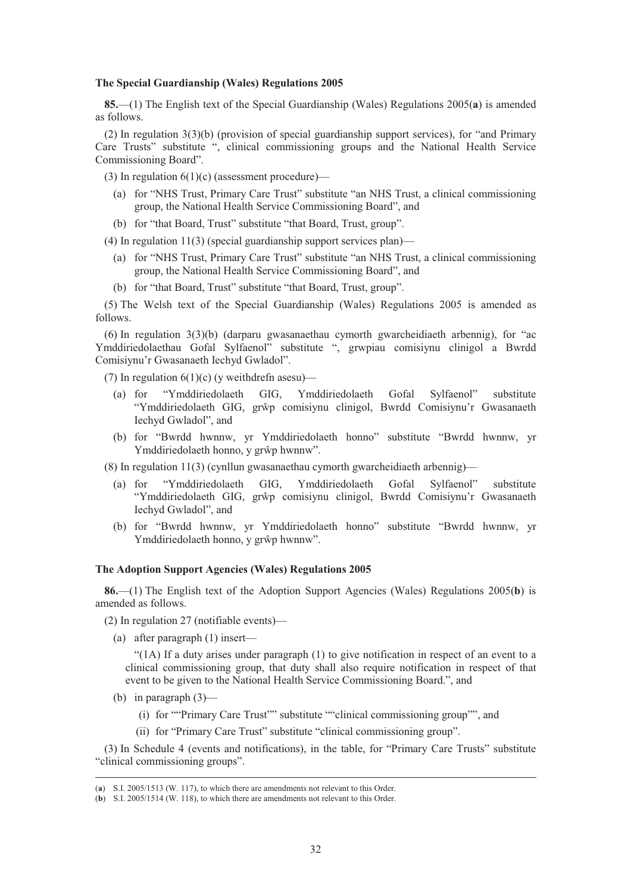**The Special Guardianship (Wales) Regulations 2005**

**85.**—(1) The English text of the Special Guardianship (Wales) Regulations 2005(**a**) is amended as follows.

(2) In regulation 3(3)(b) (provision of special guardianship support services), for "and Primary Care Trusts" substitute ", clinical commissioning groups and the National Health Service Commissioning Board".

(3) In regulation 6(1)(c) (assessment procedure)—

(a) for "NHS Trust, Primary Care Trust" substitute "an NHS Trust, a clinical commissioning group, the National Health Service Commissioning Board", and

(b) for "that Board, Trust" substitute "that Board, Trust, group".

(4) In regulation 11(3) (special guardianship support services plan)—

(a) for "NHS Trust, Primary Care Trust" substitute "an NHS Trust, a clinical commissioning group, the National Health Service Commissioning Board", and

(b) for "that Board, Trust" substitute "that Board, Trust, group".

(5) The Welsh text of the Special Guardianship (Wales) Regulations 2005 is amended as follows.

(6) In regulation 3(3)(b) (darparu gwasanaethau cymorth gwarcheidiaeth arbennig), for "ac Ymddiriedolaethau Gofal Sylfaenol" substitute ", grwpiau comisiynu clinigol a Bwrdd Comisiynu'r Gwasanaeth Iechyd Gwladol".

(7) In regulation 6(1)(c) (y weithdrefn asesu)—

(a) for "Ymddiriedolaeth GIG, Ymddiriedolaeth Gofal Sylfaenol" substitute "Ymddiriedolaeth GIG, grŵp comisiynu clinigol, Bwrdd Comisiynu'r Gwasanaeth Iechyd Gwladol", and

(b) for "Bwrdd hwnnw, yr Ymddiriedolaeth honno" substitute "Bwrdd hwnnw, yr Ymddiriedolaeth honno, y grŵp hwnnw".

(8) In regulation 11(3) (cynllun gwasanaethau cymorth gwarcheidiaeth arbennig)—

(a) for "Ymddiriedolaeth GIG, Ymddiriedolaeth Gofal Sylfaenol" substitute "Ymddiriedolaeth GIG, grŵp comisiynu clinigol, Bwrdd Comisiynu'r Gwasanaeth Iechyd Gwladol", and

(b) for "Bwrdd hwnnw, yr Ymddiriedolaeth honno" substitute "Bwrdd hwnnw, yr Ymddiriedolaeth honno, y grŵp hwnnw".

**The Adoption Support Agencies (Wales) Regulations 2005**

**86.**—(1) The English text of the Adoption Support Agencies (Wales) Regulations 2005(**b**) is amended as follows.

(2) In regulation 27 (notifiable events)—

(a) after paragraph (1) insert—

"(1A) If a duty arises under paragraph (1) to give notification in respect of an event to a clinical commissioning group, that duty shall also require notification in respect of that event to be given to the National Health Service Commissioning Board.", and

(b) in paragraph (3)—

(i) for ""Primary Care Trust"" substitute ""clinical commissioning group"", and

(ii) for "Primary Care Trust" substitute "clinical commissioning group".

(3) In Schedule 4 (events and notifications), in the table, for "Primary Care Trusts" substitute "clinical commissioning groups".

---

(**a**) S.I. 2005/1513 (W. 117), to which there are amendments not relevant to this Order.

(**b**) S.I. 2005/1514 (W. 118), to which there are amendments not relevant to this Order.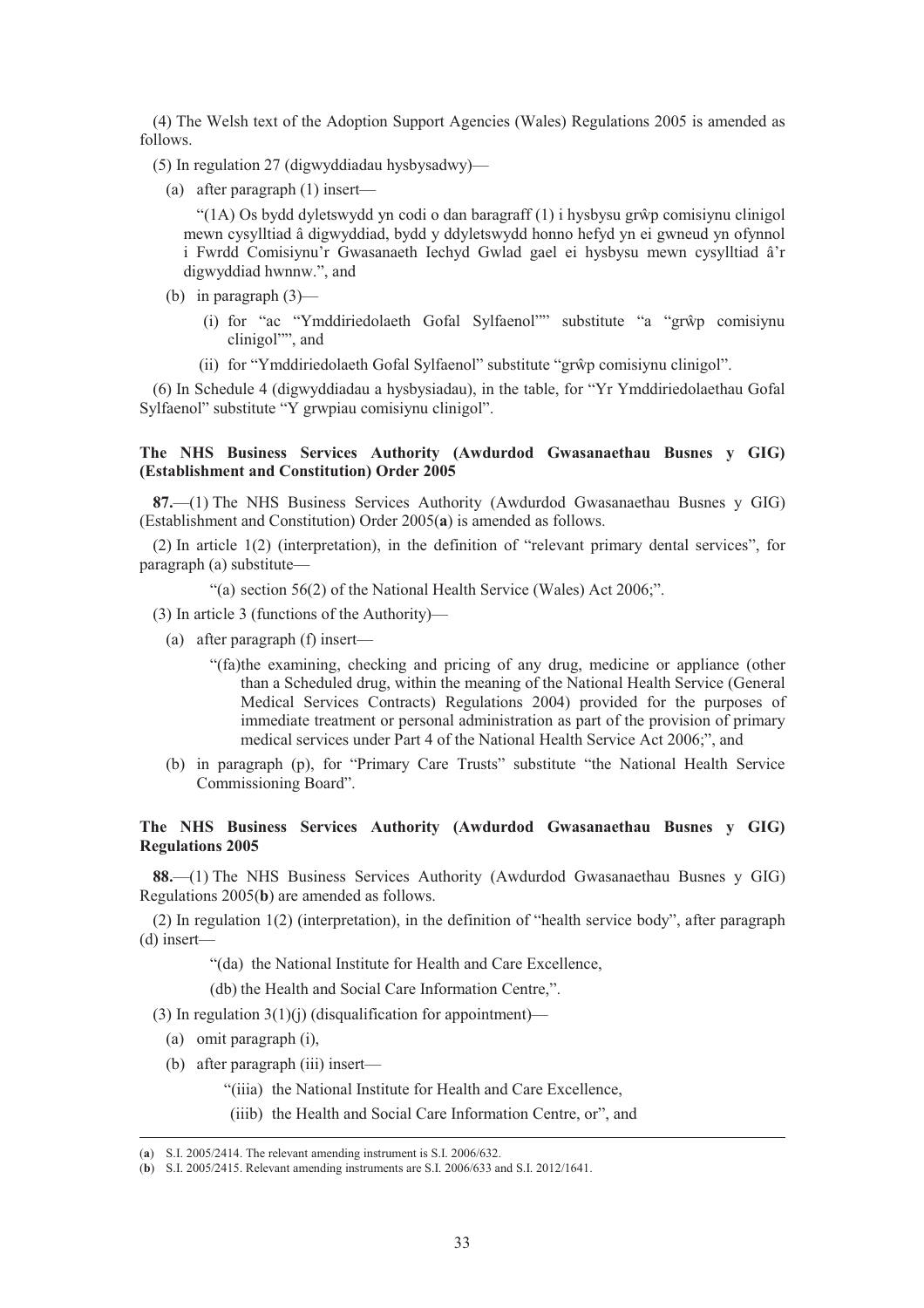(4) The Welsh text of the Adoption Support Agencies (Wales) Regulations 2005 is amended as follows.

(5) In regulation 27 (digwyddiadau hysbysadwy)—

(a) after paragraph (1) insert—

"(1A) Os bydd dyletswydd yn codi o dan baragraff (1) i hysbysu grŵp comisiynu clinigol mewn cysylltiad â digwyddiad, bydd y ddyletswydd honno hefyd yn ei gwneud yn ofynnol i Fwrdd Comisiynu'r Gwasanaeth Iechyd Gwlad gael ei hysbysu mewn cysylltiad â'r digwyddiad hwnnw.", and

(b) in paragraph (3)—

(i) for "ac "Ymddiriedolaeth Gofal Sylfaenol"" substitute "a "grŵp comisiynu clinigol"", and

(ii) for "Ymddiriedolaeth Gofal Sylfaenol" substitute "grŵp comisiynu clinigol".

(6) In Schedule 4 (digwyddiadau a hysbysiadau), in the table, for "Yr Ymddiriedolaethau Gofal Sylfaenol" substitute "Y grwpiau comisiynu clinigol".

**The NHS Business Services Authority (Awdurdod Gwasanaethau Busnes y GIG) (Establishment and Constitution) Order 2005**

**87.**—(1) The NHS Business Services Authority (Awdurdod Gwasanaethau Busnes y GIG) (Establishment and Constitution) Order 2005(**a**) is amended as follows.

(2) In article 1(2) (interpretation), in the definition of "relevant primary dental services", for paragraph (a) substitute—

"(a) section 56(2) of the National Health Service (Wales) Act 2006;".

(3) In article 3 (functions of the Authority)—

(a) after paragraph (f) insert—

"(fa)the examining, checking and pricing of any drug, medicine or appliance (other than a Scheduled drug, within the meaning of the National Health Service (General Medical Services Contracts) Regulations 2004) provided for the purposes of immediate treatment or personal administration as part of the provision of primary medical services under Part 4 of the National Health Service Act 2006;", and

(b) in paragraph (p), for "Primary Care Trusts" substitute "the National Health Service Commissioning Board".

**The NHS Business Services Authority (Awdurdod Gwasanaethau Busnes y GIG) Regulations 2005**

**88.**—(1) The NHS Business Services Authority (Awdurdod Gwasanaethau Busnes y GIG) Regulations 2005(**b**) are amended as follows.

(2) In regulation 1(2) (interpretation), in the definition of "health service body", after paragraph (d) insert—

"(da) the National Institute for Health and Care Excellence,

(db) the Health and Social Care Information Centre,".

(3) In regulation 3(1)(j) (disqualification for appointment)—

(a) omit paragraph (i),

(b) after paragraph (iii) insert—

"(iiia) the National Institute for Health and Care Excellence,

(iiib) the Health and Social Care Information Centre, or", and

---

(**a**) S.I. 2005/2414. The relevant amending instrument is S.I. 2006/632.

(**b**) S.I. 2005/2415. Relevant amending instruments are S.I. 2006/633 and S.I. 2012/1641.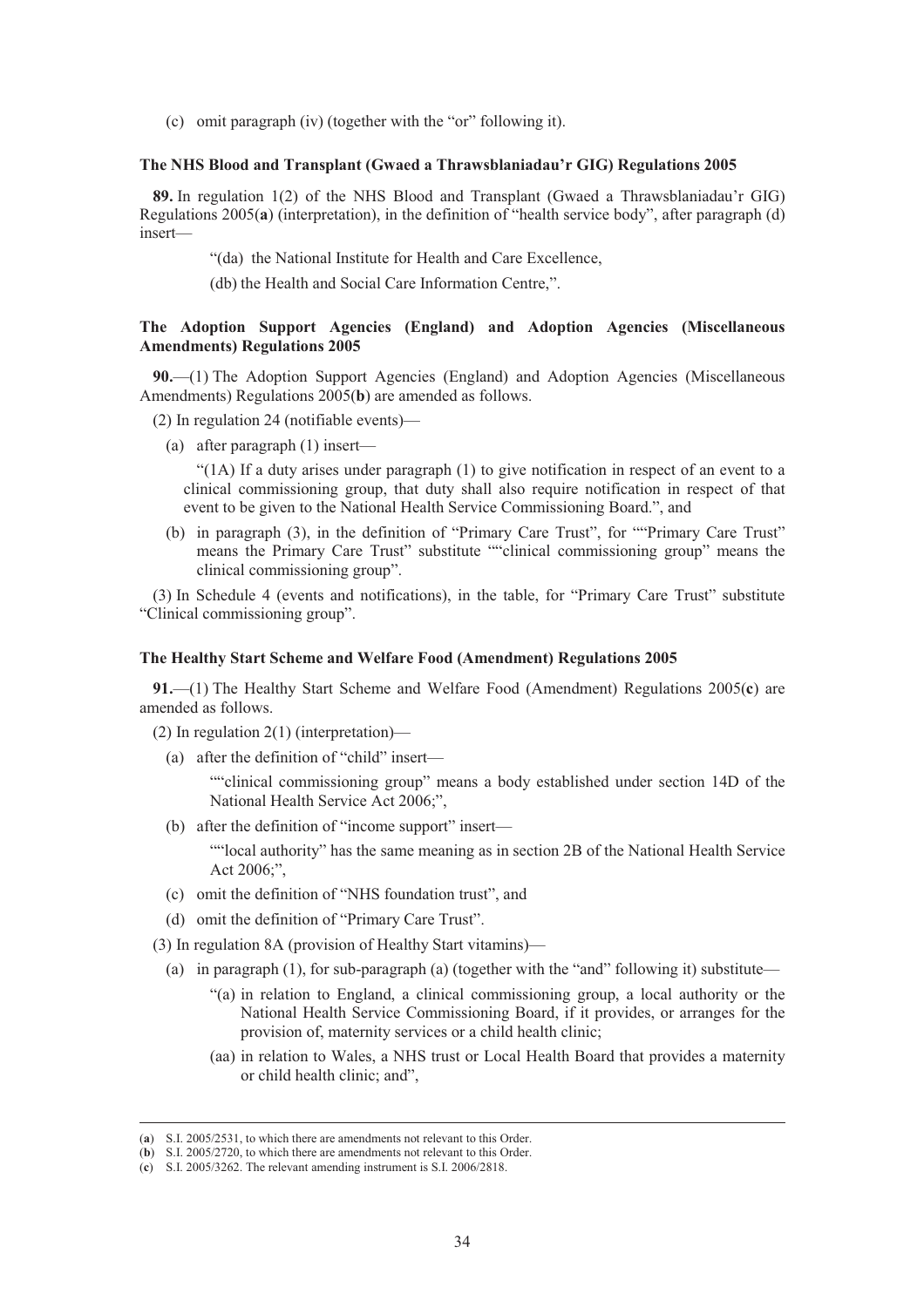(c) omit paragraph (iv) (together with the "or" following it).

### The NHS Blood and Transplant (Gwaed a Thrawsblaniadau'r GIG) Regulations 2005

**89.** In regulation 1(2) of the NHS Blood and Transplant (Gwaed a Thrawsblaniadau'r GIG) Regulations 2005(**a**) (interpretation), in the definition of "health service body", after paragraph (d) insert—

"(da) the National Institute for Health and Care Excellence,

(db) the Health and Social Care Information Centre,".

### The Adoption Support Agencies (England) and Adoption Agencies (Miscellaneous Amendments) Regulations 2005

**90.**—(1) The Adoption Support Agencies (England) and Adoption Agencies (Miscellaneous Amendments) Regulations 2005(**b**) are amended as follows.

(2) In regulation 24 (notifiable events)—

(a) after paragraph (1) insert—

"(1A) If a duty arises under paragraph (1) to give notification in respect of an event to a clinical commissioning group, that duty shall also require notification in respect of that event to be given to the National Health Service Commissioning Board.", and

(b) in paragraph (3), in the definition of "Primary Care Trust", for ""Primary Care Trust" means the Primary Care Trust" substitute ""clinical commissioning group" means the clinical commissioning group".

(3) In Schedule 4 (events and notifications), in the table, for "Primary Care Trust" substitute "Clinical commissioning group".

### The Healthy Start Scheme and Welfare Food (Amendment) Regulations 2005

**91.**—(1) The Healthy Start Scheme and Welfare Food (Amendment) Regulations 2005(**c**) are amended as follows.

(2) In regulation 2(1) (interpretation)—

(a) after the definition of "child" insert—

""clinical commissioning group" means a body established under section 14D of the National Health Service Act 2006;",

(b) after the definition of "income support" insert—

""local authority" has the same meaning as in section 2B of the National Health Service Act 2006;",

(c) omit the definition of "NHS foundation trust", and

(d) omit the definition of "Primary Care Trust".

(3) In regulation 8A (provision of Healthy Start vitamins)—

(a) in paragraph (1), for sub-paragraph (a) (together with the "and" following it) substitute—

"(a) in relation to England, a clinical commissioning group, a local authority or the National Health Service Commissioning Board, if it provides, or arranges for the provision of, maternity services or a child health clinic;

(aa) in relation to Wales, a NHS trust or Local Health Board that provides a maternity or child health clinic; and",

---

(**a**) S.I. 2005/2531, to which there are amendments not relevant to this Order.

(**b**) S.I. 2005/2720, to which there are amendments not relevant to this Order.

(**c**) S.I. 2005/3262. The relevant amending instrument is S.I. 2006/2818.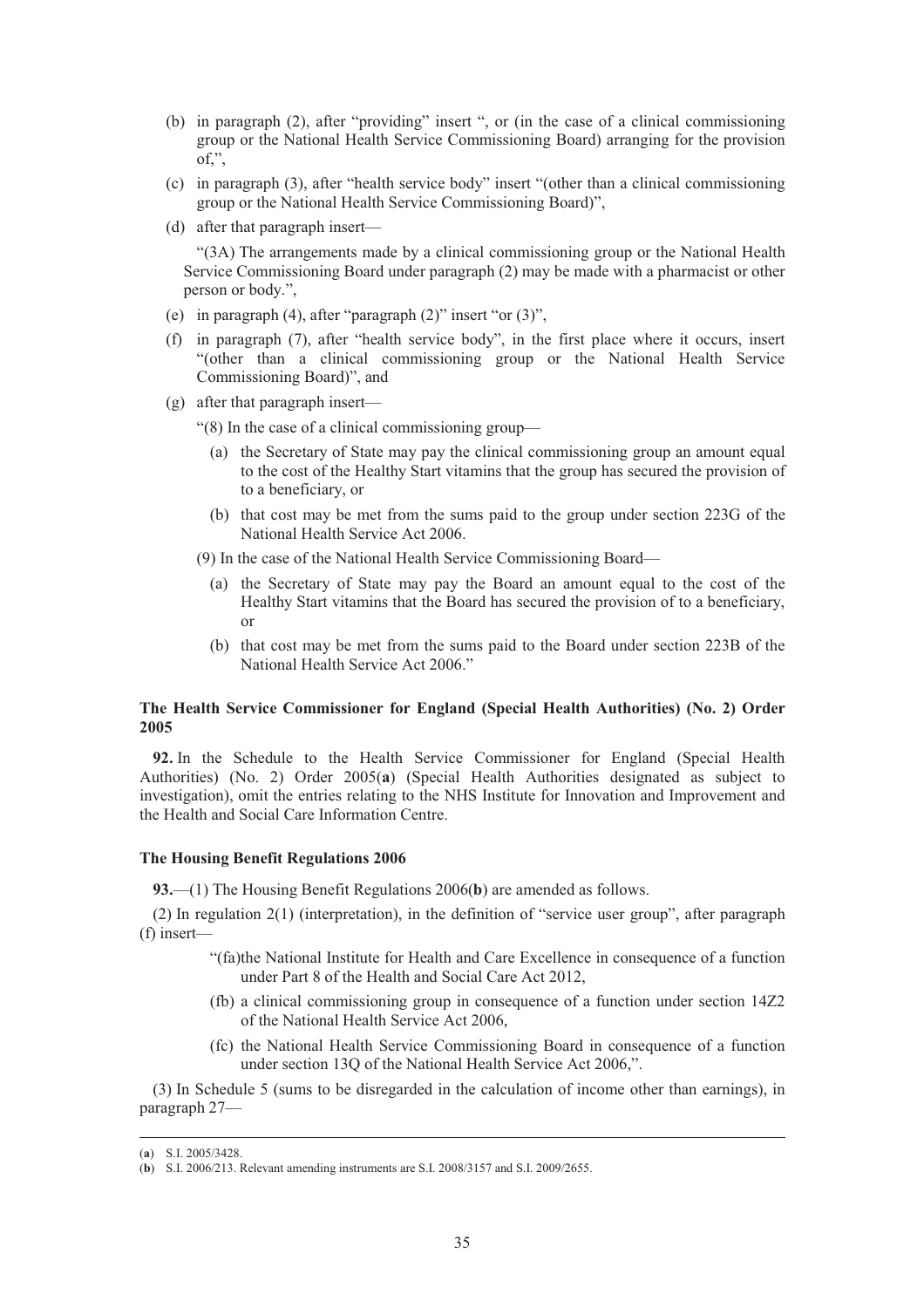(b) in paragraph (2), after "providing" insert ", or (in the case of a clinical commissioning group or the National Health Service Commissioning Board) arranging for the provision of,",

(c) in paragraph (3), after "health service body" insert "(other than a clinical commissioning group or the National Health Service Commissioning Board)",

(d) after that paragraph insert—

"(3A) The arrangements made by a clinical commissioning group or the National Health Service Commissioning Board under paragraph (2) may be made with a pharmacist or other person or body.",

(e) in paragraph (4), after "paragraph (2)" insert "or (3)",

(f) in paragraph (7), after "health service body", in the first place where it occurs, insert "(other than a clinical commissioning group or the National Health Service Commissioning Board)", and

(g) after that paragraph insert—

"(8) In the case of a clinical commissioning group—

(a) the Secretary of State may pay the clinical commissioning group an amount equal to the cost of the Healthy Start vitamins that the group has secured the provision of to a beneficiary, or

(b) that cost may be met from the sums paid to the group under section 223G of the National Health Service Act 2006.

(9) In the case of the National Health Service Commissioning Board—

(a) the Secretary of State may pay the Board an amount equal to the cost of the Healthy Start vitamins that the Board has secured the provision of to a beneficiary, or

(b) that cost may be met from the sums paid to the Board under section 223B of the National Health Service Act 2006."

**The Health Service Commissioner for England (Special Health Authorities) (No. 2) Order 2005**

**92.** In the Schedule to the Health Service Commissioner for England (Special Health Authorities) (No. 2) Order 2005(**a**) (Special Health Authorities designated as subject to investigation), omit the entries relating to the NHS Institute for Innovation and Improvement and the Health and Social Care Information Centre.

**The Housing Benefit Regulations 2006**

**93.**—(1) The Housing Benefit Regulations 2006(**b**) are amended as follows.

(2) In regulation 2(1) (interpretation), in the definition of "service user group", after paragraph (f) insert—

"(fa)the National Institute for Health and Care Excellence in consequence of a function under Part 8 of the Health and Social Care Act 2012,

(fb) a clinical commissioning group in consequence of a function under section 14Z2 of the National Health Service Act 2006,

(fc) the National Health Service Commissioning Board in consequence of a function under section 13Q of the National Health Service Act 2006,".

(3) In Schedule 5 (sums to be disregarded in the calculation of income other than earnings), in paragraph 27—

---

(**a**) S.I. 2005/3428.

(**b**) S.I. 2006/213. Relevant amending instruments are S.I. 2008/3157 and S.I. 2009/2655.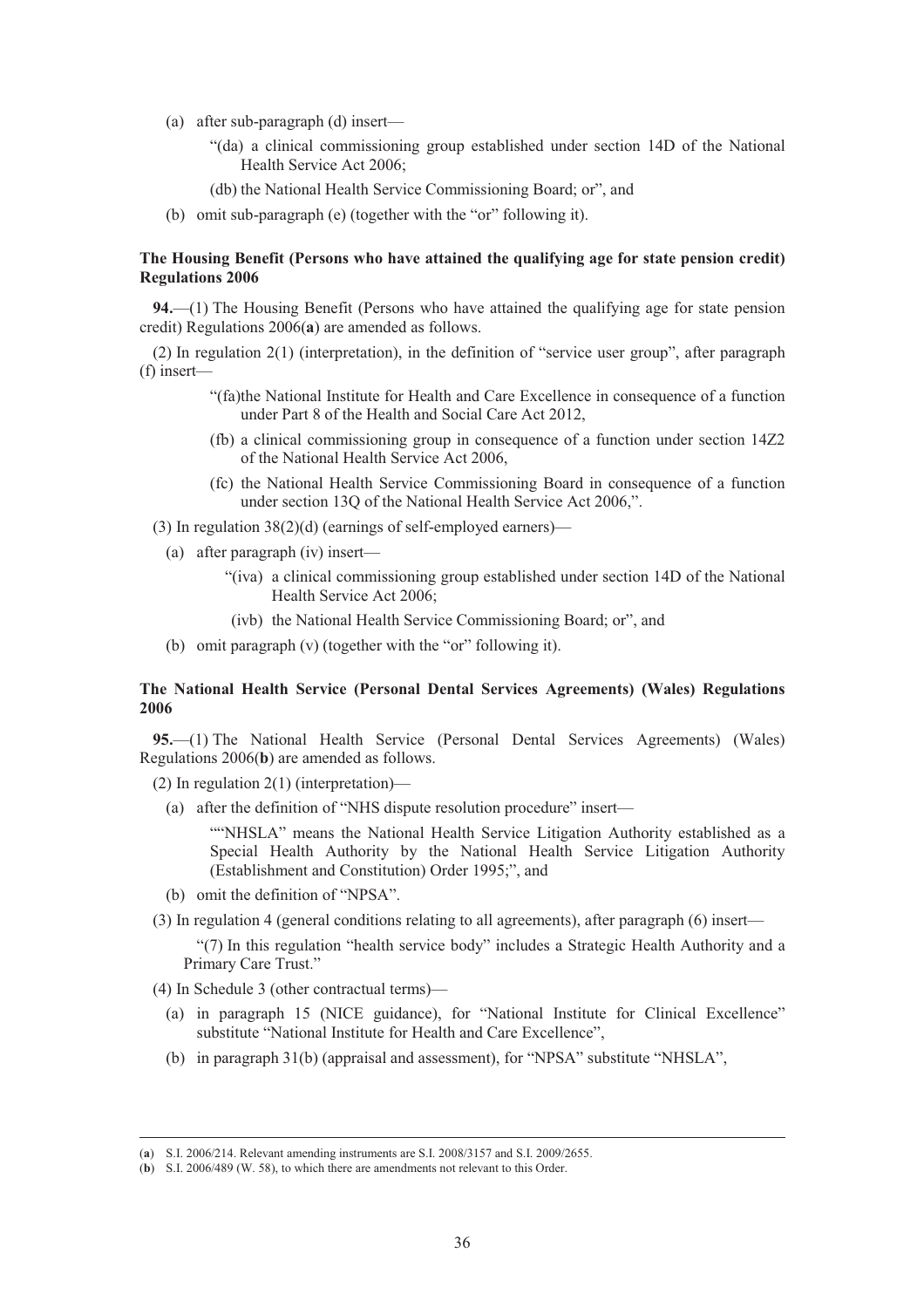(a) after sub-paragraph (d) insert—

"(da) a clinical commissioning group established under section 14D of the National Health Service Act 2006;

(db) the National Health Service Commissioning Board; or", and

(b) omit sub-paragraph (e) (together with the "or" following it).

**The Housing Benefit (Persons who have attained the qualifying age for state pension credit) Regulations 2006**

**94.**—(1) The Housing Benefit (Persons who have attained the qualifying age for state pension credit) Regulations 2006(**a**) are amended as follows.

(2) In regulation 2(1) (interpretation), in the definition of "service user group", after paragraph (f) insert—

"(fa)the National Institute for Health and Care Excellence in consequence of a function under Part 8 of the Health and Social Care Act 2012,

(fb) a clinical commissioning group in consequence of a function under section 14Z2 of the National Health Service Act 2006,

(fc) the National Health Service Commissioning Board in consequence of a function under section 13Q of the National Health Service Act 2006,".

(3) In regulation 38(2)(d) (earnings of self-employed earners)—

(a) after paragraph (iv) insert—

"(iva) a clinical commissioning group established under section 14D of the National Health Service Act 2006;

(ivb) the National Health Service Commissioning Board; or", and

(b) omit paragraph (v) (together with the "or" following it).

**The National Health Service (Personal Dental Services Agreements) (Wales) Regulations 2006**

**95.**—(1) The National Health Service (Personal Dental Services Agreements) (Wales) Regulations 2006(**b**) are amended as follows.

(2) In regulation 2(1) (interpretation)—

(a) after the definition of "NHS dispute resolution procedure" insert—

""NHSLA" means the National Health Service Litigation Authority established as a Special Health Authority by the National Health Service Litigation Authority (Establishment and Constitution) Order 1995;", and

(b) omit the definition of "NPSA".

(3) In regulation 4 (general conditions relating to all agreements), after paragraph (6) insert—

"(7) In this regulation "health service body" includes a Strategic Health Authority and a Primary Care Trust."

(4) In Schedule 3 (other contractual terms)—

(a) in paragraph 15 (NICE guidance), for "National Institute for Clinical Excellence" substitute "National Institute for Health and Care Excellence",

(b) in paragraph 31(b) (appraisal and assessment), for "NPSA" substitute "NHSLA",

---

(**a**) S.I. 2006/214. Relevant amending instruments are S.I. 2008/3157 and S.I. 2009/2655.

(**b**) S.I. 2006/489 (W. 58), to which there are amendments not relevant to this Order.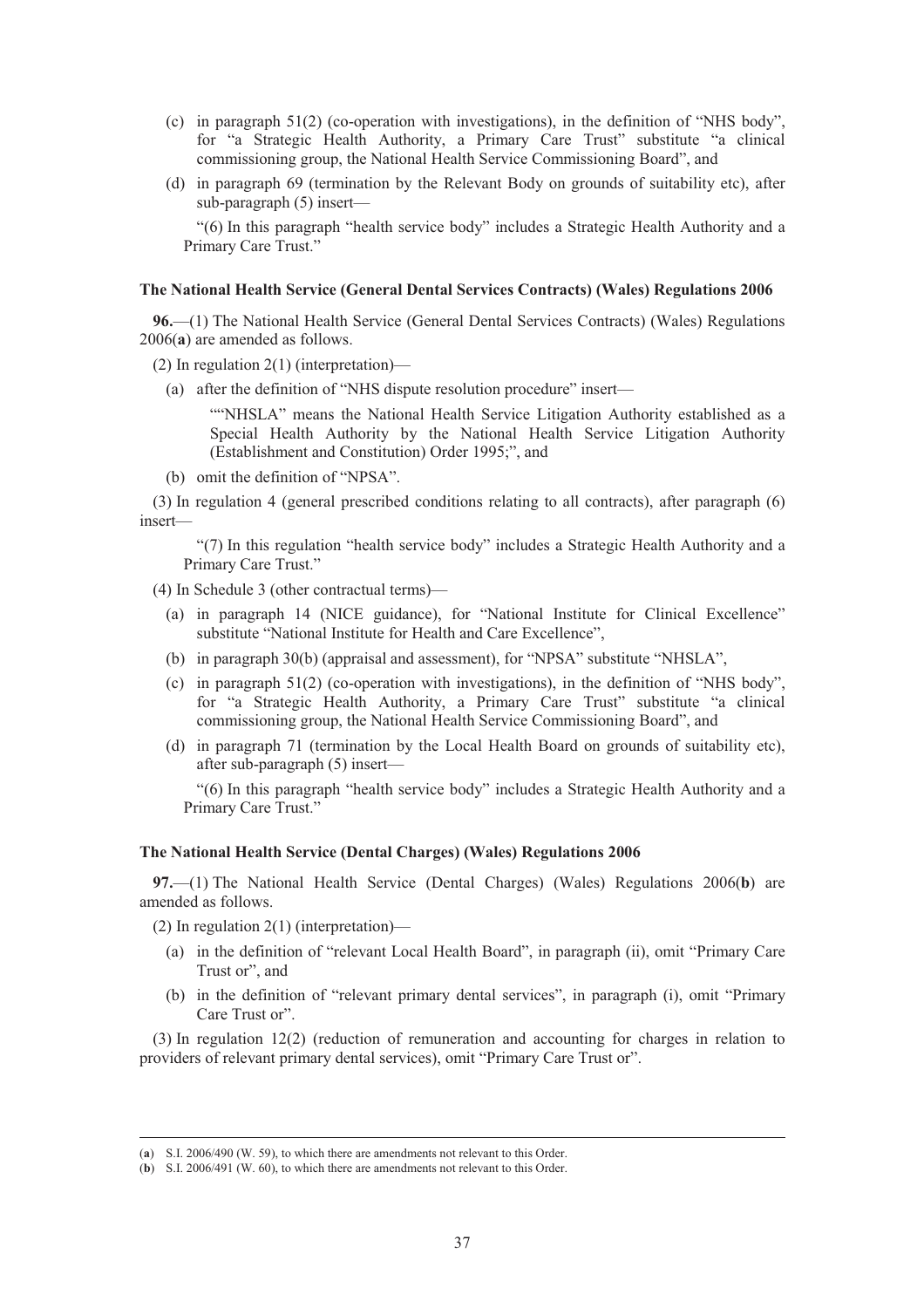(c) in paragraph 51(2) (co-operation with investigations), in the definition of "NHS body", for "a Strategic Health Authority, a Primary Care Trust" substitute "a clinical commissioning group, the National Health Service Commissioning Board", and

(d) in paragraph 69 (termination by the Relevant Body on grounds of suitability etc), after sub-paragraph (5) insert—

"(6) In this paragraph "health service body" includes a Strategic Health Authority and a Primary Care Trust."

**The National Health Service (General Dental Services Contracts) (Wales) Regulations 2006**

**96.**—(1) The National Health Service (General Dental Services Contracts) (Wales) Regulations 2006(**a**) are amended as follows.

(2) In regulation 2(1) (interpretation)—

(a) after the definition of "NHS dispute resolution procedure" insert—

""NHSLA" means the National Health Service Litigation Authority established as a Special Health Authority by the National Health Service Litigation Authority (Establishment and Constitution) Order 1995;", and

(b) omit the definition of "NPSA".

(3) In regulation 4 (general prescribed conditions relating to all contracts), after paragraph (6) insert—

"(7) In this regulation "health service body" includes a Strategic Health Authority and a Primary Care Trust."

(4) In Schedule 3 (other contractual terms)—

(a) in paragraph 14 (NICE guidance), for "National Institute for Clinical Excellence" substitute "National Institute for Health and Care Excellence",

(b) in paragraph 30(b) (appraisal and assessment), for "NPSA" substitute "NHSLA",

(c) in paragraph 51(2) (co-operation with investigations), in the definition of "NHS body", for "a Strategic Health Authority, a Primary Care Trust" substitute "a clinical commissioning group, the National Health Service Commissioning Board", and

(d) in paragraph 71 (termination by the Local Health Board on grounds of suitability etc), after sub-paragraph (5) insert—

"(6) In this paragraph "health service body" includes a Strategic Health Authority and a Primary Care Trust."

**The National Health Service (Dental Charges) (Wales) Regulations 2006**

**97.**—(1) The National Health Service (Dental Charges) (Wales) Regulations 2006(**b**) are amended as follows.

(2) In regulation 2(1) (interpretation)—

(a) in the definition of "relevant Local Health Board", in paragraph (ii), omit "Primary Care Trust or", and

(b) in the definition of "relevant primary dental services", in paragraph (i), omit "Primary Care Trust or".

(3) In regulation 12(2) (reduction of remuneration and accounting for charges in relation to providers of relevant primary dental services), omit "Primary Care Trust or".

---

(**a**) S.I. 2006/490 (W. 59), to which there are amendments not relevant to this Order.

(**b**) S.I. 2006/491 (W. 60), to which there are amendments not relevant to this Order.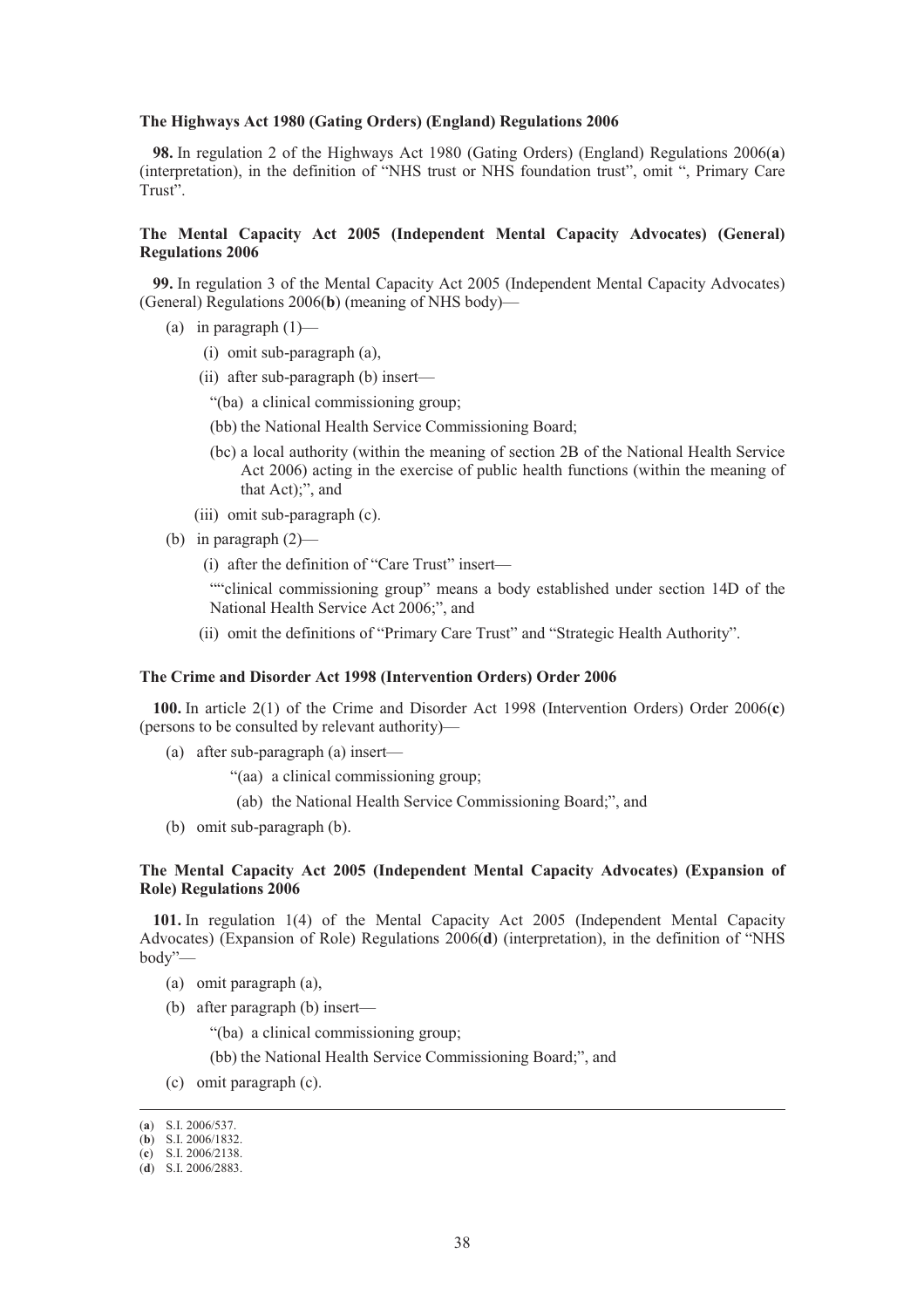**The Highways Act 1980 (Gating Orders) (England) Regulations 2006**

**98.** In regulation 2 of the Highways Act 1980 (Gating Orders) (England) Regulations 2006(**a**) (interpretation), in the definition of "NHS trust or NHS foundation trust", omit ", Primary Care Trust".

**The Mental Capacity Act 2005 (Independent Mental Capacity Advocates) (General) Regulations 2006**

**99.** In regulation 3 of the Mental Capacity Act 2005 (Independent Mental Capacity Advocates) (General) Regulations 2006(**b**) (meaning of NHS body)—

(a) in paragraph (1)—

(i) omit sub-paragraph (a),

(ii) after sub-paragraph (b) insert—

"(ba) a clinical commissioning group;

(bb) the National Health Service Commissioning Board;

(bc) a local authority (within the meaning of section 2B of the National Health Service Act 2006) acting in the exercise of public health functions (within the meaning of that Act);", and

(iii) omit sub-paragraph (c).

(b) in paragraph (2)—

(i) after the definition of "Care Trust" insert—

""clinical commissioning group" means a body established under section 14D of the National Health Service Act 2006;", and

(ii) omit the definitions of "Primary Care Trust" and "Strategic Health Authority".

**The Crime and Disorder Act 1998 (Intervention Orders) Order 2006**

**100.** In article 2(1) of the Crime and Disorder Act 1998 (Intervention Orders) Order 2006(**c**) (persons to be consulted by relevant authority)—

(a) after sub-paragraph (a) insert—

"(aa) a clinical commissioning group;

(ab) the National Health Service Commissioning Board;", and

(b) omit sub-paragraph (b).

**The Mental Capacity Act 2005 (Independent Mental Capacity Advocates) (Expansion of Role) Regulations 2006**

**101.** In regulation 1(4) of the Mental Capacity Act 2005 (Independent Mental Capacity Advocates) (Expansion of Role) Regulations 2006(**d**) (interpretation), in the definition of "NHS body"—

(a) omit paragraph (a),

(b) after paragraph (b) insert—

"(ba) a clinical commissioning group;

(bb) the National Health Service Commissioning Board;", and

(c) omit paragraph (c).

---

(**a**) S.I. 2006/537.
(**b**) S.I. 2006/1832.
(**c**) S.I. 2006/2138.
(**d**) S.I. 2006/2883.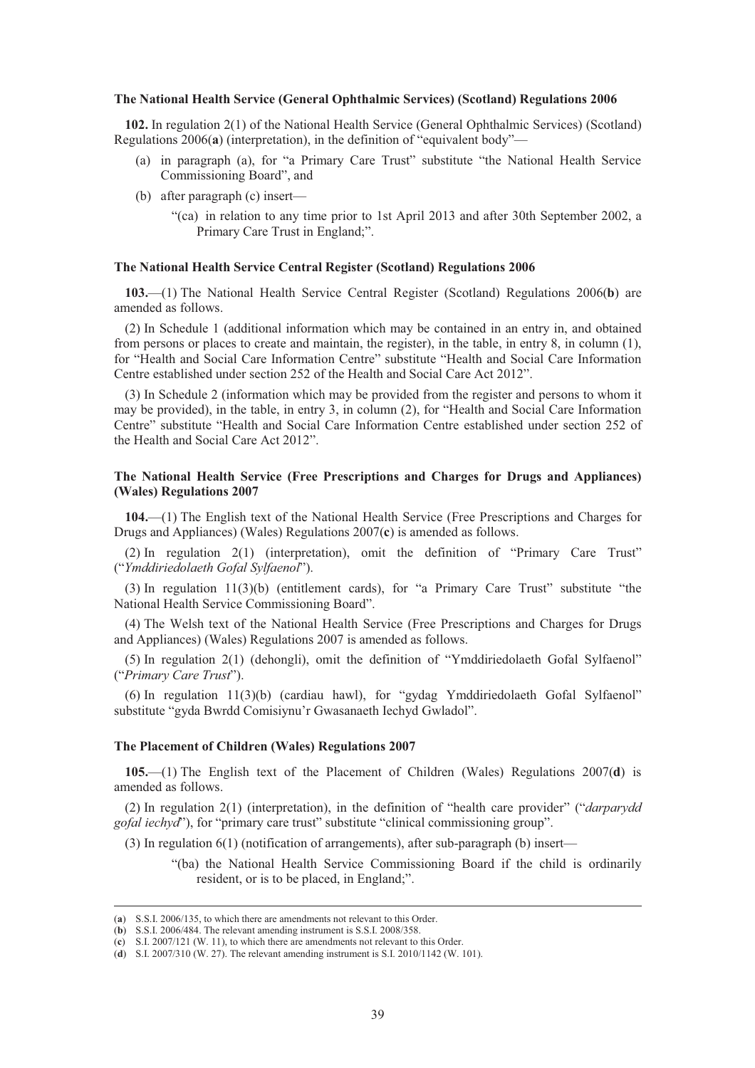**The National Health Service (General Ophthalmic Services) (Scotland) Regulations 2006**

**102.** In regulation 2(1) of the National Health Service (General Ophthalmic Services) (Scotland) Regulations 2006(**a**) (interpretation), in the definition of "equivalent body"—

(a) in paragraph (a), for "a Primary Care Trust" substitute "the National Health Service Commissioning Board", and

(b) after paragraph (c) insert—

> "(ca) in relation to any time prior to 1st April 2013 and after 30th September 2002, a Primary Care Trust in England;".

**The National Health Service Central Register (Scotland) Regulations 2006**

**103.**—(1) The National Health Service Central Register (Scotland) Regulations 2006(**b**) are amended as follows.

(2) In Schedule 1 (additional information which may be contained in an entry in, and obtained from persons or places to create and maintain, the register), in the table, in entry 8, in column (1), for "Health and Social Care Information Centre" substitute "Health and Social Care Information Centre established under section 252 of the Health and Social Care Act 2012".

(3) In Schedule 2 (information which may be provided from the register and persons to whom it may be provided), in the table, in entry 3, in column (2), for "Health and Social Care Information Centre" substitute "Health and Social Care Information Centre established under section 252 of the Health and Social Care Act 2012".

**The National Health Service (Free Prescriptions and Charges for Drugs and Appliances) (Wales) Regulations 2007**

**104.**—(1) The English text of the National Health Service (Free Prescriptions and Charges for Drugs and Appliances) (Wales) Regulations 2007(**c**) is amended as follows.

(2) In regulation 2(1) (interpretation), omit the definition of "Primary Care Trust" ("*Ymddiriedolaeth Gofal Sylfaenol*").

(3) In regulation 11(3)(b) (entitlement cards), for "a Primary Care Trust" substitute "the National Health Service Commissioning Board".

(4) The Welsh text of the National Health Service (Free Prescriptions and Charges for Drugs and Appliances) (Wales) Regulations 2007 is amended as follows.

(5) In regulation 2(1) (dehongli), omit the definition of "Ymddiriedolaeth Gofal Sylfaenol" ("*Primary Care Trust*").

(6) In regulation 11(3)(b) (cardiau hawl), for "gydag Ymddiriedolaeth Gofal Sylfaenol" substitute "gyda Bwrdd Comisiynu'r Gwasanaeth Iechyd Gwladol".

**The Placement of Children (Wales) Regulations 2007**

**105.**—(1) The English text of the Placement of Children (Wales) Regulations 2007(**d**) is amended as follows.

(2) In regulation 2(1) (interpretation), in the definition of "health care provider" ("*darparydd gofal iechyd*"), for "primary care trust" substitute "clinical commissioning group".

(3) In regulation 6(1) (notification of arrangements), after sub-paragraph (b) insert—

> "(ba) the National Health Service Commissioning Board if the child is ordinarily resident, or is to be placed, in England;".

---

(**a**) S.S.I. 2006/135, to which there are amendments not relevant to this Order.
(**b**) S.S.I. 2006/484. The relevant amending instrument is S.S.I. 2008/358.
(**c**) S.I. 2007/121 (W. 11), to which there are amendments not relevant to this Order.
(**d**) S.I. 2007/310 (W. 27). The relevant amending instrument is S.I. 2010/1142 (W. 101).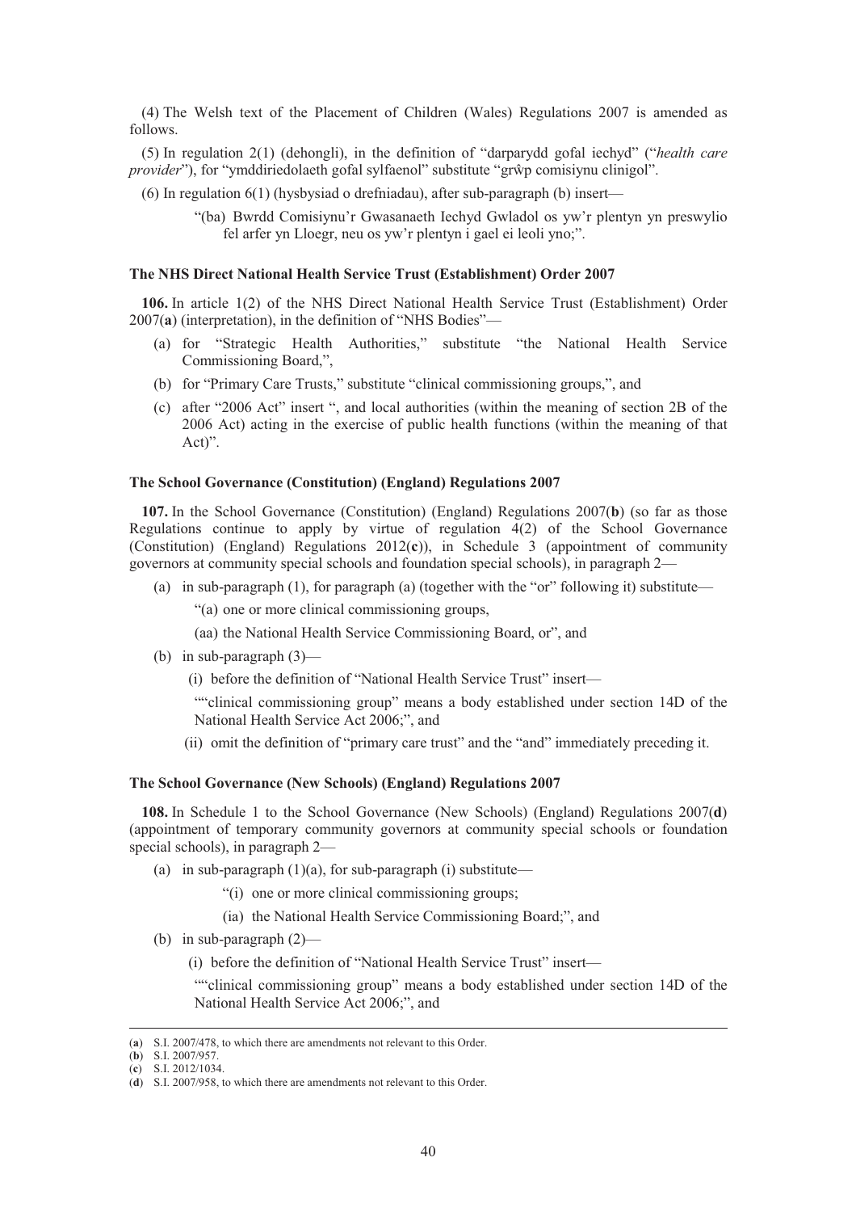(4) The Welsh text of the Placement of Children (Wales) Regulations 2007 is amended as follows.

(5) In regulation 2(1) (dehongli), in the definition of "darparydd gofal iechyd" ("*health care provider*"), for "ymddiriedolaeth gofal sylfaenol" substitute "grŵp comisiynu clinigol".

(6) In regulation 6(1) (hysbysiad o drefniadau), after sub-paragraph (b) insert—

> "(ba) Bwrdd Comisiynu'r Gwasanaeth Iechyd Gwladol os yw'r plentyn yn preswylio fel arfer yn Lloegr, neu os yw'r plentyn i gael ei leoli yno;".

### The NHS Direct National Health Service Trust (Establishment) Order 2007

**106.** In article 1(2) of the NHS Direct National Health Service Trust (Establishment) Order 2007(**a**) (interpretation), in the definition of "NHS Bodies"—

(a) for "Strategic Health Authorities," substitute "the National Health Service Commissioning Board,",

(b) for "Primary Care Trusts," substitute "clinical commissioning groups,", and

(c) after "2006 Act" insert ", and local authorities (within the meaning of section 2B of the 2006 Act) acting in the exercise of public health functions (within the meaning of that Act)".

### The School Governance (Constitution) (England) Regulations 2007

**107.** In the School Governance (Constitution) (England) Regulations 2007(**b**) (so far as those Regulations continue to apply by virtue of regulation 4(2) of the School Governance (Constitution) (England) Regulations 2012(**c**)), in Schedule 3 (appointment of community governors at community special schools and foundation special schools), in paragraph 2—

(a) in sub-paragraph (1), for paragraph (a) (together with the "or" following it) substitute—

> "(a) one or more clinical commissioning groups,
>
> (aa) the National Health Service Commissioning Board, or", and

(b) in sub-paragraph (3)—

(i) before the definition of "National Health Service Trust" insert—

> ""clinical commissioning group" means a body established under section 14D of the National Health Service Act 2006;", and

(ii) omit the definition of "primary care trust" and the "and" immediately preceding it.

### The School Governance (New Schools) (England) Regulations 2007

**108.** In Schedule 1 to the School Governance (New Schools) (England) Regulations 2007(**d**) (appointment of temporary community governors at community special schools or foundation special schools), in paragraph 2—

(a) in sub-paragraph (1)(a), for sub-paragraph (i) substitute—

> "(i) one or more clinical commissioning groups;
>
> (ia) the National Health Service Commissioning Board;", and

(b) in sub-paragraph (2)—

(i) before the definition of "National Health Service Trust" insert—

> ""clinical commissioning group" means a body established under section 14D of the National Health Service Act 2006;", and

---

(**a**) S.I. 2007/478, to which there are amendments not relevant to this Order.
(**b**) S.I. 2007/957.
(**c**) S.I. 2012/1034.
(**d**) S.I. 2007/958, to which there are amendments not relevant to this Order.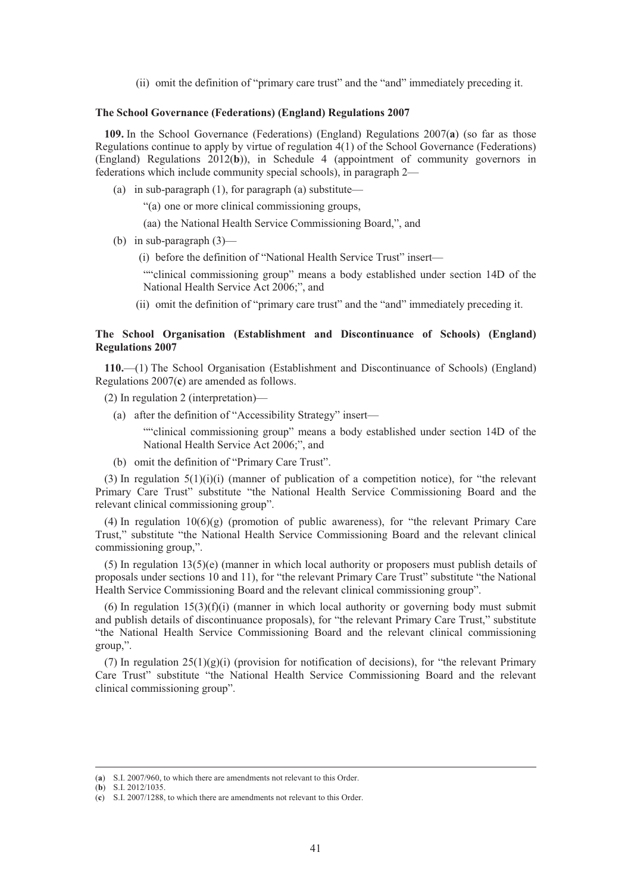(ii) omit the definition of "primary care trust" and the "and" immediately preceding it.

**The School Governance (Federations) (England) Regulations 2007**

**109.** In the School Governance (Federations) (England) Regulations 2007(**a**) (so far as those Regulations continue to apply by virtue of regulation 4(1) of the School Governance (Federations) (England) Regulations 2012(**b**)), in Schedule 4 (appointment of community governors in federations which include community special schools), in paragraph 2—

(a) in sub-paragraph (1), for paragraph (a) substitute—

"(a) one or more clinical commissioning groups,

(aa) the National Health Service Commissioning Board,", and

(b) in sub-paragraph (3)—

(i) before the definition of "National Health Service Trust" insert—

""clinical commissioning group" means a body established under section 14D of the National Health Service Act 2006;", and

(ii) omit the definition of "primary care trust" and the "and" immediately preceding it.

**The School Organisation (Establishment and Discontinuance of Schools) (England) Regulations 2007**

**110.**—(1) The School Organisation (Establishment and Discontinuance of Schools) (England) Regulations 2007(**c**) are amended as follows.

(2) In regulation 2 (interpretation)—

(a) after the definition of "Accessibility Strategy" insert—

""clinical commissioning group" means a body established under section 14D of the National Health Service Act 2006;", and

(b) omit the definition of "Primary Care Trust".

(3) In regulation 5(1)(i)(i) (manner of publication of a competition notice), for "the relevant Primary Care Trust" substitute "the National Health Service Commissioning Board and the relevant clinical commissioning group".

(4) In regulation 10(6)(g) (promotion of public awareness), for "the relevant Primary Care Trust," substitute "the National Health Service Commissioning Board and the relevant clinical commissioning group,".

(5) In regulation 13(5)(e) (manner in which local authority or proposers must publish details of proposals under sections 10 and 11), for "the relevant Primary Care Trust" substitute "the National Health Service Commissioning Board and the relevant clinical commissioning group".

(6) In regulation 15(3)(f)(i) (manner in which local authority or governing body must submit and publish details of discontinuance proposals), for "the relevant Primary Care Trust," substitute "the National Health Service Commissioning Board and the relevant clinical commissioning group,".

(7) In regulation 25(1)(g)(i) (provision for notification of decisions), for "the relevant Primary Care Trust" substitute "the National Health Service Commissioning Board and the relevant clinical commissioning group".

---

(**a**) S.I. 2007/960, to which there are amendments not relevant to this Order.
(**b**) S.I. 2012/1035.
(**c**) S.I. 2007/1288, to which there are amendments not relevant to this Order.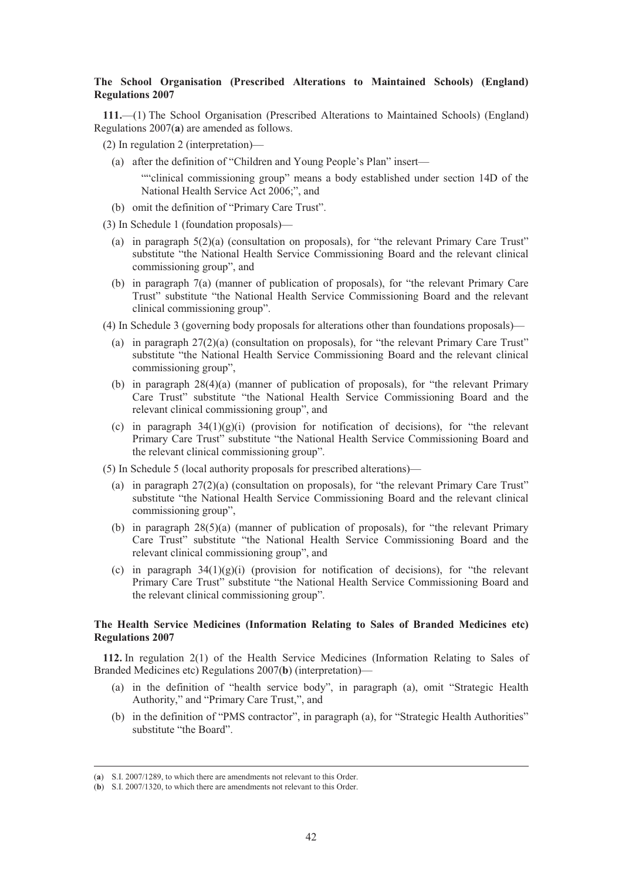**The School Organisation (Prescribed Alterations to Maintained Schools) (England) Regulations 2007**

**111.**—(1) The School Organisation (Prescribed Alterations to Maintained Schools) (England) Regulations 2007(**a**) are amended as follows.

(2) In regulation 2 (interpretation)—

(a) after the definition of "Children and Young People's Plan" insert—

""clinical commissioning group" means a body established under section 14D of the National Health Service Act 2006;", and

(b) omit the definition of "Primary Care Trust".

(3) In Schedule 1 (foundation proposals)—

(a) in paragraph 5(2)(a) (consultation on proposals), for "the relevant Primary Care Trust" substitute "the National Health Service Commissioning Board and the relevant clinical commissioning group", and

(b) in paragraph 7(a) (manner of publication of proposals), for "the relevant Primary Care Trust" substitute "the National Health Service Commissioning Board and the relevant clinical commissioning group".

(4) In Schedule 3 (governing body proposals for alterations other than foundations proposals)—

(a) in paragraph 27(2)(a) (consultation on proposals), for "the relevant Primary Care Trust" substitute "the National Health Service Commissioning Board and the relevant clinical commissioning group",

(b) in paragraph 28(4)(a) (manner of publication of proposals), for "the relevant Primary Care Trust" substitute "the National Health Service Commissioning Board and the relevant clinical commissioning group", and

(c) in paragraph 34(1)(g)(i) (provision for notification of decisions), for "the relevant Primary Care Trust" substitute "the National Health Service Commissioning Board and the relevant clinical commissioning group".

(5) In Schedule 5 (local authority proposals for prescribed alterations)—

(a) in paragraph 27(2)(a) (consultation on proposals), for "the relevant Primary Care Trust" substitute "the National Health Service Commissioning Board and the relevant clinical commissioning group",

(b) in paragraph 28(5)(a) (manner of publication of proposals), for "the relevant Primary Care Trust" substitute "the National Health Service Commissioning Board and the relevant clinical commissioning group", and

(c) in paragraph 34(1)(g)(i) (provision for notification of decisions), for "the relevant Primary Care Trust" substitute "the National Health Service Commissioning Board and the relevant clinical commissioning group".

**The Health Service Medicines (Information Relating to Sales of Branded Medicines etc) Regulations 2007**

**112.** In regulation 2(1) of the Health Service Medicines (Information Relating to Sales of Branded Medicines etc) Regulations 2007(**b**) (interpretation)—

(a) in the definition of "health service body", in paragraph (a), omit "Strategic Health Authority," and "Primary Care Trust,", and

(b) in the definition of "PMS contractor", in paragraph (a), for "Strategic Health Authorities" substitute "the Board".

---

(**a**) S.I. 2007/1289, to which there are amendments not relevant to this Order.

(**b**) S.I. 2007/1320, to which there are amendments not relevant to this Order.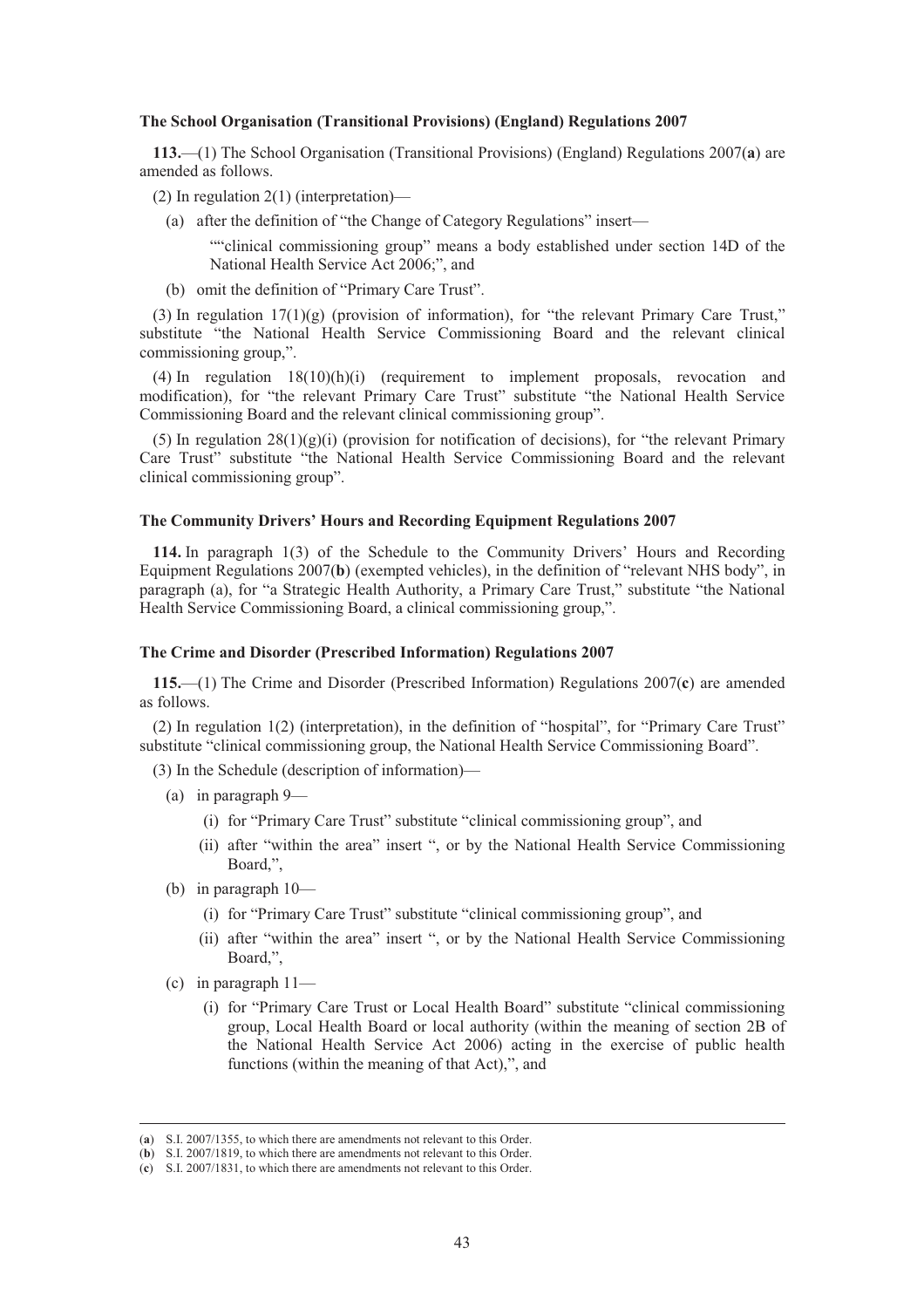### The School Organisation (Transitional Provisions) (England) Regulations 2007

**113.**—(1) The School Organisation (Transitional Provisions) (England) Regulations 2007(**a**) are amended as follows.

(2) In regulation 2(1) (interpretation)—

(a) after the definition of "the Change of Category Regulations" insert—

""clinical commissioning group" means a body established under section 14D of the National Health Service Act 2006;", and

(b) omit the definition of "Primary Care Trust".

(3) In regulation 17(1)(g) (provision of information), for "the relevant Primary Care Trust," substitute "the National Health Service Commissioning Board and the relevant clinical commissioning group,".

(4) In regulation 18(10)(h)(i) (requirement to implement proposals, revocation and modification), for "the relevant Primary Care Trust" substitute "the National Health Service Commissioning Board and the relevant clinical commissioning group".

(5) In regulation 28(1)(g)(i) (provision for notification of decisions), for "the relevant Primary Care Trust" substitute "the National Health Service Commissioning Board and the relevant clinical commissioning group".

### The Community Drivers' Hours and Recording Equipment Regulations 2007

**114.** In paragraph 1(3) of the Schedule to the Community Drivers' Hours and Recording Equipment Regulations 2007(**b**) (exempted vehicles), in the definition of "relevant NHS body", in paragraph (a), for "a Strategic Health Authority, a Primary Care Trust," substitute "the National Health Service Commissioning Board, a clinical commissioning group,".

### The Crime and Disorder (Prescribed Information) Regulations 2007

**115.**—(1) The Crime and Disorder (Prescribed Information) Regulations 2007(**c**) are amended as follows.

(2) In regulation 1(2) (interpretation), in the definition of "hospital", for "Primary Care Trust" substitute "clinical commissioning group, the National Health Service Commissioning Board".

(3) In the Schedule (description of information)—

(a) in paragraph 9—

(i) for "Primary Care Trust" substitute "clinical commissioning group", and

(ii) after "within the area" insert ", or by the National Health Service Commissioning Board,",

(b) in paragraph 10—

(i) for "Primary Care Trust" substitute "clinical commissioning group", and

(ii) after "within the area" insert ", or by the National Health Service Commissioning Board,",

(c) in paragraph 11—

(i) for "Primary Care Trust or Local Health Board" substitute "clinical commissioning group, Local Health Board or local authority (within the meaning of section 2B of the National Health Service Act 2006) acting in the exercise of public health functions (within the meaning of that Act),", and

---

(**a**) S.I. 2007/1355, to which there are amendments not relevant to this Order.

(**b**) S.I. 2007/1819, to which there are amendments not relevant to this Order.

(**c**) S.I. 2007/1831, to which there are amendments not relevant to this Order.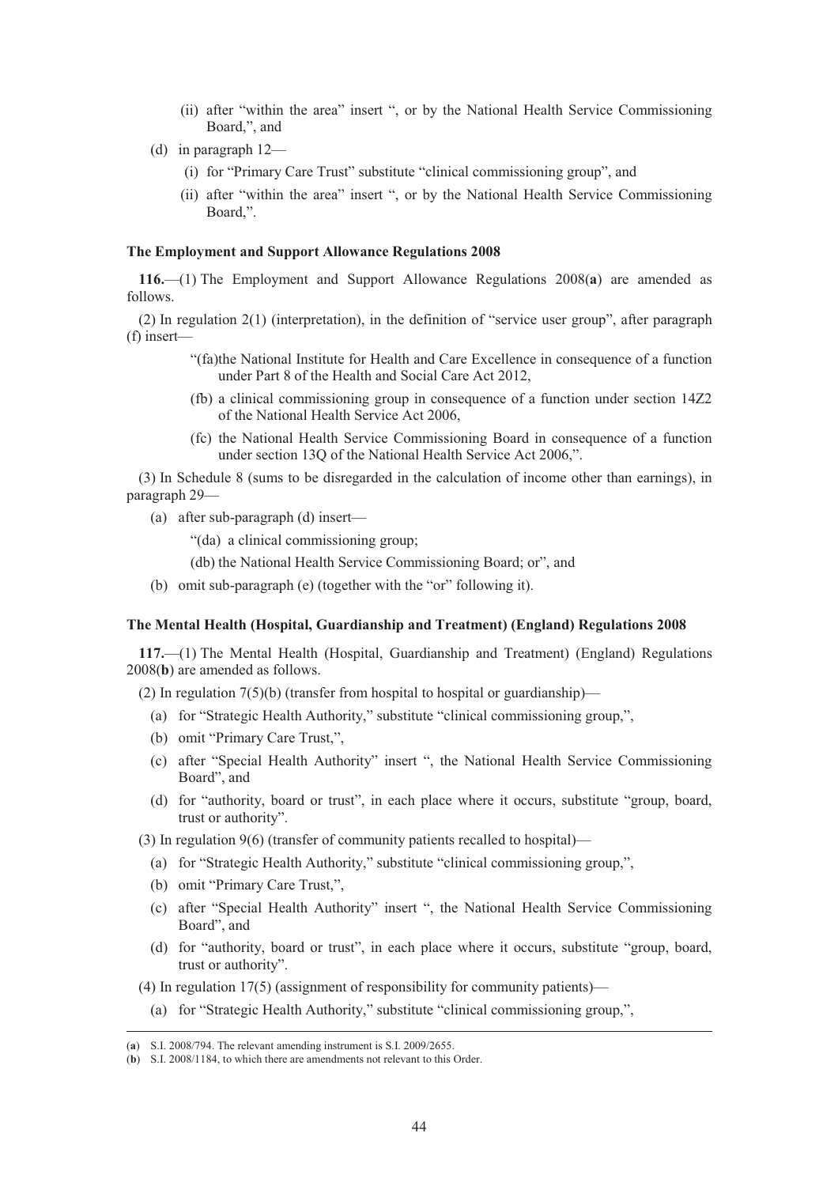(ii) after "within the area" insert ", or by the National Health Service Commissioning Board,", and

(d) in paragraph 12—

(i) for "Primary Care Trust" substitute "clinical commissioning group", and

(ii) after "within the area" insert ", or by the National Health Service Commissioning Board,".

**The Employment and Support Allowance Regulations 2008**

**116.**—(1) The Employment and Support Allowance Regulations 2008(**a**) are amended as follows.

(2) In regulation 2(1) (interpretation), in the definition of "service user group", after paragraph (f) insert—

"(fa)the National Institute for Health and Care Excellence in consequence of a function under Part 8 of the Health and Social Care Act 2012,

(fb) a clinical commissioning group in consequence of a function under section 14Z2 of the National Health Service Act 2006,

(fc) the National Health Service Commissioning Board in consequence of a function under section 13Q of the National Health Service Act 2006,".

(3) In Schedule 8 (sums to be disregarded in the calculation of income other than earnings), in paragraph 29—

(a) after sub-paragraph (d) insert—

"(da) a clinical commissioning group;

(db) the National Health Service Commissioning Board; or", and

(b) omit sub-paragraph (e) (together with the "or" following it).

**The Mental Health (Hospital, Guardianship and Treatment) (England) Regulations 2008**

**117.**—(1) The Mental Health (Hospital, Guardianship and Treatment) (England) Regulations 2008(**b**) are amended as follows.

(2) In regulation 7(5)(b) (transfer from hospital to hospital or guardianship)—

(a) for "Strategic Health Authority," substitute "clinical commissioning group,",

(b) omit "Primary Care Trust,",

(c) after "Special Health Authority" insert ", the National Health Service Commissioning Board", and

(d) for "authority, board or trust", in each place where it occurs, substitute "group, board, trust or authority".

(3) In regulation 9(6) (transfer of community patients recalled to hospital)—

(a) for "Strategic Health Authority," substitute "clinical commissioning group,",

(b) omit "Primary Care Trust,",

(c) after "Special Health Authority" insert ", the National Health Service Commissioning Board", and

(d) for "authority, board or trust", in each place where it occurs, substitute "group, board, trust or authority".

(4) In regulation 17(5) (assignment of responsibility for community patients)—

(a) for "Strategic Health Authority," substitute "clinical commissioning group,",

---

(**a**) S.I. 2008/794. The relevant amending instrument is S.I. 2009/2655.

(**b**) S.I. 2008/1184, to which there are amendments not relevant to this Order.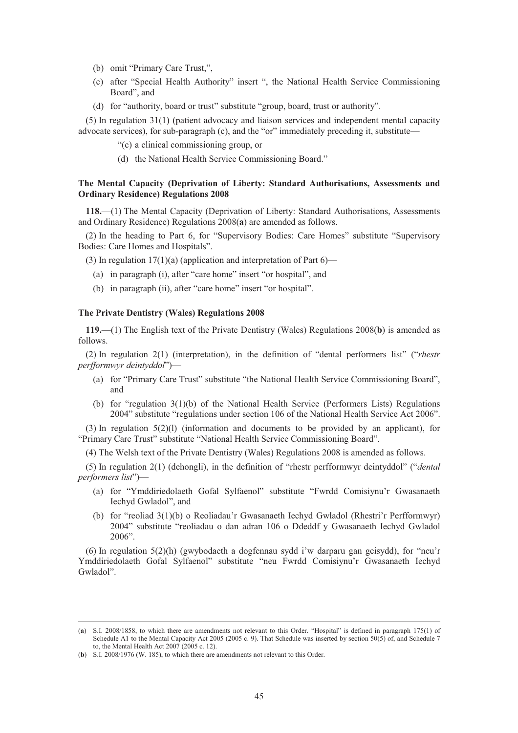(b) omit "Primary Care Trust,",

(c) after "Special Health Authority" insert ", the National Health Service Commissioning Board", and

(d) for "authority, board or trust" substitute "group, board, trust or authority".

(5) In regulation 31(1) (patient advocacy and liaison services and independent mental capacity advocate services), for sub-paragraph (c), and the "or" immediately preceding it, substitute—

"(c) a clinical commissioning group, or

(d) the National Health Service Commissioning Board."

**The Mental Capacity (Deprivation of Liberty: Standard Authorisations, Assessments and Ordinary Residence) Regulations 2008**

**118.**—(1) The Mental Capacity (Deprivation of Liberty: Standard Authorisations, Assessments and Ordinary Residence) Regulations 2008(**a**) are amended as follows.

(2) In the heading to Part 6, for "Supervisory Bodies: Care Homes" substitute "Supervisory Bodies: Care Homes and Hospitals".

(3) In regulation 17(1)(a) (application and interpretation of Part 6)—

(a) in paragraph (i), after "care home" insert "or hospital", and

(b) in paragraph (ii), after "care home" insert "or hospital".

**The Private Dentistry (Wales) Regulations 2008**

**119.**—(1) The English text of the Private Dentistry (Wales) Regulations 2008(**b**) is amended as follows.

(2) In regulation 2(1) (interpretation), in the definition of "dental performers list" ("*rhestr perfformwyr deintyddol*")—

(a) for "Primary Care Trust" substitute "the National Health Service Commissioning Board", and

(b) for "regulation 3(1)(b) of the National Health Service (Performers Lists) Regulations 2004" substitute "regulations under section 106 of the National Health Service Act 2006".

(3) In regulation 5(2)(l) (information and documents to be provided by an applicant), for "Primary Care Trust" substitute "National Health Service Commissioning Board".

(4) The Welsh text of the Private Dentistry (Wales) Regulations 2008 is amended as follows.

(5) In regulation 2(1) (dehongli), in the definition of "rhestr perfformwyr deintyddol" ("*dental performers list*")—

(a) for "Ymddiriedolaeth Gofal Sylfaenol" substitute "Fwrdd Comisiynu'r Gwasanaeth Iechyd Gwladol", and

(b) for "reoliad 3(1)(b) o Reoliadau'r Gwasanaeth Iechyd Gwladol (Rhestri'r Perfformwyr) 2004" substitute "reoliadau o dan adran 106 o Ddeddf y Gwasanaeth Iechyd Gwladol 2006".

(6) In regulation 5(2)(h) (gwybodaeth a dogfennau sydd i'w darparu gan geisydd), for "neu'r Ymddiriedolaeth Gofal Sylfaenol" substitute "neu Fwrdd Comisiynu'r Gwasanaeth Iechyd Gwladol".

---

(**a**) S.I. 2008/1858, to which there are amendments not relevant to this Order. "Hospital" is defined in paragraph 175(1) of Schedule A1 to the Mental Capacity Act 2005 (2005 c. 9). That Schedule was inserted by section 50(5) of, and Schedule 7 to, the Mental Health Act 2007 (2005 c. 12).

(**b**) S.I. 2008/1976 (W. 185), to which there are amendments not relevant to this Order.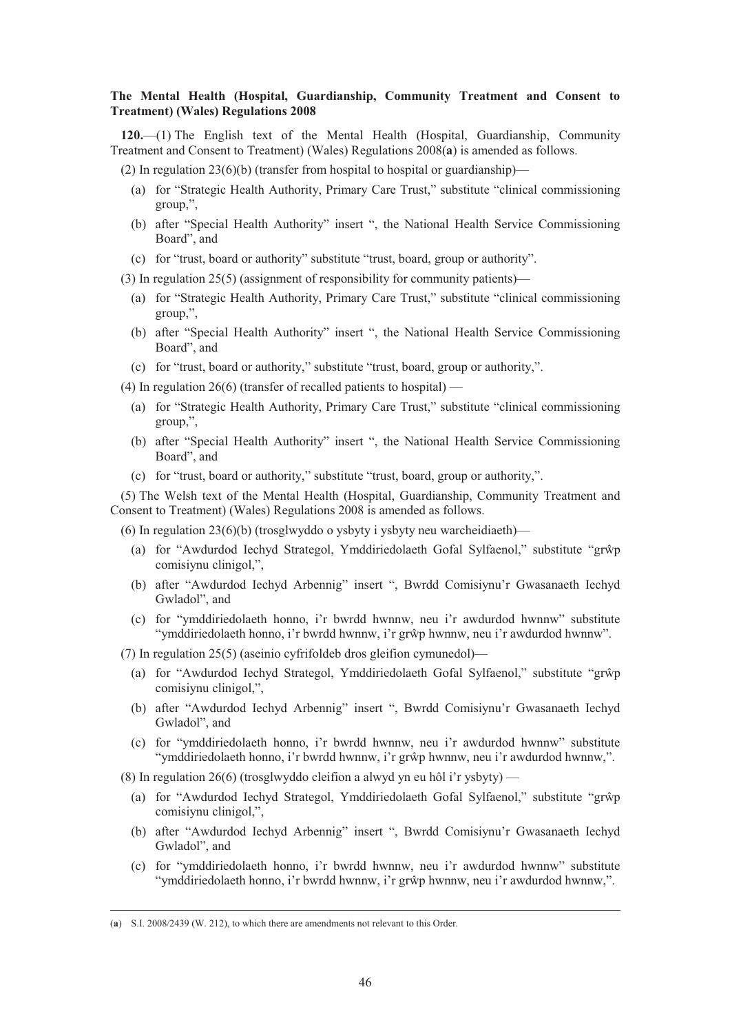**The Mental Health (Hospital, Guardianship, Community Treatment and Consent to Treatment) (Wales) Regulations 2008**

**120.**—(1) The English text of the Mental Health (Hospital, Guardianship, Community Treatment and Consent to Treatment) (Wales) Regulations 2008(**a**) is amended as follows.

(2) In regulation 23(6)(b) (transfer from hospital to hospital or guardianship)—

(a) for "Strategic Health Authority, Primary Care Trust," substitute "clinical commissioning group,",

(b) after "Special Health Authority" insert ", the National Health Service Commissioning Board", and

(c) for "trust, board or authority" substitute "trust, board, group or authority".

(3) In regulation 25(5) (assignment of responsibility for community patients)—

(a) for "Strategic Health Authority, Primary Care Trust," substitute "clinical commissioning group,",

(b) after "Special Health Authority" insert ", the National Health Service Commissioning Board", and

(c) for "trust, board or authority," substitute "trust, board, group or authority,".

(4) In regulation 26(6) (transfer of recalled patients to hospital) —

(a) for "Strategic Health Authority, Primary Care Trust," substitute "clinical commissioning group,",

(b) after "Special Health Authority" insert ", the National Health Service Commissioning Board", and

(c) for "trust, board or authority," substitute "trust, board, group or authority,".

(5) The Welsh text of the Mental Health (Hospital, Guardianship, Community Treatment and Consent to Treatment) (Wales) Regulations 2008 is amended as follows.

(6) In regulation 23(6)(b) (trosglwyddo o ysbyty i ysbyty neu warcheidiaeth)—

(a) for "Awdurdod Iechyd Strategol, Ymddiriedolaeth Gofal Sylfaenol," substitute "grŵp comisiynu clinigol,",

(b) after "Awdurdod Iechyd Arbennig" insert ", Bwrdd Comisiynu'r Gwasanaeth Iechyd Gwladol", and

(c) for "ymddiriedolaeth honno, i'r bwrdd hwnnw, neu i'r awdurdod hwnnw" substitute "ymddiriedolaeth honno, i'r bwrdd hwnnw, i'r grŵp hwnnw, neu i'r awdurdod hwnnw".

(7) In regulation 25(5) (aseinio cyfrifoldeb dros gleifion cymunedol)—

(a) for "Awdurdod Iechyd Strategol, Ymddiriedolaeth Gofal Sylfaenol," substitute "grŵp comisiynu clinigol,",

(b) after "Awdurdod Iechyd Arbennig" insert ", Bwrdd Comisiynu'r Gwasanaeth Iechyd Gwladol", and

(c) for "ymddiriedolaeth honno, i'r bwrdd hwnnw, neu i'r awdurdod hwnnw" substitute "ymddiriedolaeth honno, i'r bwrdd hwnnw, i'r grŵp hwnnw, neu i'r awdurdod hwnnw,".

(8) In regulation 26(6) (trosglwyddo cleifion a alwyd yn eu hôl i'r ysbyty) —

(a) for "Awdurdod Iechyd Strategol, Ymddiriedolaeth Gofal Sylfaenol," substitute "grŵp comisiynu clinigol,",

(b) after "Awdurdod Iechyd Arbennig" insert ", Bwrdd Comisiynu'r Gwasanaeth Iechyd Gwladol", and

(c) for "ymddiriedolaeth honno, i'r bwrdd hwnnw, neu i'r awdurdod hwnnw" substitute "ymddiriedolaeth honno, i'r bwrdd hwnnw, i'r grŵp hwnnw, neu i'r awdurdod hwnnw,".

---

(**a**) S.I. 2008/2439 (W. 212), to which there are amendments not relevant to this Order.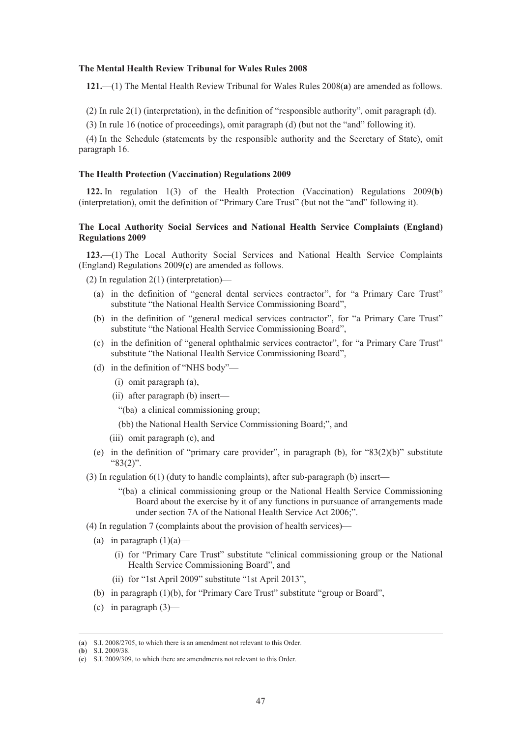**The Mental Health Review Tribunal for Wales Rules 2008**

**121.**—(1) The Mental Health Review Tribunal for Wales Rules 2008(**a**) are amended as follows.

(2) In rule 2(1) (interpretation), in the definition of "responsible authority", omit paragraph (d).

(3) In rule 16 (notice of proceedings), omit paragraph (d) (but not the "and" following it).

(4) In the Schedule (statements by the responsible authority and the Secretary of State), omit paragraph 16.

**The Health Protection (Vaccination) Regulations 2009**

**122.** In regulation 1(3) of the Health Protection (Vaccination) Regulations 2009(**b**) (interpretation), omit the definition of "Primary Care Trust" (but not the "and" following it).

**The Local Authority Social Services and National Health Service Complaints (England) Regulations 2009**

**123.**—(1) The Local Authority Social Services and National Health Service Complaints (England) Regulations 2009(**c**) are amended as follows.

(2) In regulation 2(1) (interpretation)—

(a) in the definition of "general dental services contractor", for "a Primary Care Trust" substitute "the National Health Service Commissioning Board",

(b) in the definition of "general medical services contractor", for "a Primary Care Trust" substitute "the National Health Service Commissioning Board",

(c) in the definition of "general ophthalmic services contractor", for "a Primary Care Trust" substitute "the National Health Service Commissioning Board",

(d) in the definition of "NHS body"—

(i) omit paragraph (a),

(ii) after paragraph (b) insert—

"(ba) a clinical commissioning group;

(bb) the National Health Service Commissioning Board;", and

(iii) omit paragraph (c), and

(e) in the definition of "primary care provider", in paragraph (b), for "83(2)(b)" substitute "83(2)".

(3) In regulation 6(1) (duty to handle complaints), after sub-paragraph (b) insert—

"(ba) a clinical commissioning group or the National Health Service Commissioning Board about the exercise by it of any functions in pursuance of arrangements made under section 7A of the National Health Service Act 2006;".

(4) In regulation 7 (complaints about the provision of health services)—

(a) in paragraph (1)(a)—

(i) for "Primary Care Trust" substitute "clinical commissioning group or the National Health Service Commissioning Board", and

(ii) for "1st April 2009" substitute "1st April 2013",

(b) in paragraph (1)(b), for "Primary Care Trust" substitute "group or Board",

(c) in paragraph (3)—

---

(**a**) S.I. 2008/2705, to which there is an amendment not relevant to this Order.

(**b**) S.I. 2009/38.

(**c**) S.I. 2009/309, to which there are amendments not relevant to this Order.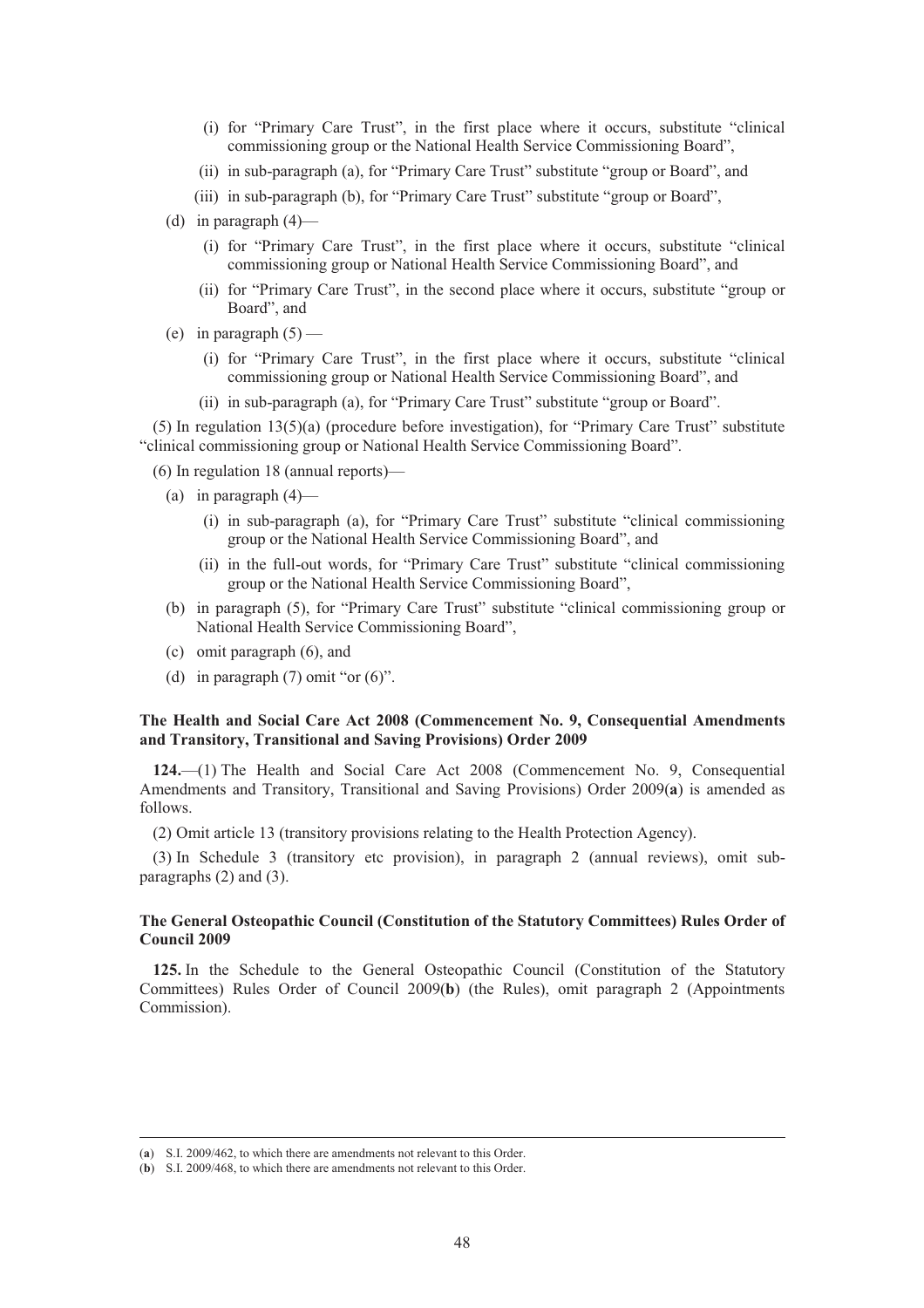(i) for "Primary Care Trust", in the first place where it occurs, substitute "clinical commissioning group or the National Health Service Commissioning Board",

(ii) in sub-paragraph (a), for "Primary Care Trust" substitute "group or Board", and

(iii) in sub-paragraph (b), for "Primary Care Trust" substitute "group or Board",

(d) in paragraph (4)—

(i) for "Primary Care Trust", in the first place where it occurs, substitute "clinical commissioning group or National Health Service Commissioning Board", and

(ii) for "Primary Care Trust", in the second place where it occurs, substitute "group or Board", and

(e) in paragraph (5) —

(i) for "Primary Care Trust", in the first place where it occurs, substitute "clinical commissioning group or National Health Service Commissioning Board", and

(ii) in sub-paragraph (a), for "Primary Care Trust" substitute "group or Board".

(5) In regulation 13(5)(a) (procedure before investigation), for "Primary Care Trust" substitute "clinical commissioning group or National Health Service Commissioning Board".

(6) In regulation 18 (annual reports)—

(a) in paragraph (4)—

(i) in sub-paragraph (a), for "Primary Care Trust" substitute "clinical commissioning group or the National Health Service Commissioning Board", and

(ii) in the full-out words, for "Primary Care Trust" substitute "clinical commissioning group or the National Health Service Commissioning Board",

(b) in paragraph (5), for "Primary Care Trust" substitute "clinical commissioning group or National Health Service Commissioning Board",

(c) omit paragraph (6), and

(d) in paragraph (7) omit "or (6)".

**The Health and Social Care Act 2008 (Commencement No. 9, Consequential Amendments and Transitory, Transitional and Saving Provisions) Order 2009**

**124.**—(1) The Health and Social Care Act 2008 (Commencement No. 9, Consequential Amendments and Transitory, Transitional and Saving Provisions) Order 2009(**a**) is amended as follows.

(2) Omit article 13 (transitory provisions relating to the Health Protection Agency).

(3) In Schedule 3 (transitory etc provision), in paragraph 2 (annual reviews), omit sub-paragraphs (2) and (3).

**The General Osteopathic Council (Constitution of the Statutory Committees) Rules Order of Council 2009**

**125.** In the Schedule to the General Osteopathic Council (Constitution of the Statutory Committees) Rules Order of Council 2009(**b**) (the Rules), omit paragraph 2 (Appointments Commission).

---

(**a**) S.I. 2009/462, to which there are amendments not relevant to this Order.

(**b**) S.I. 2009/468, to which there are amendments not relevant to this Order.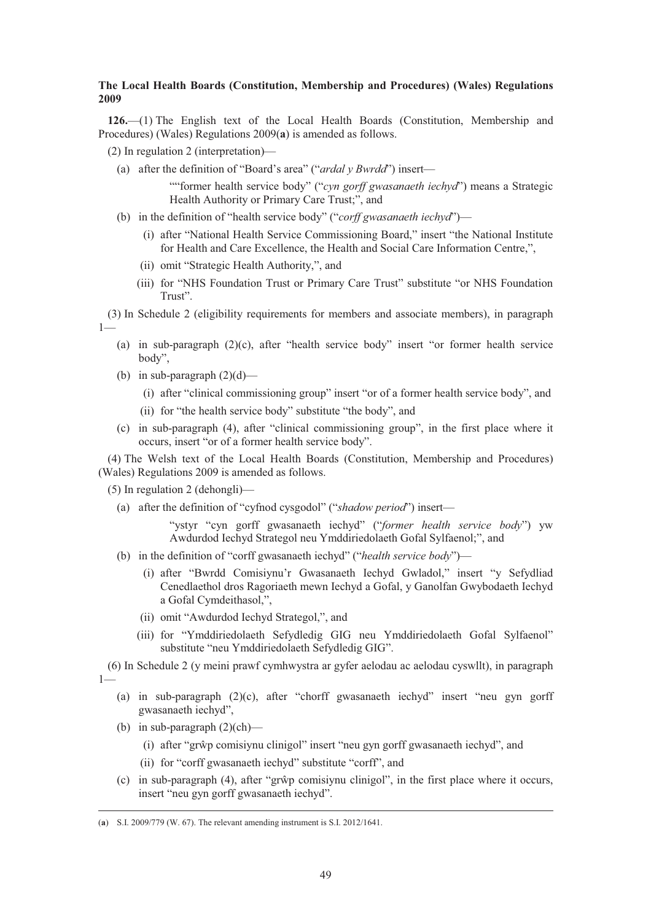**The Local Health Boards (Constitution, Membership and Procedures) (Wales) Regulations 2009**

**126.**—(1) The English text of the Local Health Boards (Constitution, Membership and Procedures) (Wales) Regulations 2009(**a**) is amended as follows.

(2) In regulation 2 (interpretation)—

(a) after the definition of "Board's area" ("*ardal y Bwrdd*") insert—

""former health service body" ("*cyn gorff gwasanaeth iechyd*") means a Strategic Health Authority or Primary Care Trust;", and

(b) in the definition of "health service body" ("*corff gwasanaeth iechyd*")—

(i) after "National Health Service Commissioning Board," insert "the National Institute for Health and Care Excellence, the Health and Social Care Information Centre,",

(ii) omit "Strategic Health Authority,", and

(iii) for "NHS Foundation Trust or Primary Care Trust" substitute "or NHS Foundation Trust".

(3) In Schedule 2 (eligibility requirements for members and associate members), in paragraph 1—

(a) in sub-paragraph (2)(c), after "health service body" insert "or former health service body",

(b) in sub-paragraph (2)(d)—

(i) after "clinical commissioning group" insert "or of a former health service body", and

(ii) for "the health service body" substitute "the body", and

(c) in sub-paragraph (4), after "clinical commissioning group", in the first place where it occurs, insert "or of a former health service body".

(4) The Welsh text of the Local Health Boards (Constitution, Membership and Procedures) (Wales) Regulations 2009 is amended as follows.

(5) In regulation 2 (dehongli)—

(a) after the definition of "cyfnod cysgodol" ("*shadow period*") insert—

"ystyr "cyn gorff gwasanaeth iechyd" ("*former health service body*") yw Awdurdod Iechyd Strategol neu Ymddiriedolaeth Gofal Sylfaenol;", and

(b) in the definition of "corff gwasanaeth iechyd" ("*health service body*")—

(i) after "Bwrdd Comisiynu'r Gwasanaeth Iechyd Gwladol," insert "y Sefydliad Cenedlaethol dros Ragoriaeth mewn Iechyd a Gofal, y Ganolfan Gwybodaeth Iechyd a Gofal Cymdeithasol,",

(ii) omit "Awdurdod Iechyd Strategol,", and

(iii) for "Ymddiriedolaeth Sefydledig GIG neu Ymddiriedolaeth Gofal Sylfaenol" substitute "neu Ymddiriedolaeth Sefydledig GIG".

(6) In Schedule 2 (y meini prawf cymhwystra ar gyfer aelodau ac aelodau cyswllt), in paragraph 1—

(a) in sub-paragraph (2)(c), after "chorff gwasanaeth iechyd" insert "neu gyn gorff gwasanaeth iechyd",

(b) in sub-paragraph (2)(ch)—

(i) after "grŵp comisiynu clinigol" insert "neu gyn gorff gwasanaeth iechyd", and

(ii) for "corff gwasanaeth iechyd" substitute "corff", and

(c) in sub-paragraph (4), after "grŵp comisiynu clinigol", in the first place where it occurs, insert "neu gyn gorff gwasanaeth iechyd".

---

(**a**) S.I. 2009/779 (W. 67). The relevant amending instrument is S.I. 2012/1641.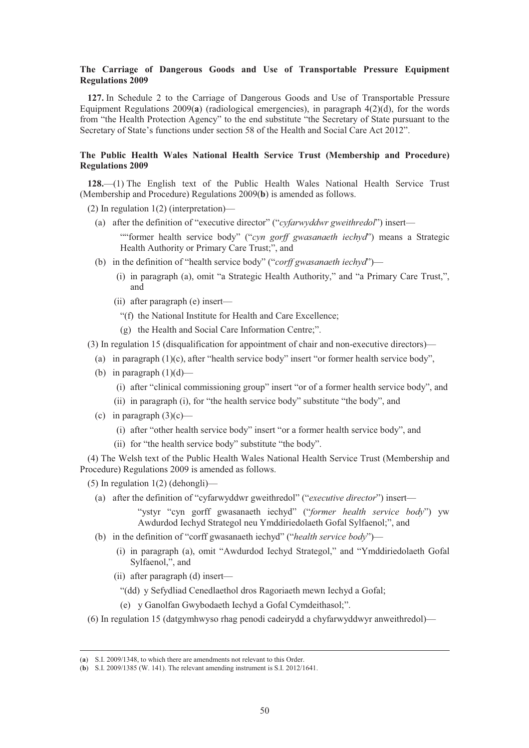### The Carriage of Dangerous Goods and Use of Transportable Pressure Equipment Regulations 2009

**127.** In Schedule 2 to the Carriage of Dangerous Goods and Use of Transportable Pressure Equipment Regulations 2009(**a**) (radiological emergencies), in paragraph 4(2)(d), for the words from "the Health Protection Agency" to the end substitute "the Secretary of State pursuant to the Secretary of State's functions under section 58 of the Health and Social Care Act 2012".

### The Public Health Wales National Health Service Trust (Membership and Procedure) Regulations 2009

**128.**—(1) The English text of the Public Health Wales National Health Service Trust (Membership and Procedure) Regulations 2009(**b**) is amended as follows.

(2) In regulation 1(2) (interpretation)—

(a) after the definition of "executive director" ("*cyfarwyddwr gweithredol*") insert—

""former health service body" ("*cyn gorff gwasanaeth iechyd*") means a Strategic Health Authority or Primary Care Trust;", and

(b) in the definition of "health service body" ("*corff gwasanaeth iechyd*")—

(i) in paragraph (a), omit "a Strategic Health Authority," and "a Primary Care Trust,", and

(ii) after paragraph (e) insert—

"(f) the National Institute for Health and Care Excellence;

(g) the Health and Social Care Information Centre;".

(3) In regulation 15 (disqualification for appointment of chair and non-executive directors)—

(a) in paragraph (1)(c), after "health service body" insert "or former health service body",

(b) in paragraph (1)(d)—

(i) after "clinical commissioning group" insert "or of a former health service body", and

(ii) in paragraph (i), for "the health service body" substitute "the body", and

(c) in paragraph (3)(c)—

(i) after "other health service body" insert "or a former health service body", and

(ii) for "the health service body" substitute "the body".

(4) The Welsh text of the Public Health Wales National Health Service Trust (Membership and Procedure) Regulations 2009 is amended as follows.

(5) In regulation 1(2) (dehongli)—

(a) after the definition of "cyfarwyddwr gweithredol" ("*executive director*") insert—

"ystyr "cyn gorff gwasanaeth iechyd" ("*former health service body*") yw Awdurdod Iechyd Strategol neu Ymddiriedolaeth Gofal Sylfaenol;", and

(b) in the definition of "corff gwasanaeth iechyd" ("*health service body*")—

(i) in paragraph (a), omit "Awdurdod Iechyd Strategol," and "Ymddiriedolaeth Gofal Sylfaenol,", and

(ii) after paragraph (d) insert—

"(dd) y Sefydliad Cenedlaethol dros Ragoriaeth mewn Iechyd a Gofal;

(e) y Ganolfan Gwybodaeth Iechyd a Gofal Cymdeithasol;".

(6) In regulation 15 (datgymhwyso rhag penodi cadeirydd a chyfarwyddwyr anweithredol)—

---

(**a**) S.I. 2009/1348, to which there are amendments not relevant to this Order.

(**b**) S.I. 2009/1385 (W. 141). The relevant amending instrument is S.I. 2012/1641.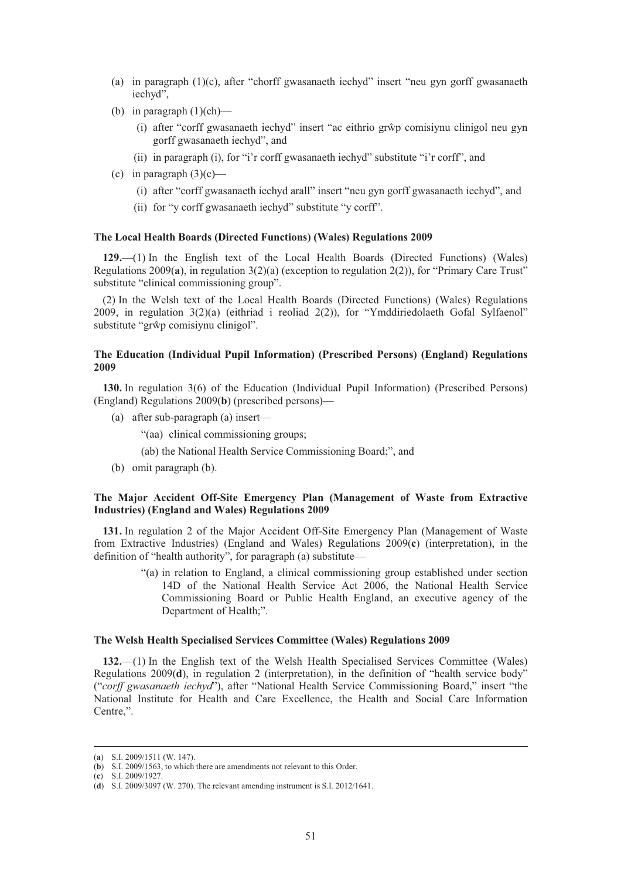(a) in paragraph (1)(c), after "chorff gwasanaeth iechyd" insert "neu gyn gorff gwasanaeth iechyd",

(b) in paragraph (1)(ch)—

 (i) after "corff gwasanaeth iechyd" insert "ac eithrio grŵp comisiynu clinigol neu gyn gorff gwasanaeth iechyd", and

 (ii) in paragraph (i), for "i'r corff gwasanaeth iechyd" substitute "i'r corff", and

(c) in paragraph (3)(c)—

 (i) after "corff gwasanaeth iechyd arall" insert "neu gyn gorff gwasanaeth iechyd", and

 (ii) for "y corff gwasanaeth iechyd" substitute "y corff".

#### The Local Health Boards (Directed Functions) (Wales) Regulations 2009

**129.**—(1) In the English text of the Local Health Boards (Directed Functions) (Wales) Regulations 2009(**a**), in regulation 3(2)(a) (exception to regulation 2(2)), for "Primary Care Trust" substitute "clinical commissioning group".

(2) In the Welsh text of the Local Health Boards (Directed Functions) (Wales) Regulations 2009, in regulation 3(2)(a) (eithriad i reoliad 2(2)), for "Ymddiriedolaeth Gofal Sylfaenol" substitute "grŵp comisiynu clinigol".

#### The Education (Individual Pupil Information) (Prescribed Persons) (England) Regulations 2009

**130.** In regulation 3(6) of the Education (Individual Pupil Information) (Prescribed Persons) (England) Regulations 2009(**b**) (prescribed persons)—

(a) after sub-paragraph (a) insert—

 "(aa) clinical commissioning groups;

 (ab) the National Health Service Commissioning Board;", and

(b) omit paragraph (b).

#### The Major Accident Off-Site Emergency Plan (Management of Waste from Extractive Industries) (England and Wales) Regulations 2009

**131.** In regulation 2 of the Major Accident Off-Site Emergency Plan (Management of Waste from Extractive Industries) (England and Wales) Regulations 2009(**c**) (interpretation), in the definition of "health authority", for paragraph (a) substitute—

> "(a) in relation to England, a clinical commissioning group established under section 14D of the National Health Service Act 2006, the National Health Service Commissioning Board or Public Health England, an executive agency of the Department of Health;".

#### The Welsh Health Specialised Services Committee (Wales) Regulations 2009

**132.**—(1) In the English text of the Welsh Health Specialised Services Committee (Wales) Regulations 2009(**d**), in regulation 2 (interpretation), in the definition of "health service body" ("*corff gwasanaeth iechyd*"), after "National Health Service Commissioning Board," insert "the National Institute for Health and Care Excellence, the Health and Social Care Information Centre,".

---

(**a**) S.I. 2009/1511 (W. 147).

(**b**) S.I. 2009/1563, to which there are amendments not relevant to this Order.

(**c**) S.I. 2009/1927.

(**d**) S.I. 2009/3097 (W. 270). The relevant amending instrument is S.I. 2012/1641.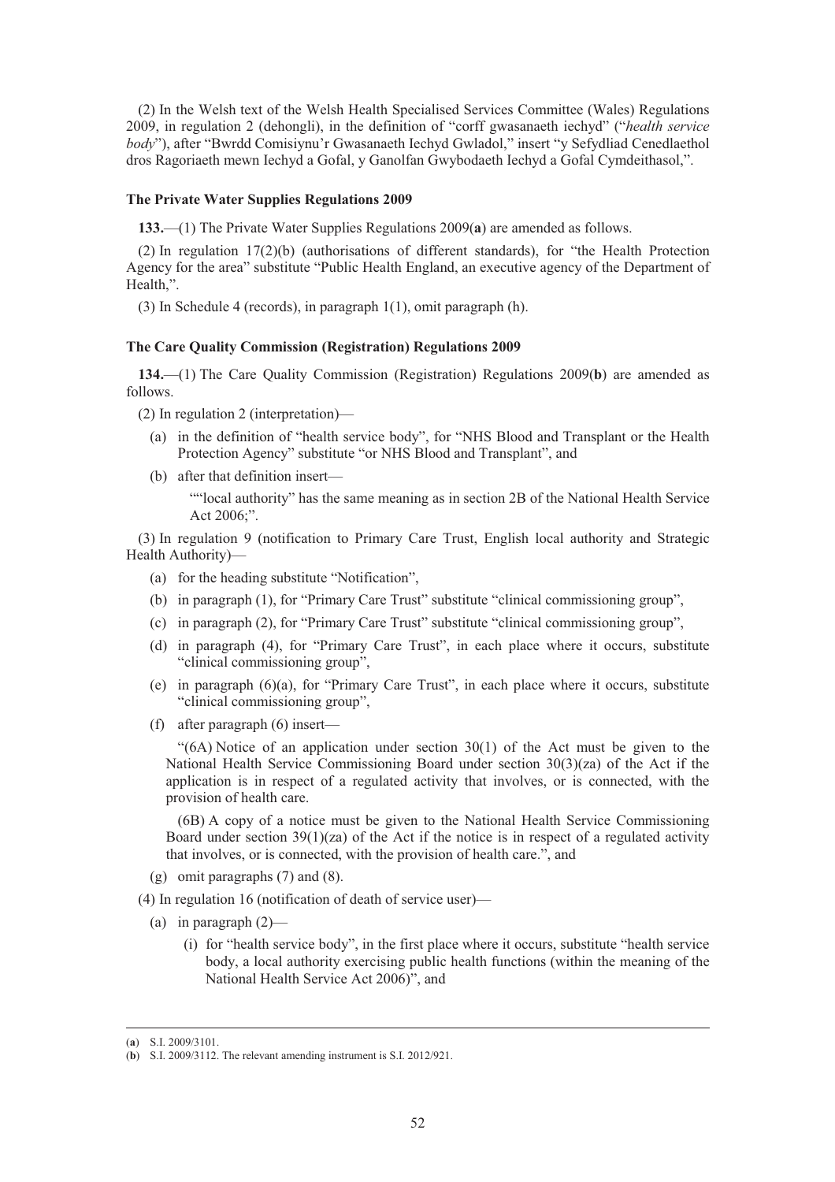(2) In the Welsh text of the Welsh Health Specialised Services Committee (Wales) Regulations 2009, in regulation 2 (dehongli), in the definition of "corff gwasanaeth iechyd" ("*health service body*"), after "Bwrdd Comisiynu'r Gwasanaeth Iechyd Gwladol," insert "y Sefydliad Cenedlaethol dros Ragoriaeth mewn Iechyd a Gofal, y Ganolfan Gwybodaeth Iechyd a Gofal Cymdeithasol,".

**The Private Water Supplies Regulations 2009**

**133.**—(1) The Private Water Supplies Regulations 2009(**a**) are amended as follows.

(2) In regulation 17(2)(b) (authorisations of different standards), for "the Health Protection Agency for the area" substitute "Public Health England, an executive agency of the Department of Health,".

(3) In Schedule 4 (records), in paragraph 1(1), omit paragraph (h).

**The Care Quality Commission (Registration) Regulations 2009**

**134.**—(1) The Care Quality Commission (Registration) Regulations 2009(**b**) are amended as follows.

(2) In regulation 2 (interpretation)—

(a) in the definition of "health service body", for "NHS Blood and Transplant or the Health Protection Agency" substitute "or NHS Blood and Transplant", and

(b) after that definition insert—

""local authority" has the same meaning as in section 2B of the National Health Service Act 2006;".

(3) In regulation 9 (notification to Primary Care Trust, English local authority and Strategic Health Authority)—

(a) for the heading substitute "Notification",

(b) in paragraph (1), for "Primary Care Trust" substitute "clinical commissioning group",

(c) in paragraph (2), for "Primary Care Trust" substitute "clinical commissioning group",

(d) in paragraph (4), for "Primary Care Trust", in each place where it occurs, substitute "clinical commissioning group",

(e) in paragraph (6)(a), for "Primary Care Trust", in each place where it occurs, substitute "clinical commissioning group",

(f) after paragraph (6) insert—

"(6A) Notice of an application under section 30(1) of the Act must be given to the National Health Service Commissioning Board under section 30(3)(za) of the Act if the application is in respect of a regulated activity that involves, or is connected, with the provision of health care.

(6B) A copy of a notice must be given to the National Health Service Commissioning Board under section 39(1)(za) of the Act if the notice is in respect of a regulated activity that involves, or is connected, with the provision of health care.", and

(g) omit paragraphs (7) and (8).

(4) In regulation 16 (notification of death of service user)—

(a) in paragraph (2)—

(i) for "health service body", in the first place where it occurs, substitute "health service body, a local authority exercising public health functions (within the meaning of the National Health Service Act 2006)", and

---

(**a**) S.I. 2009/3101.

(**b**) S.I. 2009/3112. The relevant amending instrument is S.I. 2012/921.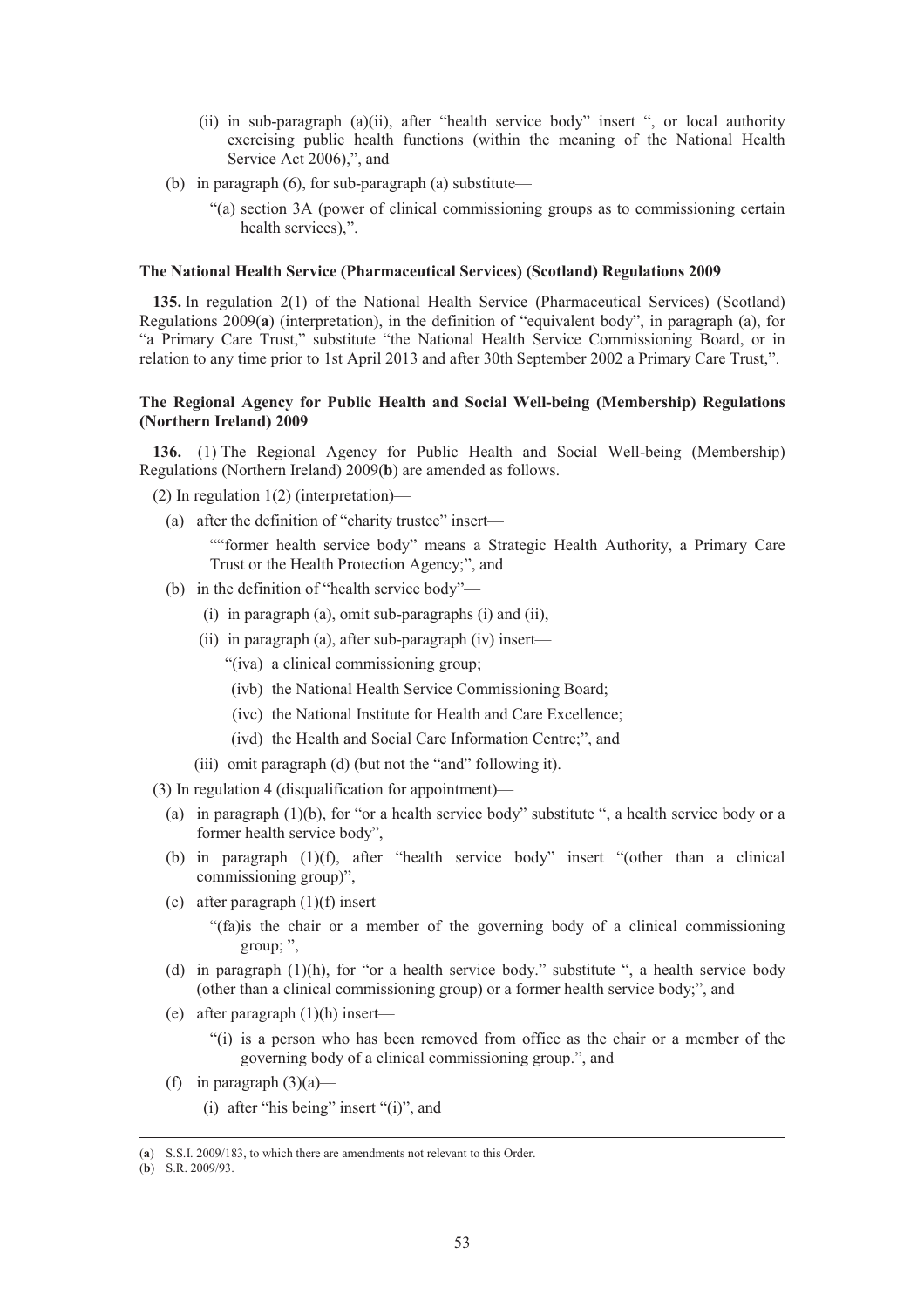(ii) in sub-paragraph (a)(ii), after "health service body" insert ", or local authority exercising public health functions (within the meaning of the National Health Service Act 2006),", and

(b) in paragraph (6), for sub-paragraph (a) substitute—

"(a) section 3A (power of clinical commissioning groups as to commissioning certain health services),".

**The National Health Service (Pharmaceutical Services) (Scotland) Regulations 2009**

**135.** In regulation 2(1) of the National Health Service (Pharmaceutical Services) (Scotland) Regulations 2009(**a**) (interpretation), in the definition of "equivalent body", in paragraph (a), for "a Primary Care Trust," substitute "the National Health Service Commissioning Board, or in relation to any time prior to 1st April 2013 and after 30th September 2002 a Primary Care Trust,".

**The Regional Agency for Public Health and Social Well-being (Membership) Regulations (Northern Ireland) 2009**

**136.**—(1) The Regional Agency for Public Health and Social Well-being (Membership) Regulations (Northern Ireland) 2009(**b**) are amended as follows.

(2) In regulation 1(2) (interpretation)—

(a) after the definition of "charity trustee" insert—

""former health service body" means a Strategic Health Authority, a Primary Care Trust or the Health Protection Agency;", and

(b) in the definition of "health service body"—

(i) in paragraph (a), omit sub-paragraphs (i) and (ii),

(ii) in paragraph (a), after sub-paragraph (iv) insert—

"(iva) a clinical commissioning group;

(ivb) the National Health Service Commissioning Board;

(ivc) the National Institute for Health and Care Excellence;

(ivd) the Health and Social Care Information Centre;", and

(iii) omit paragraph (d) (but not the "and" following it).

(3) In regulation 4 (disqualification for appointment)—

(a) in paragraph (1)(b), for "or a health service body" substitute ", a health service body or a former health service body",

(b) in paragraph (1)(f), after "health service body" insert "(other than a clinical commissioning group)",

(c) after paragraph (1)(f) insert—

"(fa)is the chair or a member of the governing body of a clinical commissioning group; ",

(d) in paragraph (1)(h), for "or a health service body." substitute ", a health service body (other than a clinical commissioning group) or a former health service body;", and

(e) after paragraph (1)(h) insert—

"(i) is a person who has been removed from office as the chair or a member of the governing body of a clinical commissioning group.", and

(f) in paragraph (3)(a)—

(i) after "his being" insert "(i)", and

---

(**a**) S.S.I. 2009/183, to which there are amendments not relevant to this Order.

(**b**) S.R. 2009/93.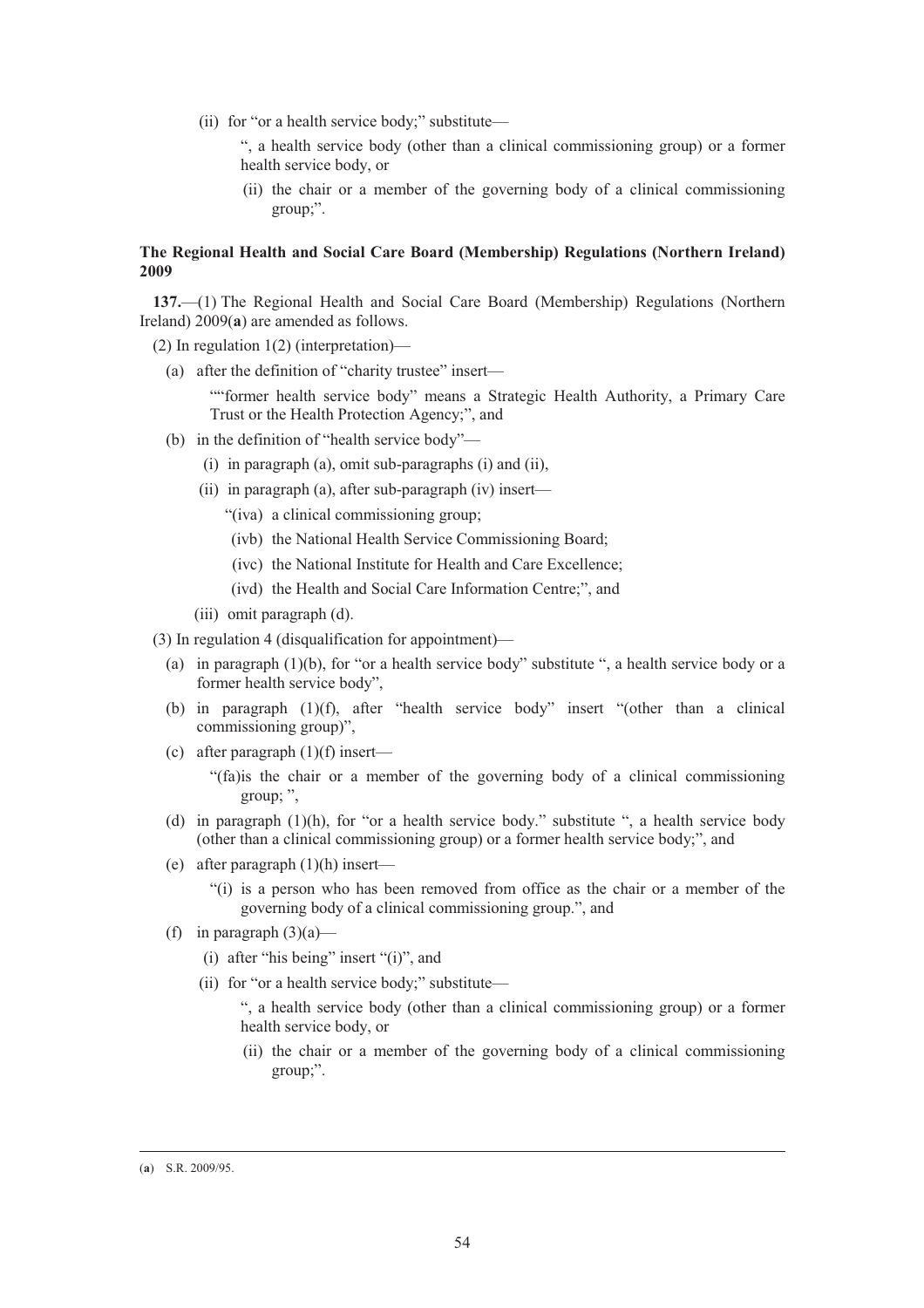(ii) for "or a health service body;" substitute—

", a health service body (other than a clinical commissioning group) or a former health service body, or

(ii) the chair or a member of the governing body of a clinical commissioning group;".

**The Regional Health and Social Care Board (Membership) Regulations (Northern Ireland) 2009**

**137.**—(1) The Regional Health and Social Care Board (Membership) Regulations (Northern Ireland) 2009(**a**) are amended as follows.

(2) In regulation 1(2) (interpretation)—

(a) after the definition of "charity trustee" insert—

""former health service body" means a Strategic Health Authority, a Primary Care Trust or the Health Protection Agency;", and

(b) in the definition of "health service body"—

(i) in paragraph (a), omit sub-paragraphs (i) and (ii),

(ii) in paragraph (a), after sub-paragraph (iv) insert—

"(iva) a clinical commissioning group;

(ivb) the National Health Service Commissioning Board;

(ivc) the National Institute for Health and Care Excellence;

(ivd) the Health and Social Care Information Centre;", and

(iii) omit paragraph (d).

(3) In regulation 4 (disqualification for appointment)—

(a) in paragraph (1)(b), for "or a health service body" substitute ", a health service body or a former health service body",

(b) in paragraph (1)(f), after "health service body" insert "(other than a clinical commissioning group)",

(c) after paragraph (1)(f) insert—

"(fa)is the chair or a member of the governing body of a clinical commissioning group; ",

(d) in paragraph (1)(h), for "or a health service body." substitute ", a health service body (other than a clinical commissioning group) or a former health service body;", and

(e) after paragraph (1)(h) insert—

"(i) is a person who has been removed from office as the chair or a member of the governing body of a clinical commissioning group.", and

(f) in paragraph (3)(a)—

(i) after "his being" insert "(i)", and

(ii) for "or a health service body;" substitute—

", a health service body (other than a clinical commissioning group) or a former health service body, or

(ii) the chair or a member of the governing body of a clinical commissioning group;".

---

(**a**) S.R. 2009/95.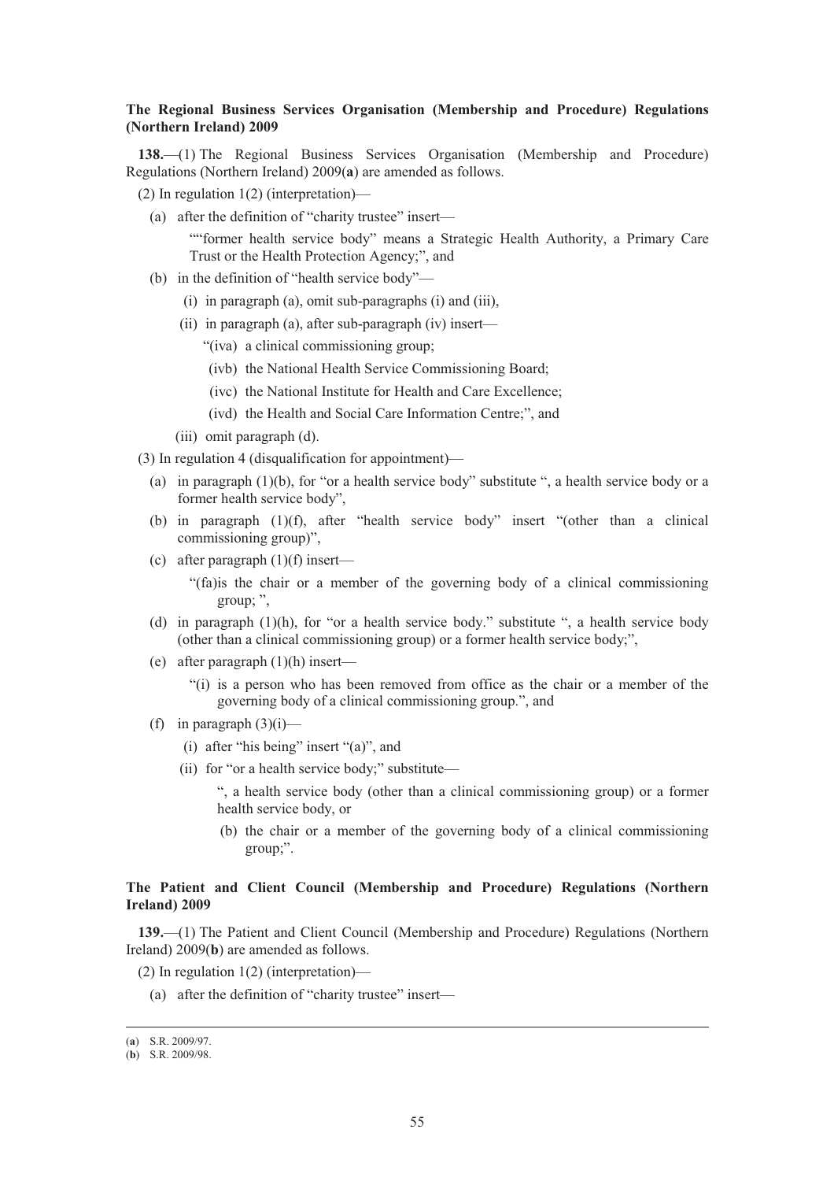**The Regional Business Services Organisation (Membership and Procedure) Regulations (Northern Ireland) 2009**

**138.**—(1) The Regional Business Services Organisation (Membership and Procedure) Regulations (Northern Ireland) 2009(**a**) are amended as follows.

(2) In regulation 1(2) (interpretation)—

(a) after the definition of "charity trustee" insert—

""former health service body" means a Strategic Health Authority, a Primary Care Trust or the Health Protection Agency;", and

(b) in the definition of "health service body"—

(i) in paragraph (a), omit sub-paragraphs (i) and (iii),

(ii) in paragraph (a), after sub-paragraph (iv) insert—

"(iva) a clinical commissioning group;

(ivb) the National Health Service Commissioning Board;

(ivc) the National Institute for Health and Care Excellence;

(ivd) the Health and Social Care Information Centre;", and

(iii) omit paragraph (d).

(3) In regulation 4 (disqualification for appointment)—

(a) in paragraph (1)(b), for "or a health service body" substitute ", a health service body or a former health service body",

(b) in paragraph (1)(f), after "health service body" insert "(other than a clinical commissioning group)",

(c) after paragraph (1)(f) insert—

"(fa)is the chair or a member of the governing body of a clinical commissioning group; ",

(d) in paragraph (1)(h), for "or a health service body." substitute ", a health service body (other than a clinical commissioning group) or a former health service body;",

(e) after paragraph (1)(h) insert—

"(i) is a person who has been removed from office as the chair or a member of the governing body of a clinical commissioning group.", and

(f) in paragraph (3)(i)—

(i) after "his being" insert "(a)", and

(ii) for "or a health service body;" substitute—

", a health service body (other than a clinical commissioning group) or a former health service body, or

(b) the chair or a member of the governing body of a clinical commissioning group;".

**The Patient and Client Council (Membership and Procedure) Regulations (Northern Ireland) 2009**

**139.**—(1) The Patient and Client Council (Membership and Procedure) Regulations (Northern Ireland) 2009(**b**) are amended as follows.

(2) In regulation 1(2) (interpretation)—

(a) after the definition of "charity trustee" insert—

---

(**a**) S.R. 2009/97.

(**b**) S.R. 2009/98.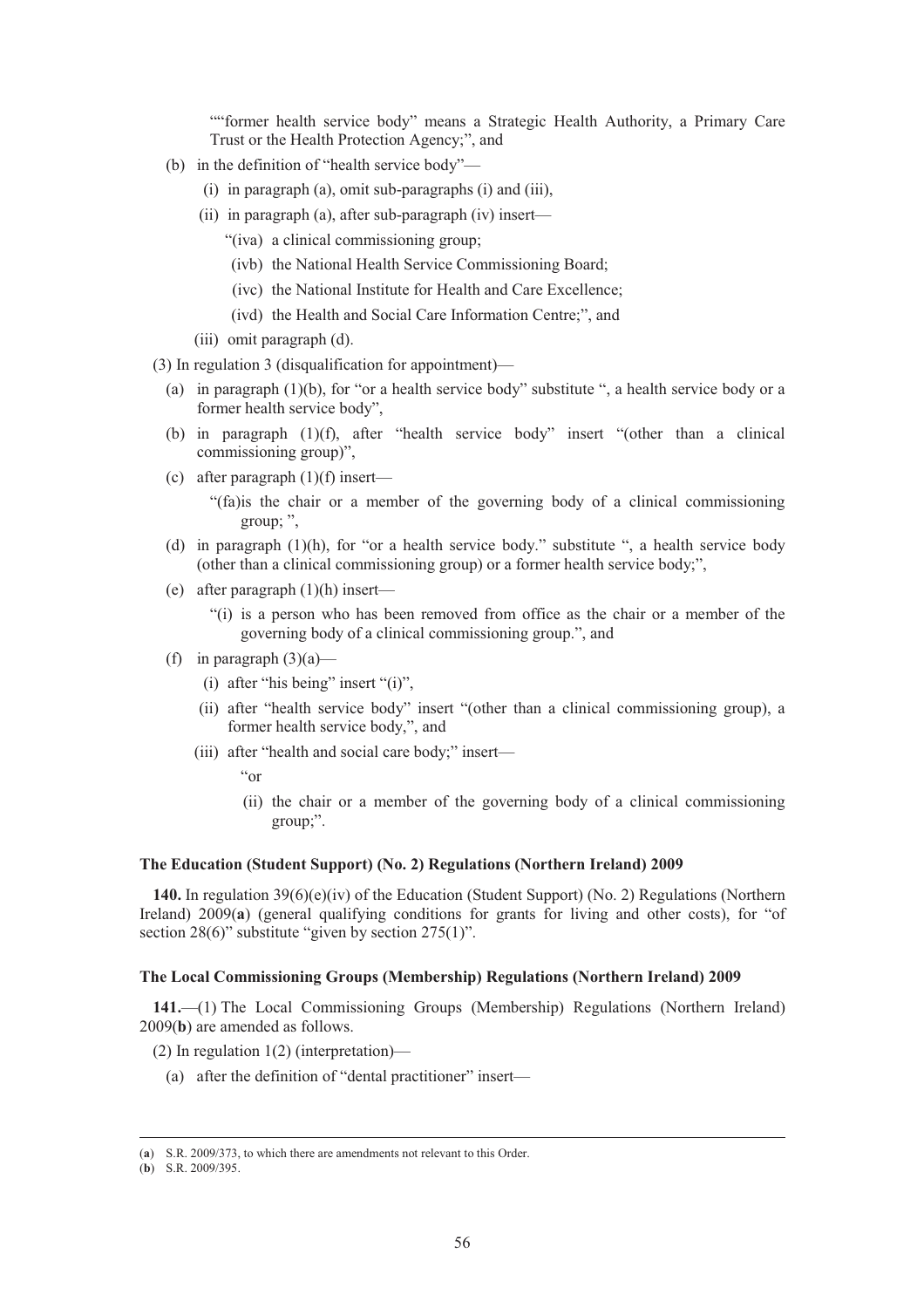""former health service body" means a Strategic Health Authority, a Primary Care Trust or the Health Protection Agency;", and

(b) in the definition of "health service body"—

(i) in paragraph (a), omit sub-paragraphs (i) and (iii),

(ii) in paragraph (a), after sub-paragraph (iv) insert—

"(iva) a clinical commissioning group;

(ivb) the National Health Service Commissioning Board;

(ivc) the National Institute for Health and Care Excellence;

(ivd) the Health and Social Care Information Centre;", and

(iii) omit paragraph (d).

(3) In regulation 3 (disqualification for appointment)—

(a) in paragraph (1)(b), for "or a health service body" substitute ", a health service body or a former health service body",

(b) in paragraph (1)(f), after "health service body" insert "(other than a clinical commissioning group)",

(c) after paragraph (1)(f) insert—

"(fa)is the chair or a member of the governing body of a clinical commissioning group; ",

(d) in paragraph (1)(h), for "or a health service body." substitute ", a health service body (other than a clinical commissioning group) or a former health service body;",

(e) after paragraph (1)(h) insert—

"(i) is a person who has been removed from office as the chair or a member of the governing body of a clinical commissioning group.", and

(f) in paragraph (3)(a)—

(i) after "his being" insert "(i)",

(ii) after "health service body" insert "(other than a clinical commissioning group), a former health service body,", and

(iii) after "health and social care body;" insert—

"or

(ii) the chair or a member of the governing body of a clinical commissioning group;".

**The Education (Student Support) (No. 2) Regulations (Northern Ireland) 2009**

**140.** In regulation 39(6)(e)(iv) of the Education (Student Support) (No. 2) Regulations (Northern Ireland) 2009(**a**) (general qualifying conditions for grants for living and other costs), for "of section 28(6)" substitute "given by section 275(1)".

**The Local Commissioning Groups (Membership) Regulations (Northern Ireland) 2009**

**141.**—(1) The Local Commissioning Groups (Membership) Regulations (Northern Ireland) 2009(**b**) are amended as follows.

(2) In regulation 1(2) (interpretation)—

(a) after the definition of "dental practitioner" insert—

---

(**a**) S.R. 2009/373, to which there are amendments not relevant to this Order.

(**b**) S.R. 2009/395.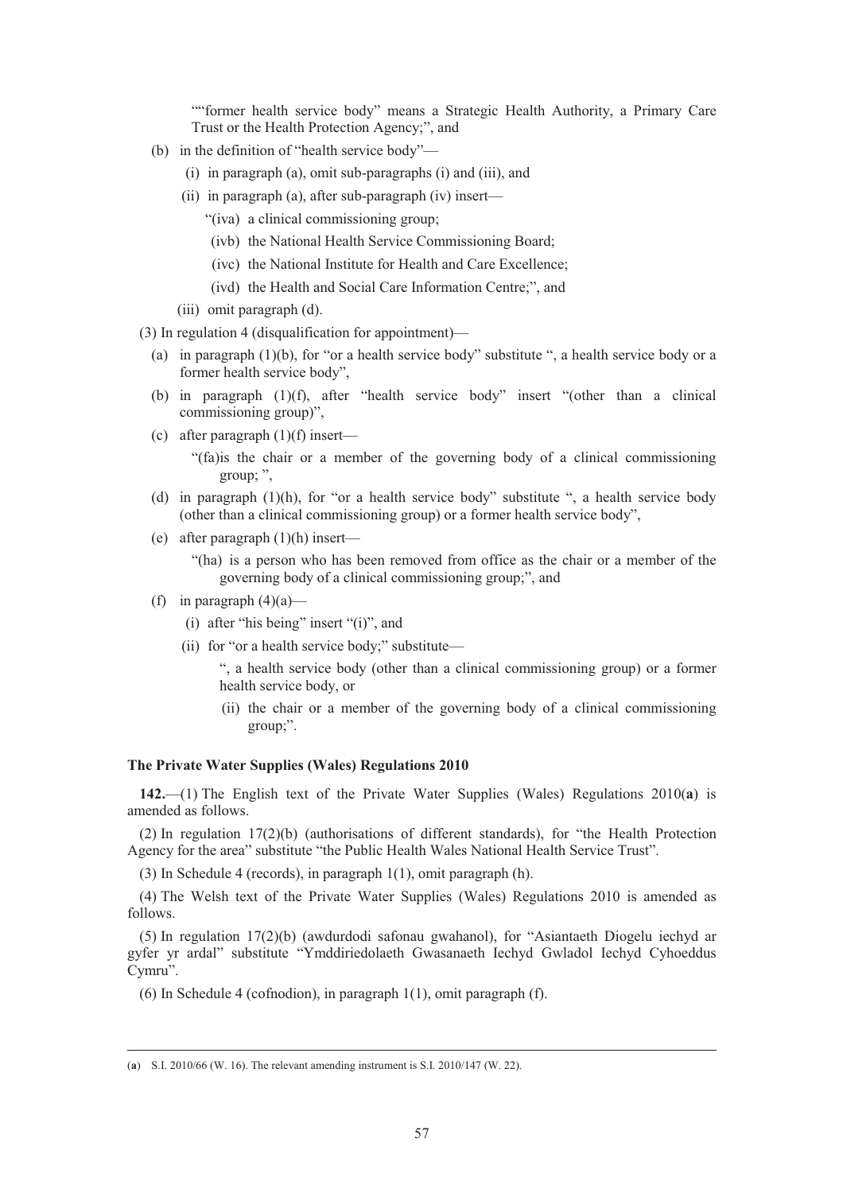""former health service body" means a Strategic Health Authority, a Primary Care Trust or the Health Protection Agency;", and

(b) in the definition of "health service body"—

(i) in paragraph (a), omit sub-paragraphs (i) and (iii), and

(ii) in paragraph (a), after sub-paragraph (iv) insert—

"(iva) a clinical commissioning group;

(ivb) the National Health Service Commissioning Board;

(ivc) the National Institute for Health and Care Excellence;

(ivd) the Health and Social Care Information Centre;", and

(iii) omit paragraph (d).

(3) In regulation 4 (disqualification for appointment)—

(a) in paragraph (1)(b), for "or a health service body" substitute ", a health service body or a former health service body",

(b) in paragraph (1)(f), after "health service body" insert "(other than a clinical commissioning group)",

(c) after paragraph (1)(f) insert—

"(fa)is the chair or a member of the governing body of a clinical commissioning group; ",

(d) in paragraph (1)(h), for "or a health service body" substitute ", a health service body (other than a clinical commissioning group) or a former health service body",

(e) after paragraph (1)(h) insert—

"(ha) is a person who has been removed from office as the chair or a member of the governing body of a clinical commissioning group;", and

(f) in paragraph (4)(a)—

(i) after "his being" insert "(i)", and

(ii) for "or a health service body;" substitute—

", a health service body (other than a clinical commissioning group) or a former health service body, or

(ii) the chair or a member of the governing body of a clinical commissioning group;".

**The Private Water Supplies (Wales) Regulations 2010**

**142.**—(1) The English text of the Private Water Supplies (Wales) Regulations 2010(**a**) is amended as follows.

(2) In regulation 17(2)(b) (authorisations of different standards), for "the Health Protection Agency for the area" substitute "the Public Health Wales National Health Service Trust".

(3) In Schedule 4 (records), in paragraph 1(1), omit paragraph (h).

(4) The Welsh text of the Private Water Supplies (Wales) Regulations 2010 is amended as follows.

(5) In regulation 17(2)(b) (awdurdodi safonau gwahanol), for "Asiantaeth Diogelu iechyd ar gyfer yr ardal" substitute "Ymddiriedolaeth Gwasanaeth Iechyd Gwladol Iechyd Cyhoeddus Cymru".

(6) In Schedule 4 (cofnodion), in paragraph 1(1), omit paragraph (f).

---

(**a**) S.I. 2010/66 (W. 16). The relevant amending instrument is S.I. 2010/147 (W. 22).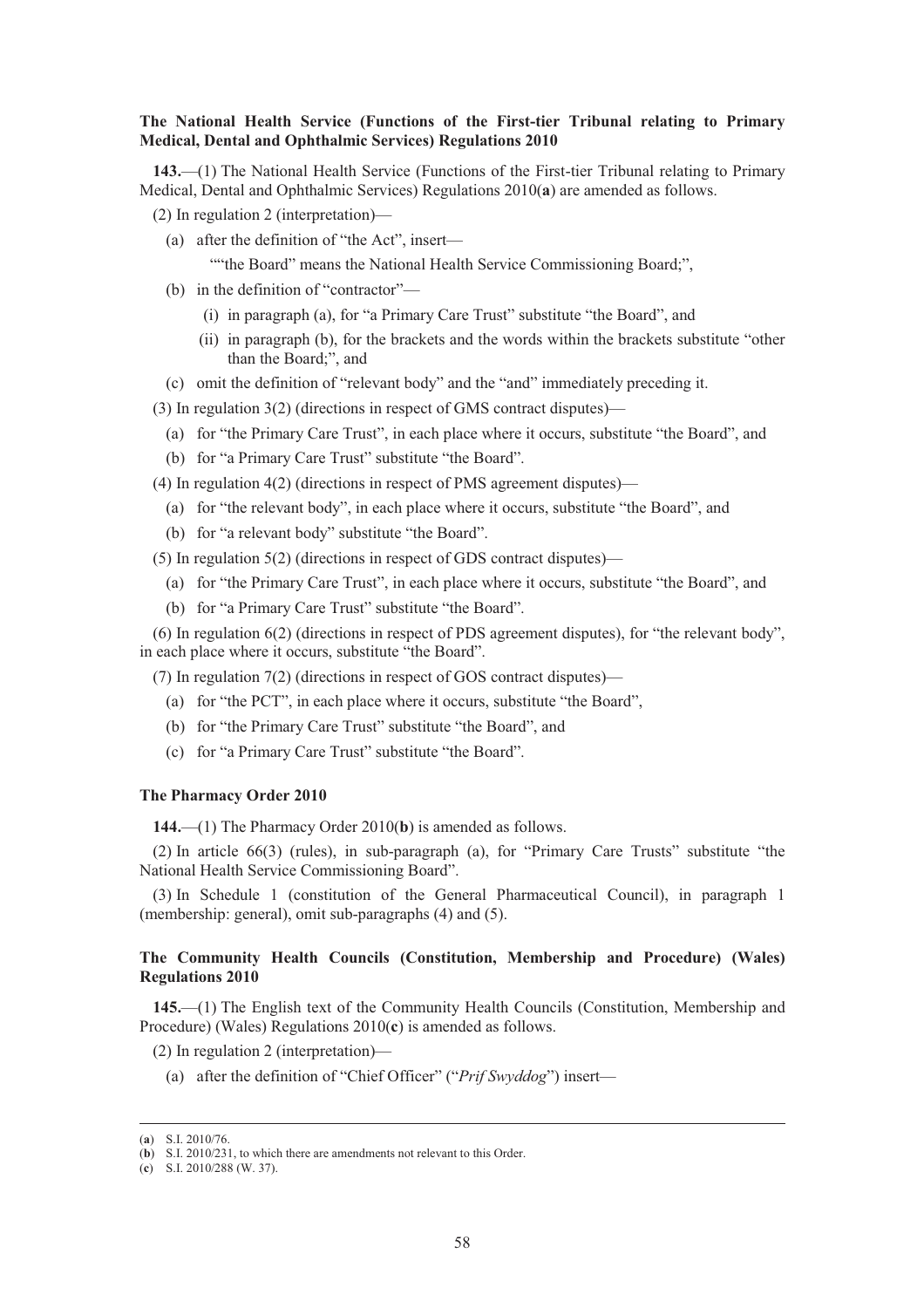**The National Health Service (Functions of the First-tier Tribunal relating to Primary Medical, Dental and Ophthalmic Services) Regulations 2010**

**143.**—(1) The National Health Service (Functions of the First-tier Tribunal relating to Primary Medical, Dental and Ophthalmic Services) Regulations 2010(**a**) are amended as follows.

(2) In regulation 2 (interpretation)—

(a) after the definition of "the Act", insert—

""the Board" means the National Health Service Commissioning Board;",

(b) in the definition of "contractor"—

(i) in paragraph (a), for "a Primary Care Trust" substitute "the Board", and

(ii) in paragraph (b), for the brackets and the words within the brackets substitute "other than the Board;", and

(c) omit the definition of "relevant body" and the "and" immediately preceding it.

(3) In regulation 3(2) (directions in respect of GMS contract disputes)—

(a) for "the Primary Care Trust", in each place where it occurs, substitute "the Board", and

(b) for "a Primary Care Trust" substitute "the Board".

(4) In regulation 4(2) (directions in respect of PMS agreement disputes)—

(a) for "the relevant body", in each place where it occurs, substitute "the Board", and

(b) for "a relevant body" substitute "the Board".

(5) In regulation 5(2) (directions in respect of GDS contract disputes)—

(a) for "the Primary Care Trust", in each place where it occurs, substitute "the Board", and

(b) for "a Primary Care Trust" substitute "the Board".

(6) In regulation 6(2) (directions in respect of PDS agreement disputes), for "the relevant body", in each place where it occurs, substitute "the Board".

(7) In regulation 7(2) (directions in respect of GOS contract disputes)—

(a) for "the PCT", in each place where it occurs, substitute "the Board",

(b) for "the Primary Care Trust" substitute "the Board", and

(c) for "a Primary Care Trust" substitute "the Board".

**The Pharmacy Order 2010**

**144.**—(1) The Pharmacy Order 2010(**b**) is amended as follows.

(2) In article 66(3) (rules), in sub-paragraph (a), for "Primary Care Trusts" substitute "the National Health Service Commissioning Board".

(3) In Schedule 1 (constitution of the General Pharmaceutical Council), in paragraph 1 (membership: general), omit sub-paragraphs (4) and (5).

**The Community Health Councils (Constitution, Membership and Procedure) (Wales) Regulations 2010**

**145.**—(1) The English text of the Community Health Councils (Constitution, Membership and Procedure) (Wales) Regulations 2010(**c**) is amended as follows.

(2) In regulation 2 (interpretation)—

(a) after the definition of "Chief Officer" ("*Prif Swyddog*") insert—

---

(**a**) S.I. 2010/76.

(**b**) S.I. 2010/231, to which there are amendments not relevant to this Order.

(**c**) S.I. 2010/288 (W. 37).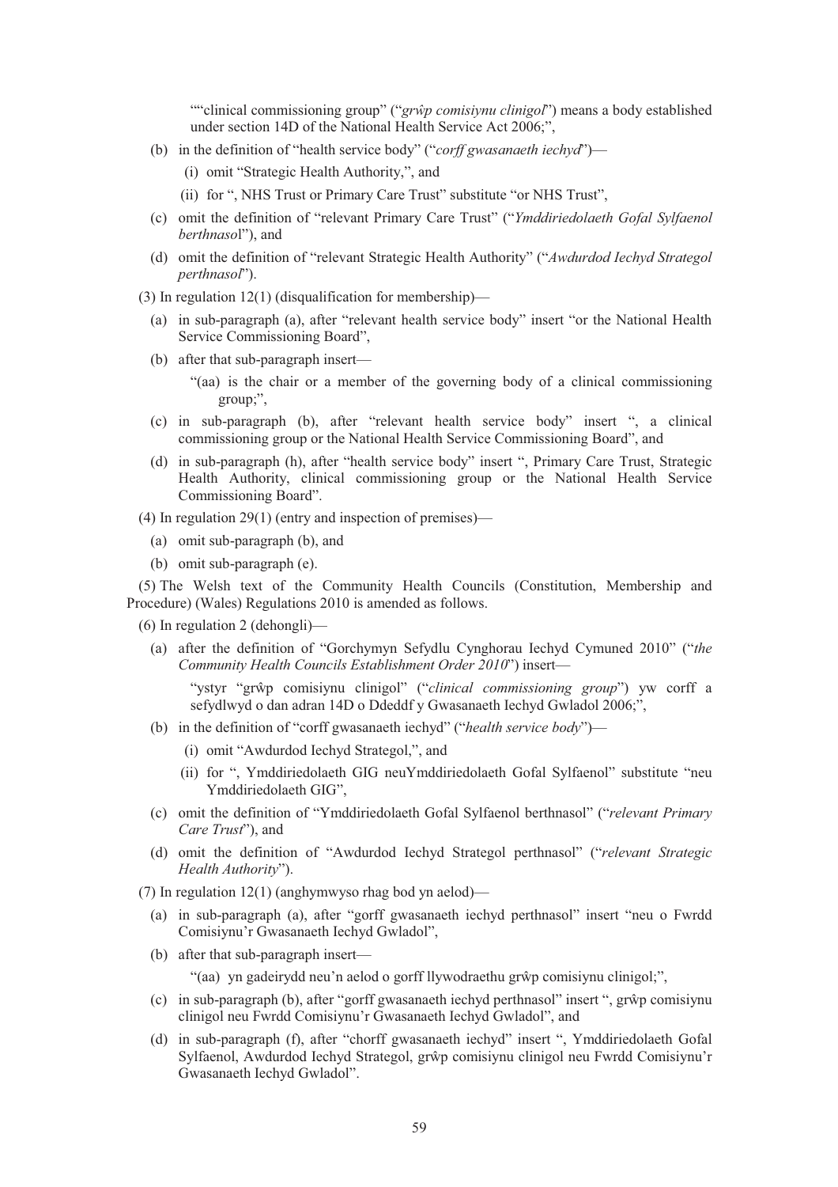"“clinical commissioning group” (“*grŵp comisiynu clinigol*”) means a body established under section 14D of the National Health Service Act 2006;”,

(b) in the definition of “health service body” (“*corff gwasanaeth iechyd*”)—

(i) omit “Strategic Health Authority,”, and

(ii) for “, NHS Trust or Primary Care Trust” substitute “or NHS Trust”,

(c) omit the definition of “relevant Primary Care Trust” (“*Ymddiriedolaeth Gofal Sylfaenol berthnasol*”), and

(d) omit the definition of “relevant Strategic Health Authority” (“*Awdurdod Iechyd Strategol perthnasol*”).

(3) In regulation 12(1) (disqualification for membership)—

(a) in sub-paragraph (a), after “relevant health service body” insert “or the National Health Service Commissioning Board”,

(b) after that sub-paragraph insert—

“(aa) is the chair or a member of the governing body of a clinical commissioning group;”,

(c) in sub-paragraph (b), after “relevant health service body” insert “, a clinical commissioning group or the National Health Service Commissioning Board”, and

(d) in sub-paragraph (h), after “health service body” insert “, Primary Care Trust, Strategic Health Authority, clinical commissioning group or the National Health Service Commissioning Board”.

(4) In regulation 29(1) (entry and inspection of premises)—

(a) omit sub-paragraph (b), and

(b) omit sub-paragraph (e).

(5) The Welsh text of the Community Health Councils (Constitution, Membership and Procedure) (Wales) Regulations 2010 is amended as follows.

(6) In regulation 2 (dehongli)—

(a) after the definition of “Gorchymyn Sefydlu Cynghorau Iechyd Cymuned 2010” (“*the Community Health Councils Establishment Order 2010*”) insert—

“ystyr “grŵp comisiynu clinigol” (“*clinical commissioning group*”) yw corff a sefydlwyd o dan adran 14D o Ddeddf y Gwasanaeth Iechyd Gwladol 2006;”,

(b) in the definition of “corff gwasanaeth iechyd” (“*health service body*”)—

(i) omit “Awdurdod Iechyd Strategol,”, and

(ii) for “, Ymddiriedolaeth GIG neuYmddiriedolaeth Gofal Sylfaenol” substitute “neu Ymddiriedolaeth GIG”,

(c) omit the definition of “Ymddiriedolaeth Gofal Sylfaenol berthnasol” (“*relevant Primary Care Trust*”), and

(d) omit the definition of “Awdurdod Iechyd Strategol perthnasol” (“*relevant Strategic Health Authority*”).

(7) In regulation 12(1) (anghymwyso rhag bod yn aelod)—

(a) in sub-paragraph (a), after “gorff gwasanaeth iechyd perthnasol” insert “neu o Fwrdd Comisiynu’r Gwasanaeth Iechyd Gwladol”,

(b) after that sub-paragraph insert—

“(aa) yn gadeirydd neu’n aelod o gorff llywodraethu grŵp comisiynu clinigol;”,

(c) in sub-paragraph (b), after “gorff gwasanaeth iechyd perthnasol” insert “, grŵp comisiynu clinigol neu Fwrdd Comisiynu’r Gwasanaeth Iechyd Gwladol”, and

(d) in sub-paragraph (f), after “chorff gwasanaeth iechyd” insert “, Ymddiriedolaeth Gofal Sylfaenol, Awdurdod Iechyd Strategol, grŵp comisiynu clinigol neu Fwrdd Comisiynu’r Gwasanaeth Iechyd Gwladol”.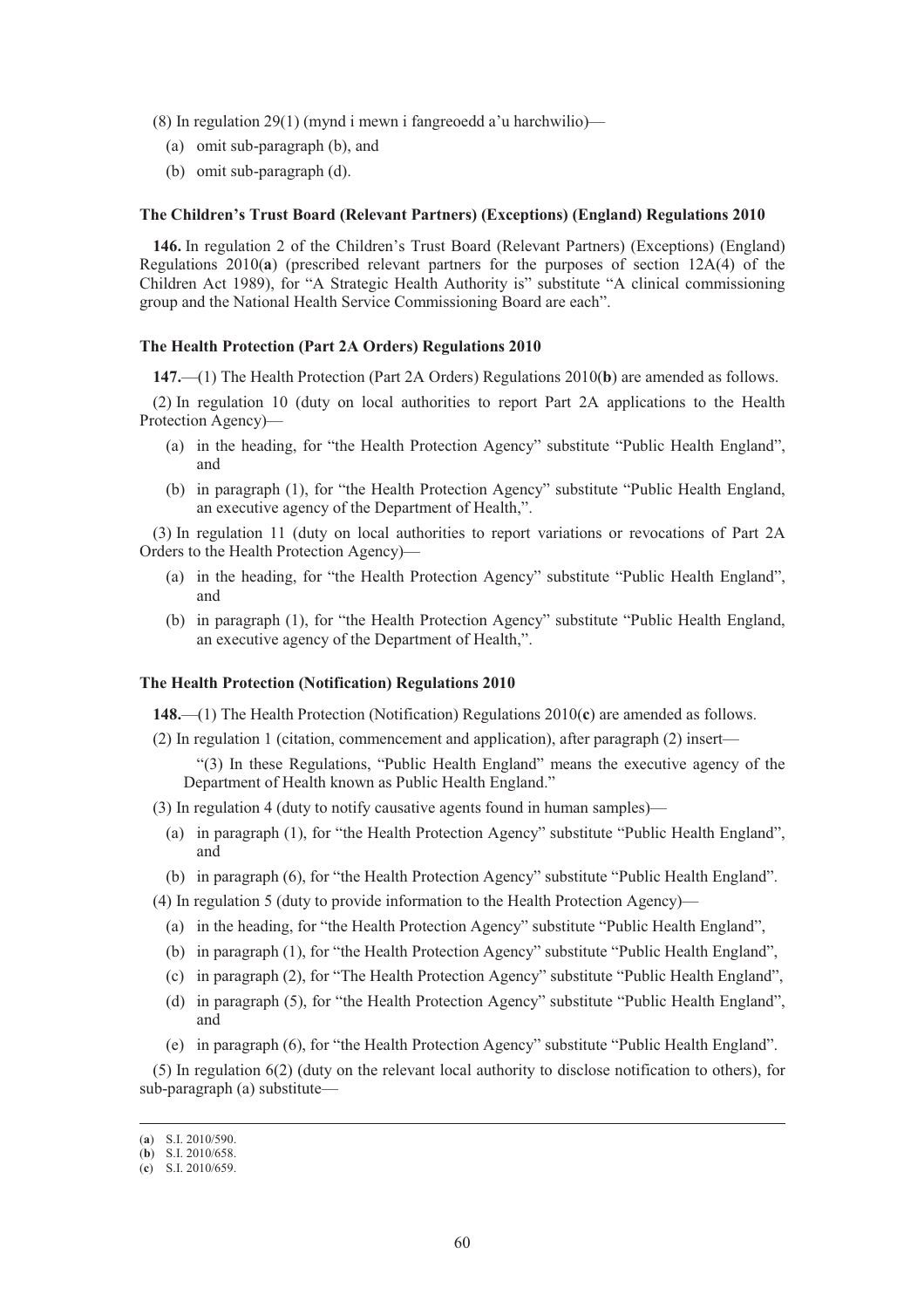(8) In regulation 29(1) (mynd i mewn i fangreoedd a'u harchwilio)—

(a) omit sub-paragraph (b), and

(b) omit sub-paragraph (d).

**The Children's Trust Board (Relevant Partners) (Exceptions) (England) Regulations 2010**

**146.** In regulation 2 of the Children's Trust Board (Relevant Partners) (Exceptions) (England) Regulations 2010(**a**) (prescribed relevant partners for the purposes of section 12A(4) of the Children Act 1989), for "A Strategic Health Authority is" substitute "A clinical commissioning group and the National Health Service Commissioning Board are each".

**The Health Protection (Part 2A Orders) Regulations 2010**

**147.**—(1) The Health Protection (Part 2A Orders) Regulations 2010(**b**) are amended as follows.

(2) In regulation 10 (duty on local authorities to report Part 2A applications to the Health Protection Agency)—

(a) in the heading, for "the Health Protection Agency" substitute "Public Health England", and

(b) in paragraph (1), for "the Health Protection Agency" substitute "Public Health England, an executive agency of the Department of Health,".

(3) In regulation 11 (duty on local authorities to report variations or revocations of Part 2A Orders to the Health Protection Agency)—

(a) in the heading, for "the Health Protection Agency" substitute "Public Health England", and

(b) in paragraph (1), for "the Health Protection Agency" substitute "Public Health England, an executive agency of the Department of Health,".

**The Health Protection (Notification) Regulations 2010**

**148.**—(1) The Health Protection (Notification) Regulations 2010(**c**) are amended as follows.

(2) In regulation 1 (citation, commencement and application), after paragraph (2) insert—

"(3) In these Regulations, "Public Health England" means the executive agency of the Department of Health known as Public Health England."

(3) In regulation 4 (duty to notify causative agents found in human samples)—

(a) in paragraph (1), for "the Health Protection Agency" substitute "Public Health England", and

(b) in paragraph (6), for "the Health Protection Agency" substitute "Public Health England".

(4) In regulation 5 (duty to provide information to the Health Protection Agency)—

(a) in the heading, for "the Health Protection Agency" substitute "Public Health England",

(b) in paragraph (1), for "the Health Protection Agency" substitute "Public Health England",

(c) in paragraph (2), for "The Health Protection Agency" substitute "Public Health England",

(d) in paragraph (5), for "the Health Protection Agency" substitute "Public Health England", and

(e) in paragraph (6), for "the Health Protection Agency" substitute "Public Health England".

(5) In regulation 6(2) (duty on the relevant local authority to disclose notification to others), for sub-paragraph (a) substitute—

---

(**a**) S.I. 2010/590.

(**b**) S.I. 2010/658.

(**c**) S.I. 2010/659.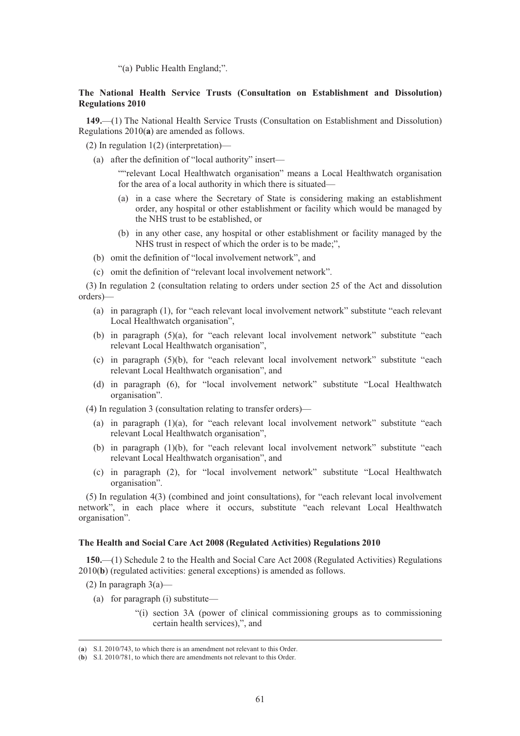"(a) Public Health England;".

**The National Health Service Trusts (Consultation on Establishment and Dissolution) Regulations 2010**

**149.**—(1) The National Health Service Trusts (Consultation on Establishment and Dissolution) Regulations 2010(**a**) are amended as follows.

(2) In regulation 1(2) (interpretation)—

(a) after the definition of "local authority" insert—

""relevant Local Healthwatch organisation" means a Local Healthwatch organisation for the area of a local authority in which there is situated—

(a) in a case where the Secretary of State is considering making an establishment order, any hospital or other establishment or facility which would be managed by the NHS trust to be established, or

(b) in any other case, any hospital or other establishment or facility managed by the NHS trust in respect of which the order is to be made;",

(b) omit the definition of "local involvement network", and

(c) omit the definition of "relevant local involvement network".

(3) In regulation 2 (consultation relating to orders under section 25 of the Act and dissolution orders)—

(a) in paragraph (1), for "each relevant local involvement network" substitute "each relevant Local Healthwatch organisation",

(b) in paragraph (5)(a), for "each relevant local involvement network" substitute "each relevant Local Healthwatch organisation",

(c) in paragraph (5)(b), for "each relevant local involvement network" substitute "each relevant Local Healthwatch organisation", and

(d) in paragraph (6), for "local involvement network" substitute "Local Healthwatch organisation".

(4) In regulation 3 (consultation relating to transfer orders)—

(a) in paragraph (1)(a), for "each relevant local involvement network" substitute "each relevant Local Healthwatch organisation",

(b) in paragraph (1)(b), for "each relevant local involvement network" substitute "each relevant Local Healthwatch organisation", and

(c) in paragraph (2), for "local involvement network" substitute "Local Healthwatch organisation".

(5) In regulation 4(3) (combined and joint consultations), for "each relevant local involvement network", in each place where it occurs, substitute "each relevant Local Healthwatch organisation".

**The Health and Social Care Act 2008 (Regulated Activities) Regulations 2010**

**150.**—(1) Schedule 2 to the Health and Social Care Act 2008 (Regulated Activities) Regulations 2010(**b**) (regulated activities: general exceptions) is amended as follows.

(2) In paragraph 3(a)—

(a) for paragraph (i) substitute—

"(i) section 3A (power of clinical commissioning groups as to commissioning certain health services),", and

---

(**a**) S.I. 2010/743, to which there is an amendment not relevant to this Order.

(**b**) S.I. 2010/781, to which there are amendments not relevant to this Order.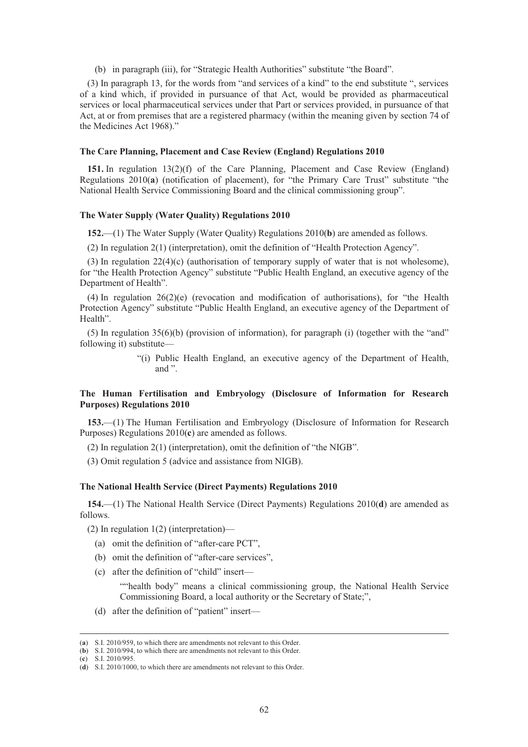(b) in paragraph (iii), for "Strategic Health Authorities" substitute "the Board".

(3) In paragraph 13, for the words from "and services of a kind" to the end substitute ", services of a kind which, if provided in pursuance of that Act, would be provided as pharmaceutical services or local pharmaceutical services under that Part or services provided, in pursuance of that Act, at or from premises that are a registered pharmacy (within the meaning given by section 74 of the Medicines Act 1968)."

### The Care Planning, Placement and Case Review (England) Regulations 2010

**151.** In regulation 13(2)(f) of the Care Planning, Placement and Case Review (England) Regulations 2010(**a**) (notification of placement), for "the Primary Care Trust" substitute "the National Health Service Commissioning Board and the clinical commissioning group".

### The Water Supply (Water Quality) Regulations 2010

**152.**—(1) The Water Supply (Water Quality) Regulations 2010(**b**) are amended as follows.

(2) In regulation 2(1) (interpretation), omit the definition of "Health Protection Agency".

(3) In regulation 22(4)(c) (authorisation of temporary supply of water that is not wholesome), for "the Health Protection Agency" substitute "Public Health England, an executive agency of the Department of Health".

(4) In regulation 26(2)(e) (revocation and modification of authorisations), for "the Health Protection Agency" substitute "Public Health England, an executive agency of the Department of Health".

(5) In regulation 35(6)(b) (provision of information), for paragraph (i) (together with the "and" following it) substitute—

> "(i) Public Health England, an executive agency of the Department of Health, and ".

### The Human Fertilisation and Embryology (Disclosure of Information for Research Purposes) Regulations 2010

**153.**—(1) The Human Fertilisation and Embryology (Disclosure of Information for Research Purposes) Regulations 2010(**c**) are amended as follows.

(2) In regulation 2(1) (interpretation), omit the definition of "the NIGB".

(3) Omit regulation 5 (advice and assistance from NIGB).

### The National Health Service (Direct Payments) Regulations 2010

**154.**—(1) The National Health Service (Direct Payments) Regulations 2010(**d**) are amended as follows.

(2) In regulation 1(2) (interpretation)—

(a) omit the definition of "after-care PCT",

(b) omit the definition of "after-care services",

(c) after the definition of "child" insert—

> ""health body" means a clinical commissioning group, the National Health Service Commissioning Board, a local authority or the Secretary of State;",

(d) after the definition of "patient" insert—

---

(**a**) S.I. 2010/959, to which there are amendments not relevant to this Order.
(**b**) S.I. 2010/994, to which there are amendments not relevant to this Order.
(**c**) S.I. 2010/995.
(**d**) S.I. 2010/1000, to which there are amendments not relevant to this Order.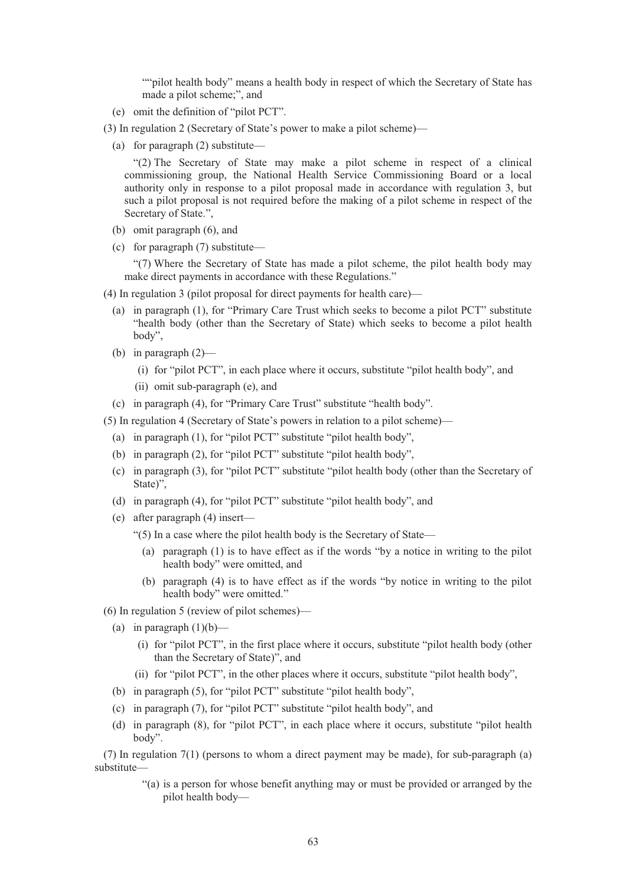""pilot health body" means a health body in respect of which the Secretary of State has made a pilot scheme;", and

(e) omit the definition of "pilot PCT".

(3) In regulation 2 (Secretary of State's power to make a pilot scheme)—

(a) for paragraph (2) substitute—

"(2) The Secretary of State may make a pilot scheme in respect of a clinical commissioning group, the National Health Service Commissioning Board or a local authority only in response to a pilot proposal made in accordance with regulation 3, but such a pilot proposal is not required before the making of a pilot scheme in respect of the Secretary of State.",

(b) omit paragraph (6), and

(c) for paragraph (7) substitute—

"(7) Where the Secretary of State has made a pilot scheme, the pilot health body may make direct payments in accordance with these Regulations."

(4) In regulation 3 (pilot proposal for direct payments for health care)—

(a) in paragraph (1), for "Primary Care Trust which seeks to become a pilot PCT" substitute "health body (other than the Secretary of State) which seeks to become a pilot health body",

(b) in paragraph (2)—

(i) for "pilot PCT", in each place where it occurs, substitute "pilot health body", and

(ii) omit sub-paragraph (e), and

(c) in paragraph (4), for "Primary Care Trust" substitute "health body".

(5) In regulation 4 (Secretary of State's powers in relation to a pilot scheme)—

(a) in paragraph (1), for "pilot PCT" substitute "pilot health body",

(b) in paragraph (2), for "pilot PCT" substitute "pilot health body",

(c) in paragraph (3), for "pilot PCT" substitute "pilot health body (other than the Secretary of State)",

(d) in paragraph (4), for "pilot PCT" substitute "pilot health body", and

(e) after paragraph (4) insert—

"(5) In a case where the pilot health body is the Secretary of State—

(a) paragraph (1) is to have effect as if the words "by a notice in writing to the pilot health body" were omitted, and

(b) paragraph (4) is to have effect as if the words "by notice in writing to the pilot health body" were omitted."

(6) In regulation 5 (review of pilot schemes)—

(a) in paragraph (1)(b)—

(i) for "pilot PCT", in the first place where it occurs, substitute "pilot health body (other than the Secretary of State)", and

(ii) for "pilot PCT", in the other places where it occurs, substitute "pilot health body",

(b) in paragraph (5), for "pilot PCT" substitute "pilot health body",

(c) in paragraph (7), for "pilot PCT" substitute "pilot health body", and

(d) in paragraph (8), for "pilot PCT", in each place where it occurs, substitute "pilot health body".

(7) In regulation 7(1) (persons to whom a direct payment may be made), for sub-paragraph (a) substitute—

"(a) is a person for whose benefit anything may or must be provided or arranged by the pilot health body—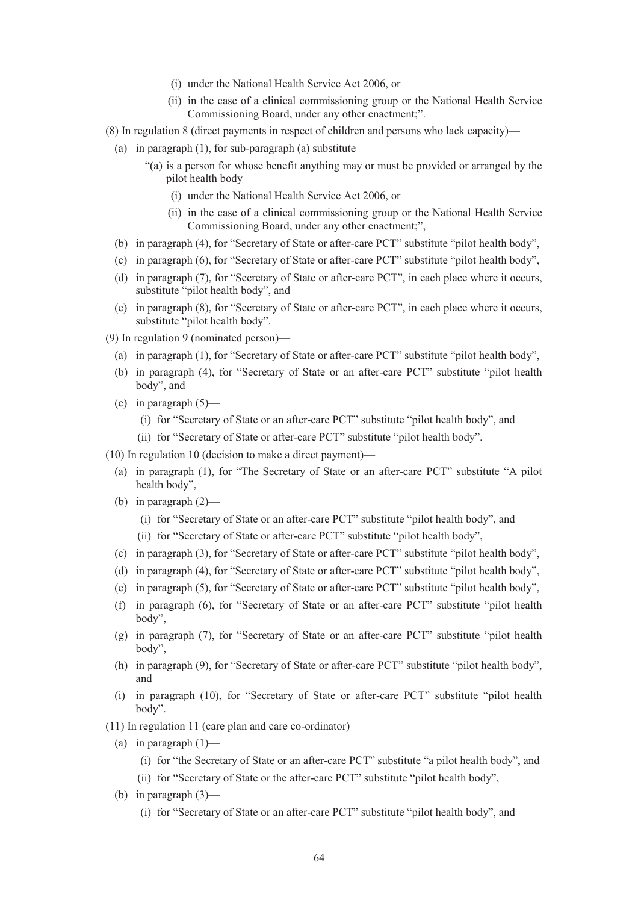(i) under the National Health Service Act 2006, or

(ii) in the case of a clinical commissioning group or the National Health Service Commissioning Board, under any other enactment;".

(8) In regulation 8 (direct payments in respect of children and persons who lack capacity)—

(a) in paragraph (1), for sub-paragraph (a) substitute—

"(a) is a person for whose benefit anything may or must be provided or arranged by the pilot health body—

(i) under the National Health Service Act 2006, or

(ii) in the case of a clinical commissioning group or the National Health Service Commissioning Board, under any other enactment;",

(b) in paragraph (4), for "Secretary of State or after-care PCT" substitute "pilot health body",

(c) in paragraph (6), for "Secretary of State or after-care PCT" substitute "pilot health body",

(d) in paragraph (7), for "Secretary of State or after-care PCT", in each place where it occurs, substitute "pilot health body", and

(e) in paragraph (8), for "Secretary of State or after-care PCT", in each place where it occurs, substitute "pilot health body".

(9) In regulation 9 (nominated person)—

(a) in paragraph (1), for "Secretary of State or after-care PCT" substitute "pilot health body",

(b) in paragraph (4), for "Secretary of State or an after-care PCT" substitute "pilot health body", and

(c) in paragraph (5)—

(i) for "Secretary of State or an after-care PCT" substitute "pilot health body", and

(ii) for "Secretary of State or after-care PCT" substitute "pilot health body".

(10) In regulation 10 (decision to make a direct payment)—

(a) in paragraph (1), for "The Secretary of State or an after-care PCT" substitute "A pilot health body",

(b) in paragraph (2)—

(i) for "Secretary of State or an after-care PCT" substitute "pilot health body", and

(ii) for "Secretary of State or after-care PCT" substitute "pilot health body",

(c) in paragraph (3), for "Secretary of State or after-care PCT" substitute "pilot health body",

(d) in paragraph (4), for "Secretary of State or after-care PCT" substitute "pilot health body",

(e) in paragraph (5), for "Secretary of State or after-care PCT" substitute "pilot health body",

(f) in paragraph (6), for "Secretary of State or an after-care PCT" substitute "pilot health body",

(g) in paragraph (7), for "Secretary of State or an after-care PCT" substitute "pilot health body",

(h) in paragraph (9), for "Secretary of State or after-care PCT" substitute "pilot health body", and

(i) in paragraph (10), for "Secretary of State or after-care PCT" substitute "pilot health body".

(11) In regulation 11 (care plan and care co-ordinator)—

(a) in paragraph (1)—

(i) for "the Secretary of State or an after-care PCT" substitute "a pilot health body", and

(ii) for "Secretary of State or the after-care PCT" substitute "pilot health body",

(b) in paragraph (3)—

(i) for "Secretary of State or an after-care PCT" substitute "pilot health body", and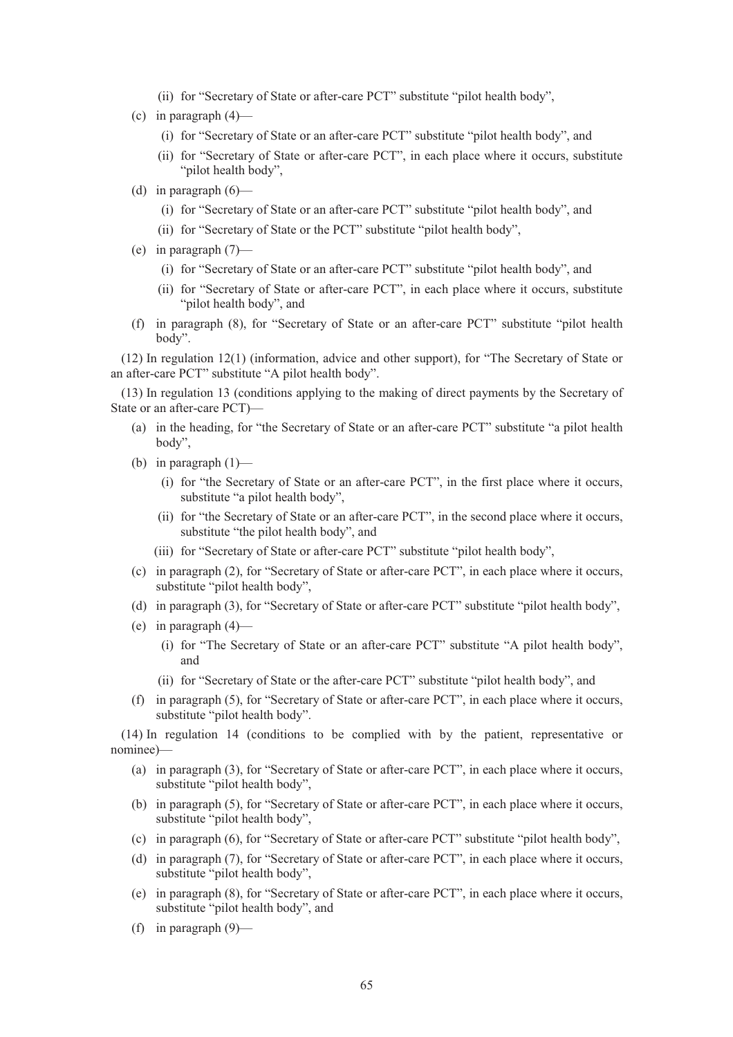(ii) for "Secretary of State or after-care PCT" substitute "pilot health body",

(c) in paragraph (4)—

(i) for "Secretary of State or an after-care PCT" substitute "pilot health body", and

(ii) for "Secretary of State or after-care PCT", in each place where it occurs, substitute "pilot health body",

(d) in paragraph (6)—

(i) for "Secretary of State or an after-care PCT" substitute "pilot health body", and

(ii) for "Secretary of State or the PCT" substitute "pilot health body",

(e) in paragraph (7)—

(i) for "Secretary of State or an after-care PCT" substitute "pilot health body", and

(ii) for "Secretary of State or after-care PCT", in each place where it occurs, substitute "pilot health body", and

(f) in paragraph (8), for "Secretary of State or an after-care PCT" substitute "pilot health body".

(12) In regulation 12(1) (information, advice and other support), for "The Secretary of State or an after-care PCT" substitute "A pilot health body".

(13) In regulation 13 (conditions applying to the making of direct payments by the Secretary of State or an after-care PCT)—

(a) in the heading, for "the Secretary of State or an after-care PCT" substitute "a pilot health body",

(b) in paragraph (1)—

(i) for "the Secretary of State or an after-care PCT", in the first place where it occurs, substitute "a pilot health body",

(ii) for "the Secretary of State or an after-care PCT", in the second place where it occurs, substitute "the pilot health body", and

(iii) for "Secretary of State or after-care PCT" substitute "pilot health body",

(c) in paragraph (2), for "Secretary of State or after-care PCT", in each place where it occurs, substitute "pilot health body",

(d) in paragraph (3), for "Secretary of State or after-care PCT" substitute "pilot health body",

(e) in paragraph (4)—

(i) for "The Secretary of State or an after-care PCT" substitute "A pilot health body", and

(ii) for "Secretary of State or the after-care PCT" substitute "pilot health body", and

(f) in paragraph (5), for "Secretary of State or after-care PCT", in each place where it occurs, substitute "pilot health body".

(14) In regulation 14 (conditions to be complied with by the patient, representative or nominee)—

(a) in paragraph (3), for "Secretary of State or after-care PCT", in each place where it occurs, substitute "pilot health body",

(b) in paragraph (5), for "Secretary of State or after-care PCT", in each place where it occurs, substitute "pilot health body",

(c) in paragraph (6), for "Secretary of State or after-care PCT" substitute "pilot health body",

(d) in paragraph (7), for "Secretary of State or after-care PCT", in each place where it occurs, substitute "pilot health body",

(e) in paragraph (8), for "Secretary of State or after-care PCT", in each place where it occurs, substitute "pilot health body", and

(f) in paragraph (9)—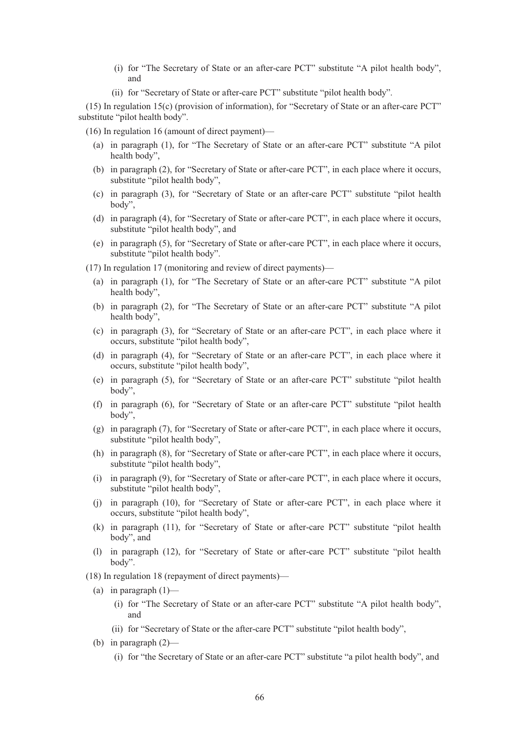(i) for "The Secretary of State or an after-care PCT" substitute "A pilot health body", and

(ii) for "Secretary of State or after-care PCT" substitute "pilot health body".

(15) In regulation 15(c) (provision of information), for "Secretary of State or an after-care PCT" substitute "pilot health body".

(16) In regulation 16 (amount of direct payment)—

(a) in paragraph (1), for "The Secretary of State or an after-care PCT" substitute "A pilot health body",

(b) in paragraph (2), for "Secretary of State or after-care PCT", in each place where it occurs, substitute "pilot health body",

(c) in paragraph (3), for "Secretary of State or an after-care PCT" substitute "pilot health body",

(d) in paragraph (4), for "Secretary of State or after-care PCT", in each place where it occurs, substitute "pilot health body", and

(e) in paragraph (5), for "Secretary of State or after-care PCT", in each place where it occurs, substitute "pilot health body".

(17) In regulation 17 (monitoring and review of direct payments)—

(a) in paragraph (1), for "The Secretary of State or an after-care PCT" substitute "A pilot health body",

(b) in paragraph (2), for "The Secretary of State or an after-care PCT" substitute "A pilot health body",

(c) in paragraph (3), for "Secretary of State or an after-care PCT", in each place where it occurs, substitute "pilot health body",

(d) in paragraph (4), for "Secretary of State or an after-care PCT", in each place where it occurs, substitute "pilot health body",

(e) in paragraph (5), for "Secretary of State or an after-care PCT" substitute "pilot health body",

(f) in paragraph (6), for "Secretary of State or an after-care PCT" substitute "pilot health body",

(g) in paragraph (7), for "Secretary of State or after-care PCT", in each place where it occurs, substitute "pilot health body",

(h) in paragraph (8), for "Secretary of State or after-care PCT", in each place where it occurs, substitute "pilot health body",

(i) in paragraph (9), for "Secretary of State or after-care PCT", in each place where it occurs, substitute "pilot health body",

(j) in paragraph (10), for "Secretary of State or after-care PCT", in each place where it occurs, substitute "pilot health body",

(k) in paragraph (11), for "Secretary of State or after-care PCT" substitute "pilot health body", and

(l) in paragraph (12), for "Secretary of State or after-care PCT" substitute "pilot health body".

(18) In regulation 18 (repayment of direct payments)—

(a) in paragraph (1)—

(i) for "The Secretary of State or an after-care PCT" substitute "A pilot health body", and

(ii) for "Secretary of State or the after-care PCT" substitute "pilot health body",

(b) in paragraph (2)—

(i) for "the Secretary of State or an after-care PCT" substitute "a pilot health body", and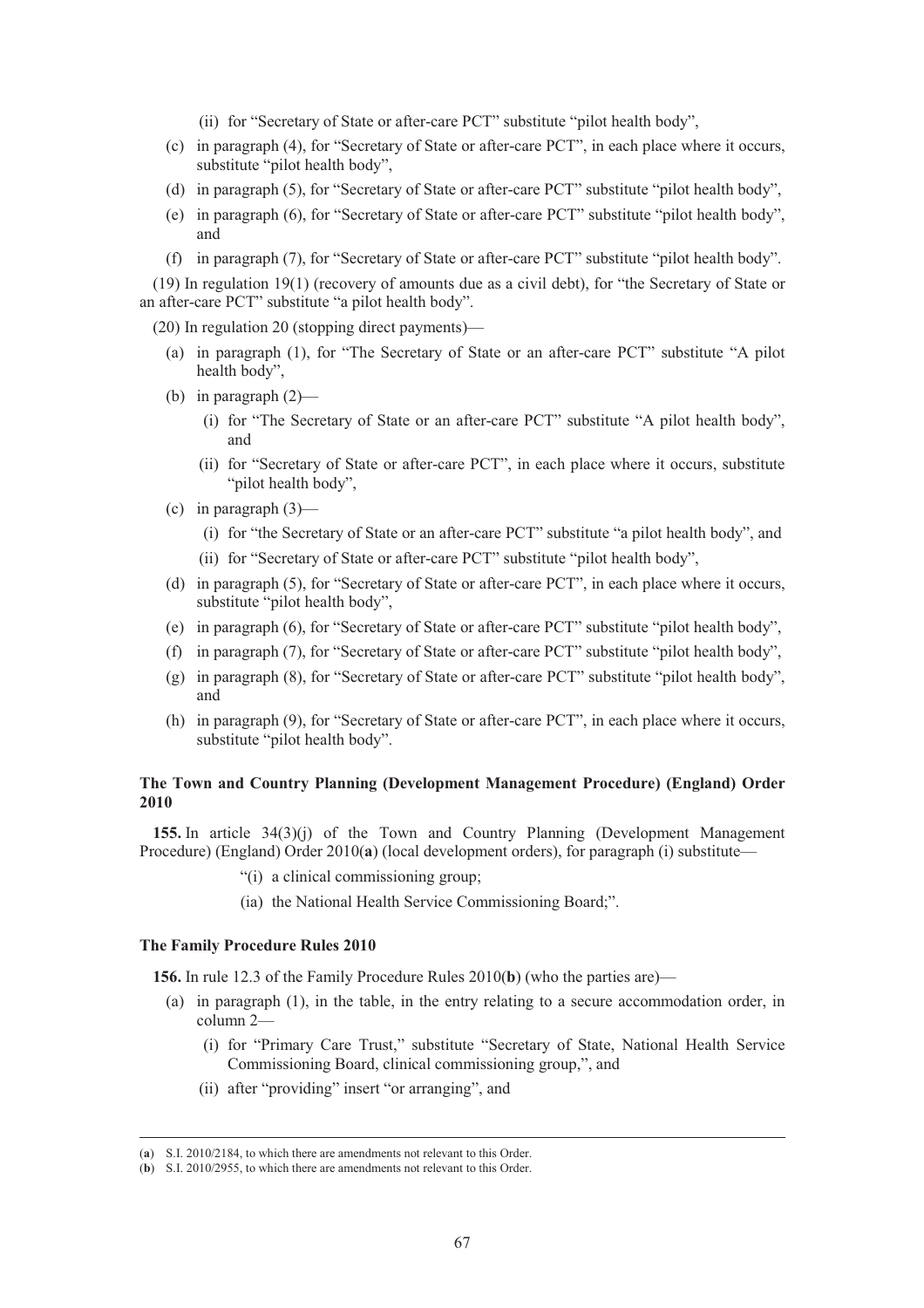(ii) for "Secretary of State or after-care PCT" substitute "pilot health body",

(c) in paragraph (4), for "Secretary of State or after-care PCT", in each place where it occurs, substitute "pilot health body",

(d) in paragraph (5), for "Secretary of State or after-care PCT" substitute "pilot health body",

(e) in paragraph (6), for "Secretary of State or after-care PCT" substitute "pilot health body", and

(f) in paragraph (7), for "Secretary of State or after-care PCT" substitute "pilot health body".

(19) In regulation 19(1) (recovery of amounts due as a civil debt), for "the Secretary of State or an after-care PCT" substitute "a pilot health body".

(20) In regulation 20 (stopping direct payments)—

(a) in paragraph (1), for "The Secretary of State or an after-care PCT" substitute "A pilot health body",

(b) in paragraph (2)—

(i) for "The Secretary of State or an after-care PCT" substitute "A pilot health body", and

(ii) for "Secretary of State or after-care PCT", in each place where it occurs, substitute "pilot health body",

(c) in paragraph (3)—

(i) for "the Secretary of State or an after-care PCT" substitute "a pilot health body", and

(ii) for "Secretary of State or after-care PCT" substitute "pilot health body",

(d) in paragraph (5), for "Secretary of State or after-care PCT", in each place where it occurs, substitute "pilot health body",

(e) in paragraph (6), for "Secretary of State or after-care PCT" substitute "pilot health body",

(f) in paragraph (7), for "Secretary of State or after-care PCT" substitute "pilot health body",

(g) in paragraph (8), for "Secretary of State or after-care PCT" substitute "pilot health body", and

(h) in paragraph (9), for "Secretary of State or after-care PCT", in each place where it occurs, substitute "pilot health body".

**The Town and Country Planning (Development Management Procedure) (England) Order 2010**

**155.** In article 34(3)(j) of the Town and Country Planning (Development Management Procedure) (England) Order 2010(**a**) (local development orders), for paragraph (i) substitute—

"(i) a clinical commissioning group;

(ia) the National Health Service Commissioning Board;".

**The Family Procedure Rules 2010**

**156.** In rule 12.3 of the Family Procedure Rules 2010(**b**) (who the parties are)—

(a) in paragraph (1), in the table, in the entry relating to a secure accommodation order, in column 2—

(i) for "Primary Care Trust," substitute "Secretary of State, National Health Service Commissioning Board, clinical commissioning group,", and

(ii) after "providing" insert "or arranging", and

---

(**a**) S.I. 2010/2184, to which there are amendments not relevant to this Order.

(**b**) S.I. 2010/2955, to which there are amendments not relevant to this Order.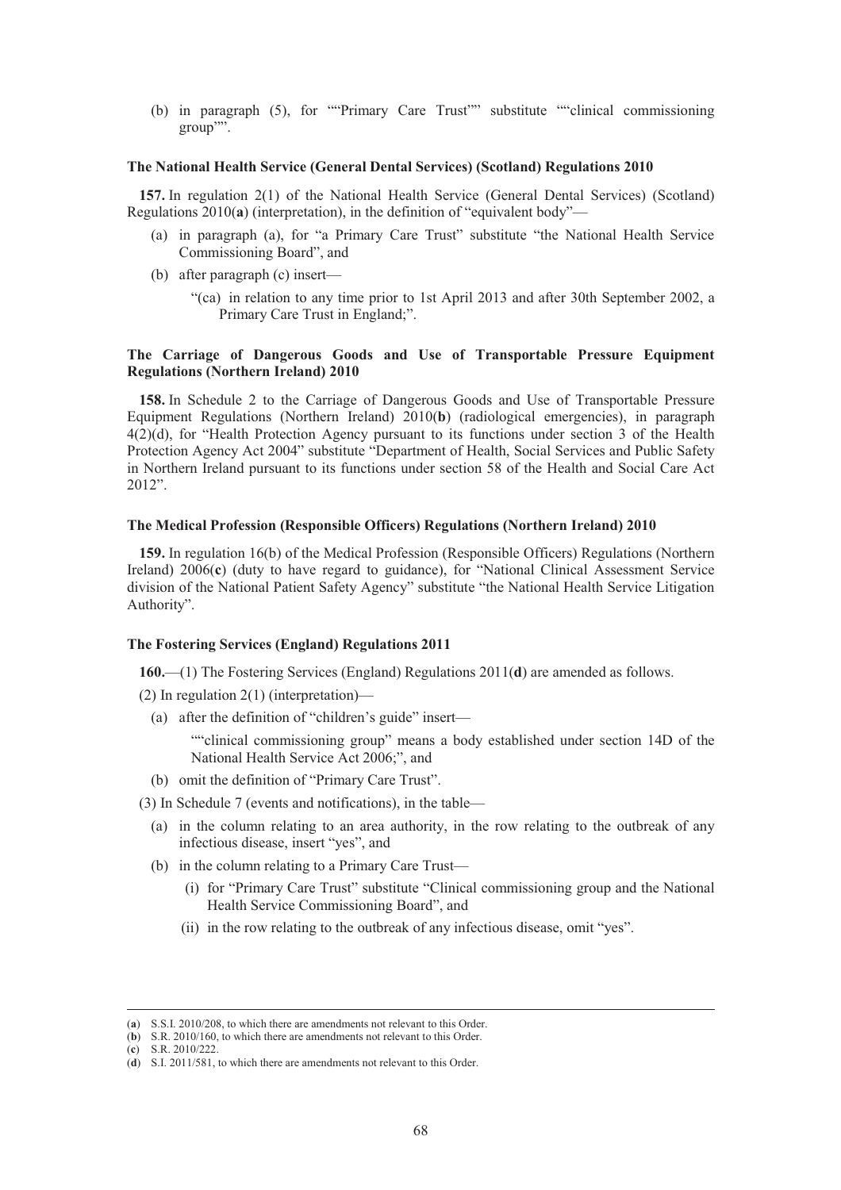(b) in paragraph (5), for ""Primary Care Trust"" substitute ""clinical commissioning group"".

**The National Health Service (General Dental Services) (Scotland) Regulations 2010**

**157.** In regulation 2(1) of the National Health Service (General Dental Services) (Scotland) Regulations 2010(**a**) (interpretation), in the definition of "equivalent body"—

(a) in paragraph (a), for "a Primary Care Trust" substitute "the National Health Service Commissioning Board", and

(b) after paragraph (c) insert—

"(ca) in relation to any time prior to 1st April 2013 and after 30th September 2002, a Primary Care Trust in England;".

**The Carriage of Dangerous Goods and Use of Transportable Pressure Equipment Regulations (Northern Ireland) 2010**

**158.** In Schedule 2 to the Carriage of Dangerous Goods and Use of Transportable Pressure Equipment Regulations (Northern Ireland) 2010(**b**) (radiological emergencies), in paragraph 4(2)(d), for "Health Protection Agency pursuant to its functions under section 3 of the Health Protection Agency Act 2004" substitute "Department of Health, Social Services and Public Safety in Northern Ireland pursuant to its functions under section 58 of the Health and Social Care Act 2012".

**The Medical Profession (Responsible Officers) Regulations (Northern Ireland) 2010**

**159.** In regulation 16(b) of the Medical Profession (Responsible Officers) Regulations (Northern Ireland) 2006(**c**) (duty to have regard to guidance), for "National Clinical Assessment Service division of the National Patient Safety Agency" substitute "the National Health Service Litigation Authority".

**The Fostering Services (England) Regulations 2011**

**160.**—(1) The Fostering Services (England) Regulations 2011(**d**) are amended as follows.

(2) In regulation 2(1) (interpretation)—

(a) after the definition of "children's guide" insert—

""clinical commissioning group" means a body established under section 14D of the National Health Service Act 2006;", and

(b) omit the definition of "Primary Care Trust".

(3) In Schedule 7 (events and notifications), in the table—

(a) in the column relating to an area authority, in the row relating to the outbreak of any infectious disease, insert "yes", and

(b) in the column relating to a Primary Care Trust—

(i) for "Primary Care Trust" substitute "Clinical commissioning group and the National Health Service Commissioning Board", and

(ii) in the row relating to the outbreak of any infectious disease, omit "yes".

---

(**a**) S.S.I. 2010/208, to which there are amendments not relevant to this Order.
(**b**) S.R. 2010/160, to which there are amendments not relevant to this Order.
(**c**) S.R. 2010/222.
(**d**) S.I. 2011/581, to which there are amendments not relevant to this Order.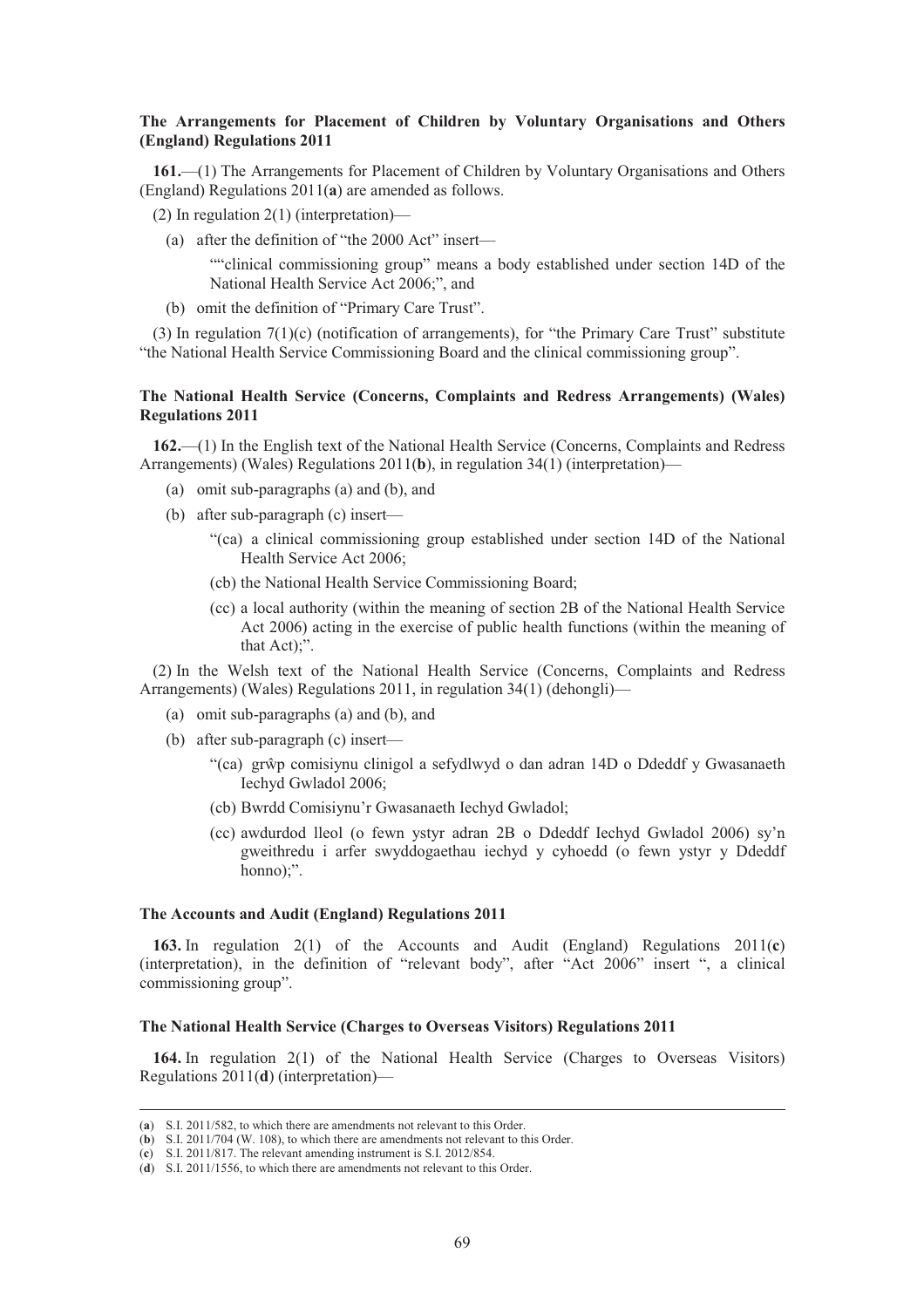**The Arrangements for Placement of Children by Voluntary Organisations and Others (England) Regulations 2011**

**161.**—(1) The Arrangements for Placement of Children by Voluntary Organisations and Others (England) Regulations 2011(**a**) are amended as follows.

(2) In regulation 2(1) (interpretation)—

(a) after the definition of "the 2000 Act" insert—

""clinical commissioning group" means a body established under section 14D of the National Health Service Act 2006;", and

(b) omit the definition of "Primary Care Trust".

(3) In regulation 7(1)(c) (notification of arrangements), for "the Primary Care Trust" substitute "the National Health Service Commissioning Board and the clinical commissioning group".

**The National Health Service (Concerns, Complaints and Redress Arrangements) (Wales) Regulations 2011**

**162.**—(1) In the English text of the National Health Service (Concerns, Complaints and Redress Arrangements) (Wales) Regulations 2011(**b**), in regulation 34(1) (interpretation)—

(a) omit sub-paragraphs (a) and (b), and

(b) after sub-paragraph (c) insert—

"(ca) a clinical commissioning group established under section 14D of the National Health Service Act 2006;

(cb) the National Health Service Commissioning Board;

(cc) a local authority (within the meaning of section 2B of the National Health Service Act 2006) acting in the exercise of public health functions (within the meaning of that Act);".

(2) In the Welsh text of the National Health Service (Concerns, Complaints and Redress Arrangements) (Wales) Regulations 2011, in regulation 34(1) (dehongli)—

(a) omit sub-paragraphs (a) and (b), and

(b) after sub-paragraph (c) insert—

"(ca) grŵp comisiynu clinigol a sefydlwyd o dan adran 14D o Ddeddf y Gwasanaeth Iechyd Gwladol 2006;

(cb) Bwrdd Comisiynu'r Gwasanaeth Iechyd Gwladol;

(cc) awdurdod lleol (o fewn ystyr adran 2B o Ddeddf Iechyd Gwladol 2006) sy'n gweithredu i arfer swyddogaethau iechyd y cyhoedd (o fewn ystyr y Ddeddf honno);".

**The Accounts and Audit (England) Regulations 2011**

**163.** In regulation 2(1) of the Accounts and Audit (England) Regulations 2011(**c**) (interpretation), in the definition of "relevant body", after "Act 2006" insert ", a clinical commissioning group".

**The National Health Service (Charges to Overseas Visitors) Regulations 2011**

**164.** In regulation 2(1) of the National Health Service (Charges to Overseas Visitors) Regulations 2011(**d**) (interpretation)—

---

(**a**) S.I. 2011/582, to which there are amendments not relevant to this Order.
(**b**) S.I. 2011/704 (W. 108), to which there are amendments not relevant to this Order.
(**c**) S.I. 2011/817. The relevant amending instrument is S.I. 2012/854.
(**d**) S.I. 2011/1556, to which there are amendments not relevant to this Order.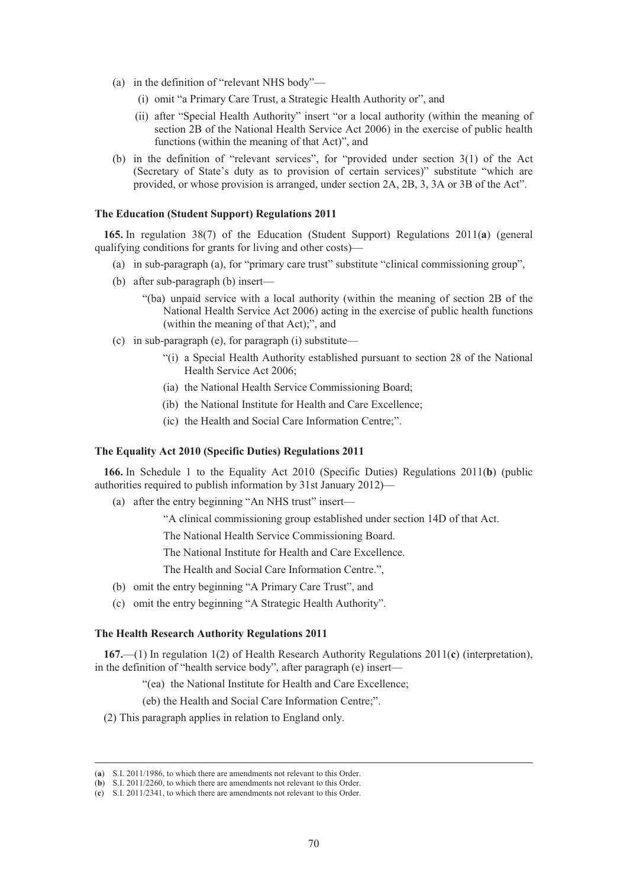(a) in the definition of "relevant NHS body"—

   (i) omit "a Primary Care Trust, a Strategic Health Authority or", and

   (ii) after "Special Health Authority" insert "or a local authority (within the meaning of section 2B of the National Health Service Act 2006) in the exercise of public health functions (within the meaning of that Act)", and

(b) in the definition of "relevant services", for "provided under section 3(1) of the Act (Secretary of State's duty as to provision of certain services)" substitute "which are provided, or whose provision is arranged, under section 2A, 2B, 3, 3A or 3B of the Act".

**The Education (Student Support) Regulations 2011**

**165.** In regulation 38(7) of the Education (Student Support) Regulations 2011(**a**) (general qualifying conditions for grants for living and other costs)—

(a) in sub-paragraph (a), for "primary care trust" substitute "clinical commissioning group",

(b) after sub-paragraph (b) insert—

"(ba) unpaid service with a local authority (within the meaning of section 2B of the National Health Service Act 2006) acting in the exercise of public health functions (within the meaning of that Act);", and

(c) in sub-paragraph (e), for paragraph (i) substitute—

"(i) a Special Health Authority established pursuant to section 28 of the National Health Service Act 2006;

(ia) the National Health Service Commissioning Board;

(ib) the National Institute for Health and Care Excellence;

(ic) the Health and Social Care Information Centre;".

**The Equality Act 2010 (Specific Duties) Regulations 2011**

**166.** In Schedule 1 to the Equality Act 2010 (Specific Duties) Regulations 2011(**b**) (public authorities required to publish information by 31st January 2012)—

(a) after the entry beginning "An NHS trust" insert—

"A clinical commissioning group established under section 14D of that Act.

The National Health Service Commissioning Board.

The National Institute for Health and Care Excellence.

The Health and Social Care Information Centre.",

(b) omit the entry beginning "A Primary Care Trust", and

(c) omit the entry beginning "A Strategic Health Authority".

**The Health Research Authority Regulations 2011**

**167.**—(1) In regulation 1(2) of Health Research Authority Regulations 2011(**c**) (interpretation), in the definition of "health service body", after paragraph (e) insert—

"(ea) the National Institute for Health and Care Excellence;

(eb) the Health and Social Care Information Centre;".

(2) This paragraph applies in relation to England only.

---

(**a**) S.I. 2011/1986, to which there are amendments not relevant to this Order.
(**b**) S.I. 2011/2260, to which there are amendments not relevant to this Order.
(**c**) S.I. 2011/2341, to which there are amendments not relevant to this Order.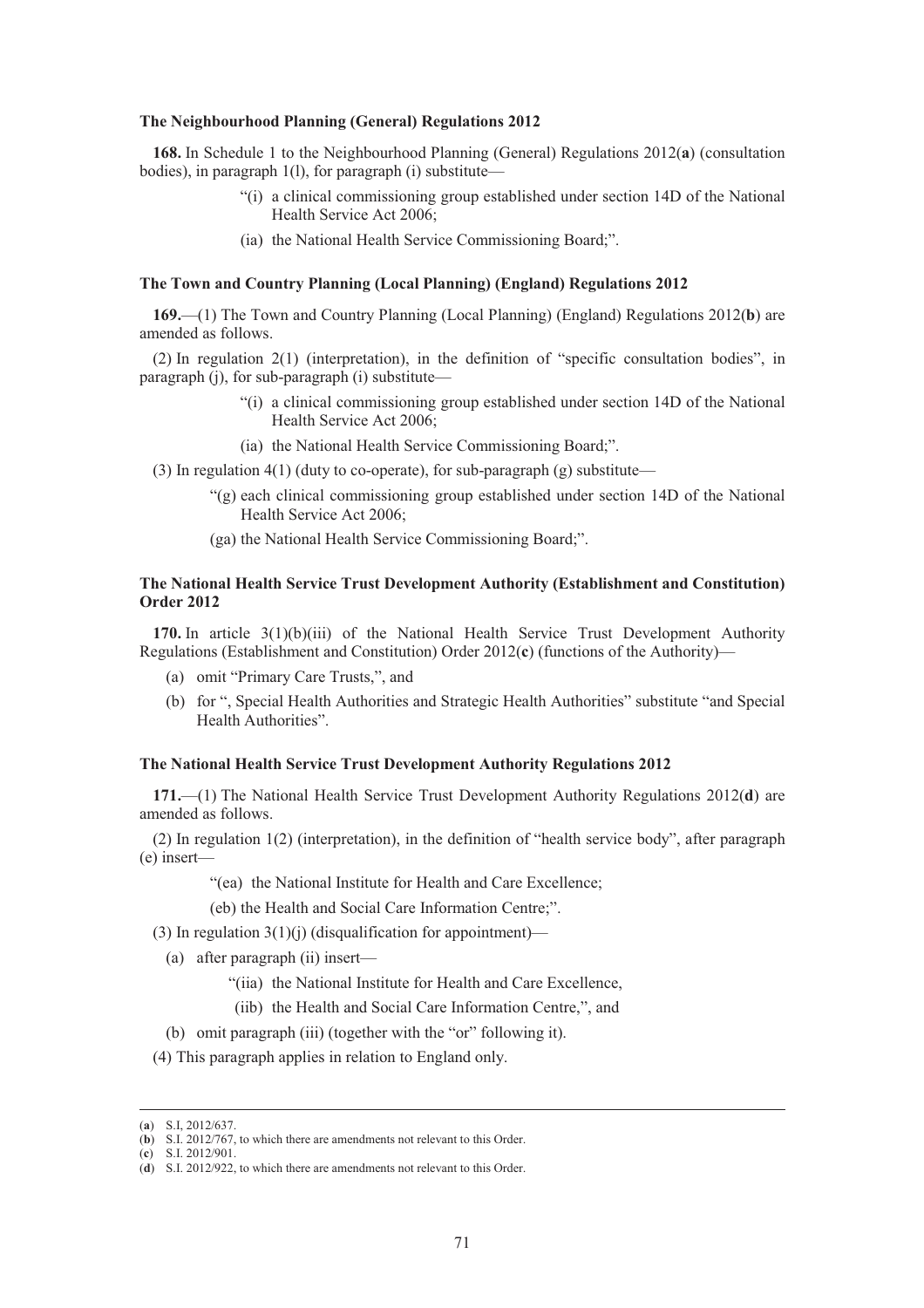**The Neighbourhood Planning (General) Regulations 2012**

**168.** In Schedule 1 to the Neighbourhood Planning (General) Regulations 2012(**a**) (consultation bodies), in paragraph 1(l), for paragraph (i) substitute—

> "(i) a clinical commissioning group established under section 14D of the National Health Service Act 2006;
>
> (ia) the National Health Service Commissioning Board;".

**The Town and Country Planning (Local Planning) (England) Regulations 2012**

**169.**—(1) The Town and Country Planning (Local Planning) (England) Regulations 2012(**b**) are amended as follows.

(2) In regulation 2(1) (interpretation), in the definition of "specific consultation bodies", in paragraph (j), for sub-paragraph (i) substitute—

> "(i) a clinical commissioning group established under section 14D of the National Health Service Act 2006;
>
> (ia) the National Health Service Commissioning Board;".

(3) In regulation 4(1) (duty to co-operate), for sub-paragraph (g) substitute—

> "(g) each clinical commissioning group established under section 14D of the National Health Service Act 2006;
>
> (ga) the National Health Service Commissioning Board;".

**The National Health Service Trust Development Authority (Establishment and Constitution) Order 2012**

**170.** In article 3(1)(b)(iii) of the National Health Service Trust Development Authority Regulations (Establishment and Constitution) Order 2012(**c**) (functions of the Authority)—

(a) omit "Primary Care Trusts,", and

(b) for ", Special Health Authorities and Strategic Health Authorities" substitute "and Special Health Authorities".

**The National Health Service Trust Development Authority Regulations 2012**

**171.**—(1) The National Health Service Trust Development Authority Regulations 2012(**d**) are amended as follows.

(2) In regulation 1(2) (interpretation), in the definition of "health service body", after paragraph (e) insert—

> "(ea) the National Institute for Health and Care Excellence;
>
> (eb) the Health and Social Care Information Centre;".

(3) In regulation 3(1)(j) (disqualification for appointment)—

(a) after paragraph (ii) insert—

> "(iia) the National Institute for Health and Care Excellence,
>
> (iib) the Health and Social Care Information Centre,", and

(b) omit paragraph (iii) (together with the "or" following it).

(4) This paragraph applies in relation to England only.

---

(**a**) S.I, 2012/637.
(**b**) S.I. 2012/767, to which there are amendments not relevant to this Order.
(**c**) S.I. 2012/901.
(**d**) S.I. 2012/922, to which there are amendments not relevant to this Order.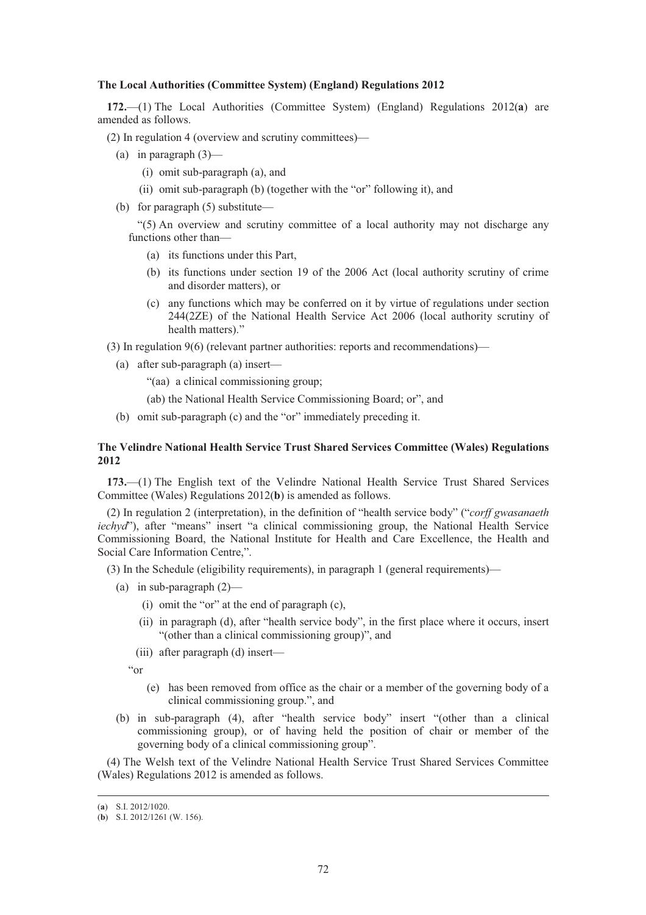**The Local Authorities (Committee System) (England) Regulations 2012**

**172.**—(1) The Local Authorities (Committee System) (England) Regulations 2012(**a**) are amended as follows.

(2) In regulation 4 (overview and scrutiny committees)—

(a) in paragraph (3)—

(i) omit sub-paragraph (a), and

(ii) omit sub-paragraph (b) (together with the "or" following it), and

(b) for paragraph (5) substitute—

"(5) An overview and scrutiny committee of a local authority may not discharge any functions other than—

(a) its functions under this Part,

(b) its functions under section 19 of the 2006 Act (local authority scrutiny of crime and disorder matters), or

(c) any functions which may be conferred on it by virtue of regulations under section 244(2ZE) of the National Health Service Act 2006 (local authority scrutiny of health matters)."

(3) In regulation 9(6) (relevant partner authorities: reports and recommendations)—

(a) after sub-paragraph (a) insert—

"(aa) a clinical commissioning group;

(ab) the National Health Service Commissioning Board; or", and

(b) omit sub-paragraph (c) and the "or" immediately preceding it.

**The Velindre National Health Service Trust Shared Services Committee (Wales) Regulations 2012**

**173.**—(1) The English text of the Velindre National Health Service Trust Shared Services Committee (Wales) Regulations 2012(**b**) is amended as follows.

(2) In regulation 2 (interpretation), in the definition of "health service body" ("*corff gwasanaeth iechyd*"), after "means" insert "a clinical commissioning group, the National Health Service Commissioning Board, the National Institute for Health and Care Excellence, the Health and Social Care Information Centre,".

(3) In the Schedule (eligibility requirements), in paragraph 1 (general requirements)—

(a) in sub-paragraph (2)—

(i) omit the "or" at the end of paragraph (c),

(ii) in paragraph (d), after "health service body", in the first place where it occurs, insert "(other than a clinical commissioning group)", and

(iii) after paragraph (d) insert—

"or

(e) has been removed from office as the chair or a member of the governing body of a clinical commissioning group.", and

(b) in sub-paragraph (4), after "health service body" insert "(other than a clinical commissioning group), or of having held the position of chair or member of the governing body of a clinical commissioning group".

(4) The Welsh text of the Velindre National Health Service Trust Shared Services Committee (Wales) Regulations 2012 is amended as follows.

(**a**) S.I. 2012/1020.

(**b**) S.I. 2012/1261 (W. 156).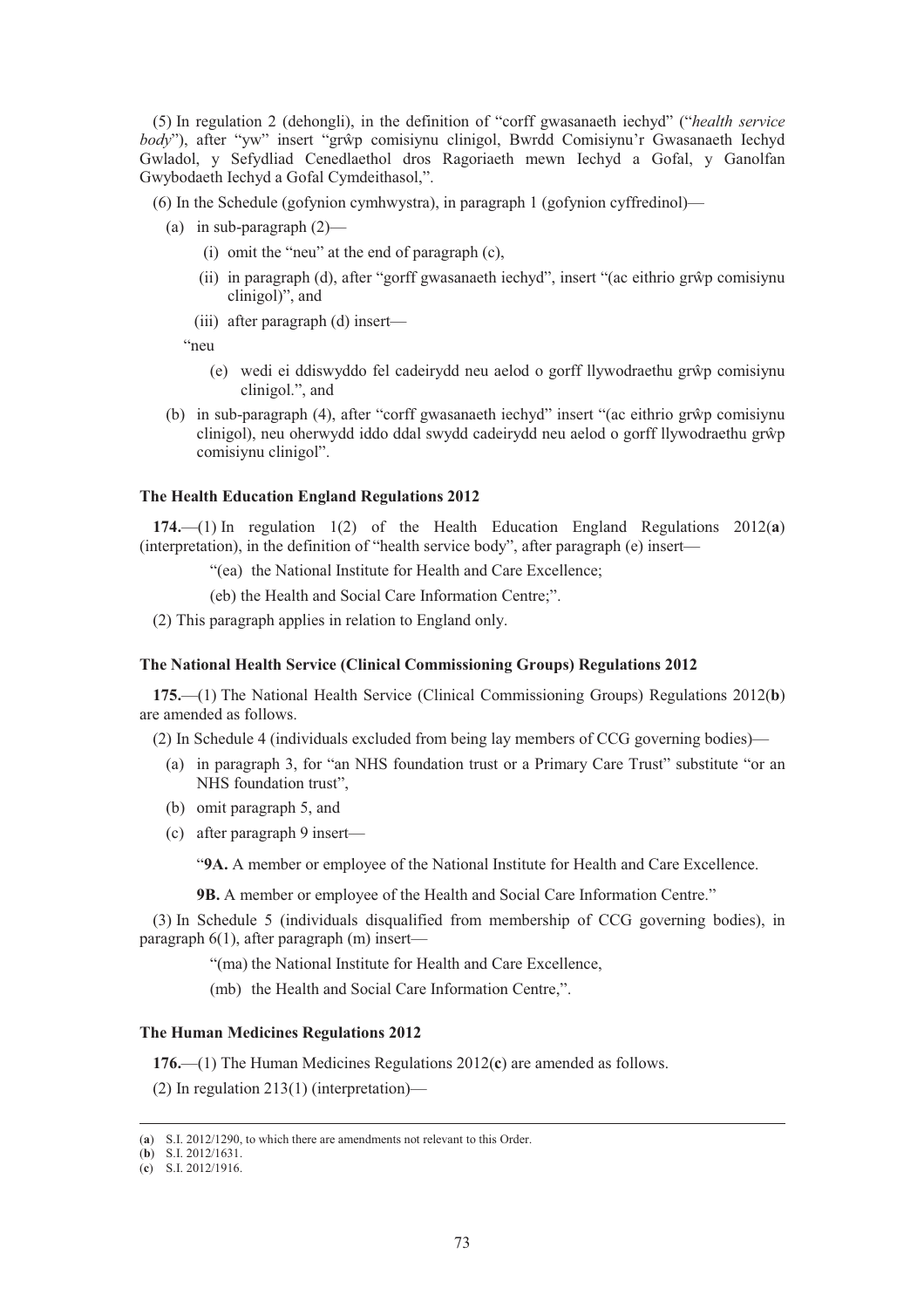(5) In regulation 2 (dehongli), in the definition of "corff gwasanaeth iechyd" ("*health service body*"), after "yw" insert "grŵp comisiynu clinigol, Bwrdd Comisiynu'r Gwasanaeth Iechyd Gwladol, y Sefydliad Cenedlaethol dros Ragoriaeth mewn Iechyd a Gofal, y Ganolfan Gwybodaeth Iechyd a Gofal Cymdeithasol,".

(6) In the Schedule (gofynion cymhwystra), in paragraph 1 (gofynion cyffredinol)—

- (a) in sub-paragraph (2)—
  - (i) omit the "neu" at the end of paragraph (c),
  - (ii) in paragraph (d), after "gorff gwasanaeth iechyd", insert "(ac eithrio grŵp comisiynu clinigol)", and
  - (iii) after paragraph (d) insert—

  "neu

  - (e) wedi ei ddiswyddo fel cadeirydd neu aelod o gorff llywodraethu grŵp comisiynu clinigol.", and
- (b) in sub-paragraph (4), after "corff gwasanaeth iechyd" insert "(ac eithrio grŵp comisiynu clinigol), neu oherwydd iddo ddal swydd cadeirydd neu aelod o gorff llywodraethu grŵp comisiynu clinigol".

### The Health Education England Regulations 2012

**174.**—(1) In regulation 1(2) of the Health Education England Regulations 2012(**a**) (interpretation), in the definition of "health service body", after paragraph (e) insert—

"(ea) the National Institute for Health and Care Excellence;

(eb) the Health and Social Care Information Centre;".

(2) This paragraph applies in relation to England only.

### The National Health Service (Clinical Commissioning Groups) Regulations 2012

**175.**—(1) The National Health Service (Clinical Commissioning Groups) Regulations 2012(**b**) are amended as follows.

(2) In Schedule 4 (individuals excluded from being lay members of CCG governing bodies)—

- (a) in paragraph 3, for "an NHS foundation trust or a Primary Care Trust" substitute "or an NHS foundation trust",
- (b) omit paragraph 5, and
- (c) after paragraph 9 insert—

"**9A.** A member or employee of the National Institute for Health and Care Excellence.

**9B.** A member or employee of the Health and Social Care Information Centre."

(3) In Schedule 5 (individuals disqualified from membership of CCG governing bodies), in paragraph 6(1), after paragraph (m) insert—

"(ma) the National Institute for Health and Care Excellence,

(mb) the Health and Social Care Information Centre,".

### The Human Medicines Regulations 2012

**176.**—(1) The Human Medicines Regulations 2012(**c**) are amended as follows.

(2) In regulation 213(1) (interpretation)—

---

(**a**) S.I. 2012/1290, to which there are amendments not relevant to this Order.

(**b**) S.I. 2012/1631.

(**c**) S.I. 2012/1916.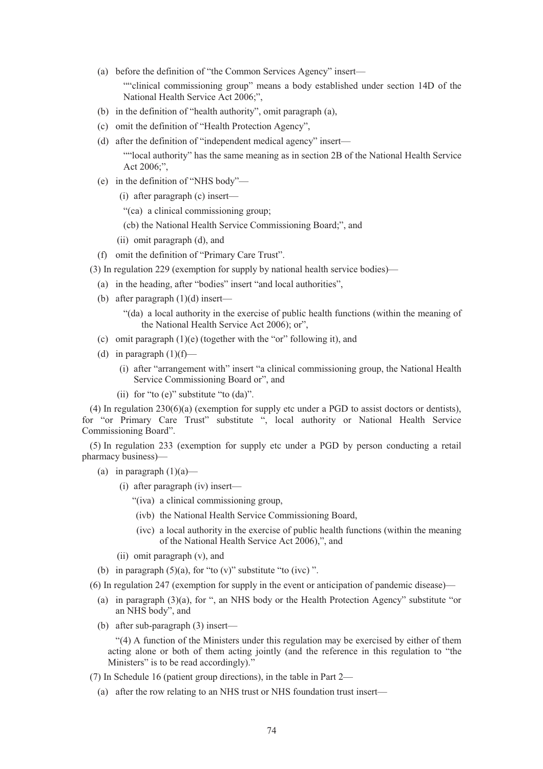(a) before the definition of "the Common Services Agency" insert—

""clinical commissioning group" means a body established under section 14D of the National Health Service Act 2006;",

(b) in the definition of "health authority", omit paragraph (a),

(c) omit the definition of "Health Protection Agency",

(d) after the definition of "independent medical agency" insert—

""local authority" has the same meaning as in section 2B of the National Health Service Act 2006;",

(e) in the definition of "NHS body"—

(i) after paragraph (c) insert—

"(ca) a clinical commissioning group;

(cb) the National Health Service Commissioning Board;", and

(ii) omit paragraph (d), and

(f) omit the definition of "Primary Care Trust".

(3) In regulation 229 (exemption for supply by national health service bodies)—

(a) in the heading, after "bodies" insert "and local authorities",

(b) after paragraph (1)(d) insert—

"(da) a local authority in the exercise of public health functions (within the meaning of the National Health Service Act 2006); or",

(c) omit paragraph (1)(e) (together with the "or" following it), and

(d) in paragraph (1)(f)—

(i) after "arrangement with" insert "a clinical commissioning group, the National Health Service Commissioning Board or", and

(ii) for "to (e)" substitute "to (da)".

(4) In regulation 230(6)(a) (exemption for supply etc under a PGD to assist doctors or dentists), for "or Primary Care Trust" substitute ", local authority or National Health Service Commissioning Board".

(5) In regulation 233 (exemption for supply etc under a PGD by person conducting a retail pharmacy business)—

(a) in paragraph (1)(a)—

(i) after paragraph (iv) insert—

"(iva) a clinical commissioning group,

(ivb) the National Health Service Commissioning Board,

(ivc) a local authority in the exercise of public health functions (within the meaning of the National Health Service Act 2006),", and

(ii) omit paragraph (v), and

(b) in paragraph (5)(a), for "to (v)" substitute "to (ivc) ".

(6) In regulation 247 (exemption for supply in the event or anticipation of pandemic disease)—

(a) in paragraph (3)(a), for ", an NHS body or the Health Protection Agency" substitute "or an NHS body", and

(b) after sub-paragraph (3) insert—

"(4) A function of the Ministers under this regulation may be exercised by either of them acting alone or both of them acting jointly (and the reference in this regulation to "the Ministers" is to be read accordingly)."

(7) In Schedule 16 (patient group directions), in the table in Part 2—

(a) after the row relating to an NHS trust or NHS foundation trust insert—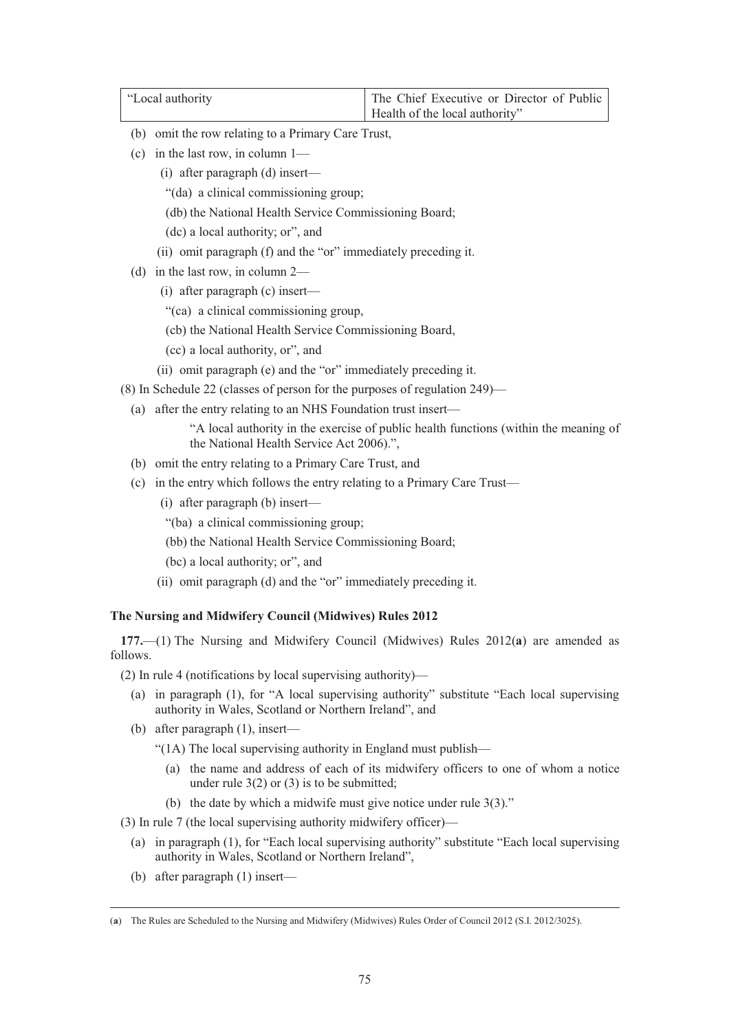| "Local authority | The Chief Executive or Director of Public Health of the local authority" |
|---|---|

(b) omit the row relating to a Primary Care Trust,

(c) in the last row, in column 1—

(i) after paragraph (d) insert—

"(da) a clinical commissioning group;

(db) the National Health Service Commissioning Board;

(dc) a local authority; or", and

(ii) omit paragraph (f) and the "or" immediately preceding it.

(d) in the last row, in column 2—

(i) after paragraph (c) insert—

"(ca) a clinical commissioning group,

(cb) the National Health Service Commissioning Board,

(cc) a local authority, or", and

(ii) omit paragraph (e) and the "or" immediately preceding it.

(8) In Schedule 22 (classes of person for the purposes of regulation 249)—

(a) after the entry relating to an NHS Foundation trust insert—

"A local authority in the exercise of public health functions (within the meaning of the National Health Service Act 2006).",

(b) omit the entry relating to a Primary Care Trust, and

(c) in the entry which follows the entry relating to a Primary Care Trust—

(i) after paragraph (b) insert—

"(ba) a clinical commissioning group;

(bb) the National Health Service Commissioning Board;

(bc) a local authority; or", and

(ii) omit paragraph (d) and the "or" immediately preceding it.

**The Nursing and Midwifery Council (Midwives) Rules 2012**

**177.**—(1) The Nursing and Midwifery Council (Midwives) Rules 2012(**a**) are amended as follows.

(2) In rule 4 (notifications by local supervising authority)—

(a) in paragraph (1), for "A local supervising authority" substitute "Each local supervising authority in Wales, Scotland or Northern Ireland", and

(b) after paragraph (1), insert—

"(1A) The local supervising authority in England must publish—

(a) the name and address of each of its midwifery officers to one of whom a notice under rule 3(2) or (3) is to be submitted;

(b) the date by which a midwife must give notice under rule 3(3)."

(3) In rule 7 (the local supervising authority midwifery officer)—

(a) in paragraph (1), for "Each local supervising authority" substitute "Each local supervising authority in Wales, Scotland or Northern Ireland",

(b) after paragraph (1) insert—

(**a**) The Rules are Scheduled to the Nursing and Midwifery (Midwives) Rules Order of Council 2012 (S.I. 2012/3025).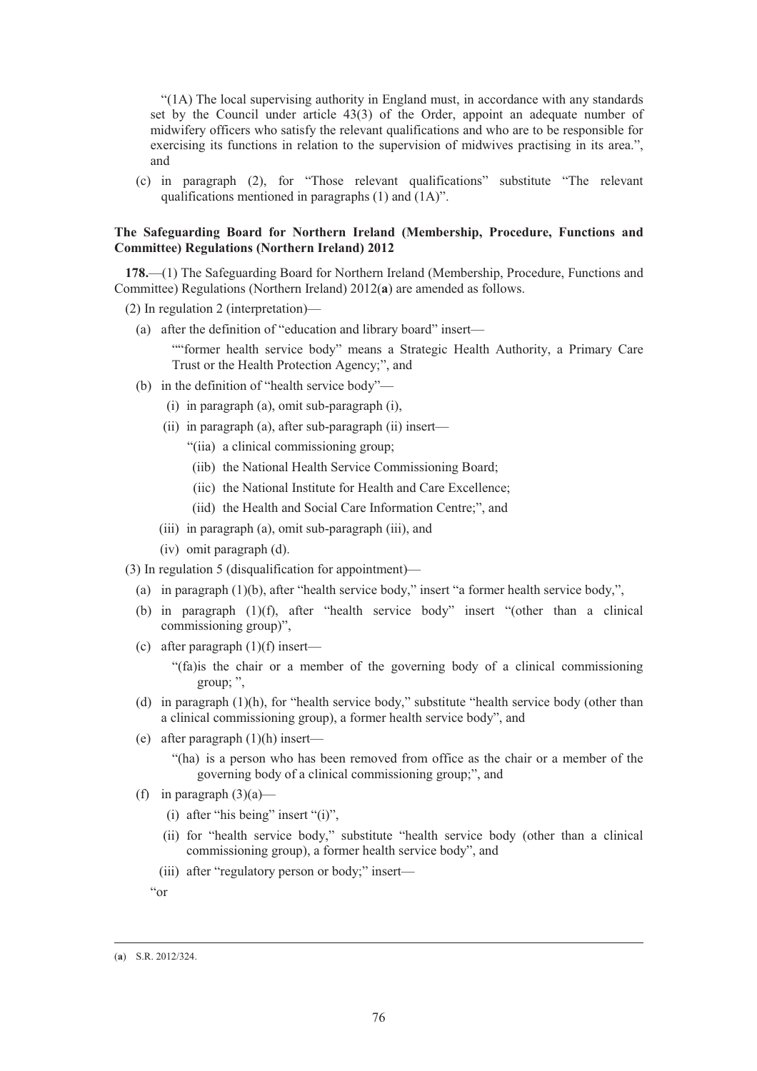"(1A) The local supervising authority in England must, in accordance with any standards set by the Council under article 43(3) of the Order, appoint an adequate number of midwifery officers who satisfy the relevant qualifications and who are to be responsible for exercising its functions in relation to the supervision of midwives practising in its area.", and

(c) in paragraph (2), for "Those relevant qualifications" substitute "The relevant qualifications mentioned in paragraphs (1) and (1A)".

**The Safeguarding Board for Northern Ireland (Membership, Procedure, Functions and Committee) Regulations (Northern Ireland) 2012**

**178.**—(1) The Safeguarding Board for Northern Ireland (Membership, Procedure, Functions and Committee) Regulations (Northern Ireland) 2012(**a**) are amended as follows.

(2) In regulation 2 (interpretation)—

(a) after the definition of "education and library board" insert—

""former health service body" means a Strategic Health Authority, a Primary Care Trust or the Health Protection Agency;", and

(b) in the definition of "health service body"—

(i) in paragraph (a), omit sub-paragraph (i),

(ii) in paragraph (a), after sub-paragraph (ii) insert—

"(iia) a clinical commissioning group;

(iib) the National Health Service Commissioning Board;

(iic) the National Institute for Health and Care Excellence;

(iid) the Health and Social Care Information Centre;", and

(iii) in paragraph (a), omit sub-paragraph (iii), and

(iv) omit paragraph (d).

(3) In regulation 5 (disqualification for appointment)—

(a) in paragraph (1)(b), after "health service body," insert "a former health service body,",

(b) in paragraph (1)(f), after "health service body" insert "(other than a clinical commissioning group)",

(c) after paragraph (1)(f) insert—

"(fa)is the chair or a member of the governing body of a clinical commissioning group; ",

(d) in paragraph (1)(h), for "health service body," substitute "health service body (other than a clinical commissioning group), a former health service body", and

(e) after paragraph (1)(h) insert—

"(ha) is a person who has been removed from office as the chair or a member of the governing body of a clinical commissioning group;", and

(f) in paragraph (3)(a)—

(i) after "his being" insert "(i)",

(ii) for "health service body," substitute "health service body (other than a clinical commissioning group), a former health service body", and

(iii) after "regulatory person or body;" insert—

"or

---

(**a**) S.R. 2012/324.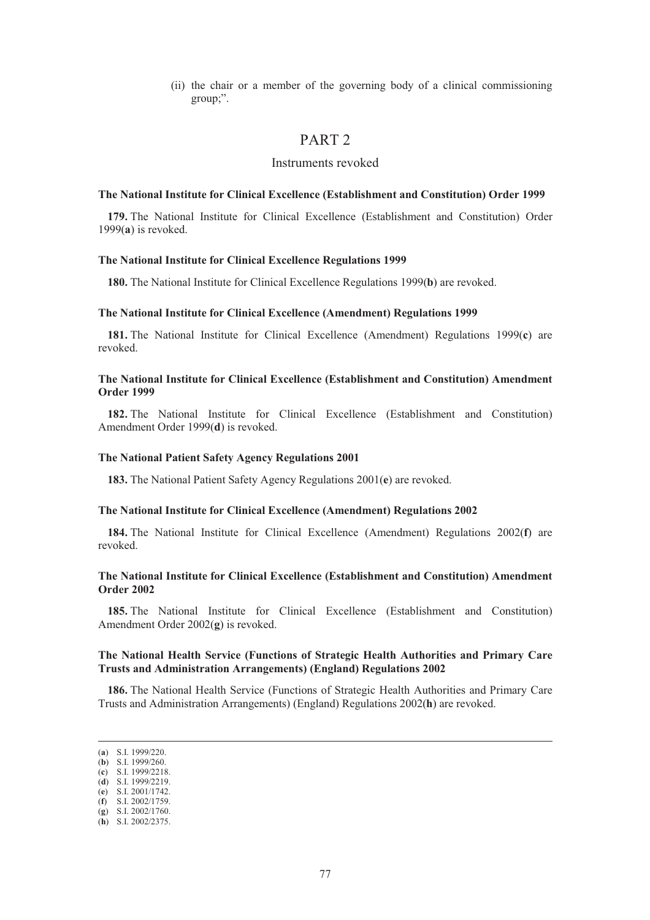(ii) the chair or a member of the governing body of a clinical commissioning group;".

# PART 2

## Instruments revoked

**The National Institute for Clinical Excellence (Establishment and Constitution) Order 1999**

**179.** The National Institute for Clinical Excellence (Establishment and Constitution) Order 1999(**a**) is revoked.

**The National Institute for Clinical Excellence Regulations 1999**

**180.** The National Institute for Clinical Excellence Regulations 1999(**b**) are revoked.

**The National Institute for Clinical Excellence (Amendment) Regulations 1999**

**181.** The National Institute for Clinical Excellence (Amendment) Regulations 1999(**c**) are revoked.

**The National Institute for Clinical Excellence (Establishment and Constitution) Amendment Order 1999**

**182.** The National Institute for Clinical Excellence (Establishment and Constitution) Amendment Order 1999(**d**) is revoked.

**The National Patient Safety Agency Regulations 2001**

**183.** The National Patient Safety Agency Regulations 2001(**e**) are revoked.

**The National Institute for Clinical Excellence (Amendment) Regulations 2002**

**184.** The National Institute for Clinical Excellence (Amendment) Regulations 2002(**f**) are revoked.

**The National Institute for Clinical Excellence (Establishment and Constitution) Amendment Order 2002**

**185.** The National Institute for Clinical Excellence (Establishment and Constitution) Amendment Order 2002(**g**) is revoked.

**The National Health Service (Functions of Strategic Health Authorities and Primary Care Trusts and Administration Arrangements) (England) Regulations 2002**

**186.** The National Health Service (Functions of Strategic Health Authorities and Primary Care Trusts and Administration Arrangements) (England) Regulations 2002(**h**) are revoked.

---

(**a**) S.I. 1999/220.
(**b**) S.I. 1999/260.
(**c**) S.I. 1999/2218.
(**d**) S.I. 1999/2219.
(**e**) S.I. 2001/1742.
(**f**) S.I. 2002/1759.
(**g**) S.I. 2002/1760.
(**h**) S.I. 2002/2375.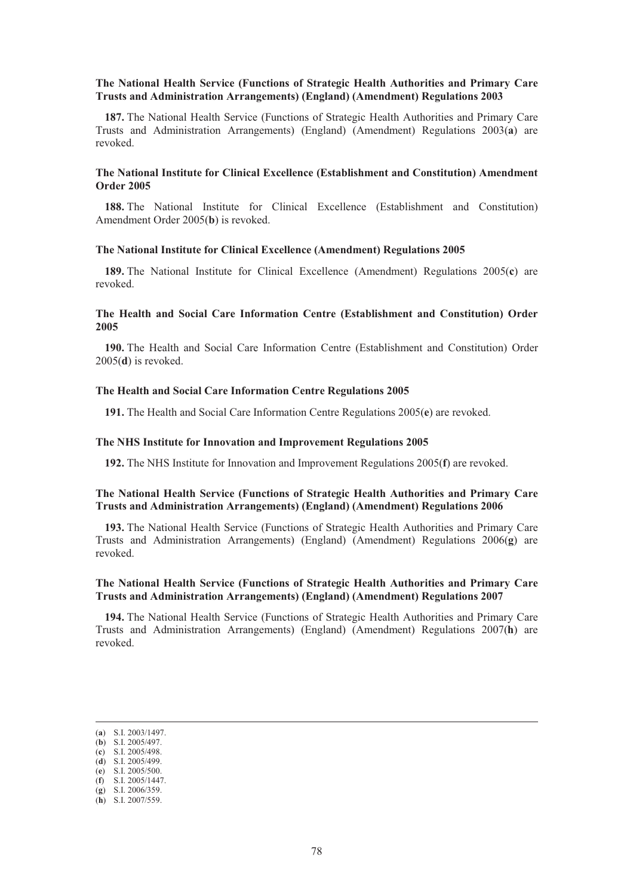**The National Health Service (Functions of Strategic Health Authorities and Primary Care Trusts and Administration Arrangements) (England) (Amendment) Regulations 2003**

**187.** The National Health Service (Functions of Strategic Health Authorities and Primary Care Trusts and Administration Arrangements) (England) (Amendment) Regulations 2003(**a**) are revoked.

**The National Institute for Clinical Excellence (Establishment and Constitution) Amendment Order 2005**

**188.** The National Institute for Clinical Excellence (Establishment and Constitution) Amendment Order 2005(**b**) is revoked.

**The National Institute for Clinical Excellence (Amendment) Regulations 2005**

**189.** The National Institute for Clinical Excellence (Amendment) Regulations 2005(**c**) are revoked.

**The Health and Social Care Information Centre (Establishment and Constitution) Order 2005**

**190.** The Health and Social Care Information Centre (Establishment and Constitution) Order 2005(**d**) is revoked.

**The Health and Social Care Information Centre Regulations 2005**

**191.** The Health and Social Care Information Centre Regulations 2005(**e**) are revoked.

**The NHS Institute for Innovation and Improvement Regulations 2005**

**192.** The NHS Institute for Innovation and Improvement Regulations 2005(**f**) are revoked.

**The National Health Service (Functions of Strategic Health Authorities and Primary Care Trusts and Administration Arrangements) (England) (Amendment) Regulations 2006**

**193.** The National Health Service (Functions of Strategic Health Authorities and Primary Care Trusts and Administration Arrangements) (England) (Amendment) Regulations 2006(**g**) are revoked.

**The National Health Service (Functions of Strategic Health Authorities and Primary Care Trusts and Administration Arrangements) (England) (Amendment) Regulations 2007**

**194.** The National Health Service (Functions of Strategic Health Authorities and Primary Care Trusts and Administration Arrangements) (England) (Amendment) Regulations 2007(**h**) are revoked.

---

(**a**) S.I. 2003/1497.
(**b**) S.I. 2005/497.
(**c**) S.I. 2005/498.
(**d**) S.I. 2005/499.
(**e**) S.I. 2005/500.
(**f**) S.I. 2005/1447.
(**g**) S.I. 2006/359.
(**h**) S.I. 2007/559.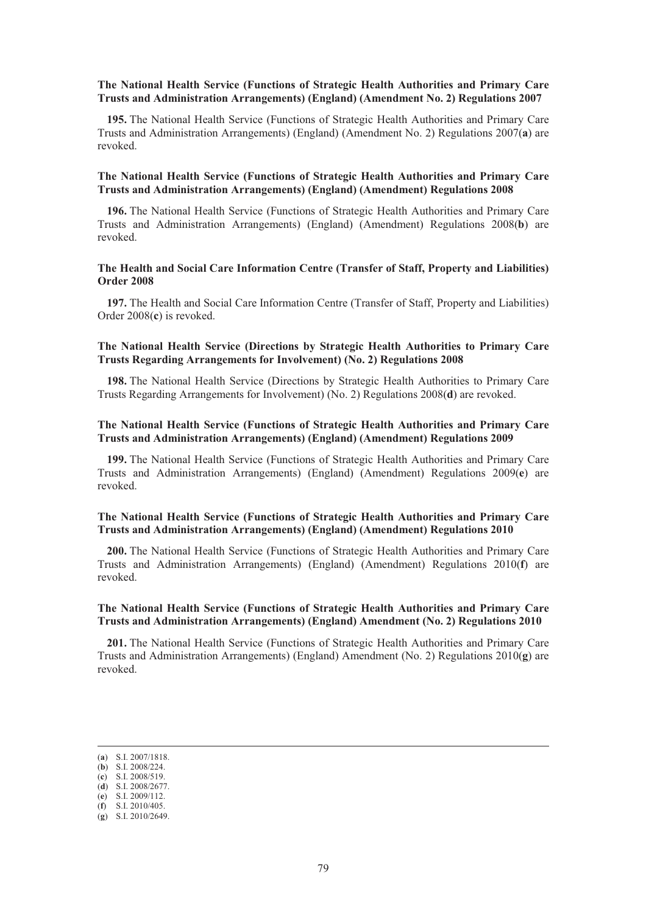**The National Health Service (Functions of Strategic Health Authorities and Primary Care Trusts and Administration Arrangements) (England) (Amendment No. 2) Regulations 2007**

**195.** The National Health Service (Functions of Strategic Health Authorities and Primary Care Trusts and Administration Arrangements) (England) (Amendment No. 2) Regulations 2007(**a**) are revoked.

**The National Health Service (Functions of Strategic Health Authorities and Primary Care Trusts and Administration Arrangements) (England) (Amendment) Regulations 2008**

**196.** The National Health Service (Functions of Strategic Health Authorities and Primary Care Trusts and Administration Arrangements) (England) (Amendment) Regulations 2008(**b**) are revoked.

**The Health and Social Care Information Centre (Transfer of Staff, Property and Liabilities) Order 2008**

**197.** The Health and Social Care Information Centre (Transfer of Staff, Property and Liabilities) Order 2008(**c**) is revoked.

**The National Health Service (Directions by Strategic Health Authorities to Primary Care Trusts Regarding Arrangements for Involvement) (No. 2) Regulations 2008**

**198.** The National Health Service (Directions by Strategic Health Authorities to Primary Care Trusts Regarding Arrangements for Involvement) (No. 2) Regulations 2008(**d**) are revoked.

**The National Health Service (Functions of Strategic Health Authorities and Primary Care Trusts and Administration Arrangements) (England) (Amendment) Regulations 2009**

**199.** The National Health Service (Functions of Strategic Health Authorities and Primary Care Trusts and Administration Arrangements) (England) (Amendment) Regulations 2009(**e**) are revoked.

**The National Health Service (Functions of Strategic Health Authorities and Primary Care Trusts and Administration Arrangements) (England) (Amendment) Regulations 2010**

**200.** The National Health Service (Functions of Strategic Health Authorities and Primary Care Trusts and Administration Arrangements) (England) (Amendment) Regulations 2010(**f**) are revoked.

**The National Health Service (Functions of Strategic Health Authorities and Primary Care Trusts and Administration Arrangements) (England) Amendment (No. 2) Regulations 2010**

**201.** The National Health Service (Functions of Strategic Health Authorities and Primary Care Trusts and Administration Arrangements) (England) Amendment (No. 2) Regulations 2010(**g**) are revoked.

---

(**a**) S.I. 2007/1818.
(**b**) S.I. 2008/224.
(**c**) S.I. 2008/519.
(**d**) S.I. 2008/2677.
(**e**) S.I. 2009/112.
(**f**) S.I. 2010/405.
(**g**) S.I. 2010/2649.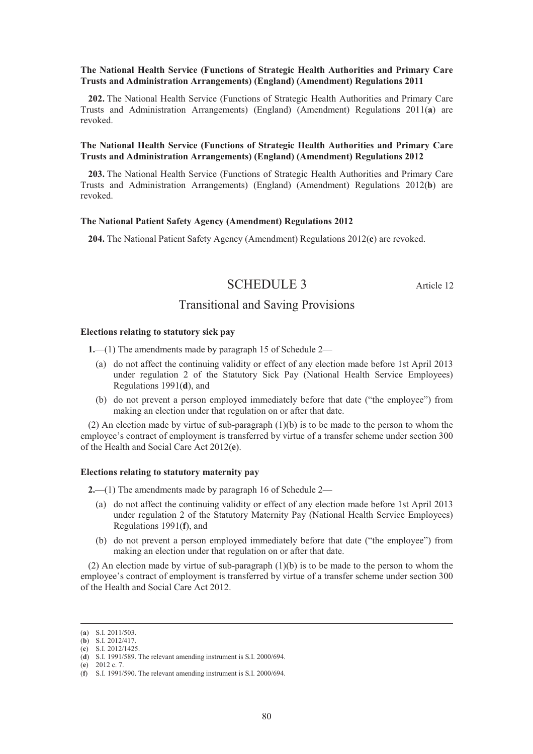**The National Health Service (Functions of Strategic Health Authorities and Primary Care Trusts and Administration Arrangements) (England) (Amendment) Regulations 2011**

**202.** The National Health Service (Functions of Strategic Health Authorities and Primary Care Trusts and Administration Arrangements) (England) (Amendment) Regulations 2011(**a**) are revoked.

**The National Health Service (Functions of Strategic Health Authorities and Primary Care Trusts and Administration Arrangements) (England) (Amendment) Regulations 2012**

**203.** The National Health Service (Functions of Strategic Health Authorities and Primary Care Trusts and Administration Arrangements) (England) (Amendment) Regulations 2012(**b**) are revoked.

**The National Patient Safety Agency (Amendment) Regulations 2012**

**204.** The National Patient Safety Agency (Amendment) Regulations 2012(**c**) are revoked.

## SCHEDULE 3

Article 12

## Transitional and Saving Provisions

**Elections relating to statutory sick pay**

**1.**—(1) The amendments made by paragraph 15 of Schedule 2—

(a) do not affect the continuing validity or effect of any election made before 1st April 2013 under regulation 2 of the Statutory Sick Pay (National Health Service Employees) Regulations 1991(**d**), and

(b) do not prevent a person employed immediately before that date ("the employee") from making an election under that regulation on or after that date.

(2) An election made by virtue of sub-paragraph (1)(b) is to be made to the person to whom the employee's contract of employment is transferred by virtue of a transfer scheme under section 300 of the Health and Social Care Act 2012(**e**).

**Elections relating to statutory maternity pay**

**2.**—(1) The amendments made by paragraph 16 of Schedule 2—

(a) do not affect the continuing validity or effect of any election made before 1st April 2013 under regulation 2 of the Statutory Maternity Pay (National Health Service Employees) Regulations 1991(**f**), and

(b) do not prevent a person employed immediately before that date ("the employee") from making an election under that regulation on or after that date.

(2) An election made by virtue of sub-paragraph (1)(b) is to be made to the person to whom the employee's contract of employment is transferred by virtue of a transfer scheme under section 300 of the Health and Social Care Act 2012.

---

(**a**) S.I. 2011/503.
(**b**) S.I. 2012/417.
(**c**) S.I. 2012/1425.
(**d**) S.I. 1991/589. The relevant amending instrument is S.I. 2000/694.
(**e**) 2012 c. 7.
(**f**) S.I. 1991/590. The relevant amending instrument is S.I. 2000/694.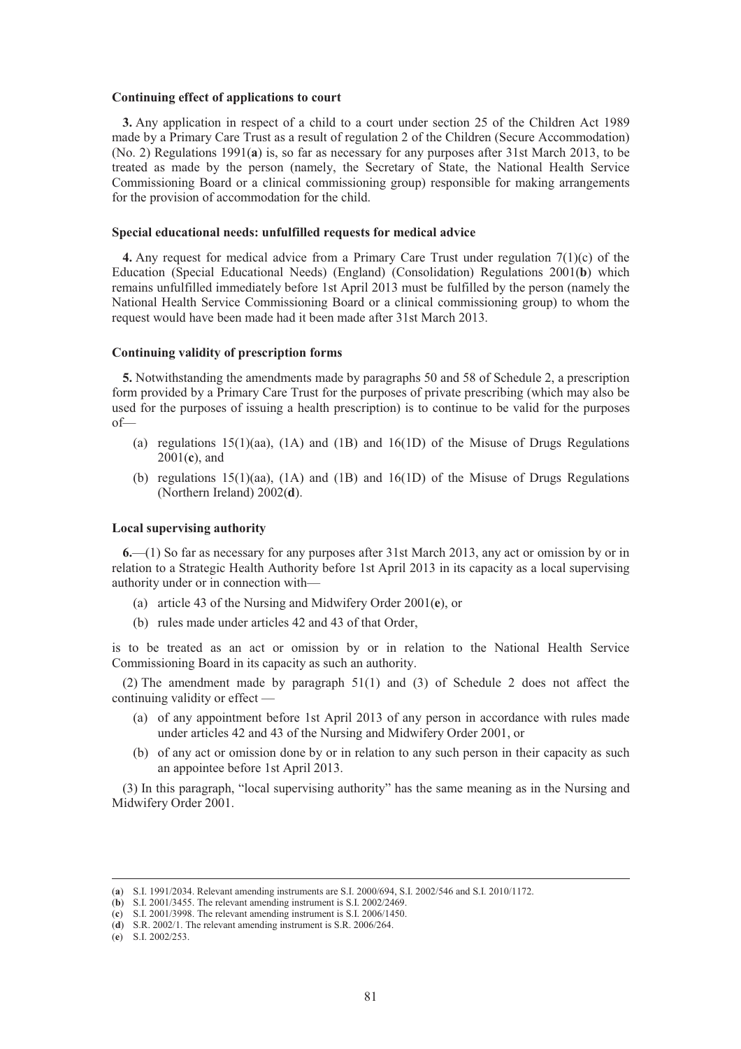**Continuing effect of applications to court**

**3.** Any application in respect of a child to a court under section 25 of the Children Act 1989 made by a Primary Care Trust as a result of regulation 2 of the Children (Secure Accommodation) (No. 2) Regulations 1991(**a**) is, so far as necessary for any purposes after 31st March 2013, to be treated as made by the person (namely, the Secretary of State, the National Health Service Commissioning Board or a clinical commissioning group) responsible for making arrangements for the provision of accommodation for the child.

**Special educational needs: unfulfilled requests for medical advice**

**4.** Any request for medical advice from a Primary Care Trust under regulation 7(1)(c) of the Education (Special Educational Needs) (England) (Consolidation) Regulations 2001(**b**) which remains unfulfilled immediately before 1st April 2013 must be fulfilled by the person (namely the National Health Service Commissioning Board or a clinical commissioning group) to whom the request would have been made had it been made after 31st March 2013.

**Continuing validity of prescription forms**

**5.** Notwithstanding the amendments made by paragraphs 50 and 58 of Schedule 2, a prescription form provided by a Primary Care Trust for the purposes of private prescribing (which may also be used for the purposes of issuing a health prescription) is to continue to be valid for the purposes of—

- (a) regulations 15(1)(aa), (1A) and (1B) and 16(1D) of the Misuse of Drugs Regulations 2001(**c**), and
- (b) regulations 15(1)(aa), (1A) and (1B) and 16(1D) of the Misuse of Drugs Regulations (Northern Ireland) 2002(**d**).

**Local supervising authority**

**6.**—(1) So far as necessary for any purposes after 31st March 2013, any act or omission by or in relation to a Strategic Health Authority before 1st April 2013 in its capacity as a local supervising authority under or in connection with—

- (a) article 43 of the Nursing and Midwifery Order 2001(**e**), or
- (b) rules made under articles 42 and 43 of that Order,

is to be treated as an act or omission by or in relation to the National Health Service Commissioning Board in its capacity as such an authority.

(2) The amendment made by paragraph 51(1) and (3) of Schedule 2 does not affect the continuing validity or effect —

- (a) of any appointment before 1st April 2013 of any person in accordance with rules made under articles 42 and 43 of the Nursing and Midwifery Order 2001, or
- (b) of any act or omission done by or in relation to any such person in their capacity as such an appointee before 1st April 2013.

(3) In this paragraph, "local supervising authority" has the same meaning as in the Nursing and Midwifery Order 2001.

---

(**a**) S.I. 1991/2034. Relevant amending instruments are S.I. 2000/694, S.I. 2002/546 and S.I. 2010/1172.
(**b**) S.I. 2001/3455. The relevant amending instrument is S.I. 2002/2469.
(**c**) S.I. 2001/3998. The relevant amending instrument is S.I. 2006/1450.
(**d**) S.R. 2002/1. The relevant amending instrument is S.R. 2006/264.
(**e**) S.I. 2002/253.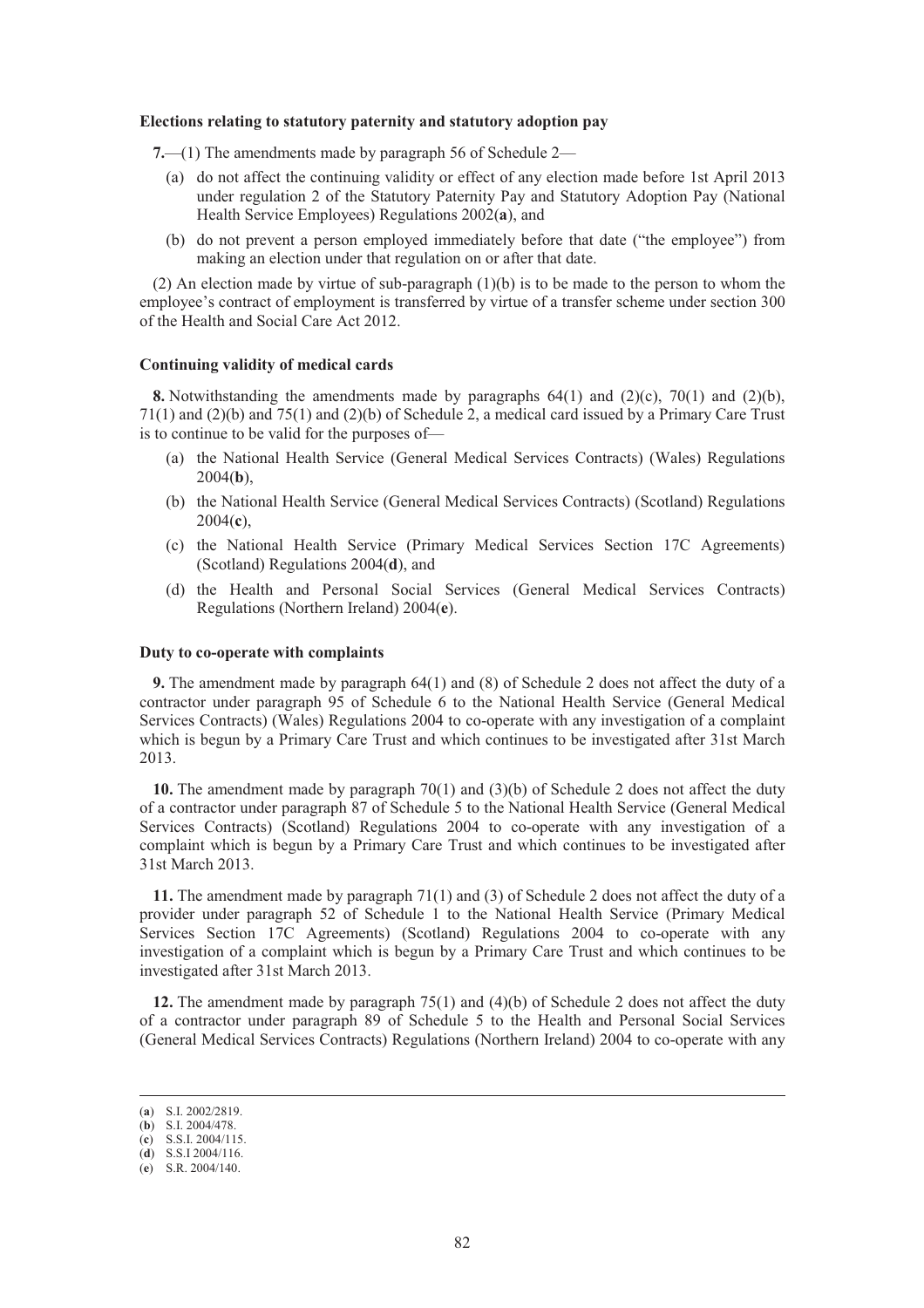**Elections relating to statutory paternity and statutory adoption pay**

**7.**—(1) The amendments made by paragraph 56 of Schedule 2—

(a) do not affect the continuing validity or effect of any election made before 1st April 2013 under regulation 2 of the Statutory Paternity Pay and Statutory Adoption Pay (National Health Service Employees) Regulations 2002(**a**), and

(b) do not prevent a person employed immediately before that date ("the employee") from making an election under that regulation on or after that date.

(2) An election made by virtue of sub-paragraph (1)(b) is to be made to the person to whom the employee's contract of employment is transferred by virtue of a transfer scheme under section 300 of the Health and Social Care Act 2012.

**Continuing validity of medical cards**

**8.** Notwithstanding the amendments made by paragraphs 64(1) and (2)(c), 70(1) and (2)(b), 71(1) and (2)(b) and 75(1) and (2)(b) of Schedule 2, a medical card issued by a Primary Care Trust is to continue to be valid for the purposes of—

(a) the National Health Service (General Medical Services Contracts) (Wales) Regulations 2004(**b**),

(b) the National Health Service (General Medical Services Contracts) (Scotland) Regulations 2004(**c**),

(c) the National Health Service (Primary Medical Services Section 17C Agreements) (Scotland) Regulations 2004(**d**), and

(d) the Health and Personal Social Services (General Medical Services Contracts) Regulations (Northern Ireland) 2004(**e**).

**Duty to co-operate with complaints**

**9.** The amendment made by paragraph 64(1) and (8) of Schedule 2 does not affect the duty of a contractor under paragraph 95 of Schedule 6 to the National Health Service (General Medical Services Contracts) (Wales) Regulations 2004 to co-operate with any investigation of a complaint which is begun by a Primary Care Trust and which continues to be investigated after 31st March 2013.

**10.** The amendment made by paragraph 70(1) and (3)(b) of Schedule 2 does not affect the duty of a contractor under paragraph 87 of Schedule 5 to the National Health Service (General Medical Services Contracts) (Scotland) Regulations 2004 to co-operate with any investigation of a complaint which is begun by a Primary Care Trust and which continues to be investigated after 31st March 2013.

**11.** The amendment made by paragraph 71(1) and (3) of Schedule 2 does not affect the duty of a provider under paragraph 52 of Schedule 1 to the National Health Service (Primary Medical Services Section 17C Agreements) (Scotland) Regulations 2004 to co-operate with any investigation of a complaint which is begun by a Primary Care Trust and which continues to be investigated after 31st March 2013.

**12.** The amendment made by paragraph 75(1) and (4)(b) of Schedule 2 does not affect the duty of a contractor under paragraph 89 of Schedule 5 to the Health and Personal Social Services (General Medical Services Contracts) Regulations (Northern Ireland) 2004 to co-operate with any

(**a**) S.I. 2002/2819.
(**b**) S.I. 2004/478.
(**c**) S.S.I. 2004/115.
(**d**) S.S.I 2004/116.
(**e**) S.R. 2004/140.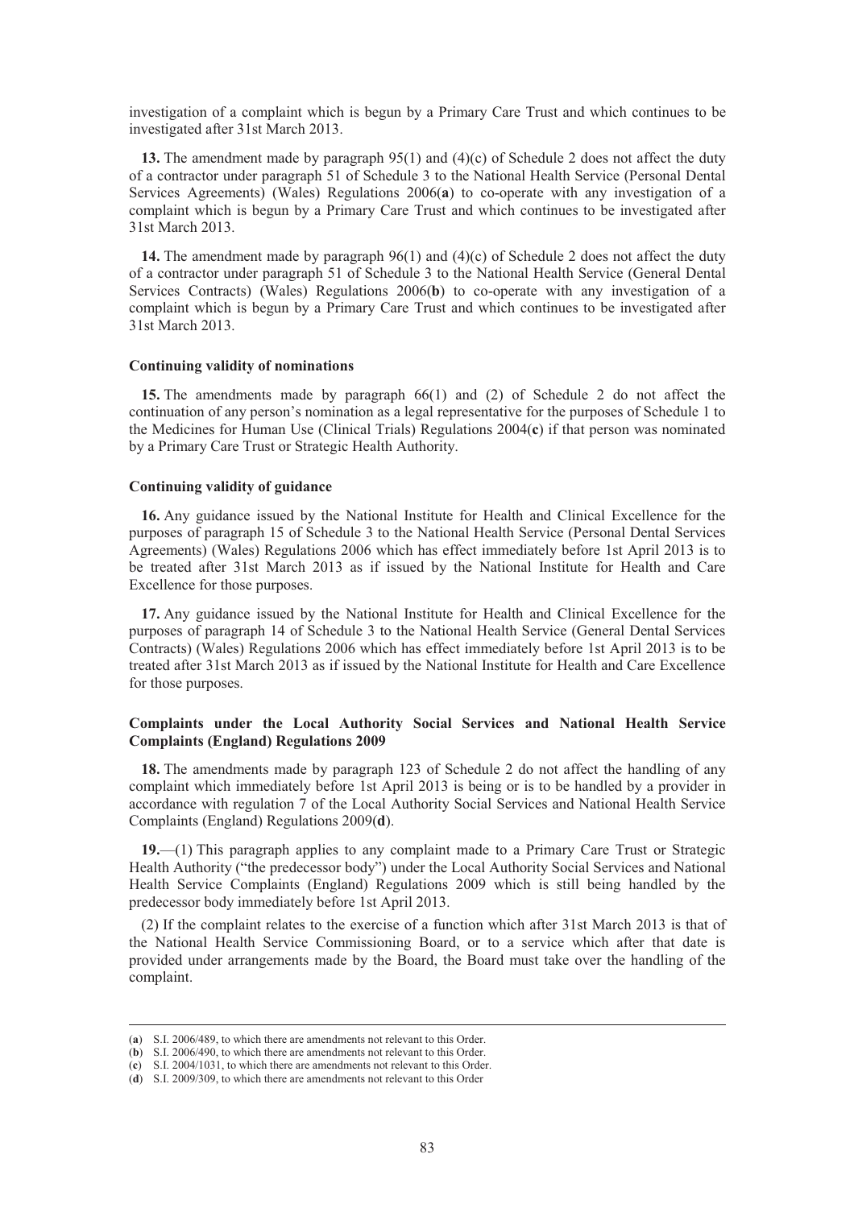investigation of a complaint which is begun by a Primary Care Trust and which continues to be investigated after 31st March 2013.

**13.** The amendment made by paragraph 95(1) and (4)(c) of Schedule 2 does not affect the duty of a contractor under paragraph 51 of Schedule 3 to the National Health Service (Personal Dental Services Agreements) (Wales) Regulations 2006(**a**) to co-operate with any investigation of a complaint which is begun by a Primary Care Trust and which continues to be investigated after 31st March 2013.

**14.** The amendment made by paragraph 96(1) and (4)(c) of Schedule 2 does not affect the duty of a contractor under paragraph 51 of Schedule 3 to the National Health Service (General Dental Services Contracts) (Wales) Regulations 2006(**b**) to co-operate with any investigation of a complaint which is begun by a Primary Care Trust and which continues to be investigated after 31st March 2013.

**Continuing validity of nominations**

**15.** The amendments made by paragraph 66(1) and (2) of Schedule 2 do not affect the continuation of any person's nomination as a legal representative for the purposes of Schedule 1 to the Medicines for Human Use (Clinical Trials) Regulations 2004(**c**) if that person was nominated by a Primary Care Trust or Strategic Health Authority.

**Continuing validity of guidance**

**16.** Any guidance issued by the National Institute for Health and Clinical Excellence for the purposes of paragraph 15 of Schedule 3 to the National Health Service (Personal Dental Services Agreements) (Wales) Regulations 2006 which has effect immediately before 1st April 2013 is to be treated after 31st March 2013 as if issued by the National Institute for Health and Care Excellence for those purposes.

**17.** Any guidance issued by the National Institute for Health and Clinical Excellence for the purposes of paragraph 14 of Schedule 3 to the National Health Service (General Dental Services Contracts) (Wales) Regulations 2006 which has effect immediately before 1st April 2013 is to be treated after 31st March 2013 as if issued by the National Institute for Health and Care Excellence for those purposes.

**Complaints under the Local Authority Social Services and National Health Service Complaints (England) Regulations 2009**

**18.** The amendments made by paragraph 123 of Schedule 2 do not affect the handling of any complaint which immediately before 1st April 2013 is being or is to be handled by a provider in accordance with regulation 7 of the Local Authority Social Services and National Health Service Complaints (England) Regulations 2009(**d**).

**19.**—(1) This paragraph applies to any complaint made to a Primary Care Trust or Strategic Health Authority ("the predecessor body") under the Local Authority Social Services and National Health Service Complaints (England) Regulations 2009 which is still being handled by the predecessor body immediately before 1st April 2013.

(2) If the complaint relates to the exercise of a function which after 31st March 2013 is that of the National Health Service Commissioning Board, or to a service which after that date is provided under arrangements made by the Board, the Board must take over the handling of the complaint.

---

(**a**) S.I. 2006/489, to which there are amendments not relevant to this Order.
(**b**) S.I. 2006/490, to which there are amendments not relevant to this Order.
(**c**) S.I. 2004/1031, to which there are amendments not relevant to this Order.
(**d**) S.I. 2009/309, to which there are amendments not relevant to this Order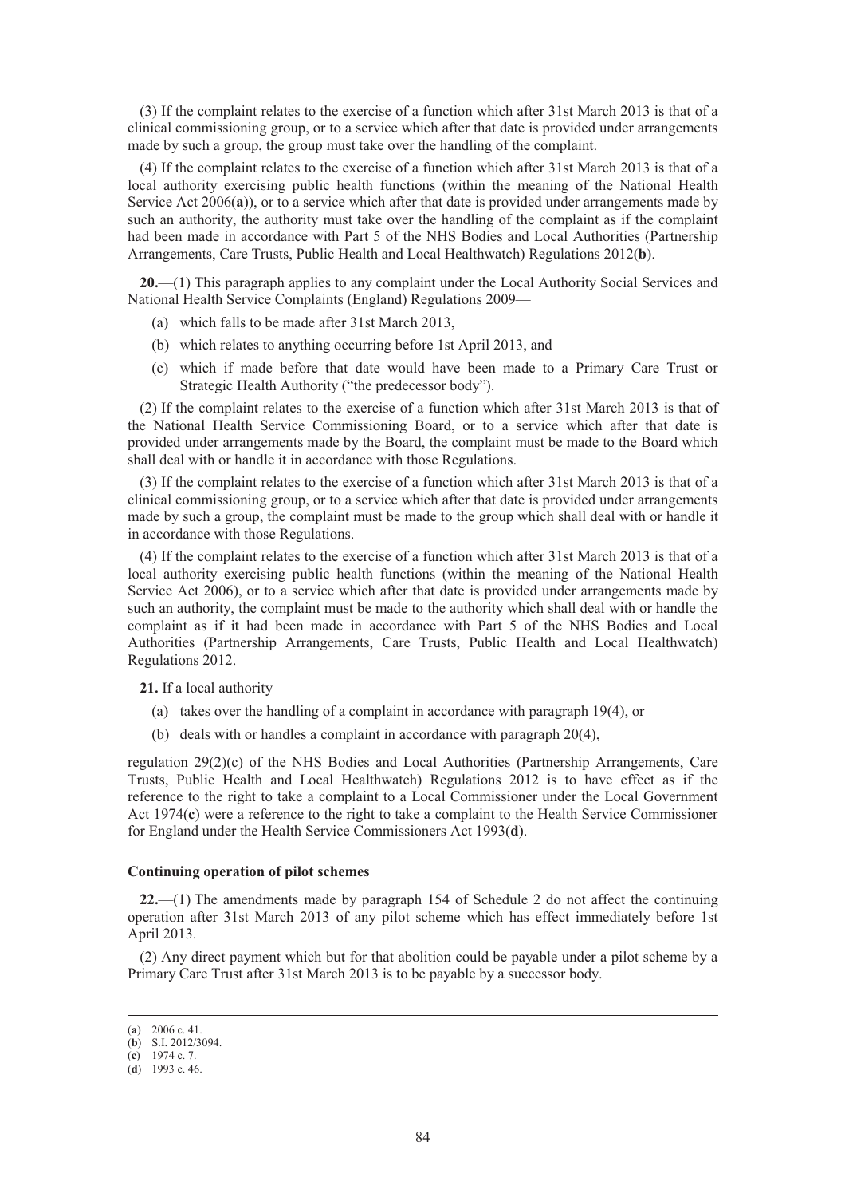(3) If the complaint relates to the exercise of a function which after 31st March 2013 is that of a clinical commissioning group, or to a service which after that date is provided under arrangements made by such a group, the group must take over the handling of the complaint.

(4) If the complaint relates to the exercise of a function which after 31st March 2013 is that of a local authority exercising public health functions (within the meaning of the National Health Service Act 2006(**a**)), or to a service which after that date is provided under arrangements made by such an authority, the authority must take over the handling of the complaint as if the complaint had been made in accordance with Part 5 of the NHS Bodies and Local Authorities (Partnership Arrangements, Care Trusts, Public Health and Local Healthwatch) Regulations 2012(**b**).

**20.**—(1) This paragraph applies to any complaint under the Local Authority Social Services and National Health Service Complaints (England) Regulations 2009—

(a) which falls to be made after 31st March 2013,

(b) which relates to anything occurring before 1st April 2013, and

(c) which if made before that date would have been made to a Primary Care Trust or Strategic Health Authority ("the predecessor body").

(2) If the complaint relates to the exercise of a function which after 31st March 2013 is that of the National Health Service Commissioning Board, or to a service which after that date is provided under arrangements made by the Board, the complaint must be made to the Board which shall deal with or handle it in accordance with those Regulations.

(3) If the complaint relates to the exercise of a function which after 31st March 2013 is that of a clinical commissioning group, or to a service which after that date is provided under arrangements made by such a group, the complaint must be made to the group which shall deal with or handle it in accordance with those Regulations.

(4) If the complaint relates to the exercise of a function which after 31st March 2013 is that of a local authority exercising public health functions (within the meaning of the National Health Service Act 2006), or to a service which after that date is provided under arrangements made by such an authority, the complaint must be made to the authority which shall deal with or handle the complaint as if it had been made in accordance with Part 5 of the NHS Bodies and Local Authorities (Partnership Arrangements, Care Trusts, Public Health and Local Healthwatch) Regulations 2012.

**21.** If a local authority—

(a) takes over the handling of a complaint in accordance with paragraph 19(4), or

(b) deals with or handles a complaint in accordance with paragraph 20(4),

regulation 29(2)(c) of the NHS Bodies and Local Authorities (Partnership Arrangements, Care Trusts, Public Health and Local Healthwatch) Regulations 2012 is to have effect as if the reference to the right to take a complaint to a Local Commissioner under the Local Government Act 1974(**c**) were a reference to the right to take a complaint to the Health Service Commissioner for England under the Health Service Commissioners Act 1993(**d**).

### Continuing operation of pilot schemes

**22.**—(1) The amendments made by paragraph 154 of Schedule 2 do not affect the continuing operation after 31st March 2013 of any pilot scheme which has effect immediately before 1st April 2013.

(2) Any direct payment which but for that abolition could be payable under a pilot scheme by a Primary Care Trust after 31st March 2013 is to be payable by a successor body.

---

(**a**) 2006 c. 41.
(**b**) S.I. 2012/3094.
(**c**) 1974 c. 7.
(**d**) 1993 c. 46.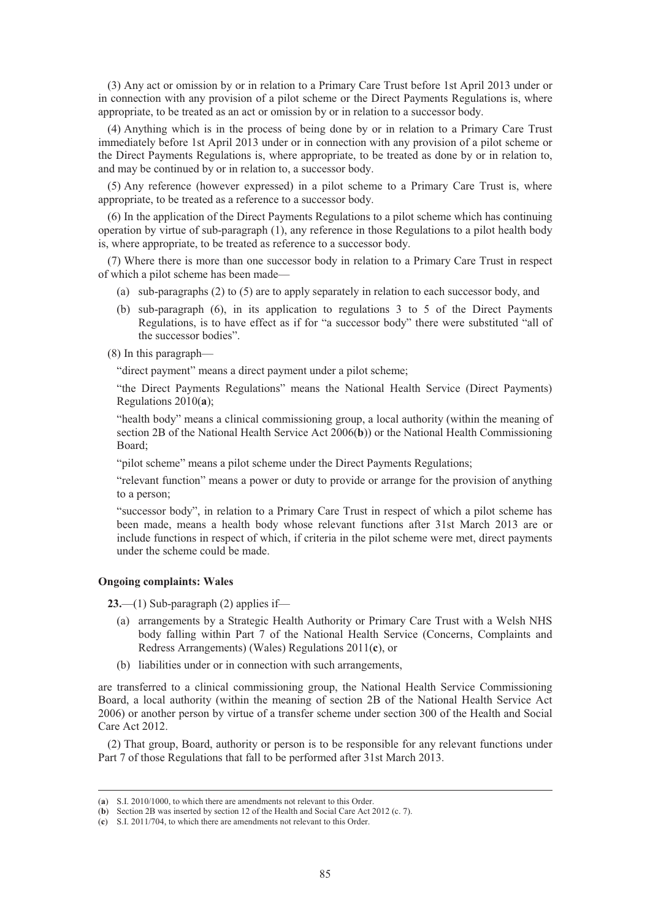(3) Any act or omission by or in relation to a Primary Care Trust before 1st April 2013 under or in connection with any provision of a pilot scheme or the Direct Payments Regulations is, where appropriate, to be treated as an act or omission by or in relation to a successor body.

(4) Anything which is in the process of being done by or in relation to a Primary Care Trust immediately before 1st April 2013 under or in connection with any provision of a pilot scheme or the Direct Payments Regulations is, where appropriate, to be treated as done by or in relation to, and may be continued by or in relation to, a successor body.

(5) Any reference (however expressed) in a pilot scheme to a Primary Care Trust is, where appropriate, to be treated as a reference to a successor body.

(6) In the application of the Direct Payments Regulations to a pilot scheme which has continuing operation by virtue of sub-paragraph (1), any reference in those Regulations to a pilot health body is, where appropriate, to be treated as reference to a successor body.

(7) Where there is more than one successor body in relation to a Primary Care Trust in respect of which a pilot scheme has been made—

- (a) sub-paragraphs (2) to (5) are to apply separately in relation to each successor body, and
- (b) sub-paragraph (6), in its application to regulations 3 to 5 of the Direct Payments Regulations, is to have effect as if for "a successor body" there were substituted "all of the successor bodies".

(8) In this paragraph—

"direct payment" means a direct payment under a pilot scheme;

"the Direct Payments Regulations" means the National Health Service (Direct Payments) Regulations 2010(**a**);

"health body" means a clinical commissioning group, a local authority (within the meaning of section 2B of the National Health Service Act 2006(**b**)) or the National Health Commissioning Board;

"pilot scheme" means a pilot scheme under the Direct Payments Regulations;

"relevant function" means a power or duty to provide or arrange for the provision of anything to a person;

"successor body", in relation to a Primary Care Trust in respect of which a pilot scheme has been made, means a health body whose relevant functions after 31st March 2013 are or include functions in respect of which, if criteria in the pilot scheme were met, direct payments under the scheme could be made.

**Ongoing complaints: Wales**

**23.**—(1) Sub-paragraph (2) applies if—

- (a) arrangements by a Strategic Health Authority or Primary Care Trust with a Welsh NHS body falling within Part 7 of the National Health Service (Concerns, Complaints and Redress Arrangements) (Wales) Regulations 2011(**c**), or
- (b) liabilities under or in connection with such arrangements,

are transferred to a clinical commissioning group, the National Health Service Commissioning Board, a local authority (within the meaning of section 2B of the National Health Service Act 2006) or another person by virtue of a transfer scheme under section 300 of the Health and Social Care Act 2012.

(2) That group, Board, authority or person is to be responsible for any relevant functions under Part 7 of those Regulations that fall to be performed after 31st March 2013.

---

(**a**) S.I. 2010/1000, to which there are amendments not relevant to this Order.
(**b**) Section 2B was inserted by section 12 of the Health and Social Care Act 2012 (c. 7).
(**c**) S.I. 2011/704, to which there are amendments not relevant to this Order.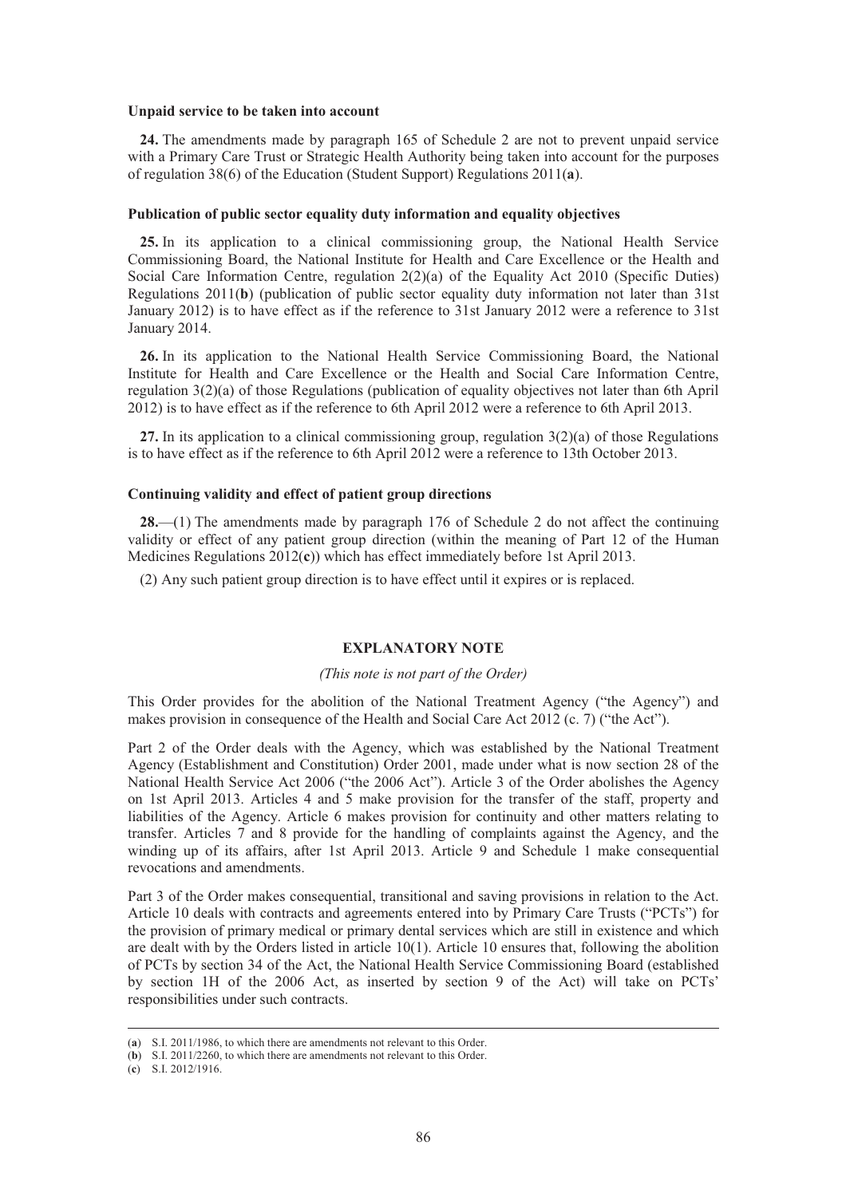**Unpaid service to be taken into account**

**24.** The amendments made by paragraph 165 of Schedule 2 are not to prevent unpaid service with a Primary Care Trust or Strategic Health Authority being taken into account for the purposes of regulation 38(6) of the Education (Student Support) Regulations 2011(**a**).

**Publication of public sector equality duty information and equality objectives**

**25.** In its application to a clinical commissioning group, the National Health Service Commissioning Board, the National Institute for Health and Care Excellence or the Health and Social Care Information Centre, regulation 2(2)(a) of the Equality Act 2010 (Specific Duties) Regulations 2011(**b**) (publication of public sector equality duty information not later than 31st January 2012) is to have effect as if the reference to 31st January 2012 were a reference to 31st January 2014.

**26.** In its application to the National Health Service Commissioning Board, the National Institute for Health and Care Excellence or the Health and Social Care Information Centre, regulation 3(2)(a) of those Regulations (publication of equality objectives not later than 6th April 2012) is to have effect as if the reference to 6th April 2012 were a reference to 6th April 2013.

**27.** In its application to a clinical commissioning group, regulation 3(2)(a) of those Regulations is to have effect as if the reference to 6th April 2012 were a reference to 13th October 2013.

**Continuing validity and effect of patient group directions**

**28.**—(1) The amendments made by paragraph 176 of Schedule 2 do not affect the continuing validity or effect of any patient group direction (within the meaning of Part 12 of the Human Medicines Regulations 2012(**c**)) which has effect immediately before 1st April 2013.

(2) Any such patient group direction is to have effect until it expires or is replaced.

## EXPLANATORY NOTE

*(This note is not part of the Order)*

This Order provides for the abolition of the National Treatment Agency ("the Agency") and makes provision in consequence of the Health and Social Care Act 2012 (c. 7) ("the Act").

Part 2 of the Order deals with the Agency, which was established by the National Treatment Agency (Establishment and Constitution) Order 2001, made under what is now section 28 of the National Health Service Act 2006 ("the 2006 Act"). Article 3 of the Order abolishes the Agency on 1st April 2013. Articles 4 and 5 make provision for the transfer of the staff, property and liabilities of the Agency. Article 6 makes provision for continuity and other matters relating to transfer. Articles 7 and 8 provide for the handling of complaints against the Agency, and the winding up of its affairs, after 1st April 2013. Article 9 and Schedule 1 make consequential revocations and amendments.

Part 3 of the Order makes consequential, transitional and saving provisions in relation to the Act. Article 10 deals with contracts and agreements entered into by Primary Care Trusts ("PCTs") for the provision of primary medical or primary dental services which are still in existence and which are dealt with by the Orders listed in article 10(1). Article 10 ensures that, following the abolition of PCTs by section 34 of the Act, the National Health Service Commissioning Board (established by section 1H of the 2006 Act, as inserted by section 9 of the Act) will take on PCTs' responsibilities under such contracts.

---

(**a**) S.I. 2011/1986, to which there are amendments not relevant to this Order.
(**b**) S.I. 2011/2260, to which there are amendments not relevant to this Order.
(**c**) S.I. 2012/1916.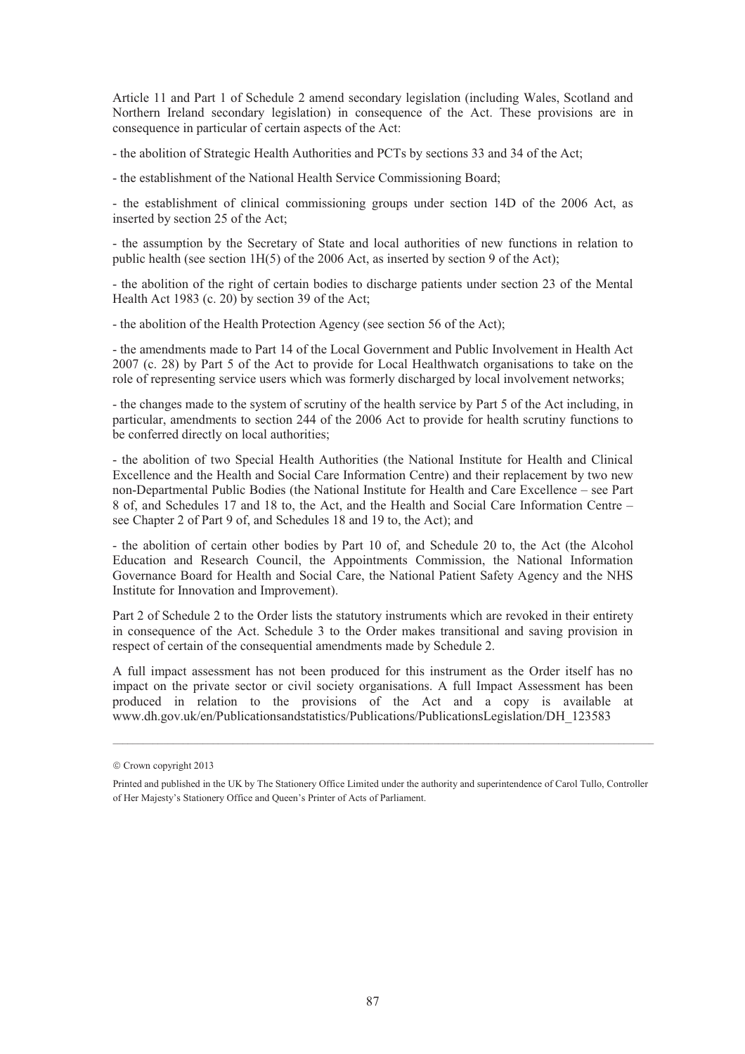Article 11 and Part 1 of Schedule 2 amend secondary legislation (including Wales, Scotland and Northern Ireland secondary legislation) in consequence of the Act. These provisions are in consequence in particular of certain aspects of the Act:

- the abolition of Strategic Health Authorities and PCTs by sections 33 and 34 of the Act;

- the establishment of the National Health Service Commissioning Board;

- the establishment of clinical commissioning groups under section 14D of the 2006 Act, as inserted by section 25 of the Act;

- the assumption by the Secretary of State and local authorities of new functions in relation to public health (see section 1H(5) of the 2006 Act, as inserted by section 9 of the Act);

- the abolition of the right of certain bodies to discharge patients under section 23 of the Mental Health Act 1983 (c. 20) by section 39 of the Act;

- the abolition of the Health Protection Agency (see section 56 of the Act);

- the amendments made to Part 14 of the Local Government and Public Involvement in Health Act 2007 (c. 28) by Part 5 of the Act to provide for Local Healthwatch organisations to take on the role of representing service users which was formerly discharged by local involvement networks;

- the changes made to the system of scrutiny of the health service by Part 5 of the Act including, in particular, amendments to section 244 of the 2006 Act to provide for health scrutiny functions to be conferred directly on local authorities;

- the abolition of two Special Health Authorities (the National Institute for Health and Clinical Excellence and the Health and Social Care Information Centre) and their replacement by two new non-Departmental Public Bodies (the National Institute for Health and Care Excellence – see Part 8 of, and Schedules 17 and 18 to, the Act, and the Health and Social Care Information Centre – see Chapter 2 of Part 9 of, and Schedules 18 and 19 to, the Act); and

- the abolition of certain other bodies by Part 10 of, and Schedule 20 to, the Act (the Alcohol Education and Research Council, the Appointments Commission, the National Information Governance Board for Health and Social Care, the National Patient Safety Agency and the NHS Institute for Innovation and Improvement).

Part 2 of Schedule 2 to the Order lists the statutory instruments which are revoked in their entirety in consequence of the Act. Schedule 3 to the Order makes transitional and saving provision in respect of certain of the consequential amendments made by Schedule 2.

A full impact assessment has not been produced for this instrument as the Order itself has no impact on the private sector or civil society organisations. A full Impact Assessment has been produced in relation to the provisions of the Act and a copy is available at www.dh.gov.uk/en/Publicationsandstatistics/Publications/PublicationsLegislation/DH_123583

---

© Crown copyright 2013

Printed and published in the UK by The Stationery Office Limited under the authority and superintendence of Carol Tullo, Controller of Her Majesty's Stationery Office and Queen's Printer of Acts of Parliament.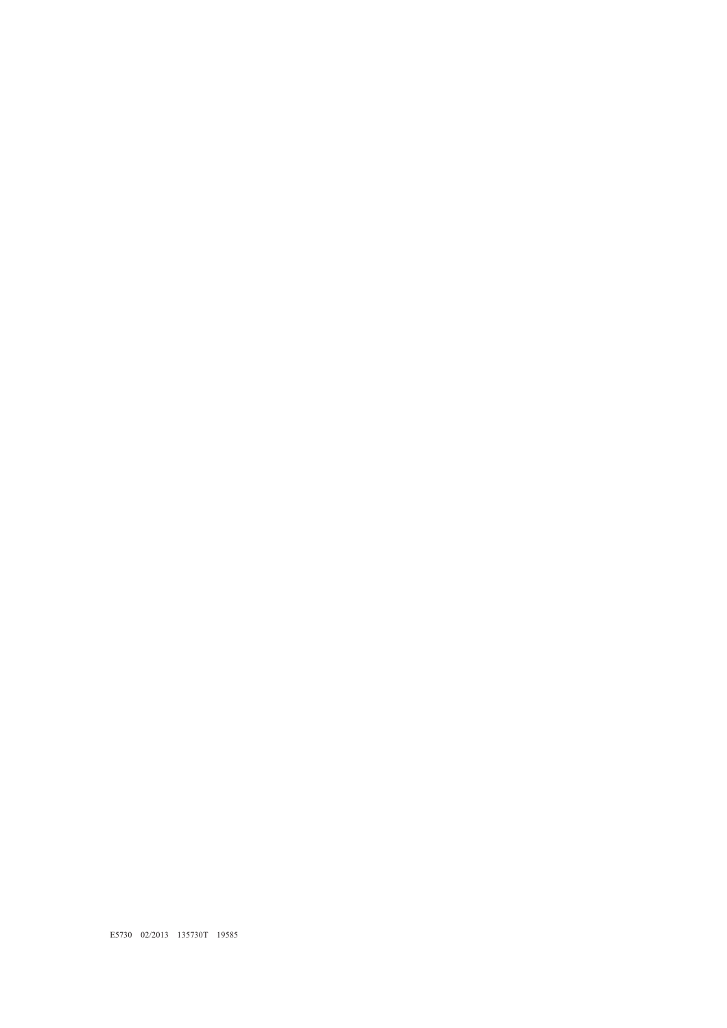E5730 02/2013 135730T 19585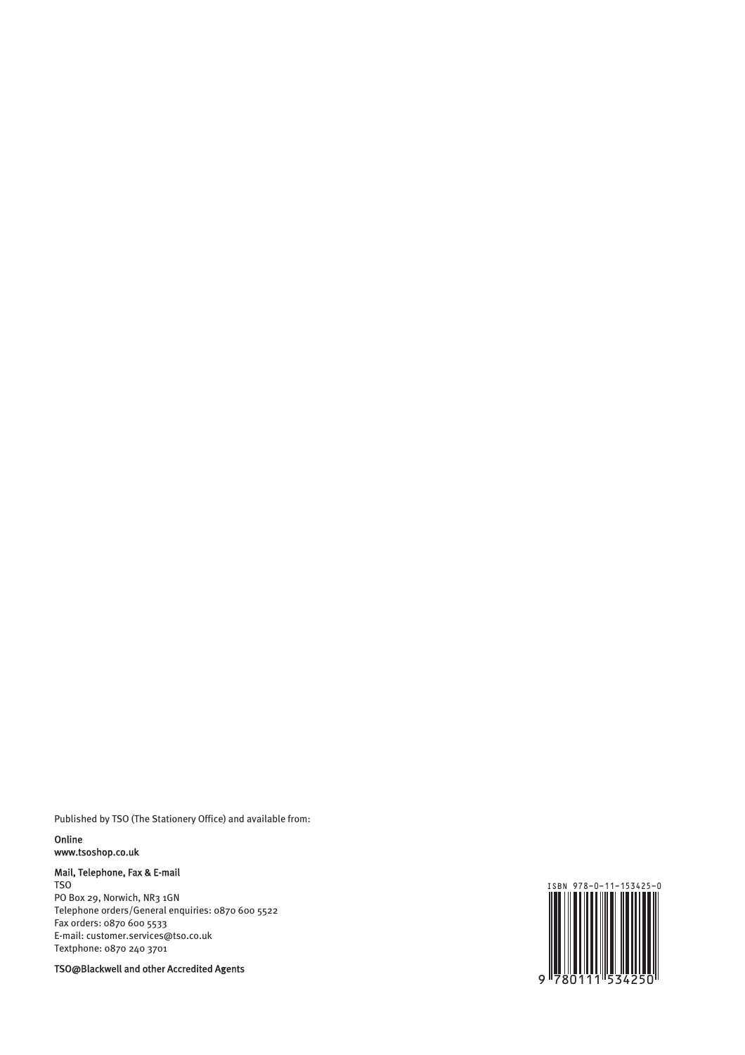Published by TSO (The Stationery Office) and available from:

**Online**
**www.tsoshop.co.uk**

**Mail, Telephone, Fax & E-mail**
TSO
PO Box 29, Norwich, NR3 1GN
Telephone orders/General enquiries: 0870 600 5522
Fax orders: 0870 600 5533
E-mail: customer.services@tso.co.uk
Textphone: 0870 240 3701

**TSO@Blackwell and other Accredited Agents**

ISBN 978-0-11-153425-0

9 780111 534250